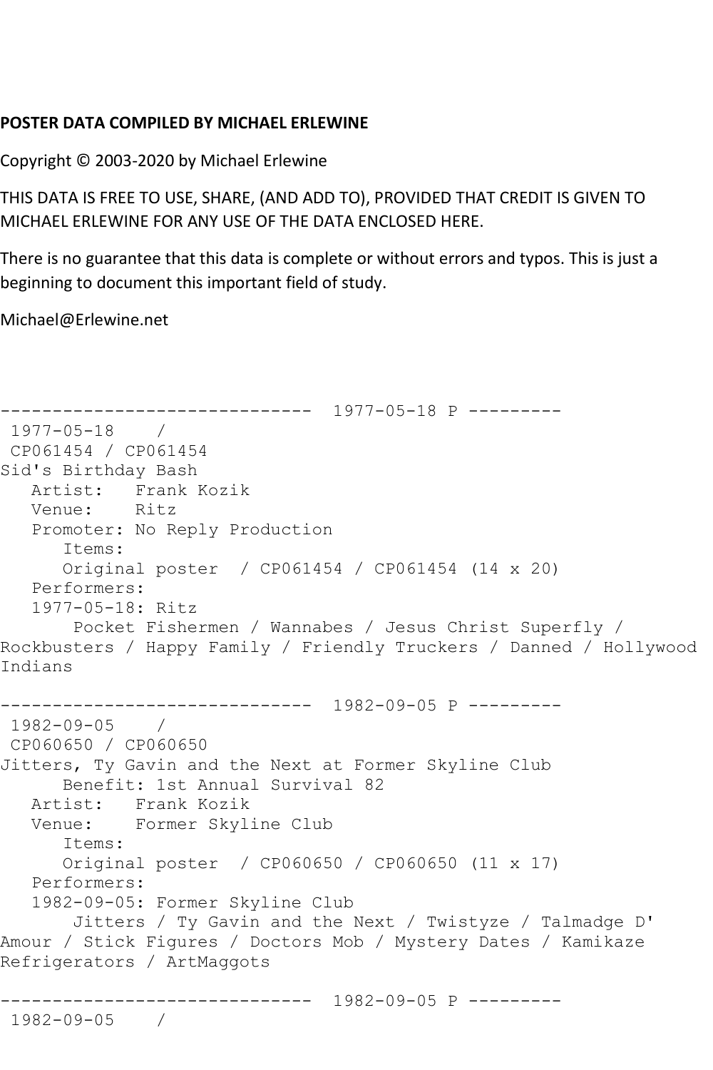**POSTER DATA COMPILED BY MICHAEL ERLEWINE**

Copyright © 2003-2020 by Michael Erlewine

THIS DATA IS FREE TO USE, SHARE, (AND ADD TO), PROVIDED THAT CREDIT IS GIVEN TO MICHAEL ERLEWINE FOR ANY USE OF THE DATA ENCLOSED HERE.

There is no guarantee that this data is complete or without errors and typos. This is just a beginning to document this important field of study.

Michael@Erlewine.net

```
------------------------------  1977-05-18 P ---------
 1977-05-18    /
 CP061454 / CP061454
Sid's Birthday Bash
   Artist:   Frank Kozik
   Venue:    Ritz
   Promoter: No Reply Production
      Items:
      Original poster  / CP061454 / CP061454 (14 x 20)
   Performers:
   1977-05-18: Ritz
       Pocket Fishermen / Wannabes / Jesus Christ Superfly /
Rockbusters / Happy Family / Friendly Truckers / Danned / Hollywood
Indians

------------------------------  1982-09-05 P ---------
 1982-09-05    /
 CP060650 / CP060650
Jitters, Ty Gavin and the Next at Former Skyline Club
      Benefit: 1st Annual Survival 82
   Artist:   Frank Kozik
   Venue:    Former Skyline Club
      Items:
      Original poster  / CP060650 / CP060650 (11 x 17)
   Performers:
   1982-09-05: Former Skyline Club
       Jitters / Ty Gavin and the Next / Twistyze / Talmadge D'
Amour / Stick Figures / Doctors Mob / Mystery Dates / Kamikaze
Refrigerators / ArtMaggots

------------------------------  1982-09-05 P ---------
 1982-09-05    /
```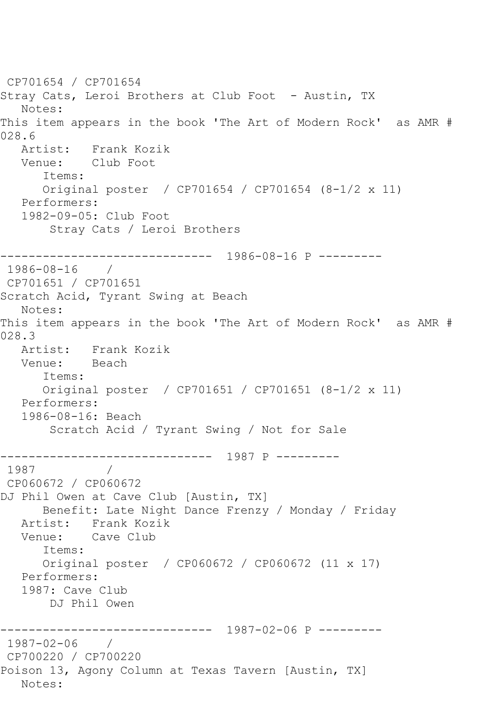CP701654 / CP701654
Stray Cats, Leroi Brothers at Club Foot - Austin, TX
Notes:
This item appears in the book 'The Art of Modern Rock' as AMR # 028.6
Artist: Frank Kozik
Venue: Club Foot
Items:
Original poster / CP701654 / CP701654 (8-1/2 x 11)
Performers:
1982-09-05: Club Foot
Stray Cats / Leroi Brothers

------------------------------ 1986-08-16 P ---------

1986-08-16 /
CP701651 / CP701651
Scratch Acid, Tyrant Swing at Beach
Notes:
This item appears in the book 'The Art of Modern Rock' as AMR # 028.3
Artist: Frank Kozik
Venue: Beach
Items:
Original poster / CP701651 / CP701651 (8-1/2 x 11)
Performers:
1986-08-16: Beach
Scratch Acid / Tyrant Swing / Not for Sale

------------------------------ 1987 P ---------

1987 /
CP060672 / CP060672
DJ Phil Owen at Cave Club [Austin, TX]
Benefit: Late Night Dance Frenzy / Monday / Friday
Artist: Frank Kozik
Venue: Cave Club
Items:
Original poster / CP060672 / CP060672 (11 x 17)
Performers:
1987: Cave Club
DJ Phil Owen

------------------------------ 1987-02-06 P ---------

1987-02-06 /
CP700220 / CP700220
Poison 13, Agony Column at Texas Tavern [Austin, TX]
Notes: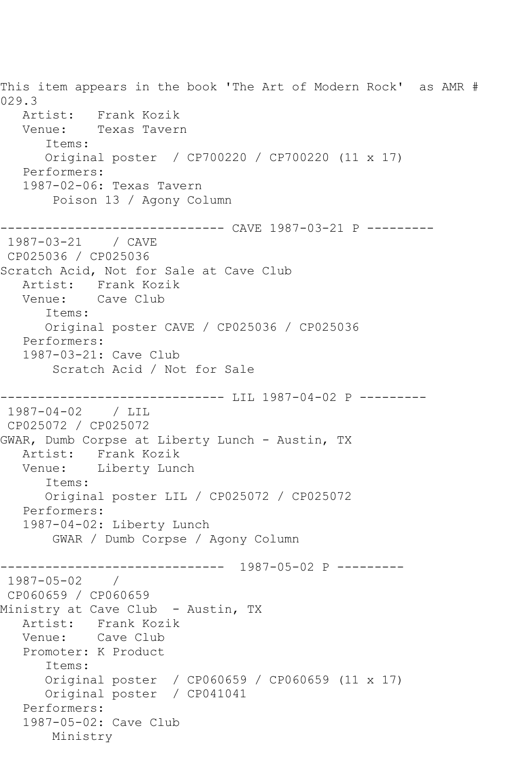This item appears in the book 'The Art of Modern Rock' as AMR # 029.3

```
   Artist:   Frank Kozik
   Venue:    Texas Tavern
      Items:
      Original poster  / CP700220 / CP700220 (11 x 17)
   Performers:
   1987-02-06: Texas Tavern
       Poison 13 / Agony Column

------------------------------ CAVE 1987-03-21 P ---------
 1987-03-21    / CAVE
 CP025036 / CP025036
Scratch Acid, Not for Sale at Cave Club
   Artist:   Frank Kozik
   Venue:    Cave Club
      Items:
      Original poster CAVE / CP025036 / CP025036
   Performers:
   1987-03-21: Cave Club
       Scratch Acid / Not for Sale

------------------------------ LIL 1987-04-02 P ---------
 1987-04-02    / LIL
 CP025072 / CP025072
GWAR, Dumb Corpse at Liberty Lunch - Austin, TX
   Artist:   Frank Kozik
   Venue:    Liberty Lunch
      Items:
      Original poster LIL / CP025072 / CP025072
   Performers:
   1987-04-02: Liberty Lunch
       GWAR / Dumb Corpse / Agony Column

------------------------------  1987-05-02 P ---------
 1987-05-02    /
 CP060659 / CP060659
Ministry at Cave Club  - Austin, TX
   Artist:   Frank Kozik
   Venue:    Cave Club
   Promoter: K Product
      Items:
      Original poster  / CP060659 / CP060659 (11 x 17)
      Original poster  / CP041041
   Performers:
   1987-05-02: Cave Club
       Ministry
```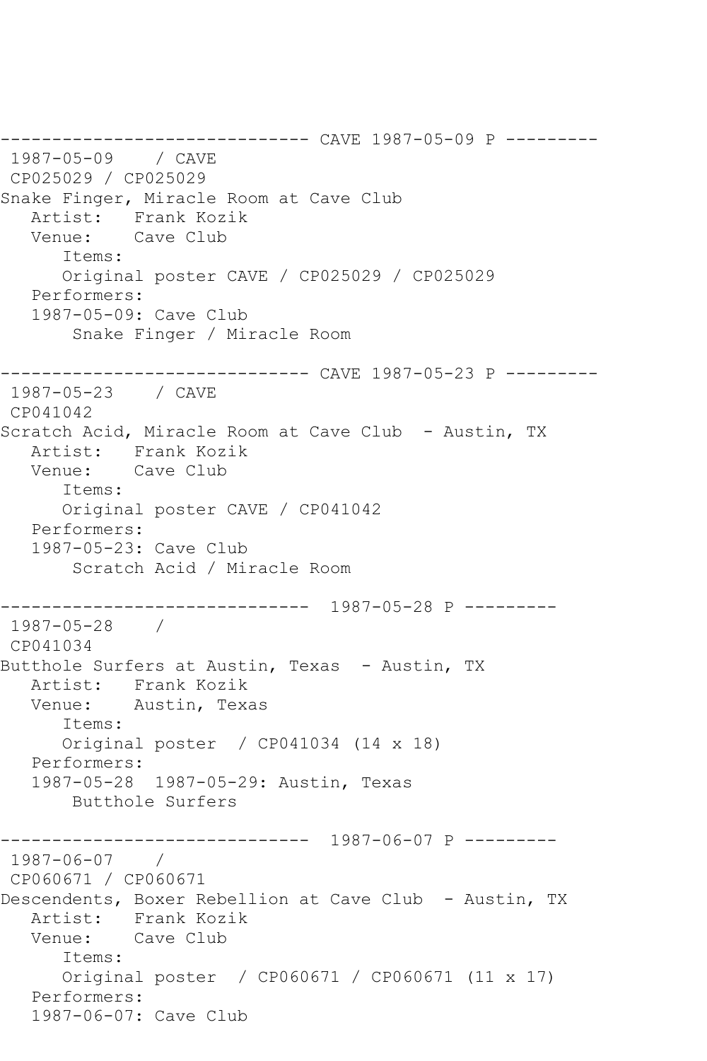```
------------------------------ CAVE 1987-05-09 P ---------
 1987-05-09    / CAVE
 CP025029 / CP025029
Snake Finger, Miracle Room at Cave Club
   Artist:   Frank Kozik
   Venue:    Cave Club
      Items:
      Original poster CAVE / CP025029 / CP025029
   Performers:
   1987-05-09: Cave Club
       Snake Finger / Miracle Room

------------------------------ CAVE 1987-05-23 P ---------
 1987-05-23    / CAVE
 CP041042
Scratch Acid, Miracle Room at Cave Club  - Austin, TX
   Artist:   Frank Kozik
   Venue:    Cave Club
      Items:
      Original poster CAVE / CP041042
   Performers:
   1987-05-23: Cave Club
       Scratch Acid / Miracle Room

------------------------------  1987-05-28 P ---------
 1987-05-28    /
 CP041034
Butthole Surfers at Austin, Texas  - Austin, TX
   Artist:   Frank Kozik
   Venue:    Austin, Texas
      Items:
      Original poster  / CP041034 (14 x 18)
   Performers:
   1987-05-28  1987-05-29: Austin, Texas
       Butthole Surfers

------------------------------  1987-06-07 P ---------
 1987-06-07    /
 CP060671 / CP060671
Descendents, Boxer Rebellion at Cave Club  - Austin, TX
   Artist:   Frank Kozik
   Venue:    Cave Club
      Items:
      Original poster  / CP060671 / CP060671 (11 x 17)
   Performers:
   1987-06-07: Cave Club
```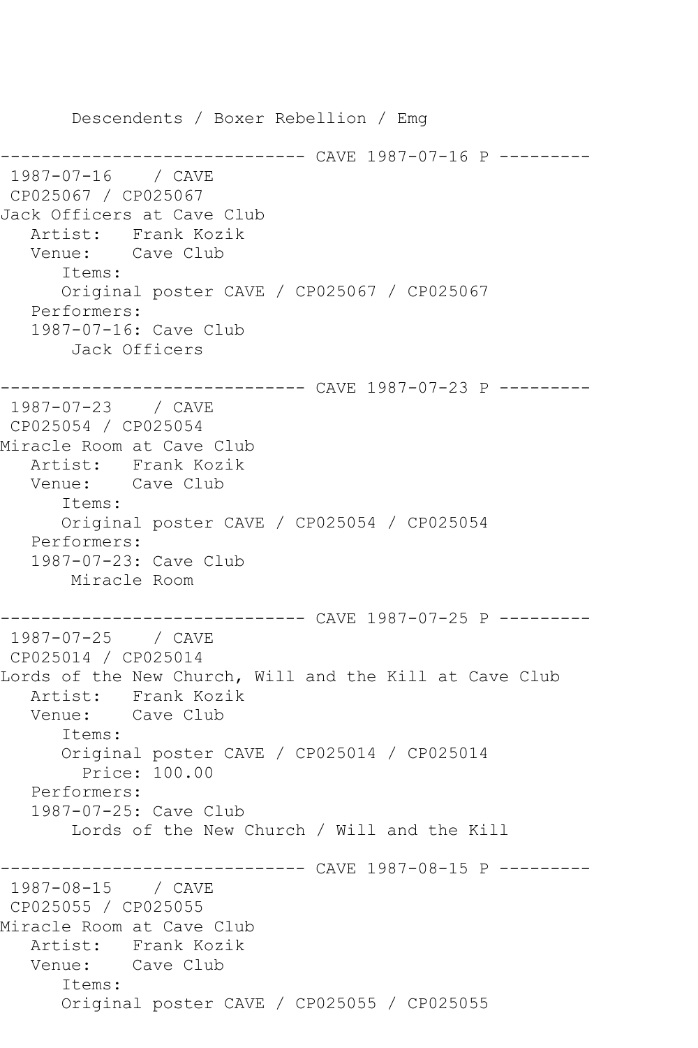Descendents / Boxer Rebellion / Emg

------------------------------ CAVE 1987-07-16 P ---------

1987-07-16    / CAVE
CP025067 / CP025067
Jack Officers at Cave Club
   Artist:   Frank Kozik
   Venue:    Cave Club
      Items:
      Original poster CAVE / CP025067 / CP025067
   Performers:
   1987-07-16: Cave Club
       Jack Officers

------------------------------ CAVE 1987-07-23 P ---------

1987-07-23    / CAVE
CP025054 / CP025054
Miracle Room at Cave Club
   Artist:   Frank Kozik
   Venue:    Cave Club
      Items:
      Original poster CAVE / CP025054 / CP025054
   Performers:
   1987-07-23: Cave Club
       Miracle Room

------------------------------ CAVE 1987-07-25 P ---------

1987-07-25    / CAVE
CP025014 / CP025014
Lords of the New Church, Will and the Kill at Cave Club
   Artist:   Frank Kozik
   Venue:    Cave Club
      Items:
      Original poster CAVE / CP025014 / CP025014
        Price: 100.00
   Performers:
   1987-07-25: Cave Club
       Lords of the New Church / Will and the Kill

------------------------------ CAVE 1987-08-15 P ---------

1987-08-15    / CAVE
CP025055 / CP025055
Miracle Room at Cave Club
   Artist:   Frank Kozik
   Venue:    Cave Club
      Items:
      Original poster CAVE / CP025055 / CP025055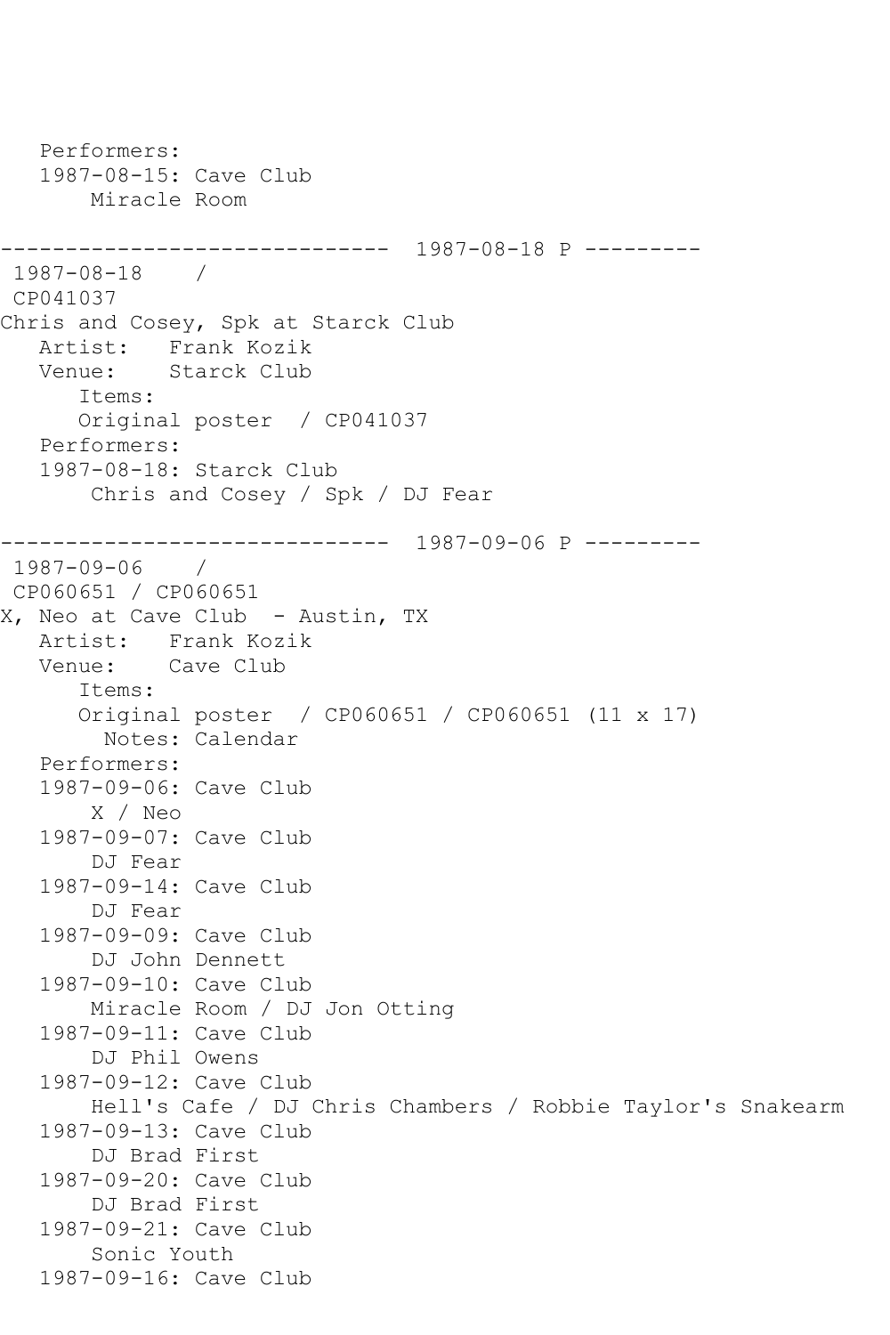```
   Performers:
   1987-08-15: Cave Club
       Miracle Room

------------------------------  1987-08-18 P ---------
 1987-08-18    /
 CP041037
Chris and Cosey, Spk at Starck Club
   Artist:   Frank Kozik
   Venue:    Starck Club
      Items:
      Original poster  / CP041037
   Performers:
   1987-08-18: Starck Club
       Chris and Cosey / Spk / DJ Fear

------------------------------  1987-09-06 P ---------
 1987-09-06    /
 CP060651 / CP060651
X, Neo at Cave Club  - Austin, TX
   Artist:   Frank Kozik
   Venue:    Cave Club
      Items:
      Original poster  / CP060651 / CP060651 (11 x 17)
        Notes: Calendar
   Performers:
   1987-09-06: Cave Club
       X / Neo
   1987-09-07: Cave Club
       DJ Fear
   1987-09-14: Cave Club
       DJ Fear
   1987-09-09: Cave Club
       DJ John Dennett
   1987-09-10: Cave Club
       Miracle Room / DJ Jon Otting
   1987-09-11: Cave Club
       DJ Phil Owens
   1987-09-12: Cave Club
       Hell's Cafe / DJ Chris Chambers / Robbie Taylor's Snakearm
   1987-09-13: Cave Club
       DJ Brad First
   1987-09-20: Cave Club
       DJ Brad First
   1987-09-21: Cave Club
       Sonic Youth
   1987-09-16: Cave Club
```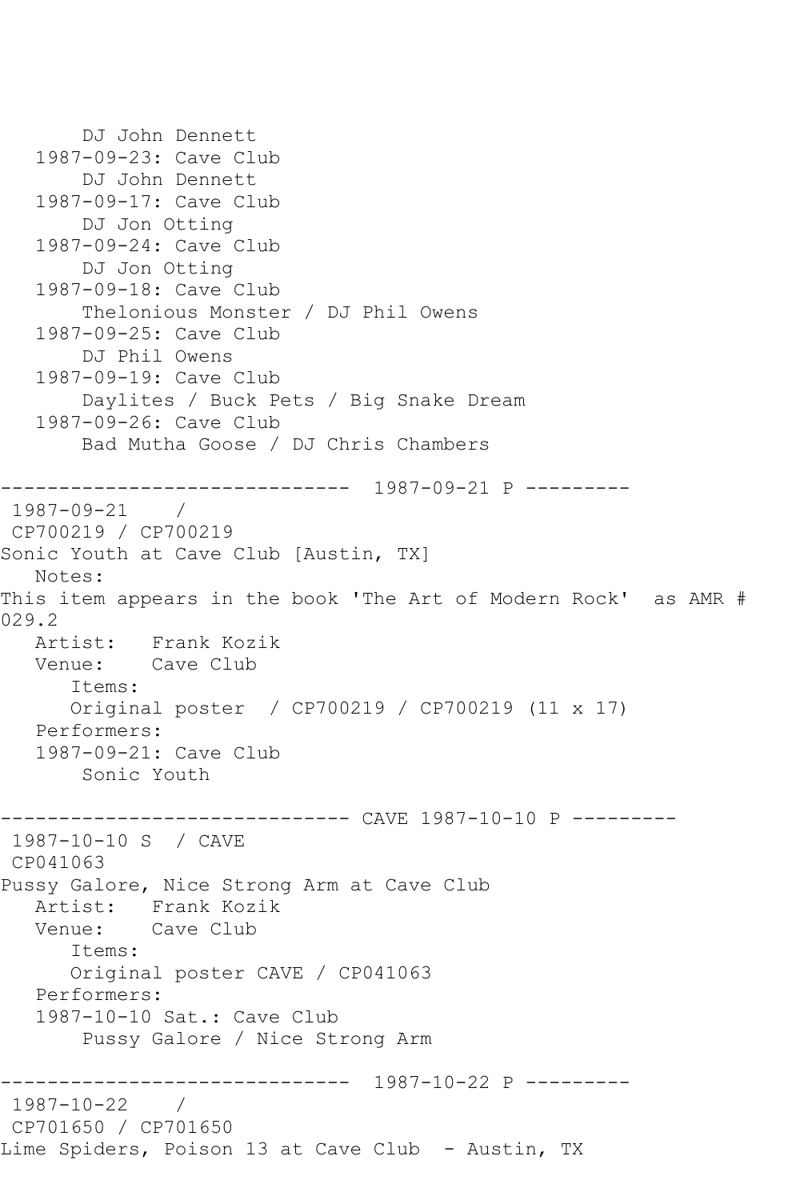```
       DJ John Dennett
   1987-09-23: Cave Club
       DJ John Dennett
   1987-09-17: Cave Club
       DJ Jon Otting
   1987-09-24: Cave Club
       DJ Jon Otting
   1987-09-18: Cave Club
       Thelonious Monster / DJ Phil Owens
   1987-09-25: Cave Club
       DJ Phil Owens
   1987-09-19: Cave Club
       Daylites / Buck Pets / Big Snake Dream
   1987-09-26: Cave Club
       Bad Mutha Goose / DJ Chris Chambers

------------------------------  1987-09-21 P ---------
 1987-09-21    /
 CP700219 / CP700219
Sonic Youth at Cave Club [Austin, TX]
   Notes:
This item appears in the book 'The Art of Modern Rock'  as AMR #
029.2
   Artist:   Frank Kozik
   Venue:    Cave Club
      Items:
      Original poster  / CP700219 / CP700219 (11 x 17)
   Performers:
   1987-09-21: Cave Club
       Sonic Youth

------------------------------ CAVE 1987-10-10 P ---------
 1987-10-10 S  / CAVE
 CP041063
Pussy Galore, Nice Strong Arm at Cave Club
   Artist:   Frank Kozik
   Venue:    Cave Club
      Items:
      Original poster CAVE / CP041063
   Performers:
   1987-10-10 Sat.: Cave Club
       Pussy Galore / Nice Strong Arm

------------------------------  1987-10-22 P ---------
 1987-10-22    /
 CP701650 / CP701650
Lime Spiders, Poison 13 at Cave Club  - Austin, TX
```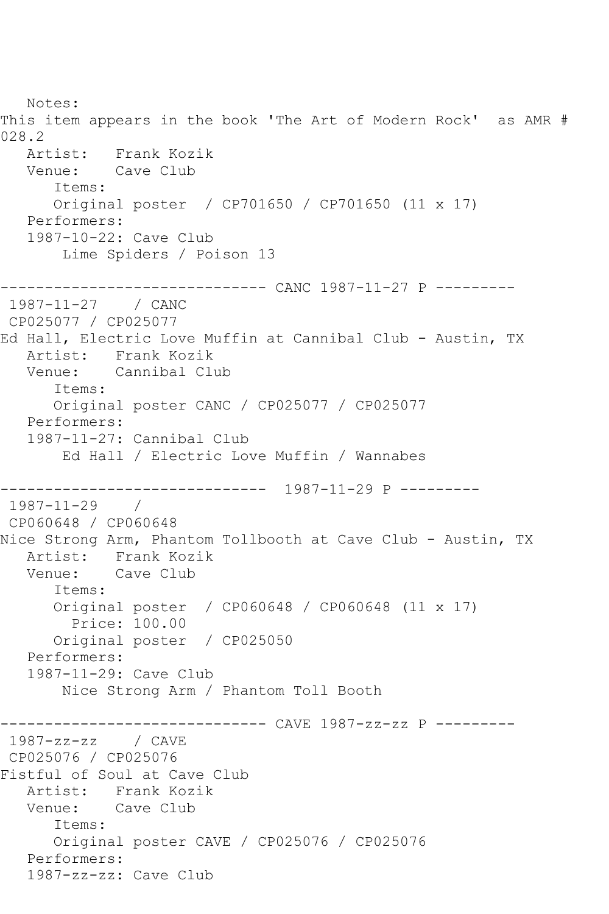Notes:
This item appears in the book 'The Art of Modern Rock'  as AMR # 028.2
Artist:   Frank Kozik
Venue:    Cave Club
Items:
Original poster  / CP701650 / CP701650 (11 x 17)
Performers:
1987-10-22: Cave Club
Lime Spiders / Poison 13

------------------------------ CANC 1987-11-27 P ---------
1987-11-27    / CANC
CP025077 / CP025077
Ed Hall, Electric Love Muffin at Cannibal Club - Austin, TX
Artist:   Frank Kozik
Venue:    Cannibal Club
Items:
Original poster CANC / CP025077 / CP025077
Performers:
1987-11-27: Cannibal Club
Ed Hall / Electric Love Muffin / Wannabes

------------------------------  1987-11-29 P ---------
1987-11-29    /
CP060648 / CP060648
Nice Strong Arm, Phantom Tollbooth at Cave Club - Austin, TX
Artist:   Frank Kozik
Venue:    Cave Club
Items:
Original poster  / CP060648 / CP060648 (11 x 17)
Price: 100.00
Original poster  / CP025050
Performers:
1987-11-29: Cave Club
Nice Strong Arm / Phantom Toll Booth

------------------------------ CAVE 1987-zz-zz P ---------
1987-zz-zz    / CAVE
CP025076 / CP025076
Fistful of Soul at Cave Club
Artist:   Frank Kozik
Venue:    Cave Club
Items:
Original poster CAVE / CP025076 / CP025076
Performers:
1987-zz-zz: Cave Club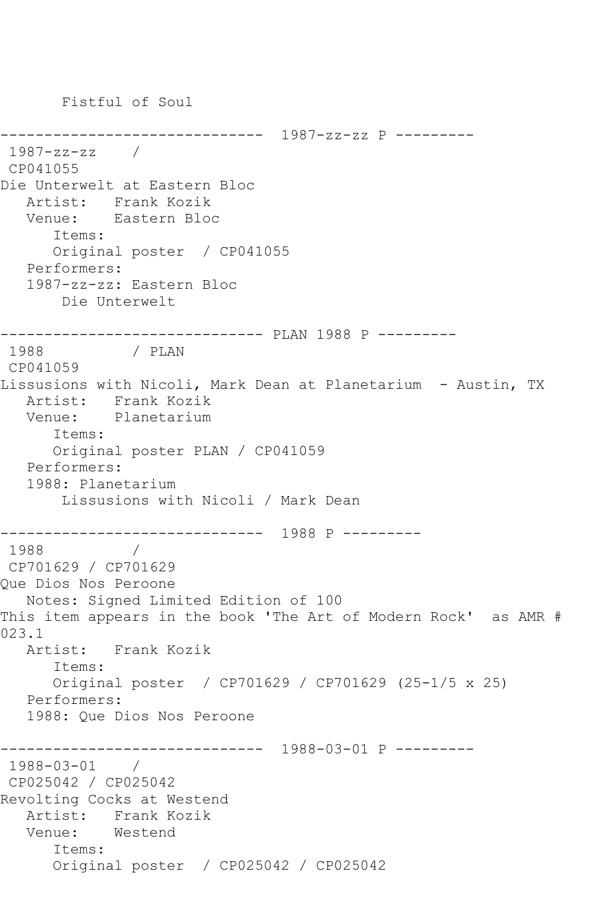Fistful of Soul

------------------------------ 1987-zz-zz P ---------

1987-zz-zz /

CP041055

Die Unterwelt at Eastern Bloc

Artist: Frank Kozik

Venue: Eastern Bloc

Items:

Original poster / CP041055

Performers:

1987-zz-zz: Eastern Bloc

Die Unterwelt

------------------------------ PLAN 1988 P ---------

1988 / PLAN

CP041059

Lissusions with Nicoli, Mark Dean at Planetarium - Austin, TX

Artist: Frank Kozik

Venue: Planetarium

Items:

Original poster PLAN / CP041059

Performers:

1988: Planetarium

Lissusions with Nicoli / Mark Dean

------------------------------ 1988 P ---------

1988 /

CP701629 / CP701629

Que Dios Nos Peroone

Notes: Signed Limited Edition of 100

This item appears in the book 'The Art of Modern Rock' as AMR # 023.1

Artist: Frank Kozik

Items:

Original poster / CP701629 / CP701629 (25-1/5 x 25)

Performers:

1988: Que Dios Nos Peroone

------------------------------ 1988-03-01 P ---------

1988-03-01 /

CP025042 / CP025042

Revolting Cocks at Westend

Artist: Frank Kozik

Venue: Westend

Items:

Original poster / CP025042 / CP025042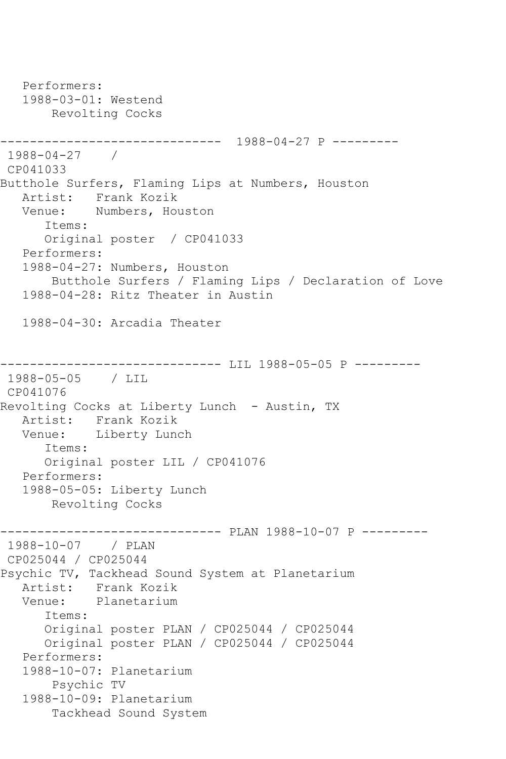Performers:
1988-03-01: Westend
Revolting Cocks

------------------------------ 1988-04-27 P ---------

1988-04-27 /
CP041033
Butthole Surfers, Flaming Lips at Numbers, Houston
Artist: Frank Kozik
Venue: Numbers, Houston
Items:
Original poster / CP041033
Performers:
1988-04-27: Numbers, Houston
Butthole Surfers / Flaming Lips / Declaration of Love
1988-04-28: Ritz Theater in Austin

1988-04-30: Arcadia Theater

------------------------------ LIL 1988-05-05 P ---------

1988-05-05 / LIL
CP041076
Revolting Cocks at Liberty Lunch - Austin, TX
Artist: Frank Kozik
Venue: Liberty Lunch
Items:
Original poster LIL / CP041076
Performers:
1988-05-05: Liberty Lunch
Revolting Cocks

------------------------------ PLAN 1988-10-07 P ---------

1988-10-07 / PLAN
CP025044 / CP025044
Psychic TV, Tackhead Sound System at Planetarium
Artist: Frank Kozik
Venue: Planetarium
Items:
Original poster PLAN / CP025044 / CP025044
Original poster PLAN / CP025044 / CP025044
Performers:
1988-10-07: Planetarium
Psychic TV
1988-10-09: Planetarium
Tackhead Sound System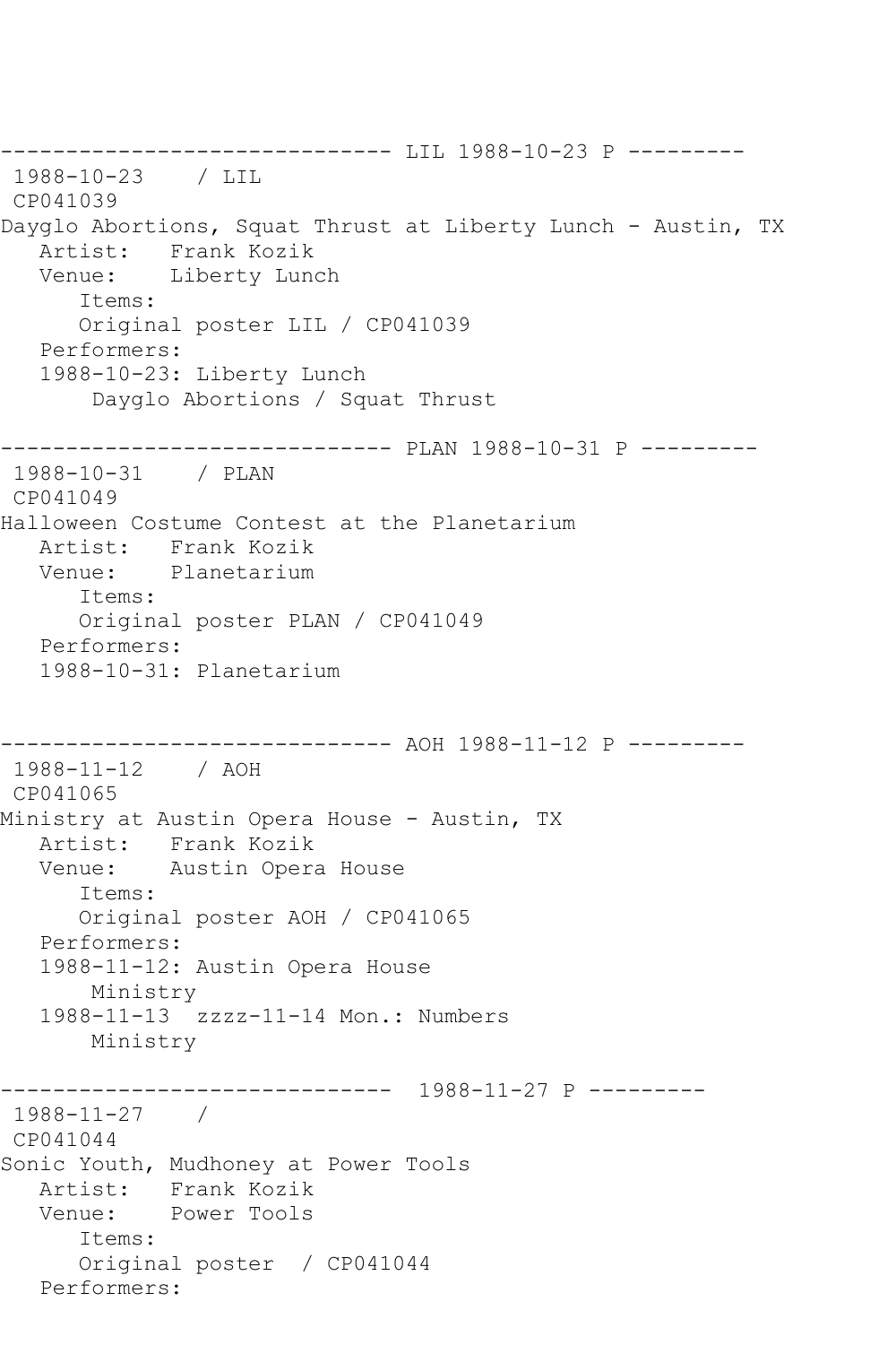```
------------------------------ LIL 1988-10-23 P ---------
 1988-10-23    / LIL
 CP041039
Dayglo Abortions, Squat Thrust at Liberty Lunch - Austin, TX
   Artist:   Frank Kozik
   Venue:    Liberty Lunch
      Items:
      Original poster LIL / CP041039
   Performers:
   1988-10-23: Liberty Lunch
       Dayglo Abortions / Squat Thrust

------------------------------ PLAN 1988-10-31 P ---------
 1988-10-31    / PLAN
 CP041049
Halloween Costume Contest at the Planetarium
   Artist:   Frank Kozik
   Venue:    Planetarium
      Items:
      Original poster PLAN / CP041049
   Performers:
   1988-10-31: Planetarium


------------------------------ AOH 1988-11-12 P ---------
 1988-11-12    / AOH
 CP041065
Ministry at Austin Opera House - Austin, TX
   Artist:   Frank Kozik
   Venue:    Austin Opera House
      Items:
      Original poster AOH / CP041065
   Performers:
   1988-11-12: Austin Opera House
       Ministry
   1988-11-13  zzzz-11-14 Mon.: Numbers
       Ministry

------------------------------  1988-11-27 P ---------
 1988-11-27    /
 CP041044
Sonic Youth, Mudhoney at Power Tools
   Artist:   Frank Kozik
   Venue:    Power Tools
      Items:
      Original poster  / CP041044
   Performers:
```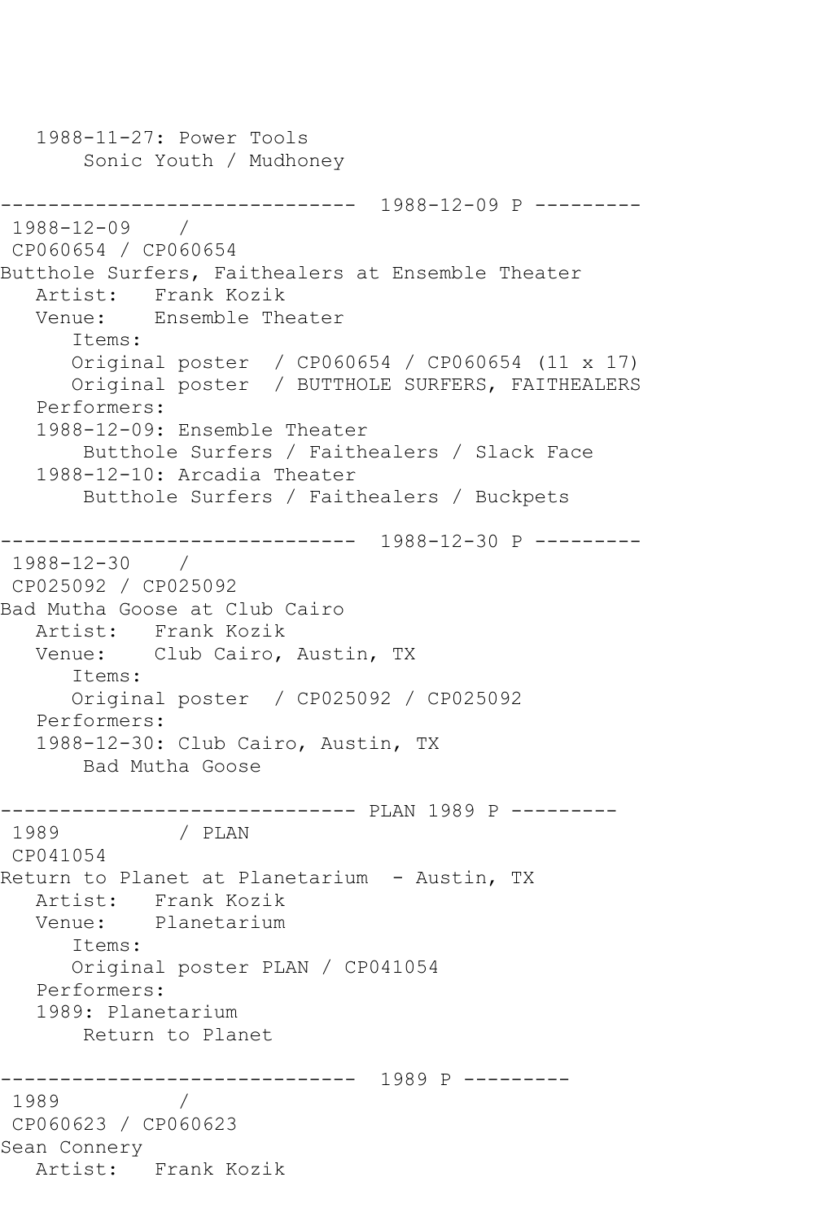1988-11-27: Power Tools
       Sonic Youth / Mudhoney

------------------------------  1988-12-09 P ---------
 1988-12-09    /
 CP060654 / CP060654
Butthole Surfers, Faithealers at Ensemble Theater
   Artist:   Frank Kozik
   Venue:    Ensemble Theater
      Items:
      Original poster  / CP060654 / CP060654 (11 x 17)
      Original poster  / BUTTHOLE SURFERS, FAITHEALERS
   Performers:
   1988-12-09: Ensemble Theater
       Butthole Surfers / Faithealers / Slack Face
   1988-12-10: Arcadia Theater
       Butthole Surfers / Faithealers / Buckpets

------------------------------  1988-12-30 P ---------
 1988-12-30    /
 CP025092 / CP025092
Bad Mutha Goose at Club Cairo
   Artist:   Frank Kozik
   Venue:    Club Cairo, Austin, TX
      Items:
      Original poster  / CP025092 / CP025092
   Performers:
   1988-12-30: Club Cairo, Austin, TX
       Bad Mutha Goose

------------------------------ PLAN 1989 P ---------
 1989          / PLAN
 CP041054
Return to Planet at Planetarium  - Austin, TX
   Artist:   Frank Kozik
   Venue:    Planetarium
      Items:
      Original poster PLAN / CP041054
   Performers:
   1989: Planetarium
       Return to Planet

------------------------------  1989 P ---------
 1989          /
 CP060623 / CP060623
Sean Connery
   Artist:   Frank Kozik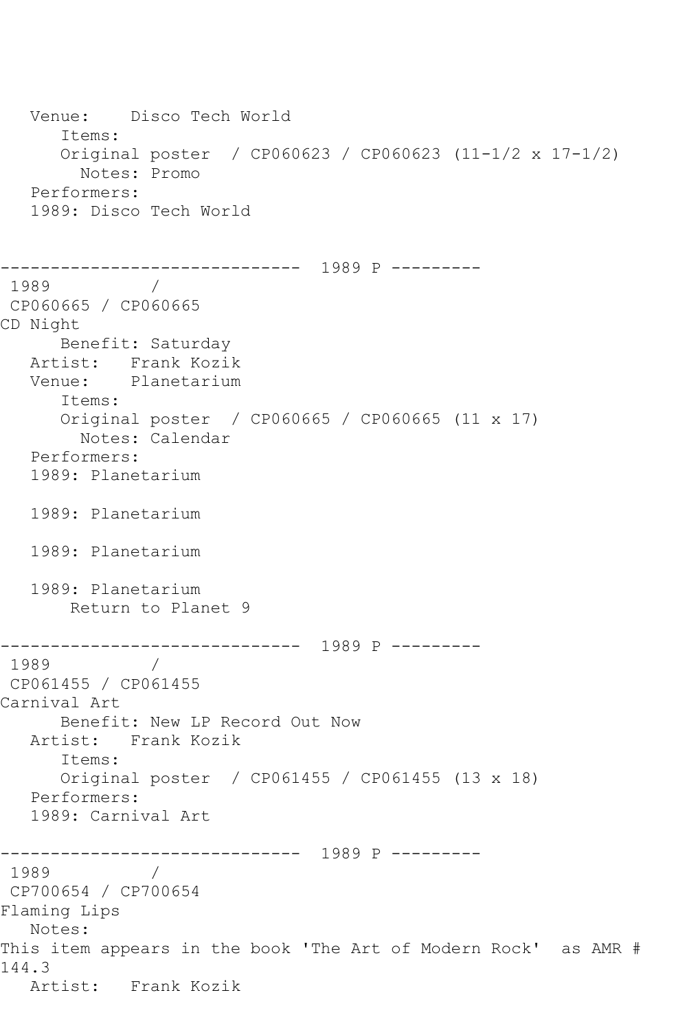Venue: Disco Tech World
Items:
Original poster / CP060623 / CP060623 (11-1/2 x 17-1/2)
Notes: Promo
Performers:
1989: Disco Tech World

------------------------------ 1989 P ---------

1989 /
CP060665 / CP060665
CD Night
Benefit: Saturday
Artist: Frank Kozik
Venue: Planetarium
Items:
Original poster / CP060665 / CP060665 (11 x 17)
Notes: Calendar
Performers:
1989: Planetarium

1989: Planetarium

1989: Planetarium

1989: Planetarium
Return to Planet 9

------------------------------ 1989 P ---------

1989 /
CP061455 / CP061455
Carnival Art
Benefit: New LP Record Out Now
Artist: Frank Kozik
Items:
Original poster / CP061455 / CP061455 (13 x 18)
Performers:
1989: Carnival Art

------------------------------ 1989 P ---------

1989 /
CP700654 / CP700654
Flaming Lips
Notes:
This item appears in the book 'The Art of Modern Rock' as AMR # 144.3
Artist: Frank Kozik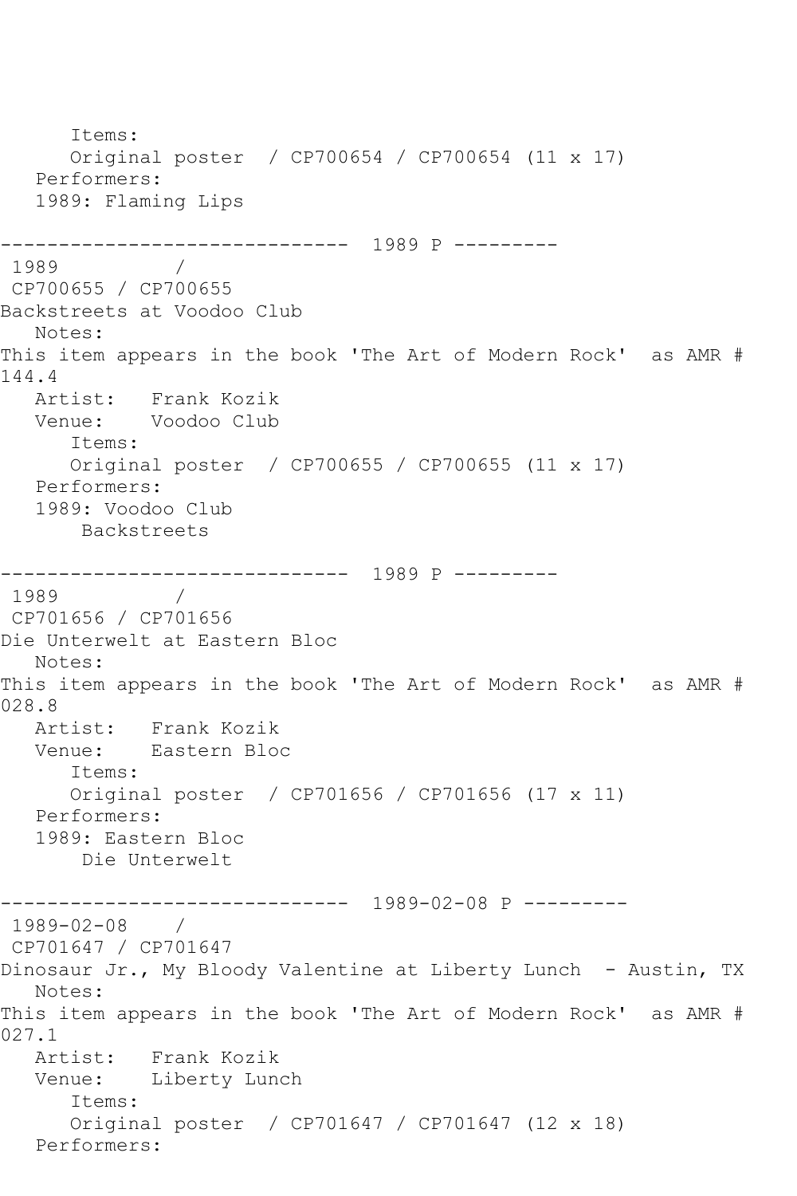Items:
Original poster / CP700654 / CP700654 (11 x 17)
Performers:
1989: Flaming Lips

------------------------------ 1989 P ---------

1989 /
CP700655 / CP700655
Backstreets at Voodoo Club
Notes:
This item appears in the book 'The Art of Modern Rock' as AMR # 144.4
Artist: Frank Kozik
Venue: Voodoo Club
Items:
Original poster / CP700655 / CP700655 (11 x 17)
Performers:
1989: Voodoo Club
Backstreets

------------------------------ 1989 P ---------

1989 /
CP701656 / CP701656
Die Unterwelt at Eastern Bloc
Notes:
This item appears in the book 'The Art of Modern Rock' as AMR # 028.8
Artist: Frank Kozik
Venue: Eastern Bloc
Items:
Original poster / CP701656 / CP701656 (17 x 11)
Performers:
1989: Eastern Bloc
Die Unterwelt

------------------------------ 1989-02-08 P ---------

1989-02-08 /
CP701647 / CP701647
Dinosaur Jr., My Bloody Valentine at Liberty Lunch - Austin, TX
Notes:
This item appears in the book 'The Art of Modern Rock' as AMR # 027.1
Artist: Frank Kozik
Venue: Liberty Lunch
Items:
Original poster / CP701647 / CP701647 (12 x 18)
Performers: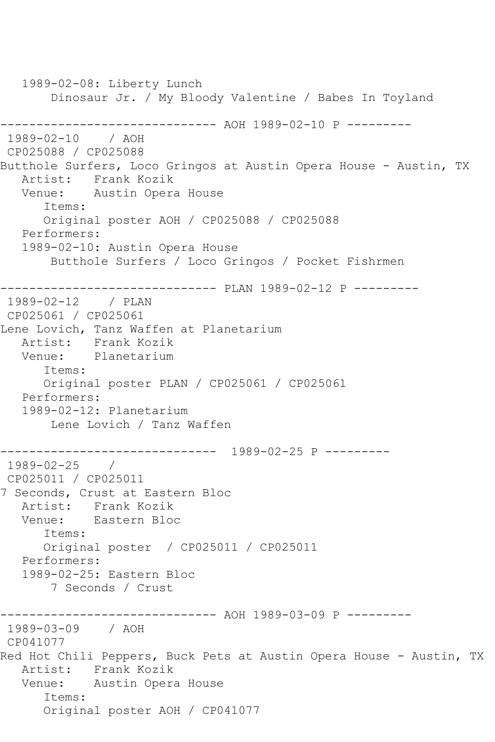```
   1989-02-08: Liberty Lunch
        Dinosaur Jr. / My Bloody Valentine / Babes In Toyland

------------------------------ AOH 1989-02-10 P ---------
 1989-02-10    / AOH
 CP025088 / CP025088
Butthole Surfers, Loco Gringos at Austin Opera House - Austin, TX
   Artist:   Frank Kozik
   Venue:    Austin Opera House
      Items:
      Original poster AOH / CP025088 / CP025088
   Performers:
   1989-02-10: Austin Opera House
        Butthole Surfers / Loco Gringos / Pocket Fishrmen

------------------------------ PLAN 1989-02-12 P ---------
 1989-02-12    / PLAN
 CP025061 / CP025061
Lene Lovich, Tanz Waffen at Planetarium
   Artist:   Frank Kozik
   Venue:    Planetarium
      Items:
      Original poster PLAN / CP025061 / CP025061
   Performers:
   1989-02-12: Planetarium
        Lene Lovich / Tanz Waffen

------------------------------  1989-02-25 P ---------
 1989-02-25    /
 CP025011 / CP025011
7 Seconds, Crust at Eastern Bloc
   Artist:   Frank Kozik
   Venue:    Eastern Bloc
      Items:
      Original poster  / CP025011 / CP025011
   Performers:
   1989-02-25: Eastern Bloc
        7 Seconds / Crust

------------------------------ AOH 1989-03-09 P ---------
 1989-03-09    / AOH
 CP041077
Red Hot Chili Peppers, Buck Pets at Austin Opera House - Austin, TX
   Artist:   Frank Kozik
   Venue:    Austin Opera House
      Items:
      Original poster AOH / CP041077
```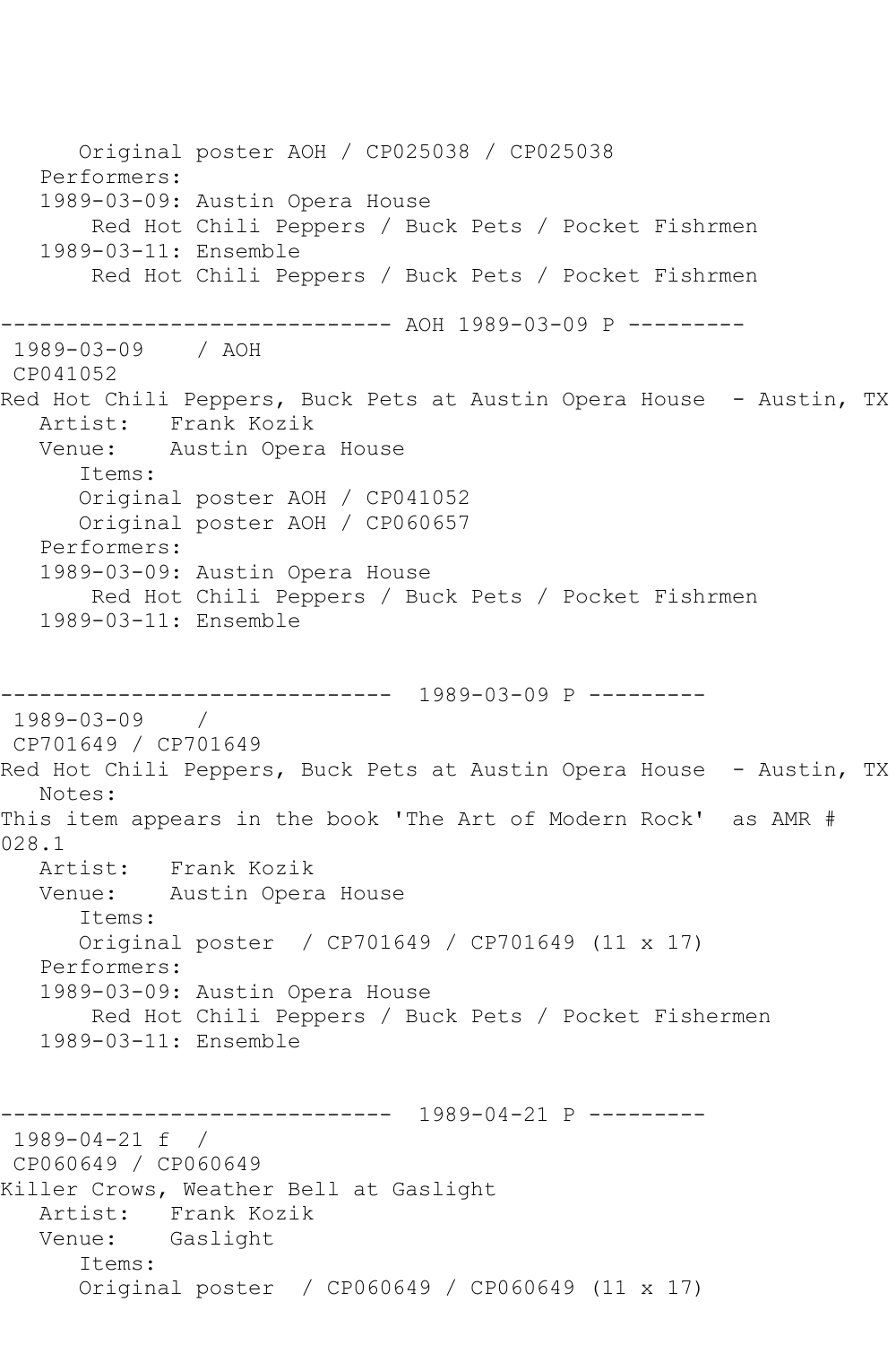Original poster AOH / CP025038 / CP025038
   Performers:
   1989-03-09: Austin Opera House
       Red Hot Chili Peppers / Buck Pets / Pocket Fishrmen
   1989-03-11: Ensemble
       Red Hot Chili Peppers / Buck Pets / Pocket Fishrmen

------------------------------ AOH 1989-03-09 P ---------
 1989-03-09    / AOH
 CP041052
Red Hot Chili Peppers, Buck Pets at Austin Opera House  - Austin, TX
   Artist:   Frank Kozik
   Venue:    Austin Opera House
      Items:
      Original poster AOH / CP041052
      Original poster AOH / CP060657
   Performers:
   1989-03-09: Austin Opera House
       Red Hot Chili Peppers / Buck Pets / Pocket Fishrmen
   1989-03-11: Ensemble

------------------------------  1989-03-09 P ---------
 1989-03-09    /
 CP701649 / CP701649
Red Hot Chili Peppers, Buck Pets at Austin Opera House  - Austin, TX
   Notes:
This item appears in the book 'The Art of Modern Rock'  as AMR # 028.1
   Artist:   Frank Kozik
   Venue:    Austin Opera House
      Items:
      Original poster  / CP701649 / CP701649 (11 x 17)
   Performers:
   1989-03-09: Austin Opera House
       Red Hot Chili Peppers / Buck Pets / Pocket Fishermen
   1989-03-11: Ensemble

------------------------------  1989-04-21 P ---------
 1989-04-21 f  /
 CP060649 / CP060649
Killer Crows, Weather Bell at Gaslight
   Artist:   Frank Kozik
   Venue:    Gaslight
      Items:
      Original poster  / CP060649 / CP060649 (11 x 17)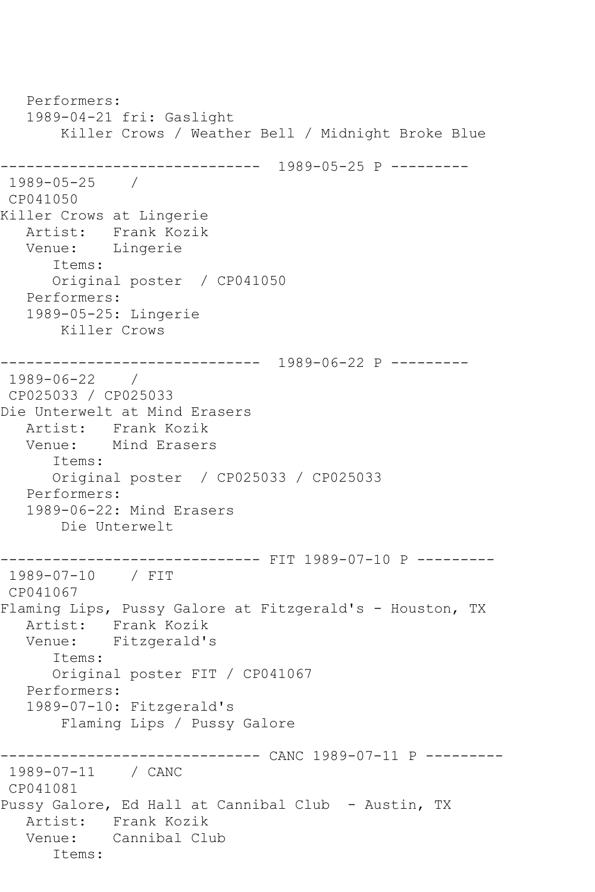```
   Performers:
   1989-04-21 fri: Gaslight
       Killer Crows / Weather Bell / Midnight Broke Blue

------------------------------  1989-05-25 P ---------
 1989-05-25    /
 CP041050
Killer Crows at Lingerie
   Artist:   Frank Kozik
   Venue:    Lingerie
      Items:
      Original poster  / CP041050
   Performers:
   1989-05-25: Lingerie
       Killer Crows

------------------------------  1989-06-22 P ---------
 1989-06-22    /
 CP025033 / CP025033
Die Unterwelt at Mind Erasers
   Artist:   Frank Kozik
   Venue:    Mind Erasers
      Items:
      Original poster  / CP025033 / CP025033
   Performers:
   1989-06-22: Mind Erasers
       Die Unterwelt

------------------------------ FIT 1989-07-10 P ---------
 1989-07-10    / FIT
 CP041067
Flaming Lips, Pussy Galore at Fitzgerald's - Houston, TX
   Artist:   Frank Kozik
   Venue:    Fitzgerald's
      Items:
      Original poster FIT / CP041067
   Performers:
   1989-07-10: Fitzgerald's
       Flaming Lips / Pussy Galore

------------------------------ CANC 1989-07-11 P ---------
 1989-07-11    / CANC
 CP041081
Pussy Galore, Ed Hall at Cannibal Club  - Austin, TX
   Artist:   Frank Kozik
   Venue:    Cannibal Club
      Items:
```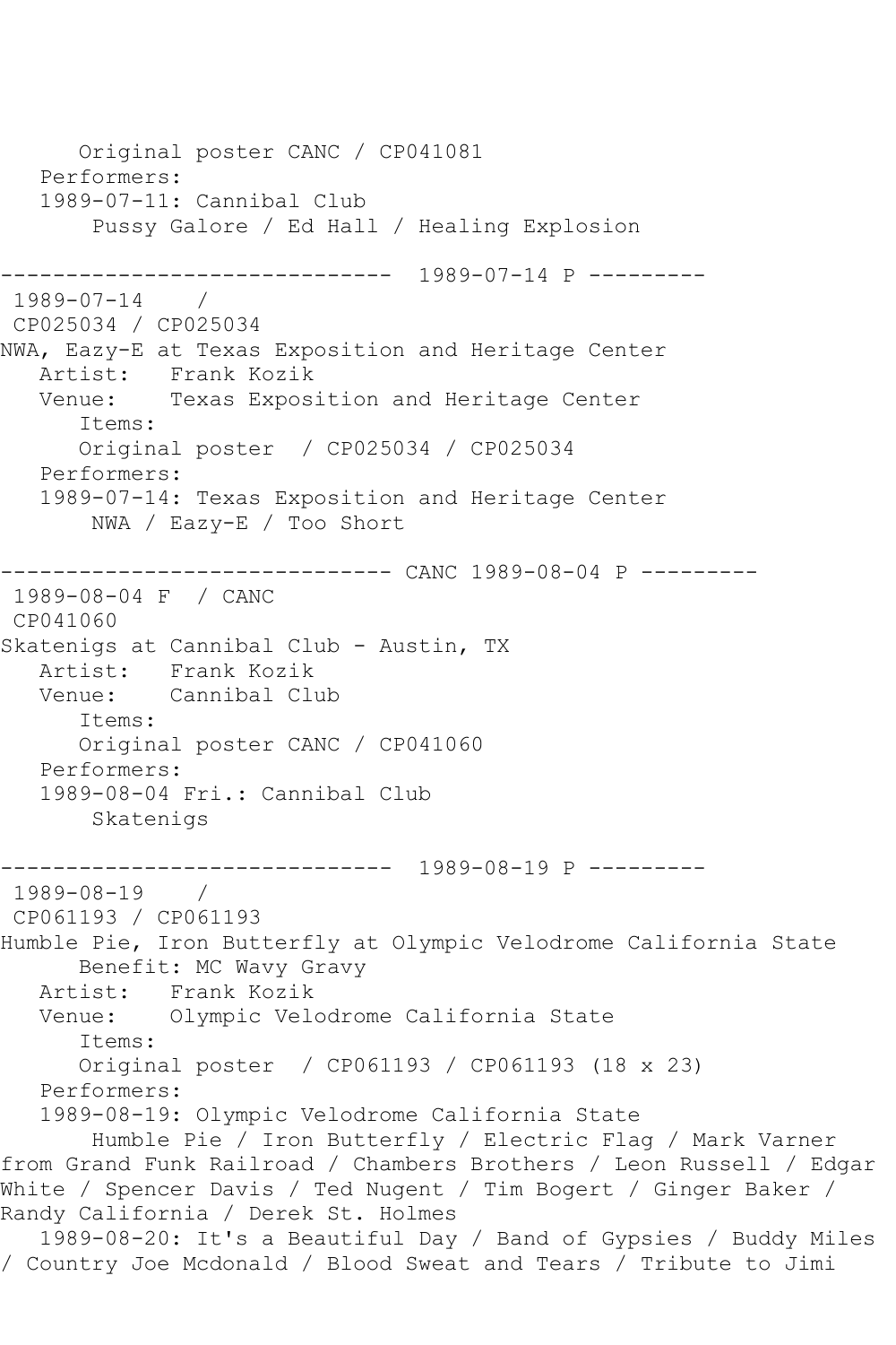Original poster CANC / CP041081
Performers:
1989-07-11: Cannibal Club
Pussy Galore / Ed Hall / Healing Explosion

------------------------------ 1989-07-14 P ---------

1989-07-14 /
CP025034 / CP025034
NWA, Eazy-E at Texas Exposition and Heritage Center
Artist: Frank Kozik
Venue: Texas Exposition and Heritage Center
Items:
Original poster / CP025034 / CP025034
Performers:
1989-07-14: Texas Exposition and Heritage Center
NWA / Eazy-E / Too Short

------------------------------ CANC 1989-08-04 P ---------

1989-08-04 F / CANC
CP041060
Skatenigs at Cannibal Club - Austin, TX
Artist: Frank Kozik
Venue: Cannibal Club
Items:
Original poster CANC / CP041060
Performers:
1989-08-04 Fri.: Cannibal Club
Skatenigs

------------------------------ 1989-08-19 P ---------

1989-08-19 /
CP061193 / CP061193
Humble Pie, Iron Butterfly at Olympic Velodrome California State
Benefit: MC Wavy Gravy
Artist: Frank Kozik
Venue: Olympic Velodrome California State
Items:
Original poster / CP061193 / CP061193 (18 x 23)
Performers:
1989-08-19: Olympic Velodrome California State
Humble Pie / Iron Butterfly / Electric Flag / Mark Varner from Grand Funk Railroad / Chambers Brothers / Leon Russell / Edgar White / Spencer Davis / Ted Nugent / Tim Bogert / Ginger Baker / Randy California / Derek St. Holmes
1989-08-20: It's a Beautiful Day / Band of Gypsies / Buddy Miles / Country Joe Mcdonald / Blood Sweat and Tears / Tribute to Jimi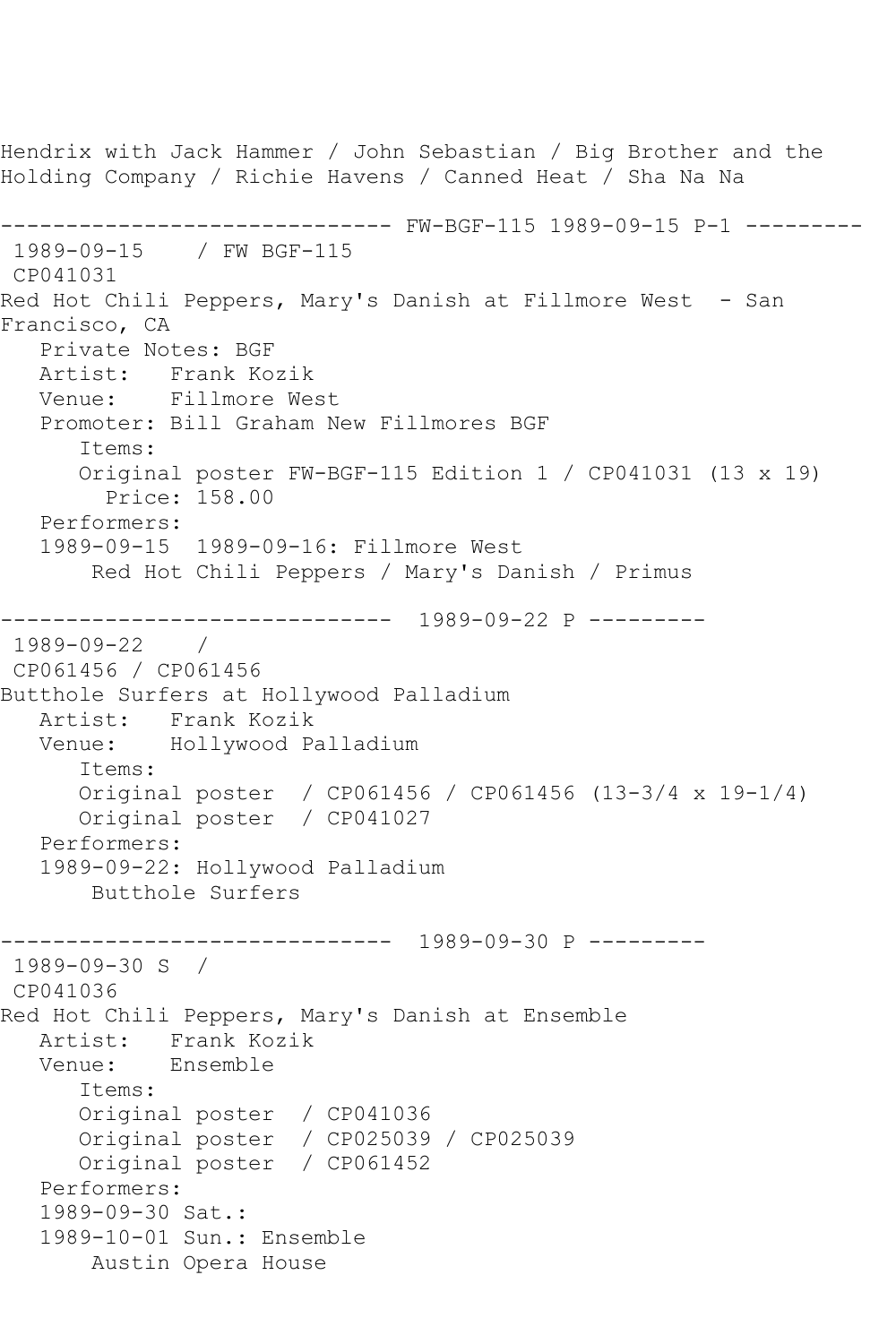Hendrix with Jack Hammer / John Sebastian / Big Brother and the Holding Company / Richie Havens / Canned Heat / Sha Na Na

------------------------------ FW-BGF-115 1989-09-15 P-1 ---------

1989-09-15 / FW BGF-115

CP041031

Red Hot Chili Peppers, Mary's Danish at Fillmore West - San Francisco, CA

Private Notes: BGF

Artist: Frank Kozik

Venue: Fillmore West

Promoter: Bill Graham New Fillmores BGF

Items:

Original poster FW-BGF-115 Edition 1 / CP041031 (13 x 19)

Price: 158.00

Performers:

1989-09-15 1989-09-16: Fillmore West

Red Hot Chili Peppers / Mary's Danish / Primus

------------------------------ 1989-09-22 P ---------

1989-09-22 /

CP061456 / CP061456

Butthole Surfers at Hollywood Palladium

Artist: Frank Kozik

Venue: Hollywood Palladium

Items:

Original poster / CP061456 / CP061456 (13-3/4 x 19-1/4)

Original poster / CP041027

Performers:

1989-09-22: Hollywood Palladium

Butthole Surfers

------------------------------ 1989-09-30 P ---------

1989-09-30 S /

CP041036

Red Hot Chili Peppers, Mary's Danish at Ensemble

Artist: Frank Kozik

Venue: Ensemble

Items:

Original poster / CP041036

Original poster / CP025039 / CP025039

Original poster / CP061452

Performers:

1989-09-30 Sat.:

1989-10-01 Sun.: Ensemble

Austin Opera House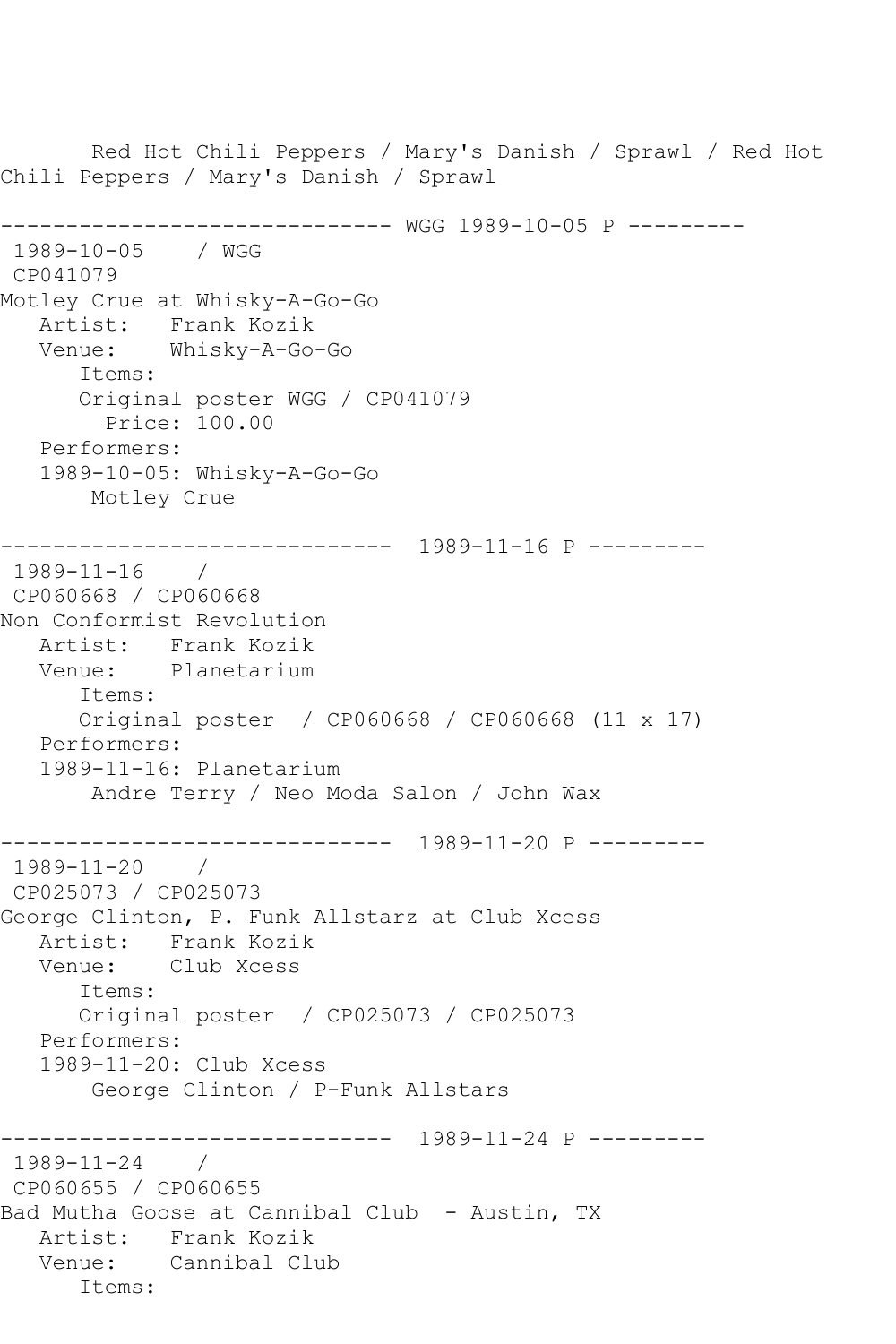Red Hot Chili Peppers / Mary's Danish / Sprawl / Red Hot Chili Peppers / Mary's Danish / Sprawl

------------------------------ WGG 1989-10-05 P ---------

1989-10-05 / WGG
CP041079
Motley Crue at Whisky-A-Go-Go
Artist: Frank Kozik
Venue: Whisky-A-Go-Go
Items:
Original poster WGG / CP041079
Price: 100.00
Performers:
1989-10-05: Whisky-A-Go-Go
Motley Crue

------------------------------ 1989-11-16 P ---------

1989-11-16 /
CP060668 / CP060668
Non Conformist Revolution
Artist: Frank Kozik
Venue: Planetarium
Items:
Original poster / CP060668 / CP060668 (11 x 17)
Performers:
1989-11-16: Planetarium
Andre Terry / Neo Moda Salon / John Wax

------------------------------ 1989-11-20 P ---------

1989-11-20 /
CP025073 / CP025073
George Clinton, P. Funk Allstarz at Club Xcess
Artist: Frank Kozik
Venue: Club Xcess
Items:
Original poster / CP025073 / CP025073
Performers:
1989-11-20: Club Xcess
George Clinton / P-Funk Allstars

------------------------------ 1989-11-24 P ---------

1989-11-24 /
CP060655 / CP060655
Bad Mutha Goose at Cannibal Club - Austin, TX
Artist: Frank Kozik
Venue: Cannibal Club
Items: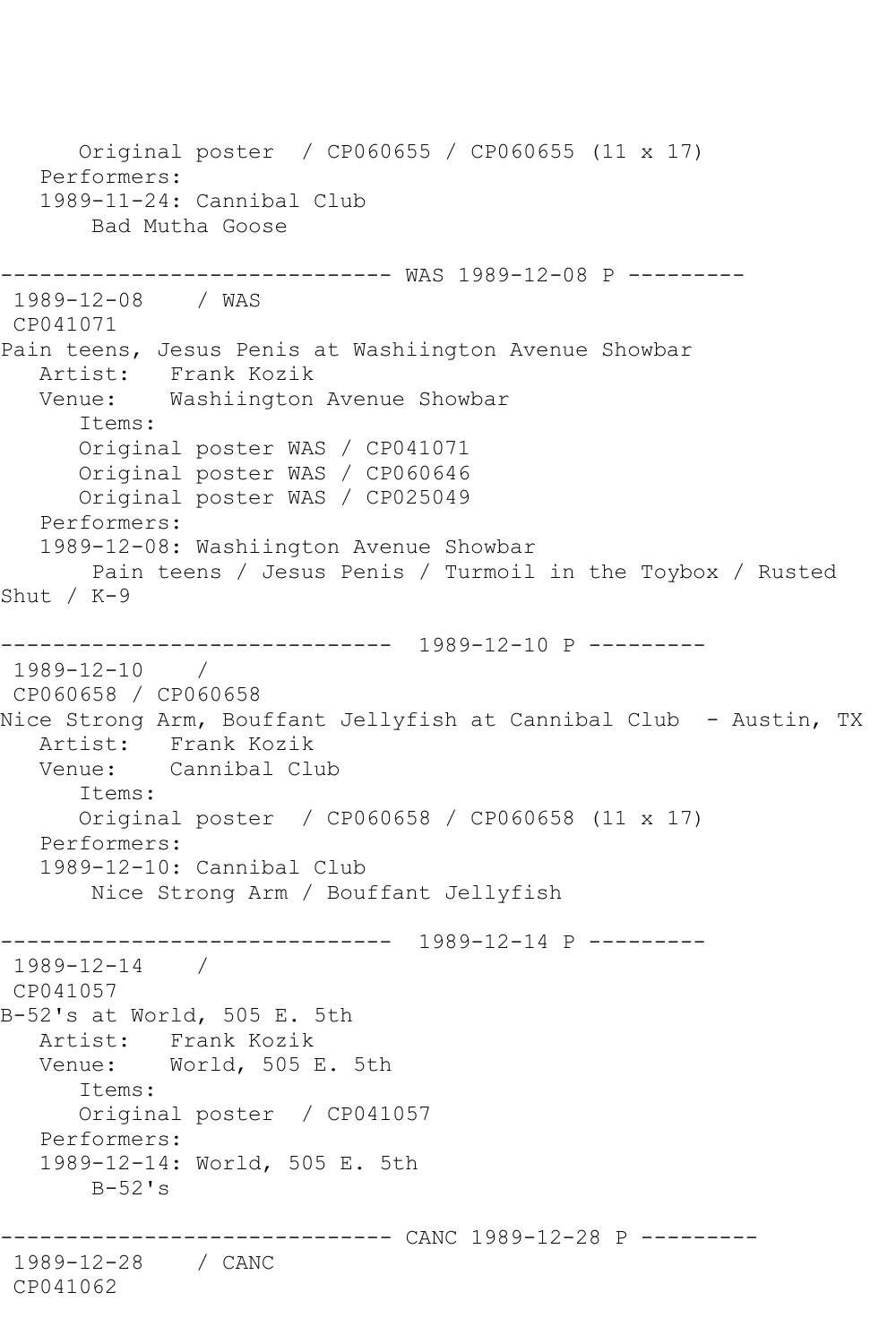```
      Original poster  / CP060655 / CP060655 (11 x 17)
   Performers:
   1989-11-24: Cannibal Club
       Bad Mutha Goose

------------------------------ WAS 1989-12-08 P ---------
 1989-12-08    / WAS
 CP041071
Pain teens, Jesus Penis at Washiington Avenue Showbar
   Artist:   Frank Kozik
   Venue:    Washiington Avenue Showbar
      Items:
      Original poster WAS / CP041071
      Original poster WAS / CP060646
      Original poster WAS / CP025049
   Performers:
   1989-12-08: Washiington Avenue Showbar
       Pain teens / Jesus Penis / Turmoil in the Toybox / Rusted
Shut / K-9

------------------------------  1989-12-10 P ---------
 1989-12-10    /
 CP060658 / CP060658
Nice Strong Arm, Bouffant Jellyfish at Cannibal Club  - Austin, TX
   Artist:   Frank Kozik
   Venue:    Cannibal Club
      Items:
      Original poster  / CP060658 / CP060658 (11 x 17)
   Performers:
   1989-12-10: Cannibal Club
       Nice Strong Arm / Bouffant Jellyfish

------------------------------  1989-12-14 P ---------
 1989-12-14    /
 CP041057
B-52's at World, 505 E. 5th
   Artist:   Frank Kozik
   Venue:    World, 505 E. 5th
      Items:
      Original poster  / CP041057
   Performers:
   1989-12-14: World, 505 E. 5th
       B-52's

------------------------------ CANC 1989-12-28 P ---------
 1989-12-28    / CANC
 CP041062
```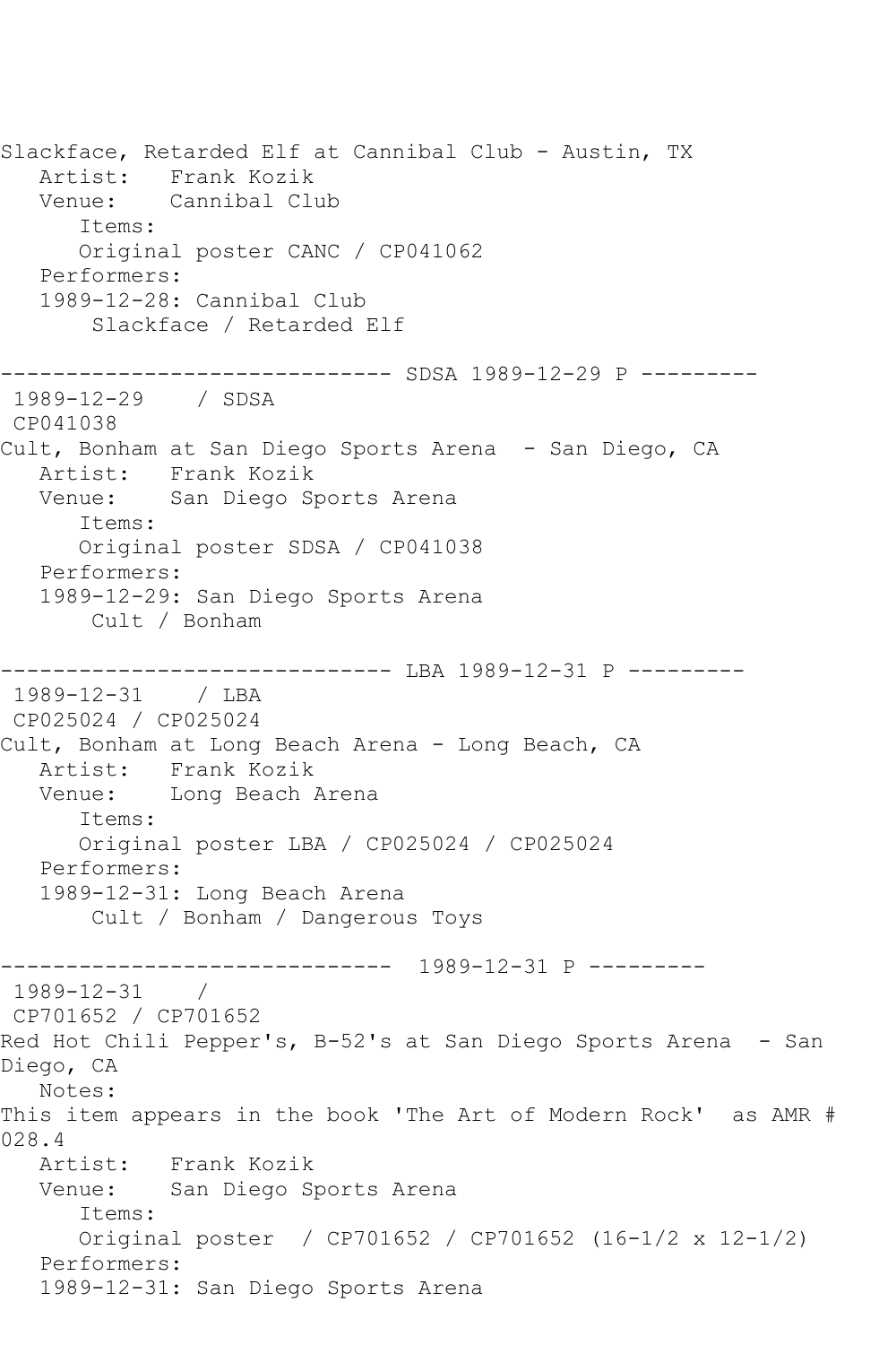Slackface, Retarded Elf at Cannibal Club - Austin, TX
   Artist:   Frank Kozik
   Venue:    Cannibal Club
      Items:
      Original poster CANC / CP041062
   Performers:
   1989-12-28: Cannibal Club
       Slackface / Retarded Elf

------------------------------ SDSA 1989-12-29 P ---------
 1989-12-29    / SDSA
 CP041038
Cult, Bonham at San Diego Sports Arena  - San Diego, CA
   Artist:   Frank Kozik
   Venue:    San Diego Sports Arena
      Items:
      Original poster SDSA / CP041038
   Performers:
   1989-12-29: San Diego Sports Arena
       Cult / Bonham

------------------------------ LBA 1989-12-31 P ---------
 1989-12-31    / LBA
 CP025024 / CP025024
Cult, Bonham at Long Beach Arena - Long Beach, CA
   Artist:   Frank Kozik
   Venue:    Long Beach Arena
      Items:
      Original poster LBA / CP025024 / CP025024
   Performers:
   1989-12-31: Long Beach Arena
       Cult / Bonham / Dangerous Toys

------------------------------  1989-12-31 P ---------
 1989-12-31    /
 CP701652 / CP701652
Red Hot Chili Pepper's, B-52's at San Diego Sports Arena  - San Diego, CA
   Notes:
This item appears in the book 'The Art of Modern Rock'  as AMR # 028.4
   Artist:   Frank Kozik
   Venue:    San Diego Sports Arena
      Items:
      Original poster  / CP701652 / CP701652 (16-1/2 x 12-1/2)
   Performers:
   1989-12-31: San Diego Sports Arena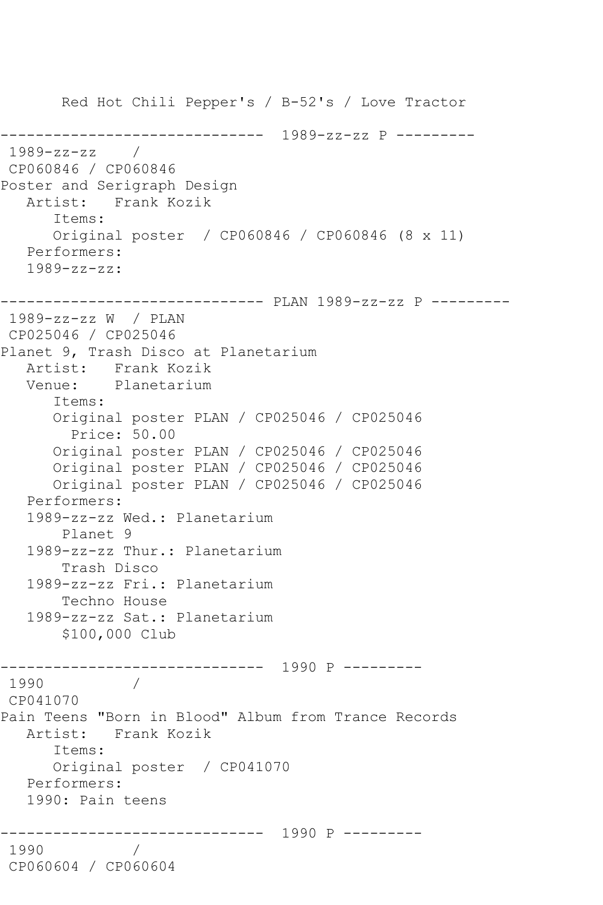Red Hot Chili Pepper's / B-52's / Love Tractor

------------------------------ 1989-zz-zz P ---------

1989-zz-zz /
CP060846 / CP060846
Poster and Serigraph Design
Artist: Frank Kozik
Items:
Original poster / CP060846 / CP060846 (8 x 11)
Performers:
1989-zz-zz:

------------------------------ PLAN 1989-zz-zz P ---------

1989-zz-zz W / PLAN
CP025046 / CP025046
Planet 9, Trash Disco at Planetarium
Artist: Frank Kozik
Venue: Planetarium
Items:
Original poster PLAN / CP025046 / CP025046
Price: 50.00
Original poster PLAN / CP025046 / CP025046
Original poster PLAN / CP025046 / CP025046
Original poster PLAN / CP025046 / CP025046
Performers:
1989-zz-zz Wed.: Planetarium
Planet 9
1989-zz-zz Thur.: Planetarium
Trash Disco
1989-zz-zz Fri.: Planetarium
Techno House
1989-zz-zz Sat.: Planetarium
$100,000 Club

------------------------------ 1990 P ---------

1990 /
CP041070
Pain Teens "Born in Blood" Album from Trance Records
Artist: Frank Kozik
Items:
Original poster / CP041070
Performers:
1990: Pain teens

------------------------------ 1990 P ---------

1990 /
CP060604 / CP060604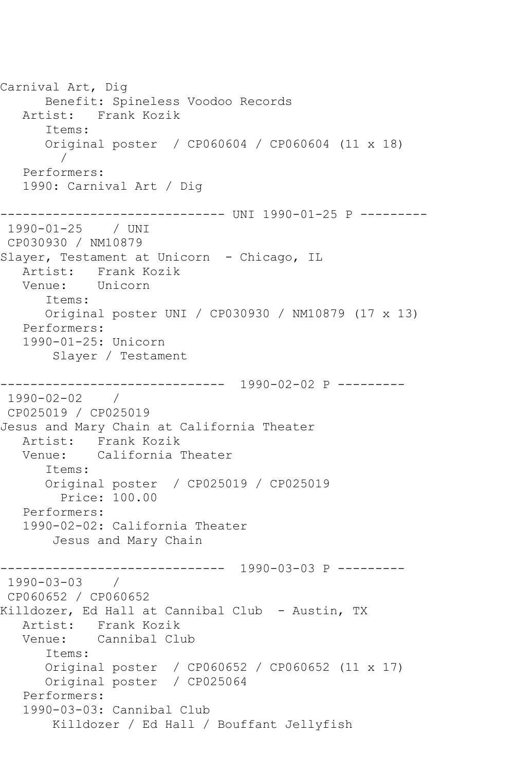```
Carnival Art, Dig
      Benefit: Spineless Voodoo Records
   Artist:   Frank Kozik
      Items:
      Original poster  / CP060604 / CP060604 (11 x 18)
        /
   Performers:
   1990: Carnival Art / Dig

------------------------------ UNI 1990-01-25 P ---------
 1990-01-25    / UNI
 CP030930 / NM10879
Slayer, Testament at Unicorn  - Chicago, IL
   Artist:   Frank Kozik
   Venue:    Unicorn
      Items:
      Original poster UNI / CP030930 / NM10879 (17 x 13)
   Performers:
   1990-01-25: Unicorn
       Slayer / Testament

------------------------------  1990-02-02 P ---------
 1990-02-02    /
 CP025019 / CP025019
Jesus and Mary Chain at California Theater
   Artist:   Frank Kozik
   Venue:    California Theater
      Items:
      Original poster  / CP025019 / CP025019
        Price: 100.00
   Performers:
   1990-02-02: California Theater
       Jesus and Mary Chain

------------------------------  1990-03-03 P ---------
 1990-03-03    /
 CP060652 / CP060652
Killdozer, Ed Hall at Cannibal Club  - Austin, TX
   Artist:   Frank Kozik
   Venue:    Cannibal Club
      Items:
      Original poster  / CP060652 / CP060652 (11 x 17)
      Original poster  / CP025064
   Performers:
   1990-03-03: Cannibal Club
       Killdozer / Ed Hall / Bouffant Jellyfish
```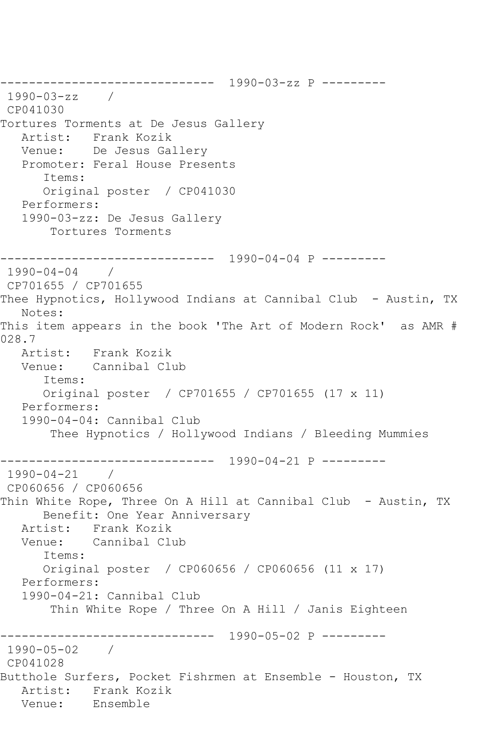------------------------------ 1990-03-zz P ---------

1990-03-zz /
CP041030
Tortures Torments at De Jesus Gallery
Artist: Frank Kozik
Venue: De Jesus Gallery
Promoter: Feral House Presents
Items:
Original poster / CP041030
Performers:
1990-03-zz: De Jesus Gallery
Tortures Torments

------------------------------ 1990-04-04 P ---------

1990-04-04 /
CP701655 / CP701655
Thee Hypnotics, Hollywood Indians at Cannibal Club - Austin, TX
Notes:
This item appears in the book 'The Art of Modern Rock' as AMR # 028.7
Artist: Frank Kozik
Venue: Cannibal Club
Items:
Original poster / CP701655 / CP701655 (17 x 11)
Performers:
1990-04-04: Cannibal Club
Thee Hypnotics / Hollywood Indians / Bleeding Mummies

------------------------------ 1990-04-21 P ---------

1990-04-21 /
CP060656 / CP060656
Thin White Rope, Three On A Hill at Cannibal Club - Austin, TX
Benefit: One Year Anniversary
Artist: Frank Kozik
Venue: Cannibal Club
Items:
Original poster / CP060656 / CP060656 (11 x 17)
Performers:
1990-04-21: Cannibal Club
Thin White Rope / Three On A Hill / Janis Eighteen

------------------------------ 1990-05-02 P ---------

1990-05-02 /
CP041028
Butthole Surfers, Pocket Fishrmen at Ensemble - Houston, TX
Artist: Frank Kozik
Venue: Ensemble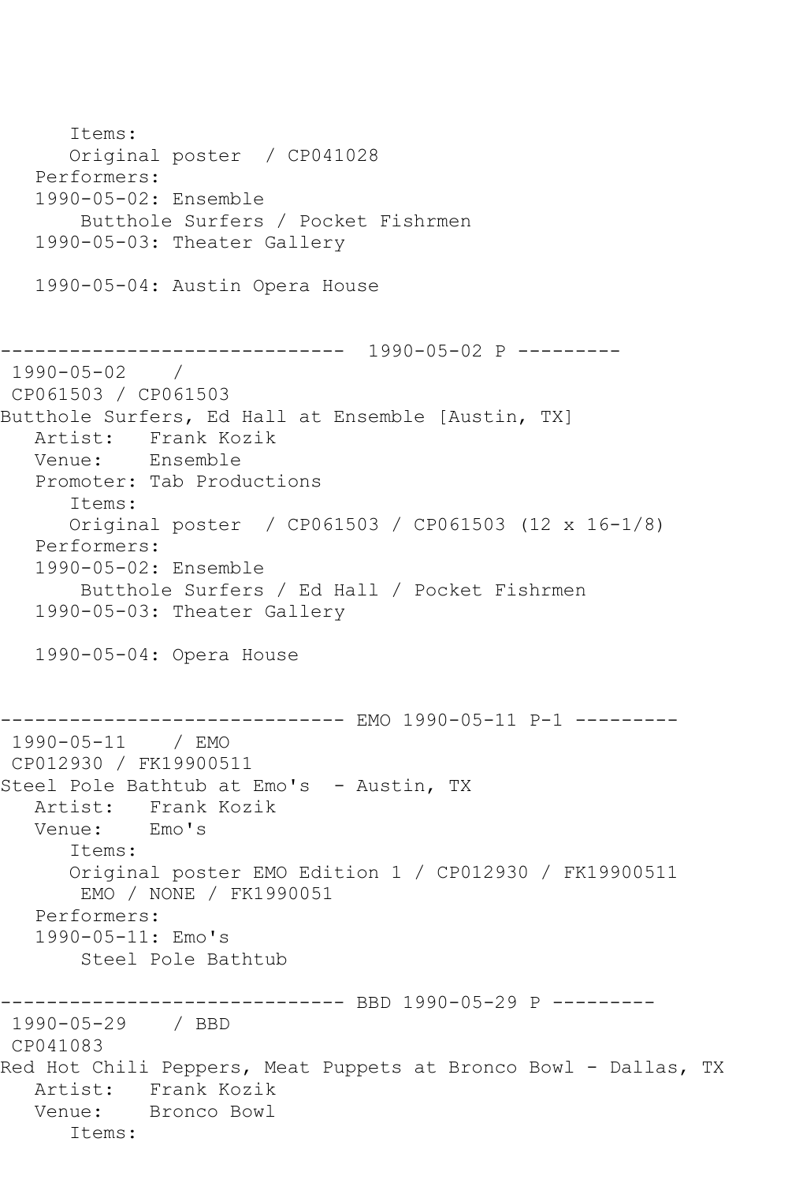```
      Items:
      Original poster  / CP041028
   Performers:
   1990-05-02: Ensemble
       Butthole Surfers / Pocket Fishrmen
   1990-05-03: Theater Gallery

   1990-05-04: Austin Opera House


------------------------------  1990-05-02 P ---------
 1990-05-02    /
 CP061503 / CP061503
Butthole Surfers, Ed Hall at Ensemble [Austin, TX]
   Artist:   Frank Kozik
   Venue:    Ensemble
   Promoter: Tab Productions
      Items:
      Original poster  / CP061503 / CP061503 (12 x 16-1/8)
   Performers:
   1990-05-02: Ensemble
       Butthole Surfers / Ed Hall / Pocket Fishrmen
   1990-05-03: Theater Gallery

   1990-05-04: Opera House


------------------------------ EMO 1990-05-11 P-1 ---------
 1990-05-11    / EMO
 CP012930 / FK19900511
Steel Pole Bathtub at Emo's  - Austin, TX
   Artist:   Frank Kozik
   Venue:    Emo's
      Items:
      Original poster EMO Edition 1 / CP012930 / FK19900511
       EMO / NONE / FK1990051
   Performers:
   1990-05-11: Emo's
       Steel Pole Bathtub

------------------------------ BBD 1990-05-29 P ---------
 1990-05-29    / BBD
 CP041083
Red Hot Chili Peppers, Meat Puppets at Bronco Bowl - Dallas, TX
   Artist:   Frank Kozik
   Venue:    Bronco Bowl
      Items:
```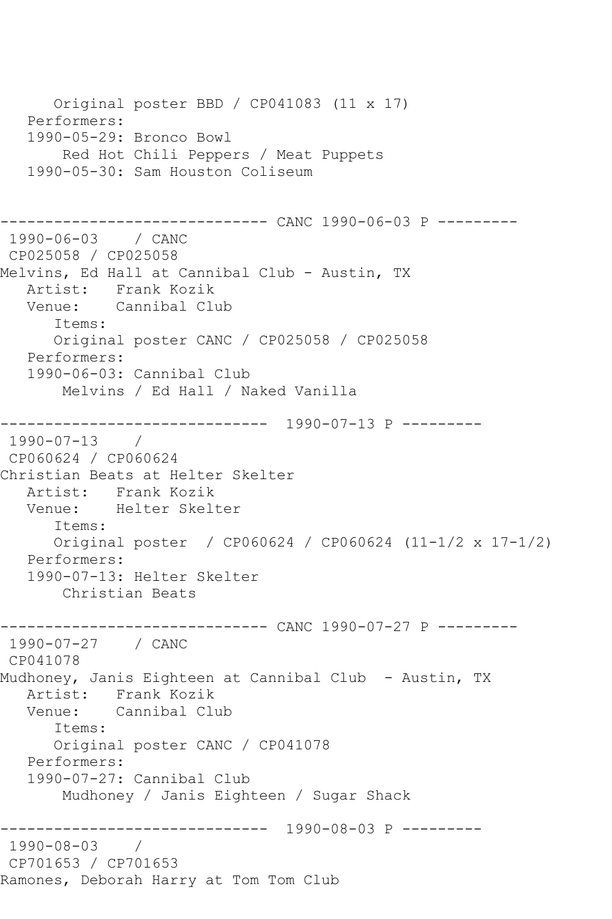```
      Original poster BBD / CP041083 (11 x 17)
   Performers:
   1990-05-29: Bronco Bowl
       Red Hot Chili Peppers / Meat Puppets
   1990-05-30: Sam Houston Coliseum


------------------------------ CANC 1990-06-03 P ---------
 1990-06-03    / CANC
 CP025058 / CP025058
Melvins, Ed Hall at Cannibal Club - Austin, TX
   Artist:   Frank Kozik
   Venue:    Cannibal Club
      Items:
      Original poster CANC / CP025058 / CP025058
   Performers:
   1990-06-03: Cannibal Club
       Melvins / Ed Hall / Naked Vanilla

------------------------------  1990-07-13 P ---------
 1990-07-13    /
 CP060624 / CP060624
Christian Beats at Helter Skelter
   Artist:   Frank Kozik
   Venue:    Helter Skelter
      Items:
      Original poster  / CP060624 / CP060624 (11-1/2 x 17-1/2)
   Performers:
   1990-07-13: Helter Skelter
       Christian Beats

------------------------------ CANC 1990-07-27 P ---------
 1990-07-27    / CANC
 CP041078
Mudhoney, Janis Eighteen at Cannibal Club  - Austin, TX
   Artist:   Frank Kozik
   Venue:    Cannibal Club
      Items:
      Original poster CANC / CP041078
   Performers:
   1990-07-27: Cannibal Club
       Mudhoney / Janis Eighteen / Sugar Shack

------------------------------  1990-08-03 P ---------
 1990-08-03    /
 CP701653 / CP701653
Ramones, Deborah Harry at Tom Tom Club
```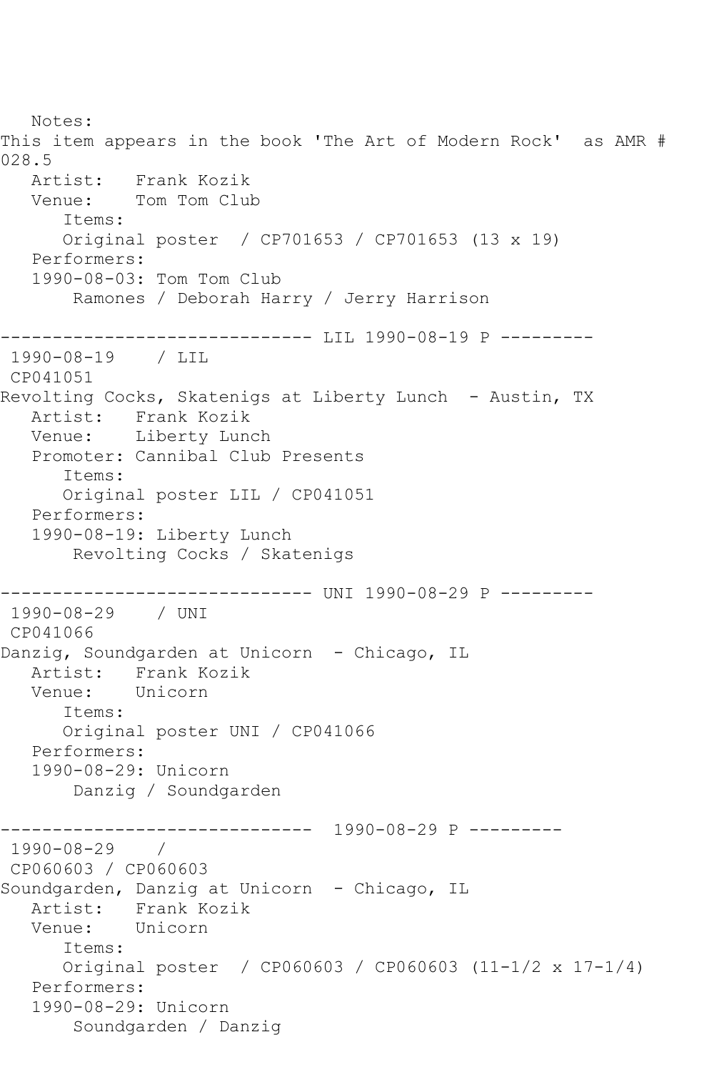Notes:
This item appears in the book 'The Art of Modern Rock'  as AMR # 028.5
   Artist:   Frank Kozik
   Venue:    Tom Tom Club
      Items:
      Original poster  / CP701653 / CP701653 (13 x 19)
   Performers:
   1990-08-03: Tom Tom Club
       Ramones / Deborah Harry / Jerry Harrison

------------------------------ LIL 1990-08-19 P ---------
 1990-08-19    / LIL
 CP041051
Revolting Cocks, Skatenigs at Liberty Lunch  - Austin, TX
   Artist:   Frank Kozik
   Venue:    Liberty Lunch
   Promoter: Cannibal Club Presents
      Items:
      Original poster LIL / CP041051
   Performers:
   1990-08-19: Liberty Lunch
       Revolting Cocks / Skatenigs

------------------------------ UNI 1990-08-29 P ---------
 1990-08-29    / UNI
 CP041066
Danzig, Soundgarden at Unicorn  - Chicago, IL
   Artist:   Frank Kozik
   Venue:    Unicorn
      Items:
      Original poster UNI / CP041066
   Performers:
   1990-08-29: Unicorn
       Danzig / Soundgarden

------------------------------  1990-08-29 P ---------
 1990-08-29    /
 CP060603 / CP060603
Soundgarden, Danzig at Unicorn  - Chicago, IL
   Artist:   Frank Kozik
   Venue:    Unicorn
      Items:
      Original poster  / CP060603 / CP060603 (11-1/2 x 17-1/4)
   Performers:
   1990-08-29: Unicorn
       Soundgarden / Danzig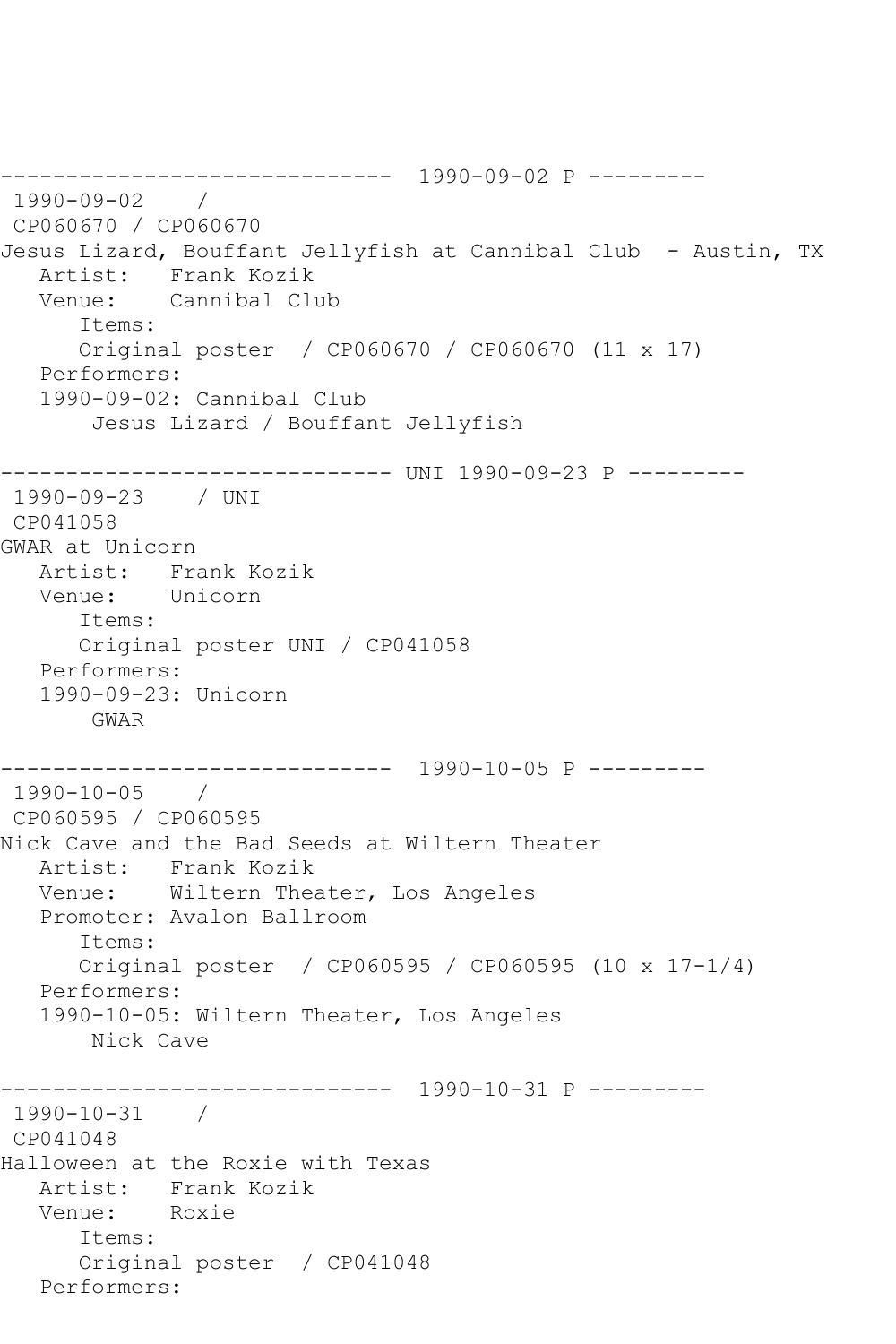```
------------------------------  1990-09-02 P ---------
 1990-09-02    /
 CP060670 / CP060670
Jesus Lizard, Bouffant Jellyfish at Cannibal Club  - Austin, TX
   Artist:   Frank Kozik
   Venue:    Cannibal Club
      Items:
      Original poster  / CP060670 / CP060670 (11 x 17)
   Performers:
   1990-09-02: Cannibal Club
       Jesus Lizard / Bouffant Jellyfish

------------------------------ UNI 1990-09-23 P ---------
 1990-09-23    / UNI
 CP041058
GWAR at Unicorn
   Artist:   Frank Kozik
   Venue:    Unicorn
      Items:
      Original poster UNI / CP041058
   Performers:
   1990-09-23: Unicorn
       GWAR

------------------------------  1990-10-05 P ---------
 1990-10-05    /
 CP060595 / CP060595
Nick Cave and the Bad Seeds at Wiltern Theater
   Artist:   Frank Kozik
   Venue:    Wiltern Theater, Los Angeles
   Promoter: Avalon Ballroom
      Items:
      Original poster  / CP060595 / CP060595 (10 x 17-1/4)
   Performers:
   1990-10-05: Wiltern Theater, Los Angeles
       Nick Cave

------------------------------  1990-10-31 P ---------
 1990-10-31    /
 CP041048
Halloween at the Roxie with Texas
   Artist:   Frank Kozik
   Venue:    Roxie
      Items:
      Original poster  / CP041048
   Performers:
```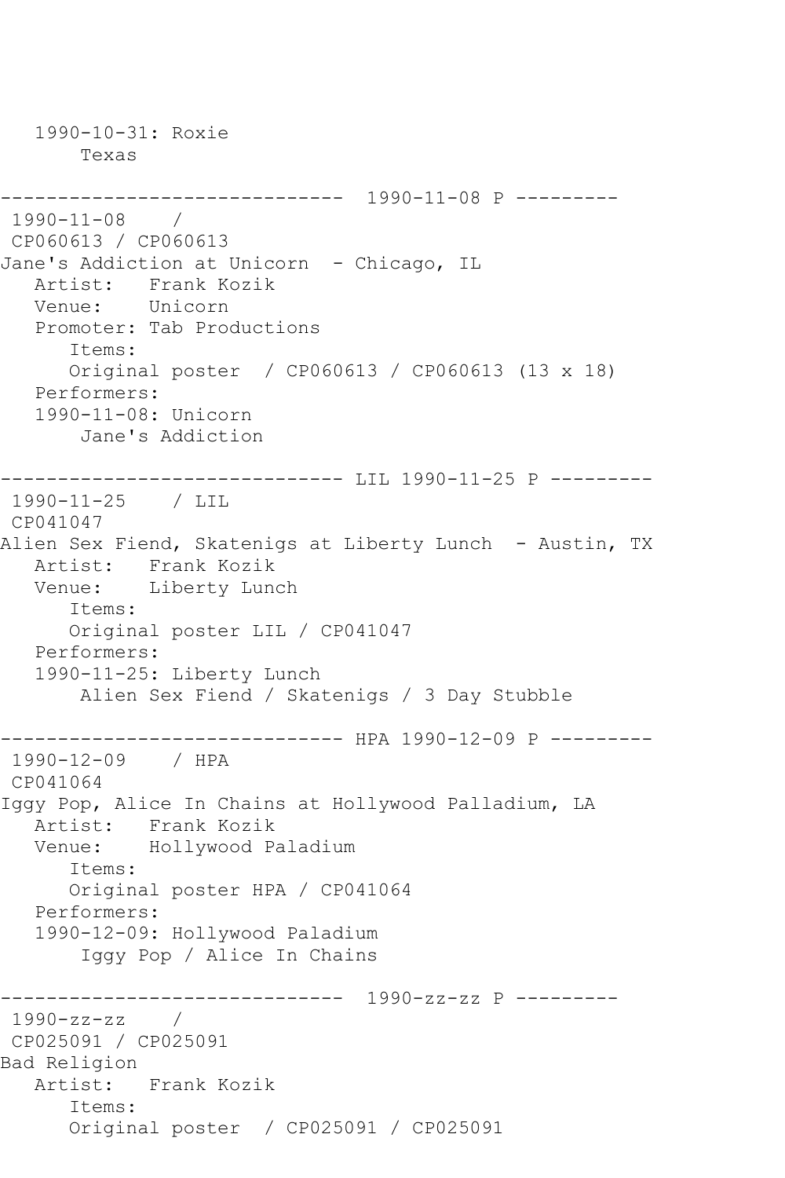```
   1990-10-31: Roxie
       Texas

------------------------------  1990-11-08 P ---------
 1990-11-08    / 
 CP060613 / CP060613
Jane's Addiction at Unicorn  - Chicago, IL
   Artist:   Frank Kozik
   Venue:    Unicorn
   Promoter: Tab Productions
      Items:
      Original poster  / CP060613 / CP060613 (13 x 18)
   Performers:
   1990-11-08: Unicorn
       Jane's Addiction

------------------------------ LIL 1990-11-25 P ---------
 1990-11-25    / LIL
 CP041047
Alien Sex Fiend, Skatenigs at Liberty Lunch  - Austin, TX
   Artist:   Frank Kozik
   Venue:    Liberty Lunch
      Items:
      Original poster LIL / CP041047
   Performers:
   1990-11-25: Liberty Lunch
       Alien Sex Fiend / Skatenigs / 3 Day Stubble

------------------------------ HPA 1990-12-09 P ---------
 1990-12-09    / HPA
 CP041064
Iggy Pop, Alice In Chains at Hollywood Palladium, LA
   Artist:   Frank Kozik
   Venue:    Hollywood Paladium
      Items:
      Original poster HPA / CP041064
   Performers:
   1990-12-09: Hollywood Paladium
       Iggy Pop / Alice In Chains

------------------------------  1990-zz-zz P ---------
 1990-zz-zz    / 
 CP025091 / CP025091
Bad Religion
   Artist:   Frank Kozik
      Items:
      Original poster  / CP025091 / CP025091
```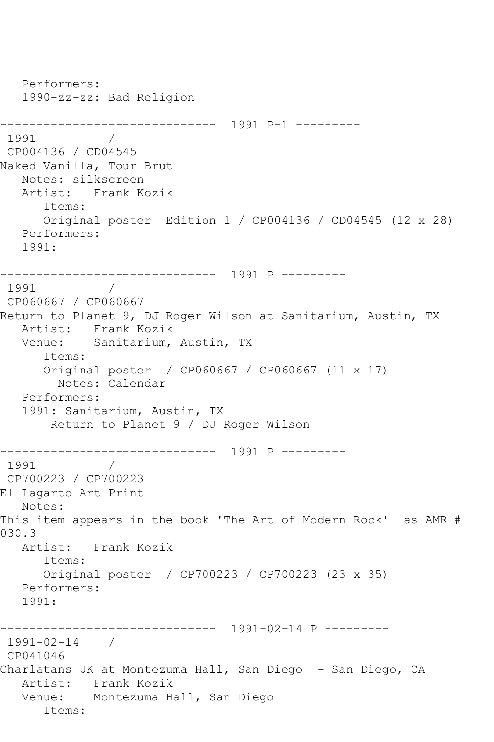Performers:
1990-zz-zz: Bad Religion

------------------------------ 1991 P-1 ---------
1991 /
CP004136 / CD04545
Naked Vanilla, Tour Brut
Notes: silkscreen
Artist: Frank Kozik
Items:
Original poster Edition 1 / CP004136 / CD04545 (12 x 28)
Performers:
1991:

------------------------------ 1991 P ---------
1991 /
CP060667 / CP060667
Return to Planet 9, DJ Roger Wilson at Sanitarium, Austin, TX
Artist: Frank Kozik
Venue: Sanitarium, Austin, TX
Items:
Original poster / CP060667 / CP060667 (11 x 17)
Notes: Calendar
Performers:
1991: Sanitarium, Austin, TX
Return to Planet 9 / DJ Roger Wilson

------------------------------ 1991 P ---------
1991 /
CP700223 / CP700223
El Lagarto Art Print
Notes:
This item appears in the book 'The Art of Modern Rock' as AMR # 030.3
Artist: Frank Kozik
Items:
Original poster / CP700223 / CP700223 (23 x 35)
Performers:
1991:

------------------------------ 1991-02-14 P ---------
1991-02-14 /
CP041046
Charlatans UK at Montezuma Hall, San Diego - San Diego, CA
Artist: Frank Kozik
Venue: Montezuma Hall, San Diego
Items: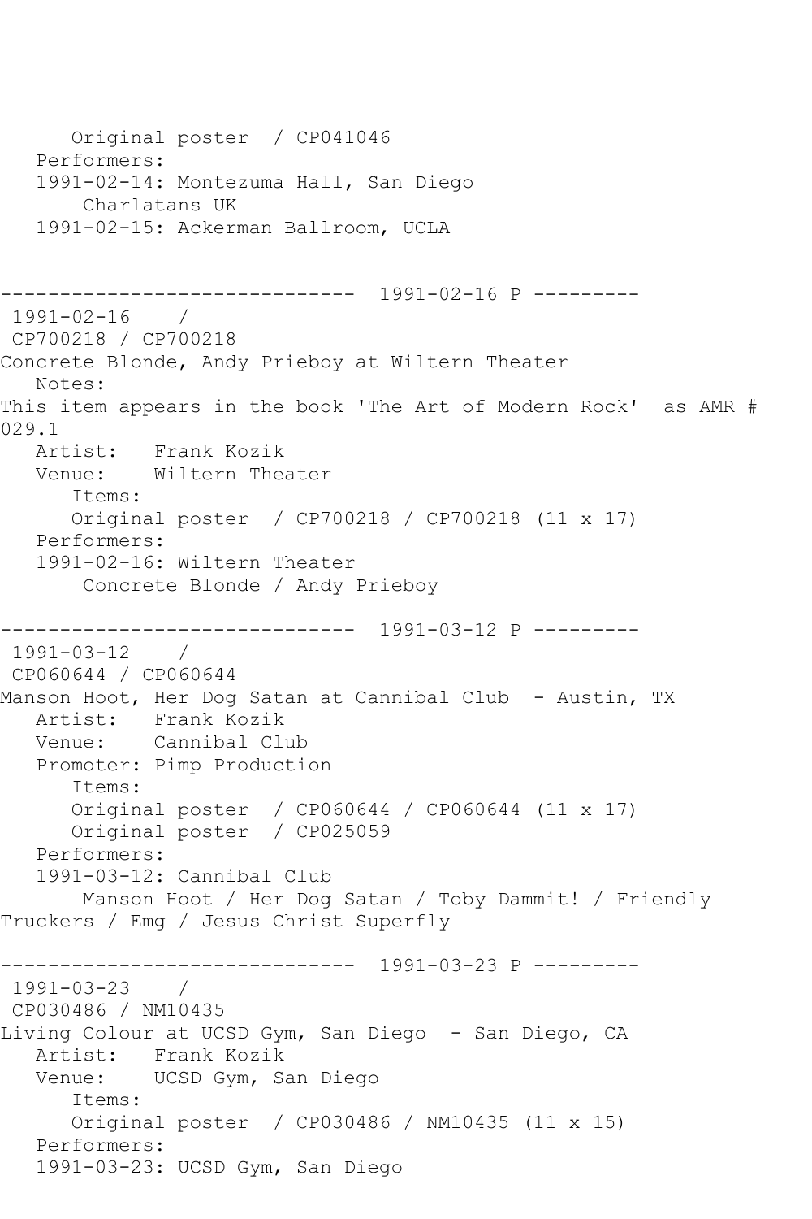```
      Original poster  / CP041046
   Performers:
   1991-02-14: Montezuma Hall, San Diego
       Charlatans UK
   1991-02-15: Ackerman Ballroom, UCLA


------------------------------  1991-02-16 P ---------
 1991-02-16    / 
 CP700218 / CP700218
Concrete Blonde, Andy Prieboy at Wiltern Theater
   Notes: 
This item appears in the book 'The Art of Modern Rock'  as AMR # 
029.1
   Artist:   Frank Kozik
   Venue:    Wiltern Theater
      Items:
      Original poster  / CP700218 / CP700218 (11 x 17)
   Performers:
   1991-02-16: Wiltern Theater
       Concrete Blonde / Andy Prieboy

------------------------------  1991-03-12 P ---------
 1991-03-12    / 
 CP060644 / CP060644
Manson Hoot, Her Dog Satan at Cannibal Club  - Austin, TX
   Artist:   Frank Kozik
   Venue:    Cannibal Club
   Promoter: Pimp Production
      Items:
      Original poster  / CP060644 / CP060644 (11 x 17)
      Original poster  / CP025059
   Performers:
   1991-03-12: Cannibal Club
       Manson Hoot / Her Dog Satan / Toby Dammit! / Friendly 
Truckers / Emg / Jesus Christ Superfly

------------------------------  1991-03-23 P ---------
 1991-03-23    / 
 CP030486 / NM10435
Living Colour at UCSD Gym, San Diego  - San Diego, CA
   Artist:   Frank Kozik
   Venue:    UCSD Gym, San Diego
      Items:
      Original poster  / CP030486 / NM10435 (11 x 15)
   Performers:
   1991-03-23: UCSD Gym, San Diego
```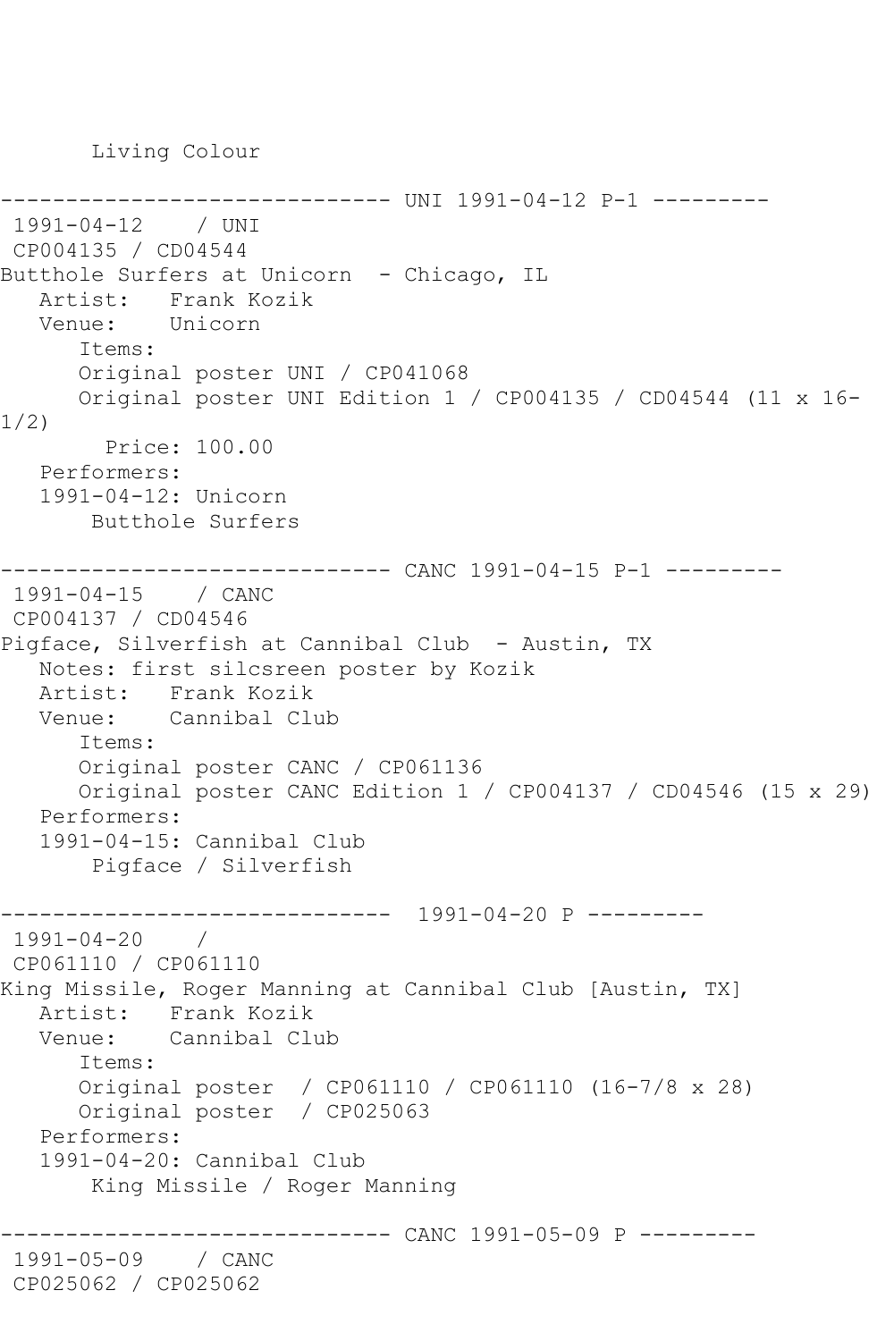Living Colour

------------------------------ UNI 1991-04-12 P-1 ---------

1991-04-12 / UNI
CP004135 / CD04544
Butthole Surfers at Unicorn - Chicago, IL
Artist: Frank Kozik
Venue: Unicorn
Items:
Original poster UNI / CP041068
Original poster UNI Edition 1 / CP004135 / CD04544 (11 x 16-1/2)
Price: 100.00
Performers:
1991-04-12: Unicorn
Butthole Surfers

------------------------------ CANC 1991-04-15 P-1 ---------

1991-04-15 / CANC
CP004137 / CD04546
Pigface, Silverfish at Cannibal Club - Austin, TX
Notes: first silcsreen poster by Kozik
Artist: Frank Kozik
Venue: Cannibal Club
Items:
Original poster CANC / CP061136
Original poster CANC Edition 1 / CP004137 / CD04546 (15 x 29)
Performers:
1991-04-15: Cannibal Club
Pigface / Silverfish

------------------------------ 1991-04-20 P ---------

1991-04-20 /
CP061110 / CP061110
King Missile, Roger Manning at Cannibal Club [Austin, TX]
Artist: Frank Kozik
Venue: Cannibal Club
Items:
Original poster / CP061110 / CP061110 (16-7/8 x 28)
Original poster / CP025063
Performers:
1991-04-20: Cannibal Club
King Missile / Roger Manning

------------------------------ CANC 1991-05-09 P ---------

1991-05-09 / CANC
CP025062 / CP025062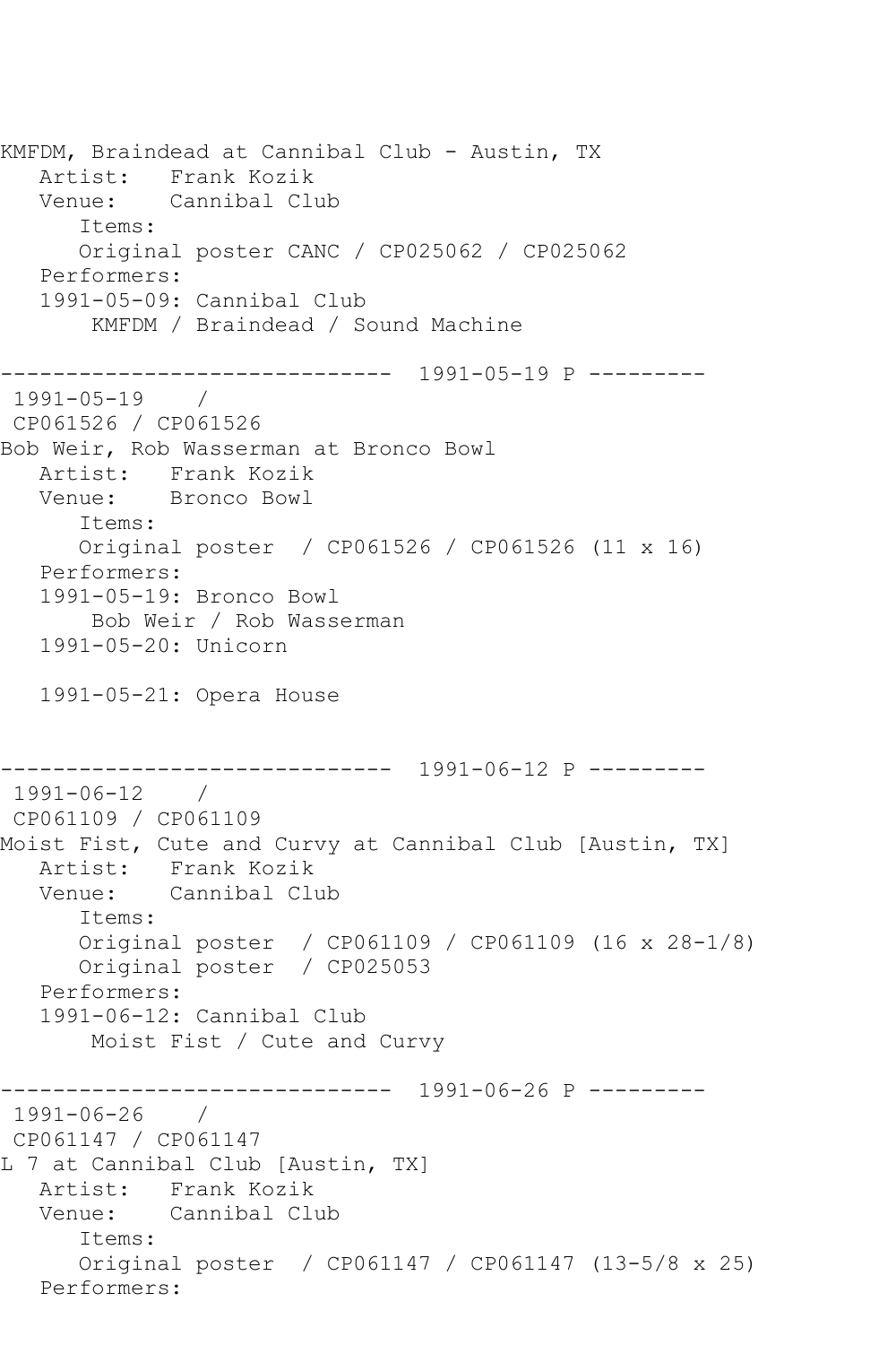KMFDM, Braindead at Cannibal Club - Austin, TX
   Artist:   Frank Kozik
   Venue:    Cannibal Club
      Items:
      Original poster CANC / CP025062 / CP025062
   Performers:
   1991-05-09: Cannibal Club
       KMFDM / Braindead / Sound Machine

------------------------------  1991-05-19 P ---------
 1991-05-19    /
 CP061526 / CP061526
Bob Weir, Rob Wasserman at Bronco Bowl
   Artist:   Frank Kozik
   Venue:    Bronco Bowl
      Items:
      Original poster  / CP061526 / CP061526 (11 x 16)
   Performers:
   1991-05-19: Bronco Bowl
       Bob Weir / Rob Wasserman
   1991-05-20: Unicorn

   1991-05-21: Opera House

------------------------------  1991-06-12 P ---------
 1991-06-12    /
 CP061109 / CP061109
Moist Fist, Cute and Curvy at Cannibal Club [Austin, TX]
   Artist:   Frank Kozik
   Venue:    Cannibal Club
      Items:
      Original poster  / CP061109 / CP061109 (16 x 28-1/8)
      Original poster  / CP025053
   Performers:
   1991-06-12: Cannibal Club
       Moist Fist / Cute and Curvy

------------------------------  1991-06-26 P ---------
 1991-06-26    /
 CP061147 / CP061147
L 7 at Cannibal Club [Austin, TX]
   Artist:   Frank Kozik
   Venue:    Cannibal Club
      Items:
      Original poster  / CP061147 / CP061147 (13-5/8 x 25)
   Performers: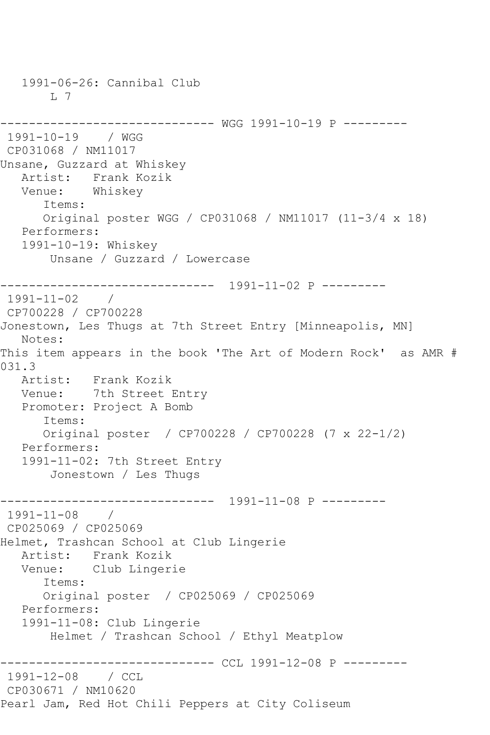1991-06-26: Cannibal Club
       L 7

------------------------------ WGG 1991-10-19 P ---------
1991-10-19    / WGG
CP031068 / NM11017
Unsane, Guzzard at Whiskey
   Artist:   Frank Kozik
   Venue:    Whiskey
      Items:
      Original poster WGG / CP031068 / NM11017 (11-3/4 x 18)
   Performers:
   1991-10-19: Whiskey
       Unsane / Guzzard / Lowercase

------------------------------  1991-11-02 P ---------
1991-11-02    /
CP700228 / CP700228
Jonestown, Les Thugs at 7th Street Entry [Minneapolis, MN]
   Notes:
This item appears in the book 'The Art of Modern Rock'  as AMR # 031.3
   Artist:   Frank Kozik
   Venue:    7th Street Entry
   Promoter: Project A Bomb
      Items:
      Original poster  / CP700228 / CP700228 (7 x 22-1/2)
   Performers:
   1991-11-02: 7th Street Entry
       Jonestown / Les Thugs

------------------------------  1991-11-08 P ---------
1991-11-08    /
CP025069 / CP025069
Helmet, Trashcan School at Club Lingerie
   Artist:   Frank Kozik
   Venue:    Club Lingerie
      Items:
      Original poster  / CP025069 / CP025069
   Performers:
   1991-11-08: Club Lingerie
       Helmet / Trashcan School / Ethyl Meatplow

------------------------------ CCL 1991-12-08 P ---------
1991-12-08    / CCL
CP030671 / NM10620
Pearl Jam, Red Hot Chili Peppers at City Coliseum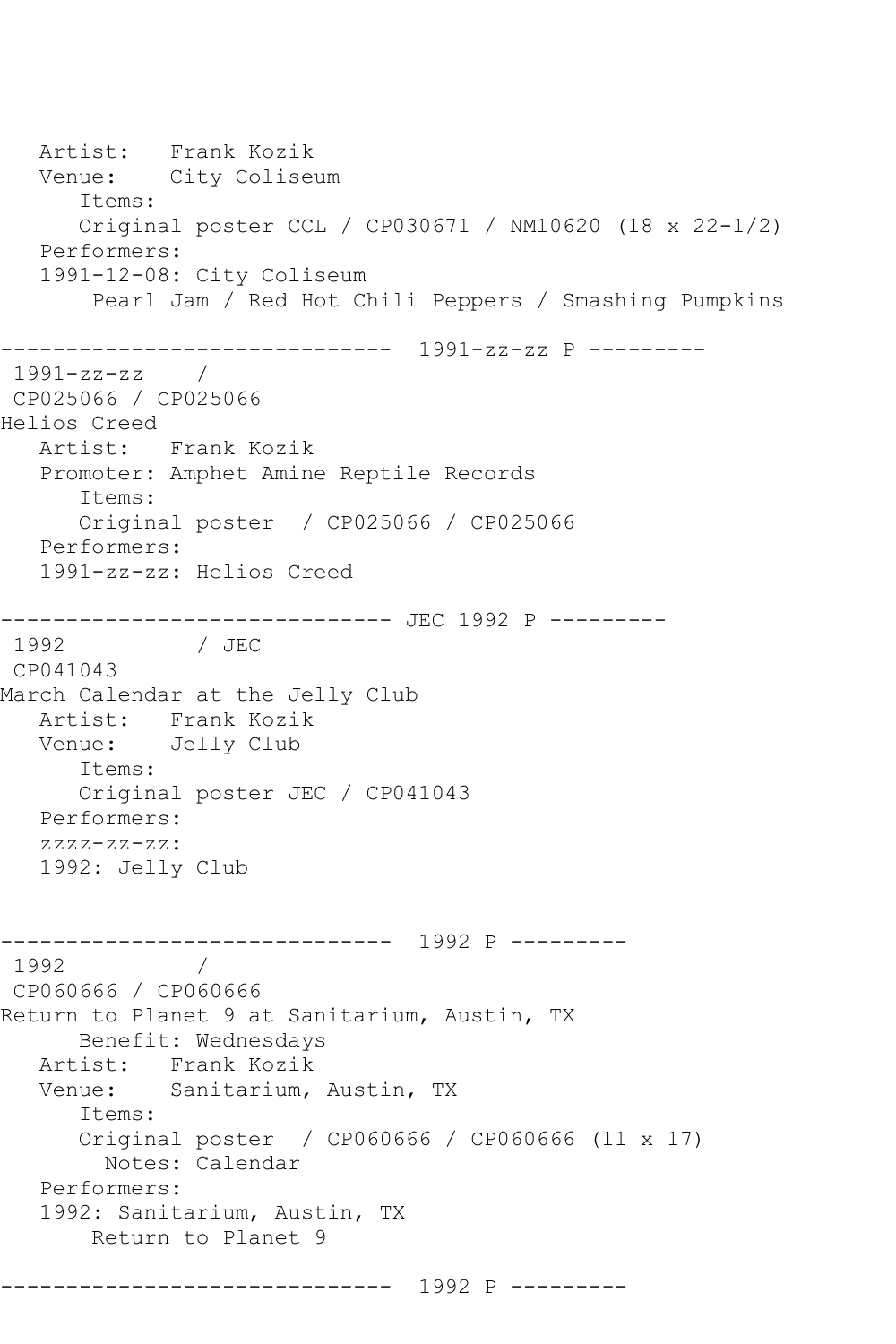```
   Artist:   Frank Kozik
   Venue:    City Coliseum
      Items:
      Original poster CCL / CP030671 / NM10620 (18 x 22-1/2)
   Performers:
   1991-12-08: City Coliseum
       Pearl Jam / Red Hot Chili Peppers / Smashing Pumpkins

------------------------------  1991-zz-zz P ---------
 1991-zz-zz    /
 CP025066 / CP025066
Helios Creed
   Artist:   Frank Kozik
   Promoter: Amphet Amine Reptile Records
      Items:
      Original poster  / CP025066 / CP025066
   Performers:
   1991-zz-zz: Helios Creed

------------------------------ JEC 1992 P ---------
 1992          / JEC
 CP041043
March Calendar at the Jelly Club
   Artist:   Frank Kozik
   Venue:    Jelly Club
      Items:
      Original poster JEC / CP041043
   Performers:
   zzzz-zz-zz:
   1992: Jelly Club


------------------------------  1992 P ---------
 1992          /
 CP060666 / CP060666
Return to Planet 9 at Sanitarium, Austin, TX
      Benefit: Wednesdays
   Artist:   Frank Kozik
   Venue:    Sanitarium, Austin, TX
      Items:
      Original poster  / CP060666 / CP060666 (11 x 17)
        Notes: Calendar
   Performers:
   1992: Sanitarium, Austin, TX
       Return to Planet 9

------------------------------  1992 P ---------
```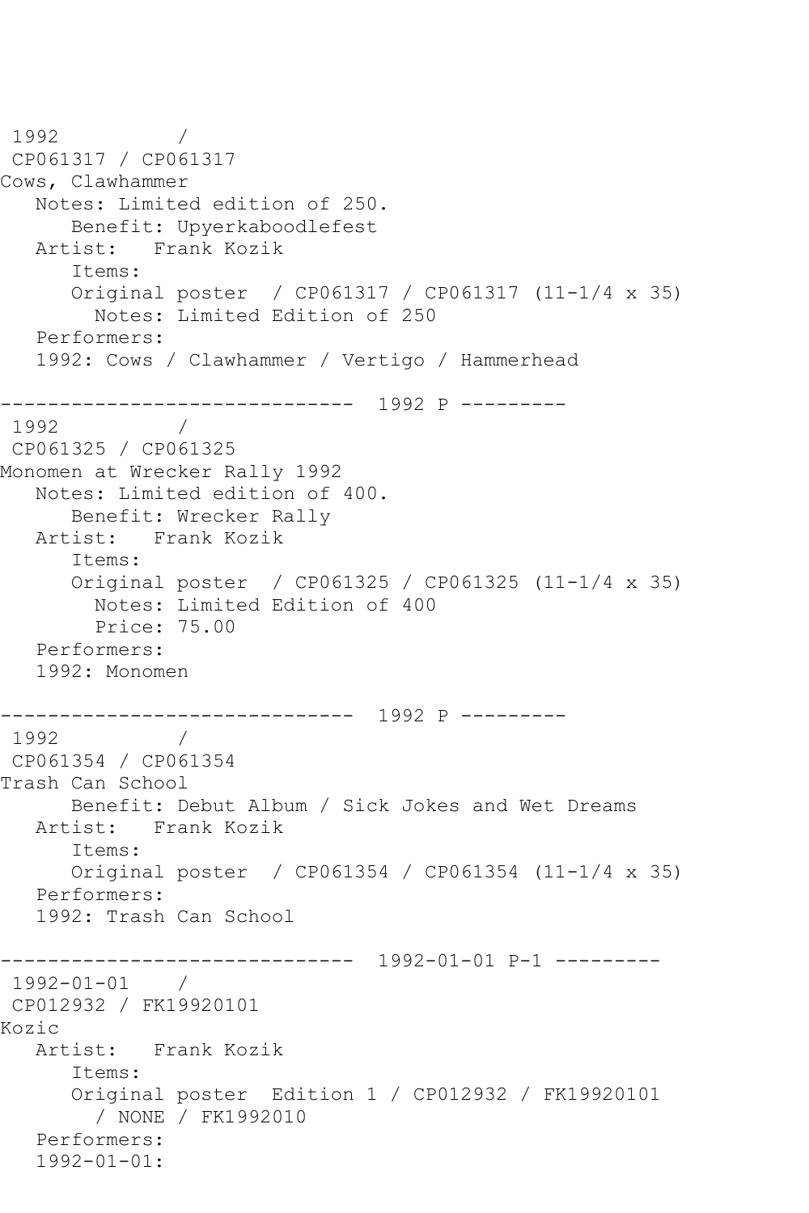```
1992          /
 CP061317 / CP061317
Cows, Clawhammer
   Notes: Limited edition of 250.
      Benefit: Upyerkaboodlefest
   Artist:   Frank Kozik
      Items:
      Original poster  / CP061317 / CP061317 (11-1/4 x 35)
        Notes: Limited Edition of 250
   Performers:
   1992: Cows / Clawhammer / Vertigo / Hammerhead

------------------------------  1992 P ---------
 1992          /
 CP061325 / CP061325
Monomen at Wrecker Rally 1992
   Notes: Limited edition of 400.
      Benefit: Wrecker Rally
   Artist:   Frank Kozik
      Items:
      Original poster  / CP061325 / CP061325 (11-1/4 x 35)
        Notes: Limited Edition of 400
        Price: 75.00
   Performers:
   1992: Monomen

------------------------------  1992 P ---------
 1992          /
 CP061354 / CP061354
Trash Can School
      Benefit: Debut Album / Sick Jokes and Wet Dreams
   Artist:   Frank Kozik
      Items:
      Original poster  / CP061354 / CP061354 (11-1/4 x 35)
   Performers:
   1992: Trash Can School

------------------------------  1992-01-01 P-1 ---------
 1992-01-01    /
 CP012932 / FK19920101
Kozic
   Artist:   Frank Kozik
      Items:
      Original poster  Edition 1 / CP012932 / FK19920101
        / NONE / FK1992010
   Performers:
   1992-01-01:
```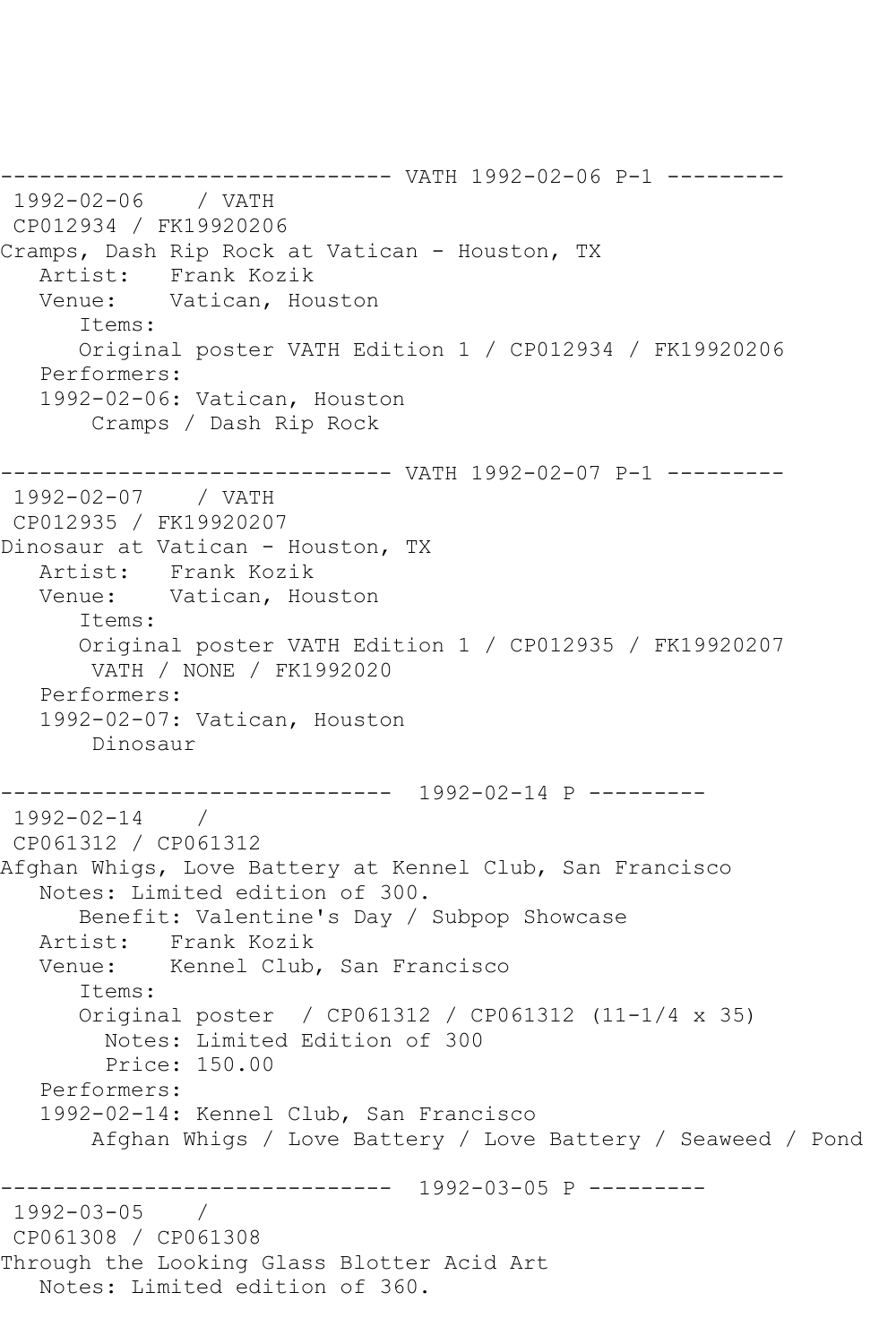------------------------------ VATH 1992-02-06 P-1 ---------

1992-02-06 / VATH
CP012934 / FK19920206
Cramps, Dash Rip Rock at Vatican - Houston, TX
Artist: Frank Kozik
Venue: Vatican, Houston
Items:
Original poster VATH Edition 1 / CP012934 / FK19920206
Performers:
1992-02-06: Vatican, Houston
Cramps / Dash Rip Rock

------------------------------ VATH 1992-02-07 P-1 ---------

1992-02-07 / VATH
CP012935 / FK19920207
Dinosaur at Vatican - Houston, TX
Artist: Frank Kozik
Venue: Vatican, Houston
Items:
Original poster VATH Edition 1 / CP012935 / FK19920207
VATH / NONE / FK1992020
Performers:
1992-02-07: Vatican, Houston
Dinosaur

------------------------------ 1992-02-14 P ---------

1992-02-14 /
CP061312 / CP061312
Afghan Whigs, Love Battery at Kennel Club, San Francisco
Notes: Limited edition of 300.
Benefit: Valentine's Day / Subpop Showcase
Artist: Frank Kozik
Venue: Kennel Club, San Francisco
Items:
Original poster / CP061312 / CP061312 (11-1/4 x 35)
Notes: Limited Edition of 300
Price: 150.00
Performers:
1992-02-14: Kennel Club, San Francisco
Afghan Whigs / Love Battery / Love Battery / Seaweed / Pond

------------------------------ 1992-03-05 P ---------

1992-03-05 /
CP061308 / CP061308
Through the Looking Glass Blotter Acid Art
Notes: Limited edition of 360.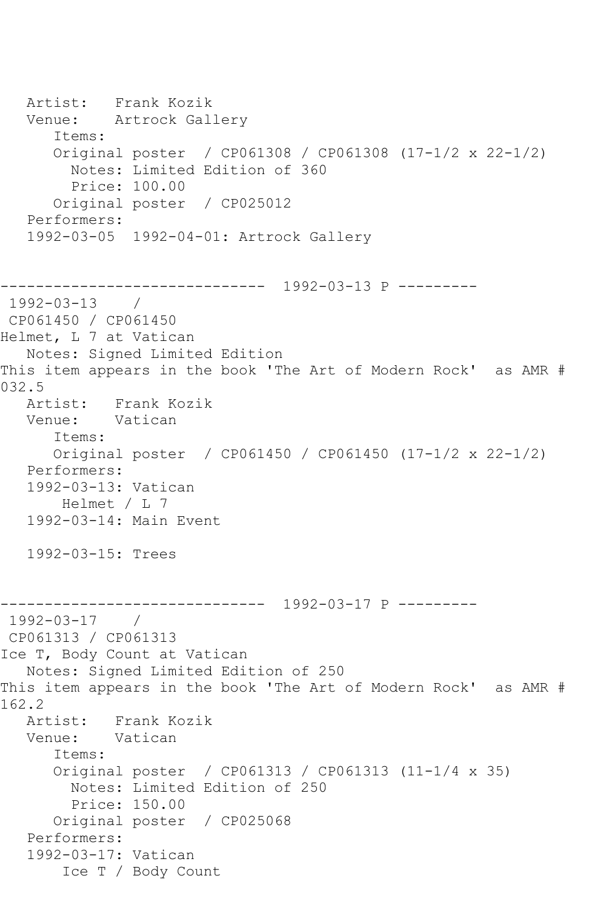```
   Artist:   Frank Kozik
   Venue:    Artrock Gallery
      Items:
      Original poster  / CP061308 / CP061308 (17-1/2 x 22-1/2)
        Notes: Limited Edition of 360
        Price: 100.00
      Original poster  / CP025012
   Performers:
   1992-03-05  1992-04-01: Artrock Gallery


------------------------------  1992-03-13 P ---------
 1992-03-13    /
 CP061450 / CP061450
Helmet, L 7 at Vatican
   Notes: Signed Limited Edition
This item appears in the book 'The Art of Modern Rock'  as AMR #
032.5
   Artist:   Frank Kozik
   Venue:    Vatican
      Items:
      Original poster  / CP061450 / CP061450 (17-1/2 x 22-1/2)
   Performers:
   1992-03-13: Vatican
       Helmet / L 7
   1992-03-14: Main Event

   1992-03-15: Trees


------------------------------  1992-03-17 P ---------
 1992-03-17    /
 CP061313 / CP061313
Ice T, Body Count at Vatican
   Notes: Signed Limited Edition of 250
This item appears in the book 'The Art of Modern Rock'  as AMR #
162.2
   Artist:   Frank Kozik
   Venue:    Vatican
      Items:
      Original poster  / CP061313 / CP061313 (11-1/4 x 35)
        Notes: Limited Edition of 250
        Price: 150.00
      Original poster  / CP025068
   Performers:
   1992-03-17: Vatican
       Ice T / Body Count
```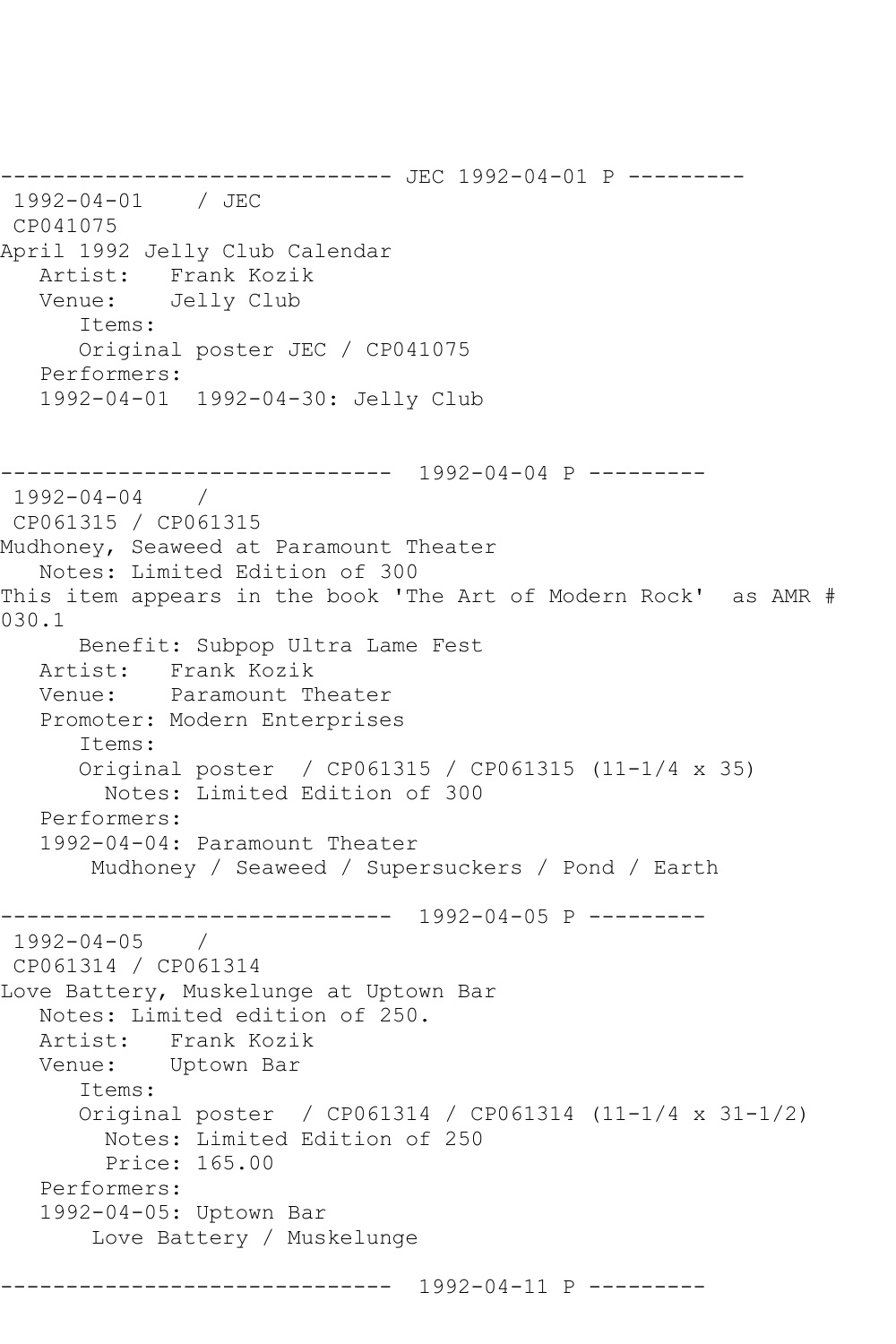```
------------------------------ JEC 1992-04-01 P ---------
 1992-04-01    / JEC
 CP041075
April 1992 Jelly Club Calendar
   Artist:   Frank Kozik
   Venue:    Jelly Club
      Items:
      Original poster JEC / CP041075
   Performers:
   1992-04-01  1992-04-30: Jelly Club


------------------------------  1992-04-04 P ---------
 1992-04-04    /
 CP061315 / CP061315
Mudhoney, Seaweed at Paramount Theater
   Notes: Limited Edition of 300
This item appears in the book 'The Art of Modern Rock'  as AMR #
030.1
      Benefit: Subpop Ultra Lame Fest
   Artist:   Frank Kozik
   Venue:    Paramount Theater
   Promoter: Modern Enterprises
      Items:
      Original poster  / CP061315 / CP061315 (11-1/4 x 35)
        Notes: Limited Edition of 300
   Performers:
   1992-04-04: Paramount Theater
       Mudhoney / Seaweed / Supersuckers / Pond / Earth

------------------------------  1992-04-05 P ---------
 1992-04-05    /
 CP061314 / CP061314
Love Battery, Muskelunge at Uptown Bar
   Notes: Limited edition of 250.
   Artist:   Frank Kozik
   Venue:    Uptown Bar
      Items:
      Original poster  / CP061314 / CP061314 (11-1/4 x 31-1/2)
        Notes: Limited Edition of 250
        Price: 165.00
   Performers:
   1992-04-05: Uptown Bar
       Love Battery / Muskelunge

------------------------------  1992-04-11 P ---------
```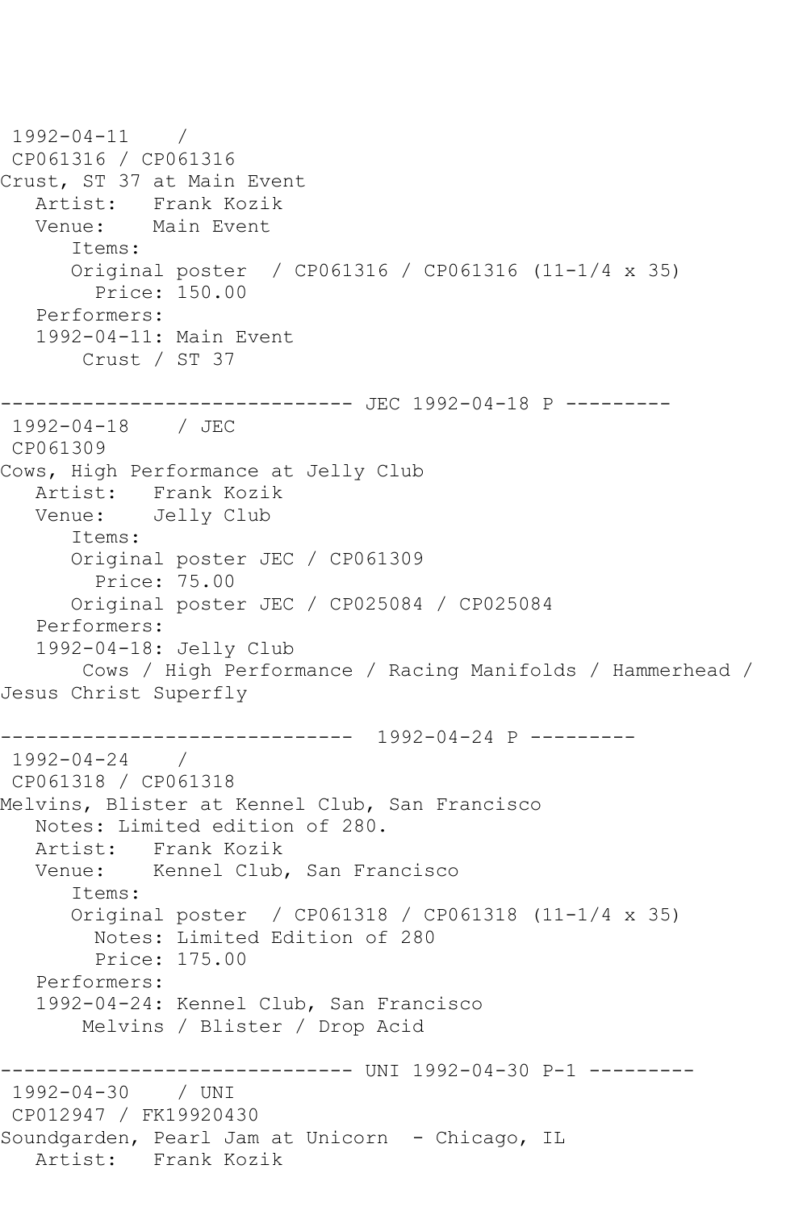```
 1992-04-11    / 
 CP061316 / CP061316
Crust, ST 37 at Main Event
   Artist:   Frank Kozik
   Venue:    Main Event
      Items:
      Original poster  / CP061316 / CP061316 (11-1/4 x 35)
        Price: 150.00
   Performers:
   1992-04-11: Main Event
       Crust / ST 37

------------------------------ JEC 1992-04-18 P ---------
 1992-04-18    / JEC
 CP061309
Cows, High Performance at Jelly Club
   Artist:   Frank Kozik
   Venue:    Jelly Club
      Items:
      Original poster JEC / CP061309
        Price: 75.00
      Original poster JEC / CP025084 / CP025084
   Performers:
   1992-04-18: Jelly Club
       Cows / High Performance / Racing Manifolds / Hammerhead / 
Jesus Christ Superfly

------------------------------  1992-04-24 P ---------
 1992-04-24    / 
 CP061318 / CP061318
Melvins, Blister at Kennel Club, San Francisco
   Notes: Limited edition of 280.
   Artist:   Frank Kozik
   Venue:    Kennel Club, San Francisco
      Items:
      Original poster  / CP061318 / CP061318 (11-1/4 x 35)
        Notes: Limited Edition of 280
        Price: 175.00
   Performers:
   1992-04-24: Kennel Club, San Francisco
       Melvins / Blister / Drop Acid

------------------------------ UNI 1992-04-30 P-1 ---------
 1992-04-30    / UNI
 CP012947 / FK19920430
Soundgarden, Pearl Jam at Unicorn  - Chicago, IL
   Artist:   Frank Kozik
```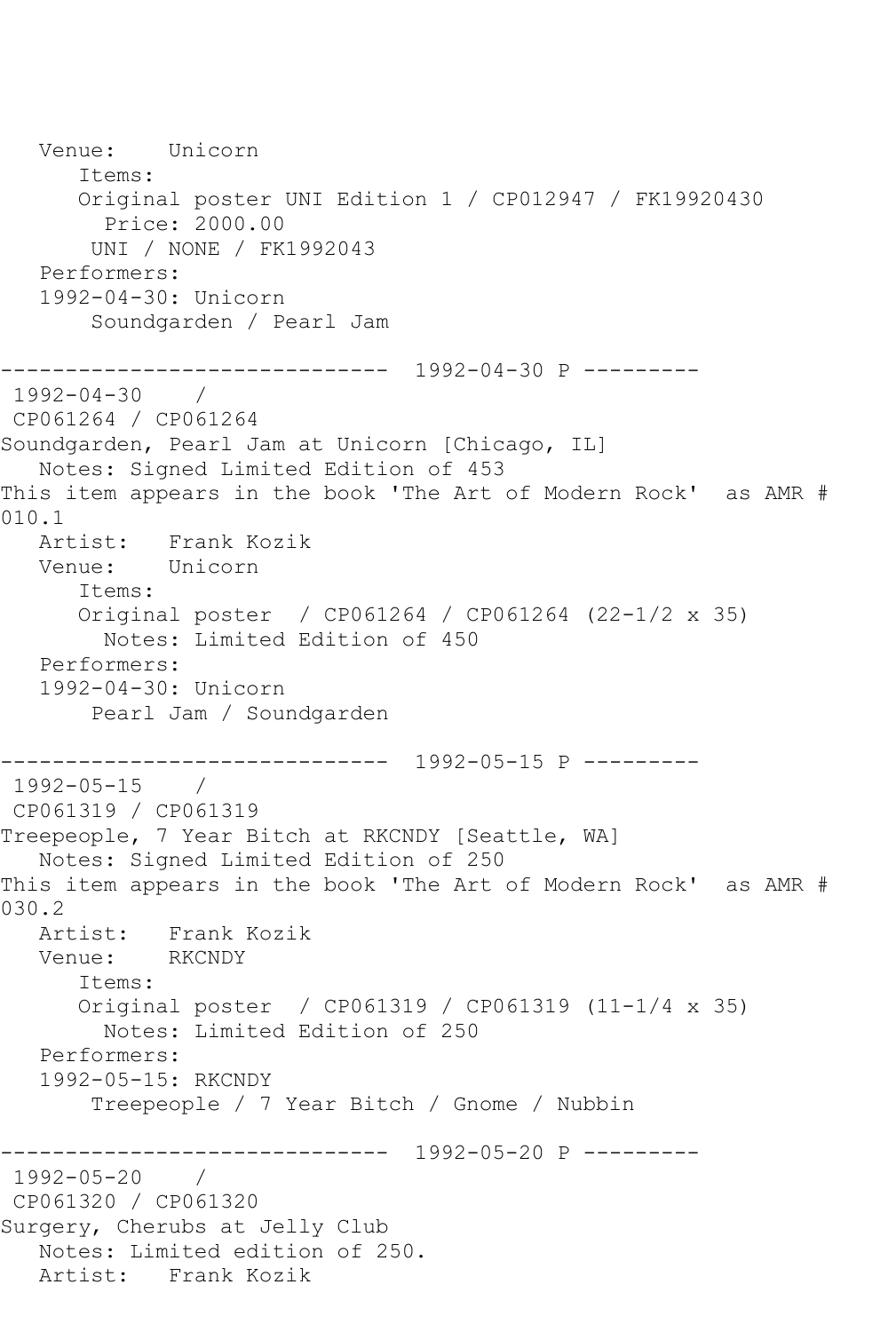```
   Venue:    Unicorn
      Items:
      Original poster UNI Edition 1 / CP012947 / FK19920430
        Price: 2000.00
       UNI / NONE / FK1992043
   Performers:
   1992-04-30: Unicorn
       Soundgarden / Pearl Jam

------------------------------  1992-04-30 P ---------
 1992-04-30    /
 CP061264 / CP061264
Soundgarden, Pearl Jam at Unicorn [Chicago, IL]
   Notes: Signed Limited Edition of 453
This item appears in the book 'The Art of Modern Rock'  as AMR #
010.1
   Artist:   Frank Kozik
   Venue:    Unicorn
      Items:
      Original poster  / CP061264 / CP061264 (22-1/2 x 35)
        Notes: Limited Edition of 450
   Performers:
   1992-04-30: Unicorn
       Pearl Jam / Soundgarden

------------------------------  1992-05-15 P ---------
 1992-05-15    /
 CP061319 / CP061319
Treepeople, 7 Year Bitch at RKCNDY [Seattle, WA]
   Notes: Signed Limited Edition of 250
This item appears in the book 'The Art of Modern Rock'  as AMR #
030.2
   Artist:   Frank Kozik
   Venue:    RKCNDY
      Items:
      Original poster  / CP061319 / CP061319 (11-1/4 x 35)
        Notes: Limited Edition of 250
   Performers:
   1992-05-15: RKCNDY
       Treepeople / 7 Year Bitch / Gnome / Nubbin

------------------------------  1992-05-20 P ---------
 1992-05-20    /
 CP061320 / CP061320
Surgery, Cherubs at Jelly Club
   Notes: Limited edition of 250.
   Artist:   Frank Kozik
```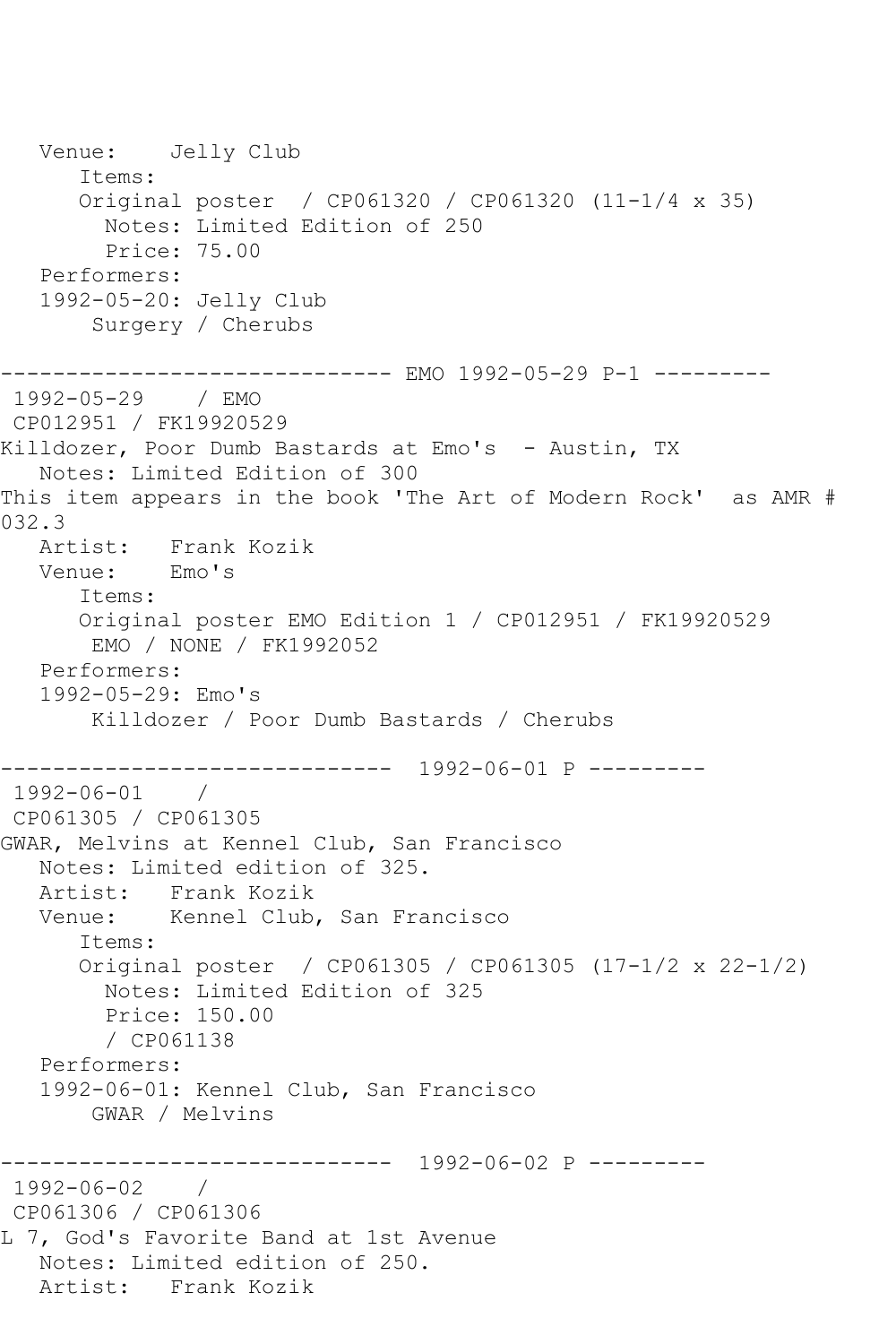```
   Venue:    Jelly Club
      Items:
      Original poster  / CP061320 / CP061320 (11-1/4 x 35)
        Notes: Limited Edition of 250
        Price: 75.00
   Performers:
   1992-05-20: Jelly Club
       Surgery / Cherubs

------------------------------ EMO 1992-05-29 P-1 ---------
 1992-05-29    / EMO
 CP012951 / FK19920529
Killdozer, Poor Dumb Bastards at Emo's  - Austin, TX
   Notes: Limited Edition of 300
This item appears in the book 'The Art of Modern Rock'  as AMR #
032.3
   Artist:   Frank Kozik
   Venue:    Emo's
      Items:
      Original poster EMO Edition 1 / CP012951 / FK19920529
       EMO / NONE / FK1992052
   Performers:
   1992-05-29: Emo's
       Killdozer / Poor Dumb Bastards / Cherubs

------------------------------  1992-06-01 P ---------
 1992-06-01    /
 CP061305 / CP061305
GWAR, Melvins at Kennel Club, San Francisco
   Notes: Limited edition of 325.
   Artist:   Frank Kozik
   Venue:    Kennel Club, San Francisco
      Items:
      Original poster  / CP061305 / CP061305 (17-1/2 x 22-1/2)
        Notes: Limited Edition of 325
        Price: 150.00
        / CP061138
   Performers:
   1992-06-01: Kennel Club, San Francisco
       GWAR / Melvins

------------------------------  1992-06-02 P ---------
 1992-06-02    /
 CP061306 / CP061306
L 7, God's Favorite Band at 1st Avenue
   Notes: Limited edition of 250.
   Artist:   Frank Kozik
```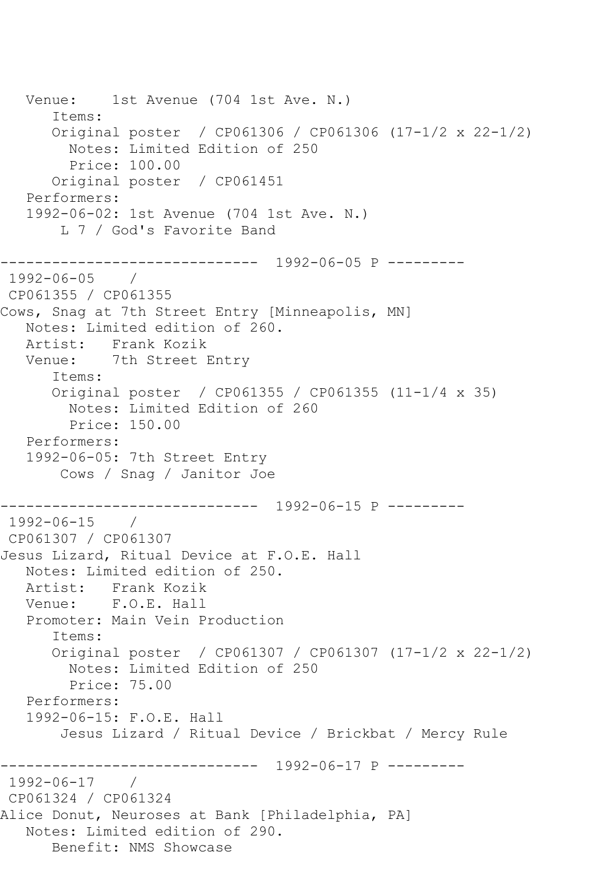```
   Venue:    1st Avenue (704 1st Ave. N.)
      Items:
      Original poster  / CP061306 / CP061306 (17-1/2 x 22-1/2)
        Notes: Limited Edition of 250
        Price: 100.00
      Original poster  / CP061451
   Performers:
   1992-06-02: 1st Avenue (704 1st Ave. N.)
       L 7 / God's Favorite Band

------------------------------  1992-06-05 P ---------
 1992-06-05    /
 CP061355 / CP061355
Cows, Snag at 7th Street Entry [Minneapolis, MN]
   Notes: Limited edition of 260.
   Artist:   Frank Kozik
   Venue:    7th Street Entry
      Items:
      Original poster  / CP061355 / CP061355 (11-1/4 x 35)
        Notes: Limited Edition of 260
        Price: 150.00
   Performers:
   1992-06-05: 7th Street Entry
       Cows / Snag / Janitor Joe

------------------------------  1992-06-15 P ---------
 1992-06-15    /
 CP061307 / CP061307
Jesus Lizard, Ritual Device at F.O.E. Hall
   Notes: Limited edition of 250.
   Artist:   Frank Kozik
   Venue:    F.O.E. Hall
   Promoter: Main Vein Production
      Items:
      Original poster  / CP061307 / CP061307 (17-1/2 x 22-1/2)
        Notes: Limited Edition of 250
        Price: 75.00
   Performers:
   1992-06-15: F.O.E. Hall
       Jesus Lizard / Ritual Device / Brickbat / Mercy Rule

------------------------------  1992-06-17 P ---------
 1992-06-17    /
 CP061324 / CP061324
Alice Donut, Neuroses at Bank [Philadelphia, PA]
   Notes: Limited edition of 290.
      Benefit: NMS Showcase
```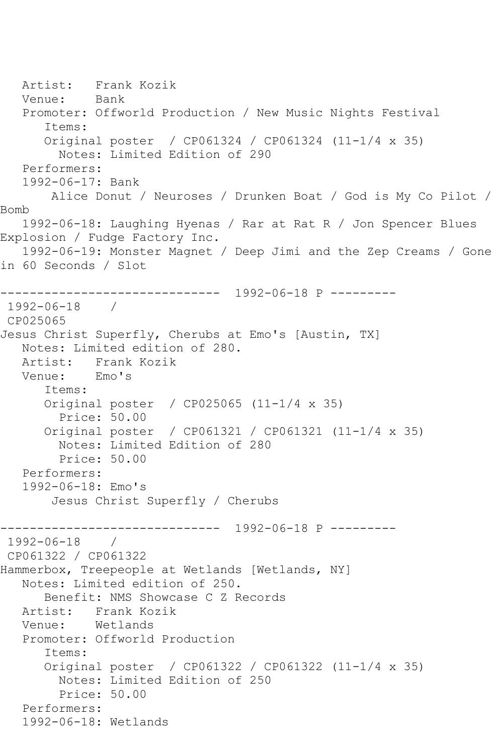Artist: Frank Kozik
Venue: Bank
Promoter: Offworld Production / New Music Nights Festival
Items:
Original poster / CP061324 / CP061324 (11-1/4 x 35)
Notes: Limited Edition of 290
Performers:
1992-06-17: Bank
Alice Donut / Neuroses / Drunken Boat / God is My Co Pilot / Bomb
1992-06-18: Laughing Hyenas / Rar at Rat R / Jon Spencer Blues Explosion / Fudge Factory Inc.
1992-06-19: Monster Magnet / Deep Jimi and the Zep Creams / Gone in 60 Seconds / Slot

------------------------------ 1992-06-18 P ---------

1992-06-18 /
CP025065
Jesus Christ Superfly, Cherubs at Emo's [Austin, TX]
Notes: Limited edition of 280.
Artist: Frank Kozik
Venue: Emo's
Items:
Original poster / CP025065 (11-1/4 x 35)
Price: 50.00
Original poster / CP061321 / CP061321 (11-1/4 x 35)
Notes: Limited Edition of 280
Price: 50.00
Performers:
1992-06-18: Emo's
Jesus Christ Superfly / Cherubs

------------------------------ 1992-06-18 P ---------

1992-06-18 /
CP061322 / CP061322
Hammerbox, Treepeople at Wetlands [Wetlands, NY]
Notes: Limited edition of 250.
Benefit: NMS Showcase C Z Records
Artist: Frank Kozik
Venue: Wetlands
Promoter: Offworld Production
Items:
Original poster / CP061322 / CP061322 (11-1/4 x 35)
Notes: Limited Edition of 250
Price: 50.00
Performers:
1992-06-18: Wetlands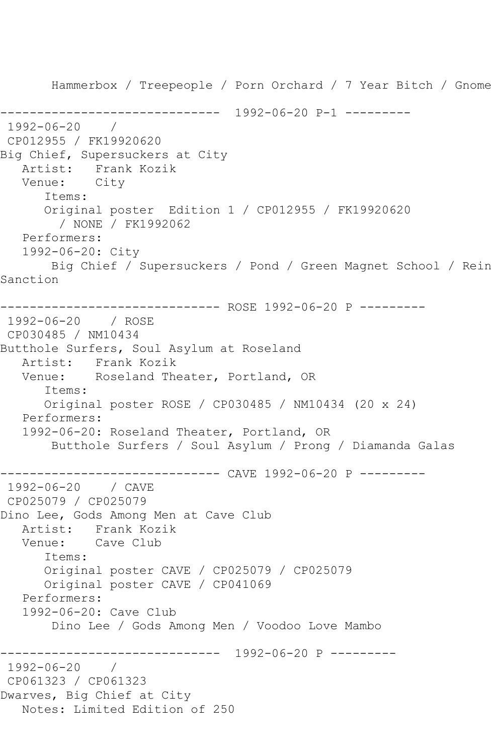Hammerbox / Treepeople / Porn Orchard / 7 Year Bitch / Gnome

------------------------------ 1992-06-20 P-1 ---------

1992-06-20 /
CP012955 / FK19920620
Big Chief, Supersuckers at City
Artist: Frank Kozik
Venue: City
Items:
Original poster Edition 1 / CP012955 / FK19920620 / NONE / FK1992062
Performers:
1992-06-20: City
Big Chief / Supersuckers / Pond / Green Magnet School / Rein Sanction

------------------------------ ROSE 1992-06-20 P ---------

1992-06-20 / ROSE
CP030485 / NM10434
Butthole Surfers, Soul Asylum at Roseland
Artist: Frank Kozik
Venue: Roseland Theater, Portland, OR
Items:
Original poster ROSE / CP030485 / NM10434 (20 x 24)
Performers:
1992-06-20: Roseland Theater, Portland, OR
Butthole Surfers / Soul Asylum / Prong / Diamanda Galas

------------------------------ CAVE 1992-06-20 P ---------

1992-06-20 / CAVE
CP025079 / CP025079
Dino Lee, Gods Among Men at Cave Club
Artist: Frank Kozik
Venue: Cave Club
Items:
Original poster CAVE / CP025079 / CP025079
Original poster CAVE / CP041069
Performers:
1992-06-20: Cave Club
Dino Lee / Gods Among Men / Voodoo Love Mambo

------------------------------ 1992-06-20 P ---------

1992-06-20 /
CP061323 / CP061323
Dwarves, Big Chief at City
Notes: Limited Edition of 250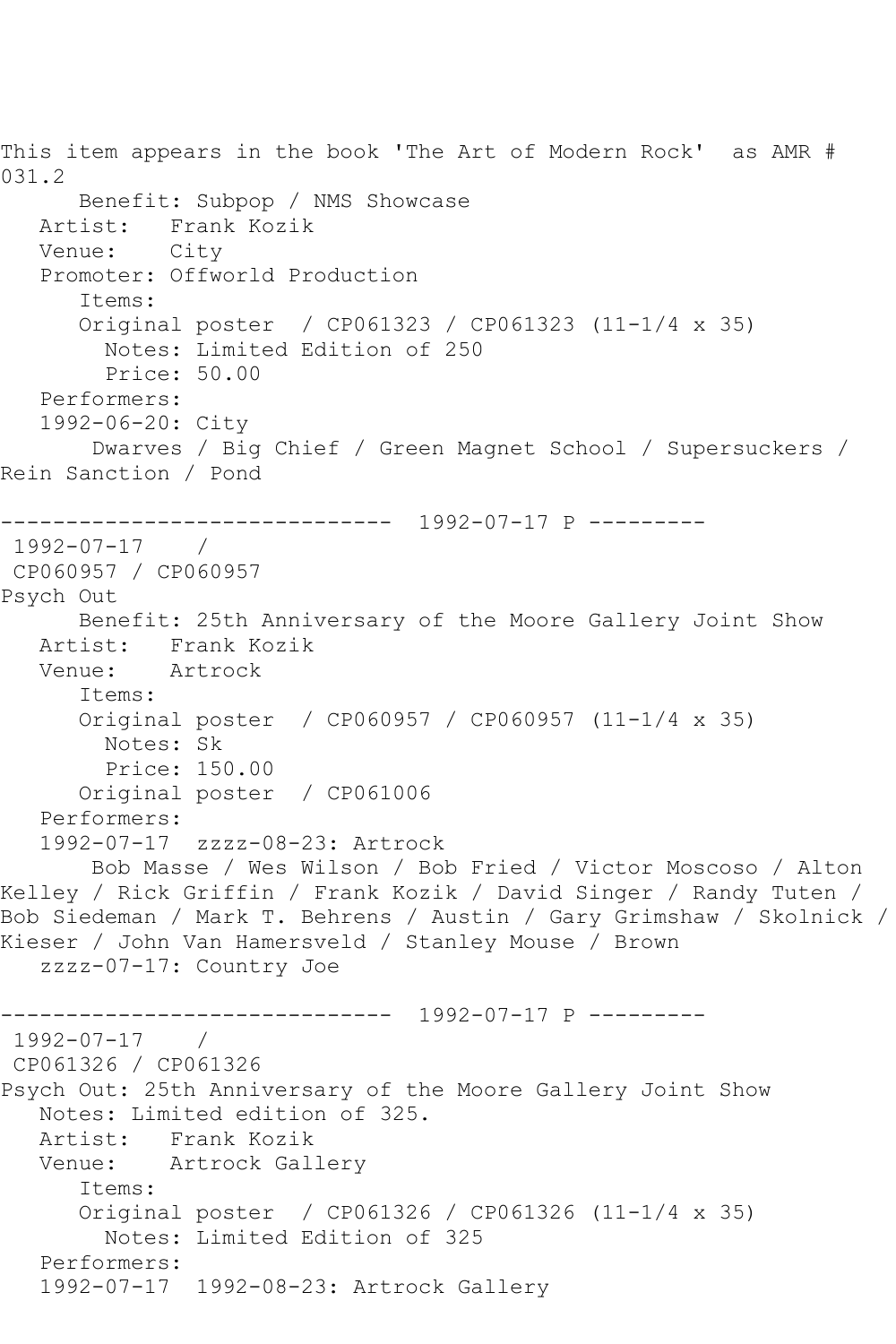This item appears in the book 'The Art of Modern Rock' as AMR # 031.2

Benefit: Subpop / NMS Showcase
Artist: Frank Kozik
Venue: City
Promoter: Offworld Production
Items:
Original poster / CP061323 / CP061323 (11-1/4 x 35)
Notes: Limited Edition of 250
Price: 50.00
Performers:
1992-06-20: City
Dwarves / Big Chief / Green Magnet School / Supersuckers / Rein Sanction / Pond

------------------------------ 1992-07-17 P ---------

1992-07-17 /
CP060957 / CP060957
Psych Out
Benefit: 25th Anniversary of the Moore Gallery Joint Show
Artist: Frank Kozik
Venue: Artrock
Items:
Original poster / CP060957 / CP060957 (11-1/4 x 35)
Notes: Sk
Price: 150.00
Original poster / CP061006
Performers:
1992-07-17 zzzz-08-23: Artrock
Bob Masse / Wes Wilson / Bob Fried / Victor Moscoso / Alton Kelley / Rick Griffin / Frank Kozik / David Singer / Randy Tuten / Bob Siedeman / Mark T. Behrens / Austin / Gary Grimshaw / Skolnick / Kieser / John Van Hamersveld / Stanley Mouse / Brown
zzzz-07-17: Country Joe

------------------------------ 1992-07-17 P ---------

1992-07-17 /
CP061326 / CP061326
Psych Out: 25th Anniversary of the Moore Gallery Joint Show
Notes: Limited edition of 325.
Artist: Frank Kozik
Venue: Artrock Gallery
Items:
Original poster / CP061326 / CP061326 (11-1/4 x 35)
Notes: Limited Edition of 325
Performers:
1992-07-17 1992-08-23: Artrock Gallery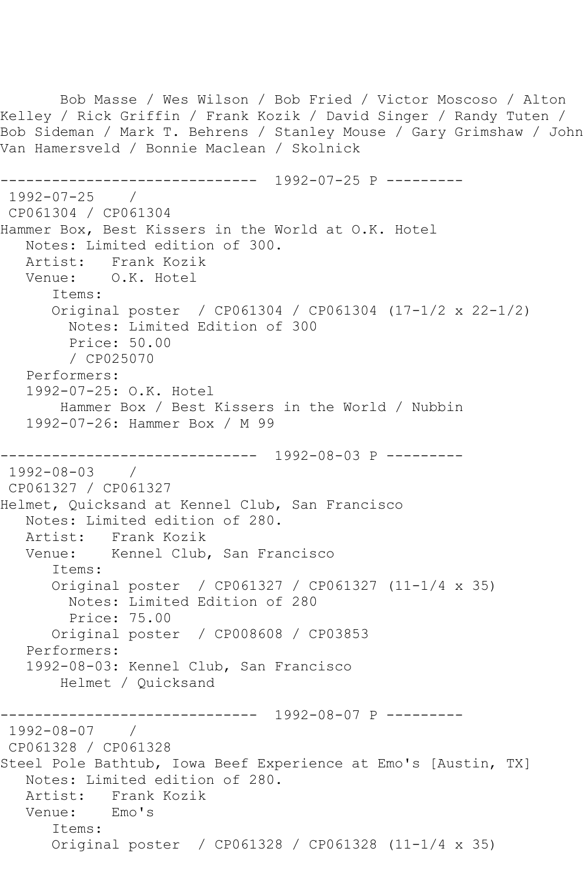Bob Masse / Wes Wilson / Bob Fried / Victor Moscoso / Alton Kelley / Rick Griffin / Frank Kozik / David Singer / Randy Tuten / Bob Sideman / Mark T. Behrens / Stanley Mouse / Gary Grimshaw / John Van Hamersveld / Bonnie Maclean / Skolnick

```
------------------------------  1992-07-25 P ---------
 1992-07-25    /
 CP061304 / CP061304
Hammer Box, Best Kissers in the World at O.K. Hotel
   Notes: Limited edition of 300.
   Artist:   Frank Kozik
   Venue:    O.K. Hotel
      Items:
      Original poster  / CP061304 / CP061304 (17-1/2 x 22-1/2)
        Notes: Limited Edition of 300
        Price: 50.00
        / CP025070
   Performers:
   1992-07-25: O.K. Hotel
       Hammer Box / Best Kissers in the World / Nubbin
   1992-07-26: Hammer Box / M 99

------------------------------  1992-08-03 P ---------
 1992-08-03    /
 CP061327 / CP061327
Helmet, Quicksand at Kennel Club, San Francisco
   Notes: Limited edition of 280.
   Artist:   Frank Kozik
   Venue:    Kennel Club, San Francisco
      Items:
      Original poster  / CP061327 / CP061327 (11-1/4 x 35)
        Notes: Limited Edition of 280
        Price: 75.00
      Original poster  / CP008608 / CP03853
   Performers:
   1992-08-03: Kennel Club, San Francisco
       Helmet / Quicksand

------------------------------  1992-08-07 P ---------
 1992-08-07    /
 CP061328 / CP061328
Steel Pole Bathtub, Iowa Beef Experience at Emo's [Austin, TX]
   Notes: Limited edition of 280.
   Artist:   Frank Kozik
   Venue:    Emo's
      Items:
      Original poster  / CP061328 / CP061328 (11-1/4 x 35)
```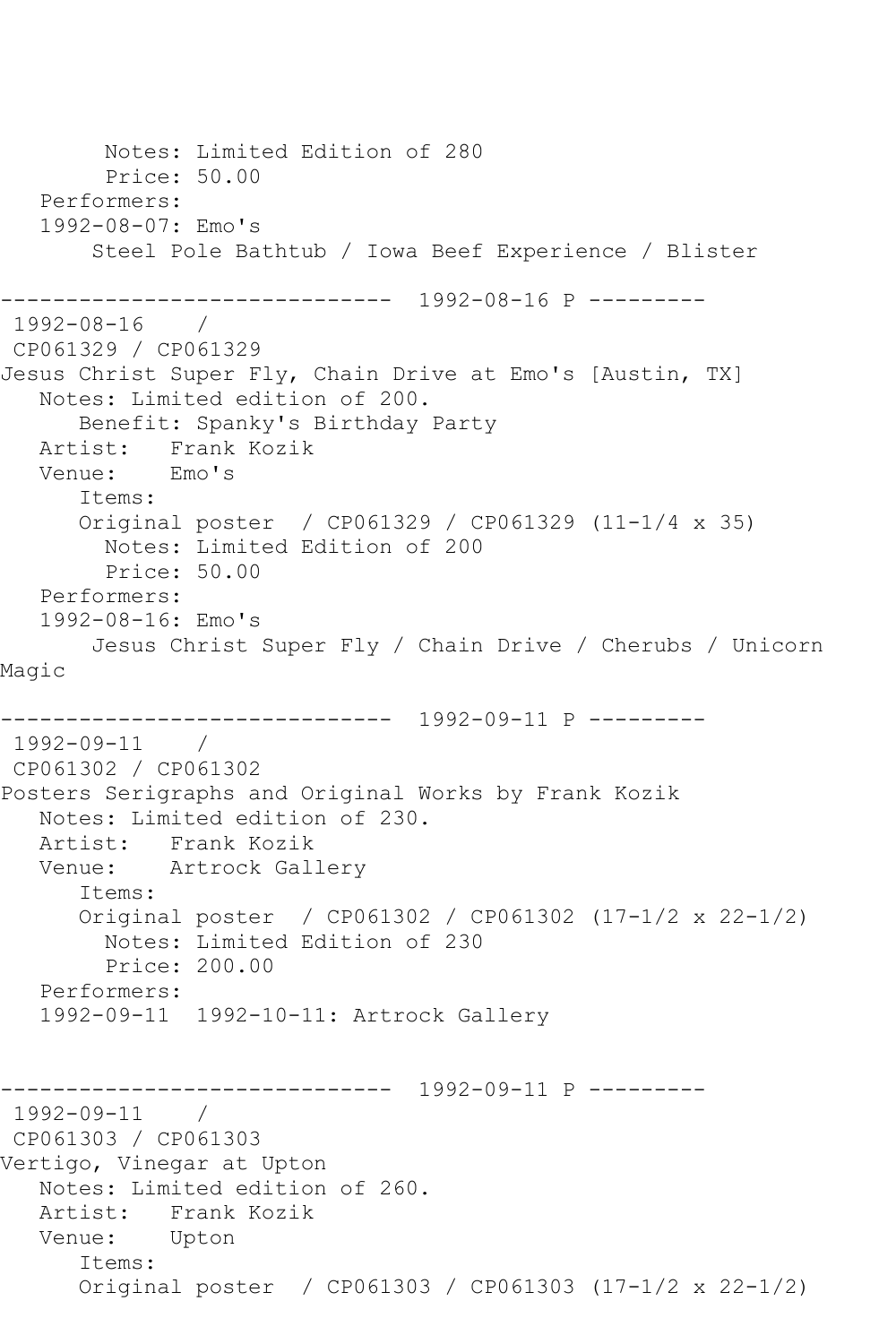```
        Notes: Limited Edition of 280
        Price: 50.00
   Performers:
   1992-08-07: Emo's
       Steel Pole Bathtub / Iowa Beef Experience / Blister

------------------------------  1992-08-16 P ---------
 1992-08-16    /
 CP061329 / CP061329
Jesus Christ Super Fly, Chain Drive at Emo's [Austin, TX]
   Notes: Limited edition of 200.
      Benefit: Spanky's Birthday Party
   Artist:   Frank Kozik
   Venue:    Emo's
      Items:
      Original poster  / CP061329 / CP061329 (11-1/4 x 35)
        Notes: Limited Edition of 200
        Price: 50.00
   Performers:
   1992-08-16: Emo's
       Jesus Christ Super Fly / Chain Drive / Cherubs / Unicorn
Magic

------------------------------  1992-09-11 P ---------
 1992-09-11    /
 CP061302 / CP061302
Posters Serigraphs and Original Works by Frank Kozik
   Notes: Limited edition of 230.
   Artist:   Frank Kozik
   Venue:    Artrock Gallery
      Items:
      Original poster  / CP061302 / CP061302 (17-1/2 x 22-1/2)
        Notes: Limited Edition of 230
        Price: 200.00
   Performers:
   1992-09-11  1992-10-11: Artrock Gallery


------------------------------  1992-09-11 P ---------
 1992-09-11    /
 CP061303 / CP061303
Vertigo, Vinegar at Upton
   Notes: Limited edition of 260.
   Artist:   Frank Kozik
   Venue:    Upton
      Items:
      Original poster  / CP061303 / CP061303 (17-1/2 x 22-1/2)
```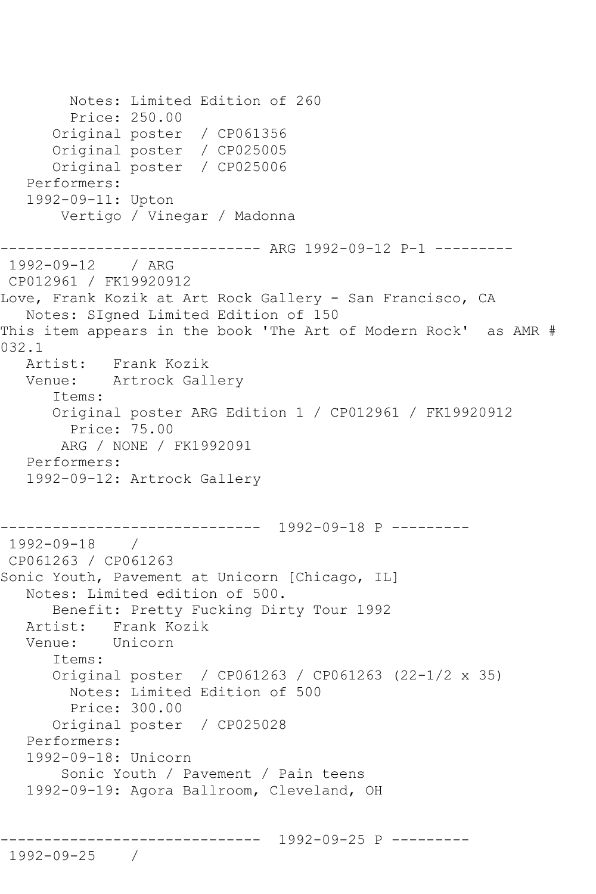```
        Notes: Limited Edition of 260
        Price: 250.00
      Original poster  / CP061356
      Original poster  / CP025005
      Original poster  / CP025006
   Performers:
   1992-09-11: Upton
       Vertigo / Vinegar / Madonna

------------------------------ ARG 1992-09-12 P-1 ---------
 1992-09-12    / ARG
 CP012961 / FK19920912
Love, Frank Kozik at Art Rock Gallery - San Francisco, CA
   Notes: SIgned Limited Edition of 150
This item appears in the book 'The Art of Modern Rock'  as AMR #
032.1
   Artist:   Frank Kozik
   Venue:    Artrock Gallery
      Items:
      Original poster ARG Edition 1 / CP012961 / FK19920912
        Price: 75.00
       ARG / NONE / FK1992091
   Performers:
   1992-09-12: Artrock Gallery


------------------------------  1992-09-18 P ---------
 1992-09-18    /
 CP061263 / CP061263
Sonic Youth, Pavement at Unicorn [Chicago, IL]
   Notes: Limited edition of 500.
      Benefit: Pretty Fucking Dirty Tour 1992
   Artist:   Frank Kozik
   Venue:    Unicorn
      Items:
      Original poster  / CP061263 / CP061263 (22-1/2 x 35)
        Notes: Limited Edition of 500
        Price: 300.00
      Original poster  / CP025028
   Performers:
   1992-09-18: Unicorn
       Sonic Youth / Pavement / Pain teens
   1992-09-19: Agora Ballroom, Cleveland, OH


------------------------------  1992-09-25 P ---------
 1992-09-25    /
```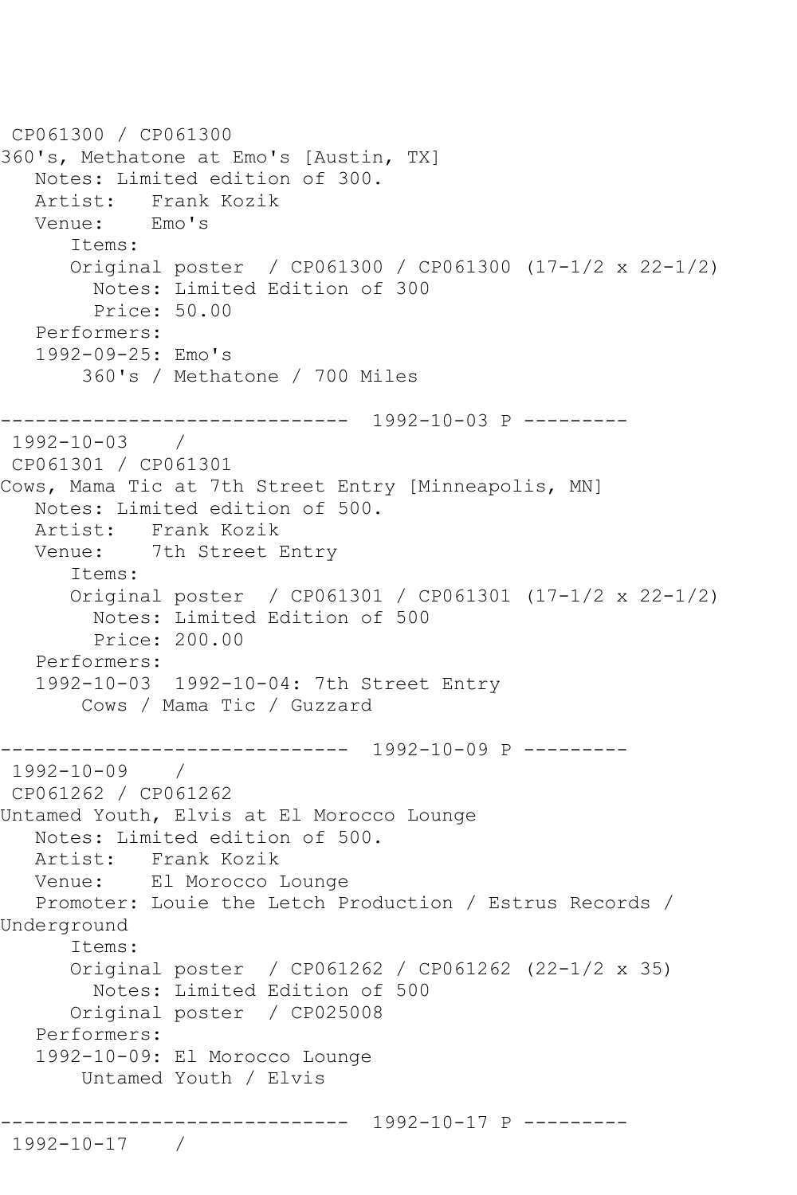CP061300 / CP061300
360's, Methatone at Emo's [Austin, TX]
   Notes: Limited edition of 300.
   Artist:   Frank Kozik
   Venue:    Emo's
      Items:
      Original poster  / CP061300 / CP061300 (17-1/2 x 22-1/2)
        Notes: Limited Edition of 300
        Price: 50.00
   Performers:
   1992-09-25: Emo's
       360's / Methatone / 700 Miles

------------------------------ 1992-10-03 P ---------
 1992-10-03    /
 CP061301 / CP061301
Cows, Mama Tic at 7th Street Entry [Minneapolis, MN]
   Notes: Limited edition of 500.
   Artist:   Frank Kozik
   Venue:    7th Street Entry
      Items:
      Original poster  / CP061301 / CP061301 (17-1/2 x 22-1/2)
        Notes: Limited Edition of 500
        Price: 200.00
   Performers:
   1992-10-03  1992-10-04: 7th Street Entry
       Cows / Mama Tic / Guzzard

------------------------------ 1992-10-09 P ---------
 1992-10-09    /
 CP061262 / CP061262
Untamed Youth, Elvis at El Morocco Lounge
   Notes: Limited edition of 500.
   Artist:   Frank Kozik
   Venue:    El Morocco Lounge
   Promoter: Louie the Letch Production / Estrus Records / Underground
      Items:
      Original poster  / CP061262 / CP061262 (22-1/2 x 35)
        Notes: Limited Edition of 500
      Original poster  / CP025008
   Performers:
   1992-10-09: El Morocco Lounge
       Untamed Youth / Elvis

------------------------------ 1992-10-17 P ---------
 1992-10-17    /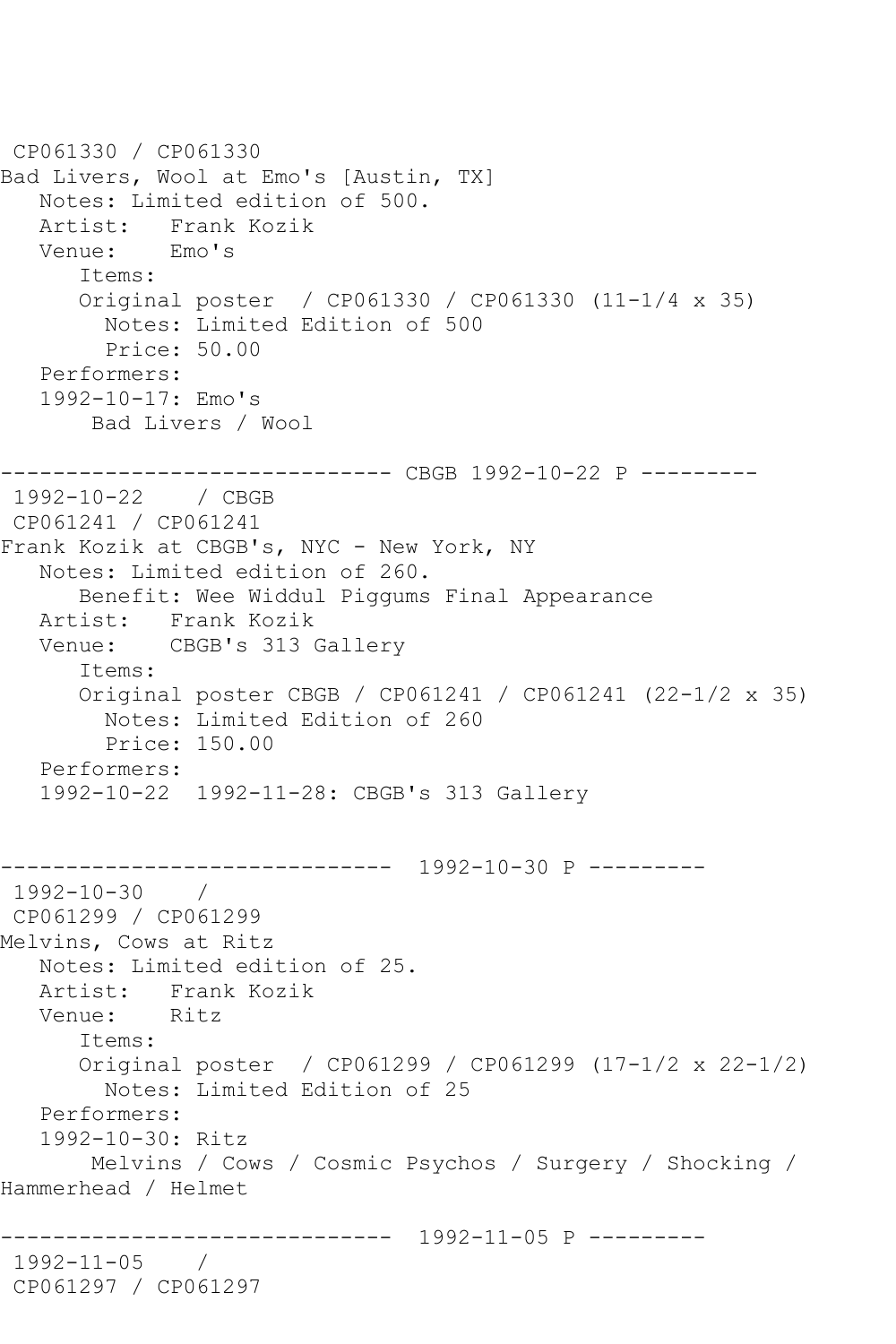CP061330 / CP061330
Bad Livers, Wool at Emo's [Austin, TX]
Notes: Limited edition of 500.
Artist: Frank Kozik
Venue: Emo's
Items:
Original poster / CP061330 / CP061330 (11-1/4 x 35)
Notes: Limited Edition of 500
Price: 50.00
Performers:
1992-10-17: Emo's
Bad Livers / Wool

------------------------------ CBGB 1992-10-22 P ---------
1992-10-22 / CBGB
CP061241 / CP061241
Frank Kozik at CBGB's, NYC - New York, NY
Notes: Limited edition of 260.
Benefit: Wee Widdul Piggums Final Appearance
Artist: Frank Kozik
Venue: CBGB's 313 Gallery
Items:
Original poster CBGB / CP061241 / CP061241 (22-1/2 x 35)
Notes: Limited Edition of 260
Price: 150.00
Performers:
1992-10-22 1992-11-28: CBGB's 313 Gallery

------------------------------ 1992-10-30 P ---------
1992-10-30 /
CP061299 / CP061299
Melvins, Cows at Ritz
Notes: Limited edition of 25.
Artist: Frank Kozik
Venue: Ritz
Items:
Original poster / CP061299 / CP061299 (17-1/2 x 22-1/2)
Notes: Limited Edition of 25
Performers:
1992-10-30: Ritz
Melvins / Cows / Cosmic Psychos / Surgery / Shocking / Hammerhead / Helmet

------------------------------ 1992-11-05 P ---------
1992-11-05 /
CP061297 / CP061297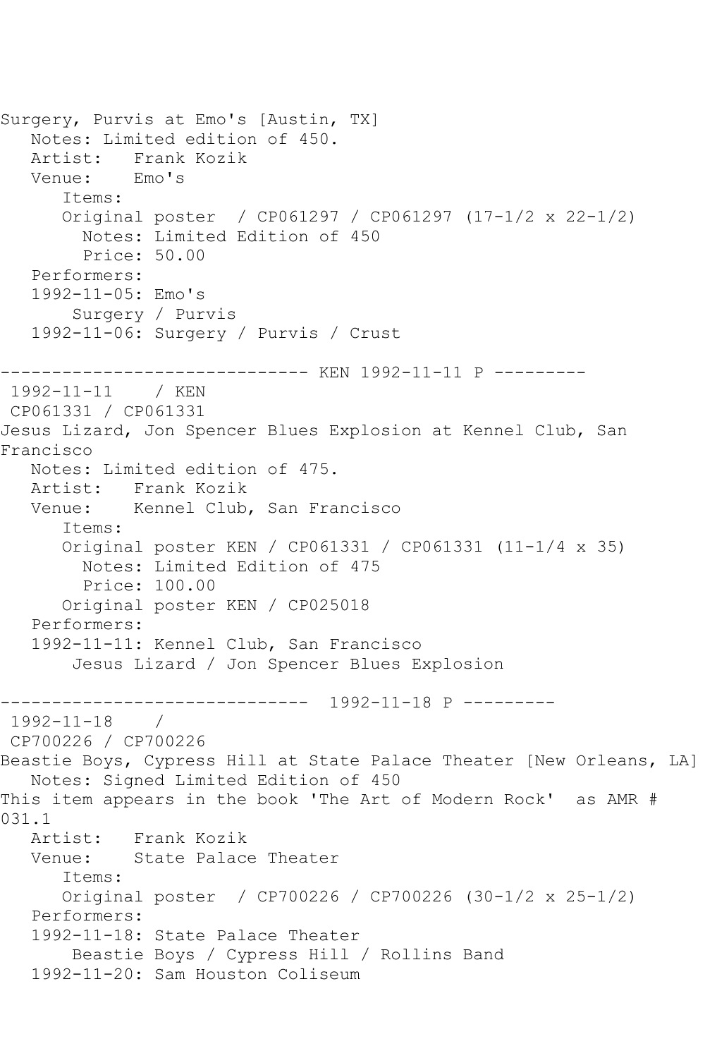Surgery, Purvis at Emo's [Austin, TX]
   Notes: Limited edition of 450.
   Artist:   Frank Kozik
   Venue:    Emo's
      Items:
      Original poster  / CP061297 / CP061297 (17-1/2 x 22-1/2)
        Notes: Limited Edition of 450
        Price: 50.00
   Performers:
   1992-11-05: Emo's
       Surgery / Purvis
   1992-11-06: Surgery / Purvis / Crust

------------------------------ KEN 1992-11-11 P ---------
 1992-11-11    / KEN
 CP061331 / CP061331
Jesus Lizard, Jon Spencer Blues Explosion at Kennel Club, San Francisco
   Notes: Limited edition of 475.
   Artist:   Frank Kozik
   Venue:    Kennel Club, San Francisco
      Items:
      Original poster KEN / CP061331 / CP061331 (11-1/4 x 35)
        Notes: Limited Edition of 475
        Price: 100.00
      Original poster KEN / CP025018
   Performers:
   1992-11-11: Kennel Club, San Francisco
       Jesus Lizard / Jon Spencer Blues Explosion

------------------------------  1992-11-18 P ---------
 1992-11-18    /
 CP700226 / CP700226
Beastie Boys, Cypress Hill at State Palace Theater [New Orleans, LA]
   Notes: Signed Limited Edition of 450
This item appears in the book 'The Art of Modern Rock'  as AMR # 031.1
   Artist:   Frank Kozik
   Venue:    State Palace Theater
      Items:
      Original poster  / CP700226 / CP700226 (30-1/2 x 25-1/2)
   Performers:
   1992-11-18: State Palace Theater
       Beastie Boys / Cypress Hill / Rollins Band
   1992-11-20: Sam Houston Coliseum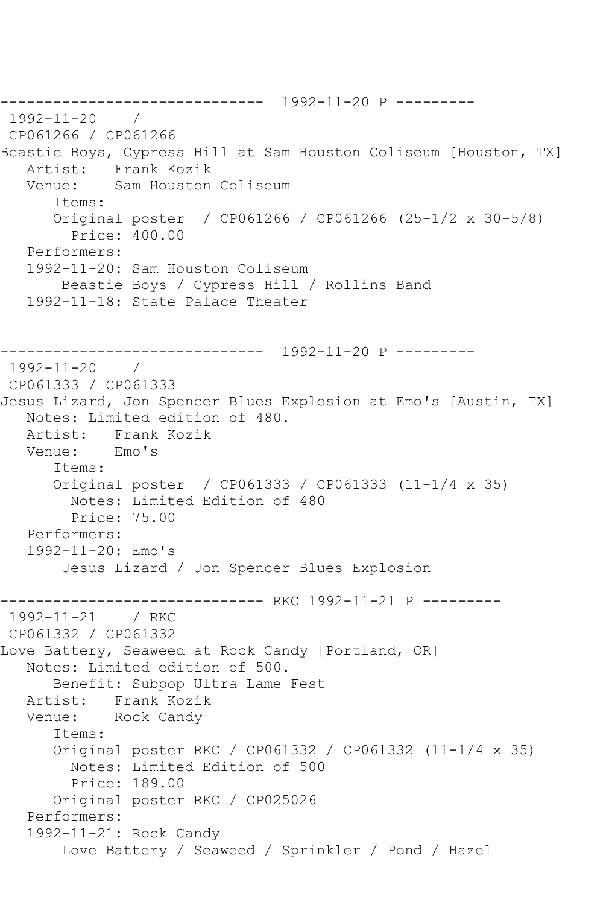------------------------------ 1992-11-20 P ---------

1992-11-20 /

CP061266 / CP061266

Beastie Boys, Cypress Hill at Sam Houston Coliseum [Houston, TX]

Artist: Frank Kozik

Venue: Sam Houston Coliseum

Items:

Original poster / CP061266 / CP061266 (25-1/2 x 30-5/8)

Price: 400.00

Performers:

1992-11-20: Sam Houston Coliseum

Beastie Boys / Cypress Hill / Rollins Band

1992-11-18: State Palace Theater

------------------------------ 1992-11-20 P ---------

1992-11-20 /

CP061333 / CP061333

Jesus Lizard, Jon Spencer Blues Explosion at Emo's [Austin, TX]

Notes: Limited edition of 480.

Artist: Frank Kozik

Venue: Emo's

Items:

Original poster / CP061333 / CP061333 (11-1/4 x 35)

Notes: Limited Edition of 480

Price: 75.00

Performers:

1992-11-20: Emo's

Jesus Lizard / Jon Spencer Blues Explosion

------------------------------ RKC 1992-11-21 P ---------

1992-11-21 / RKC

CP061332 / CP061332

Love Battery, Seaweed at Rock Candy [Portland, OR]

Notes: Limited edition of 500.

Benefit: Subpop Ultra Lame Fest

Artist: Frank Kozik

Venue: Rock Candy

Items:

Original poster RKC / CP061332 / CP061332 (11-1/4 x 35)

Notes: Limited Edition of 500

Price: 189.00

Original poster RKC / CP025026

Performers:

1992-11-21: Rock Candy

Love Battery / Seaweed / Sprinkler / Pond / Hazel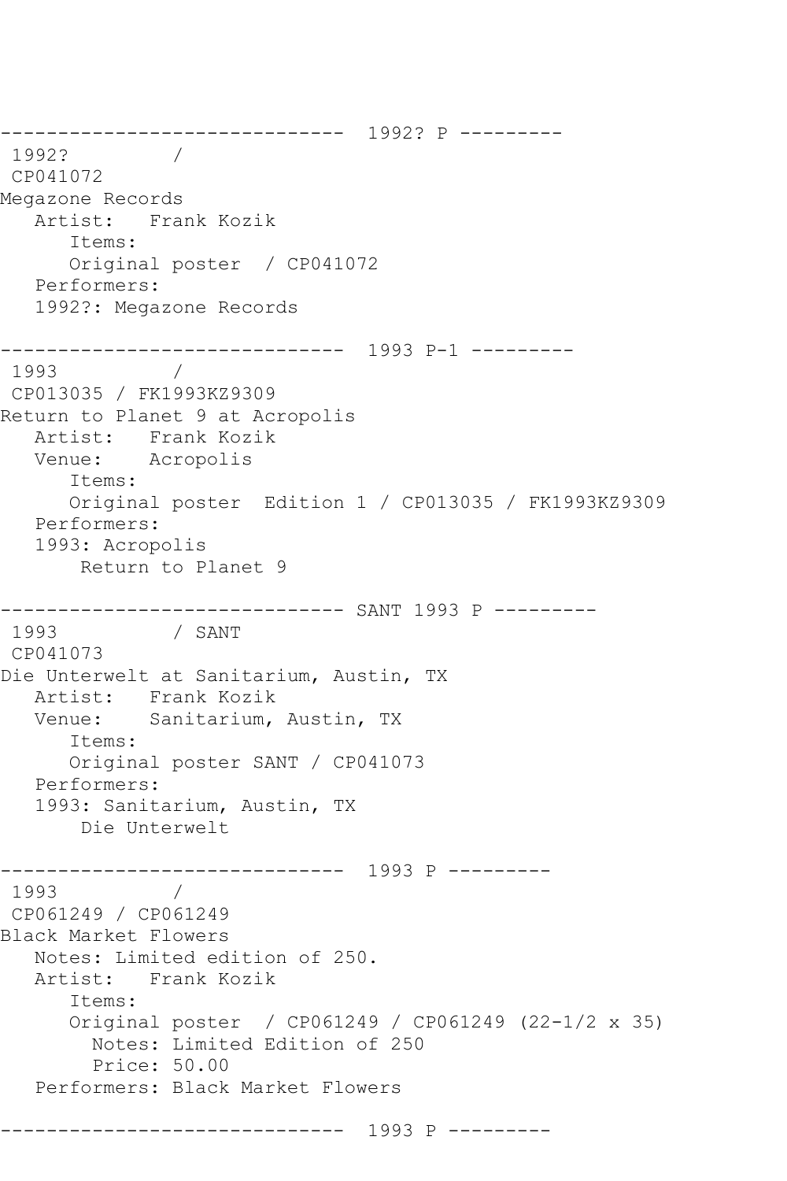```
------------------------------  1992? P ---------
 1992?         /
 CP041072
Megazone Records
   Artist:   Frank Kozik
      Items:
      Original poster  / CP041072
   Performers:
   1992?: Megazone Records

------------------------------  1993 P-1 ---------
 1993          /
 CP013035 / FK1993KZ9309
Return to Planet 9 at Acropolis
   Artist:   Frank Kozik
   Venue:    Acropolis
      Items:
      Original poster  Edition 1 / CP013035 / FK1993KZ9309
   Performers:
   1993: Acropolis
       Return to Planet 9

------------------------------ SANT 1993 P ---------
 1993          / SANT
 CP041073
Die Unterwelt at Sanitarium, Austin, TX
   Artist:   Frank Kozik
   Venue:    Sanitarium, Austin, TX
      Items:
      Original poster SANT / CP041073
   Performers:
   1993: Sanitarium, Austin, TX
       Die Unterwelt

------------------------------  1993 P ---------
 1993          /
 CP061249 / CP061249
Black Market Flowers
   Notes: Limited edition of 250.
   Artist:   Frank Kozik
      Items:
      Original poster  / CP061249 / CP061249 (22-1/2 x 35)
        Notes: Limited Edition of 250
        Price: 50.00
   Performers: Black Market Flowers

------------------------------  1993 P ---------
```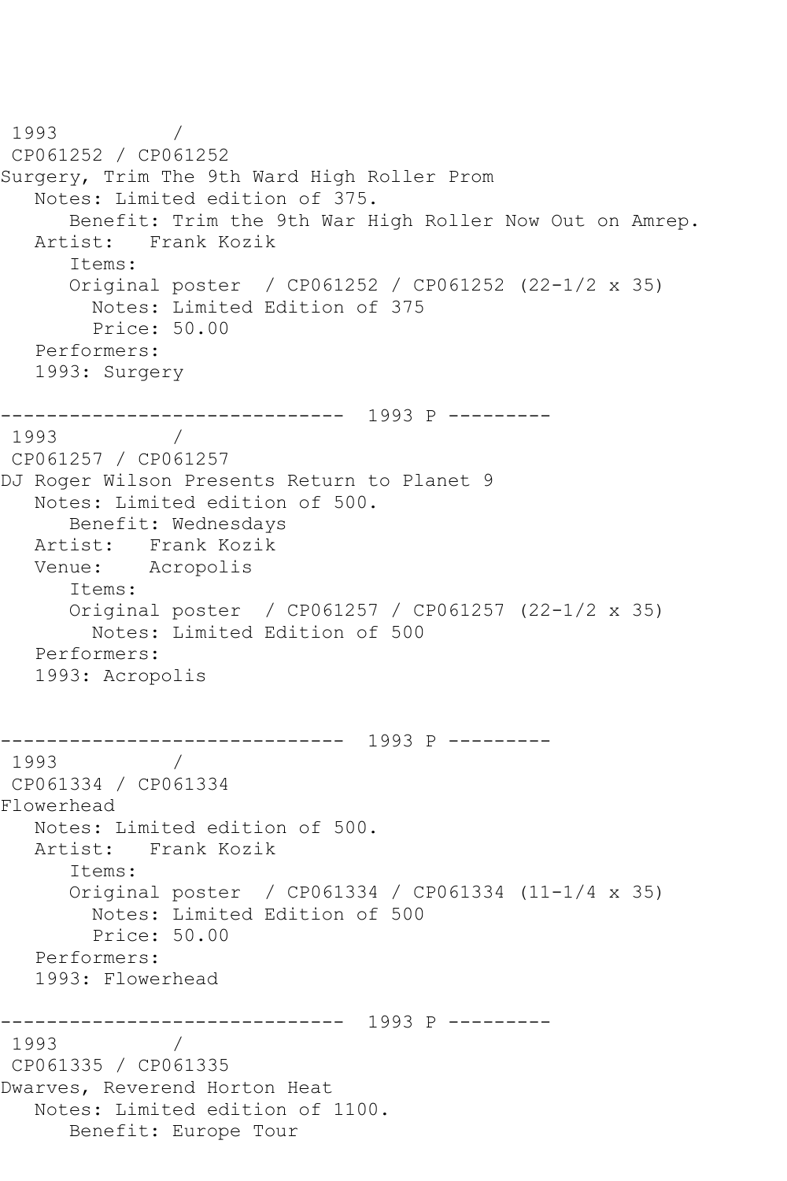```
 1993          /
 CP061252 / CP061252
Surgery, Trim The 9th Ward High Roller Prom
   Notes: Limited edition of 375.
      Benefit: Trim the 9th War High Roller Now Out on Amrep.
   Artist:   Frank Kozik
      Items:
      Original poster  / CP061252 / CP061252 (22-1/2 x 35)
        Notes: Limited Edition of 375
        Price: 50.00
   Performers:
   1993: Surgery

------------------------------  1993 P ---------
 1993          /
 CP061257 / CP061257
DJ Roger Wilson Presents Return to Planet 9
   Notes: Limited edition of 500.
      Benefit: Wednesdays
   Artist:   Frank Kozik
   Venue:    Acropolis
      Items:
      Original poster  / CP061257 / CP061257 (22-1/2 x 35)
        Notes: Limited Edition of 500
   Performers:
   1993: Acropolis


------------------------------  1993 P ---------
 1993          /
 CP061334 / CP061334
Flowerhead
   Notes: Limited edition of 500.
   Artist:   Frank Kozik
      Items:
      Original poster  / CP061334 / CP061334 (11-1/4 x 35)
        Notes: Limited Edition of 500
        Price: 50.00
   Performers:
   1993: Flowerhead

------------------------------  1993 P ---------
 1993          /
 CP061335 / CP061335
Dwarves, Reverend Horton Heat
   Notes: Limited edition of 1100.
      Benefit: Europe Tour
```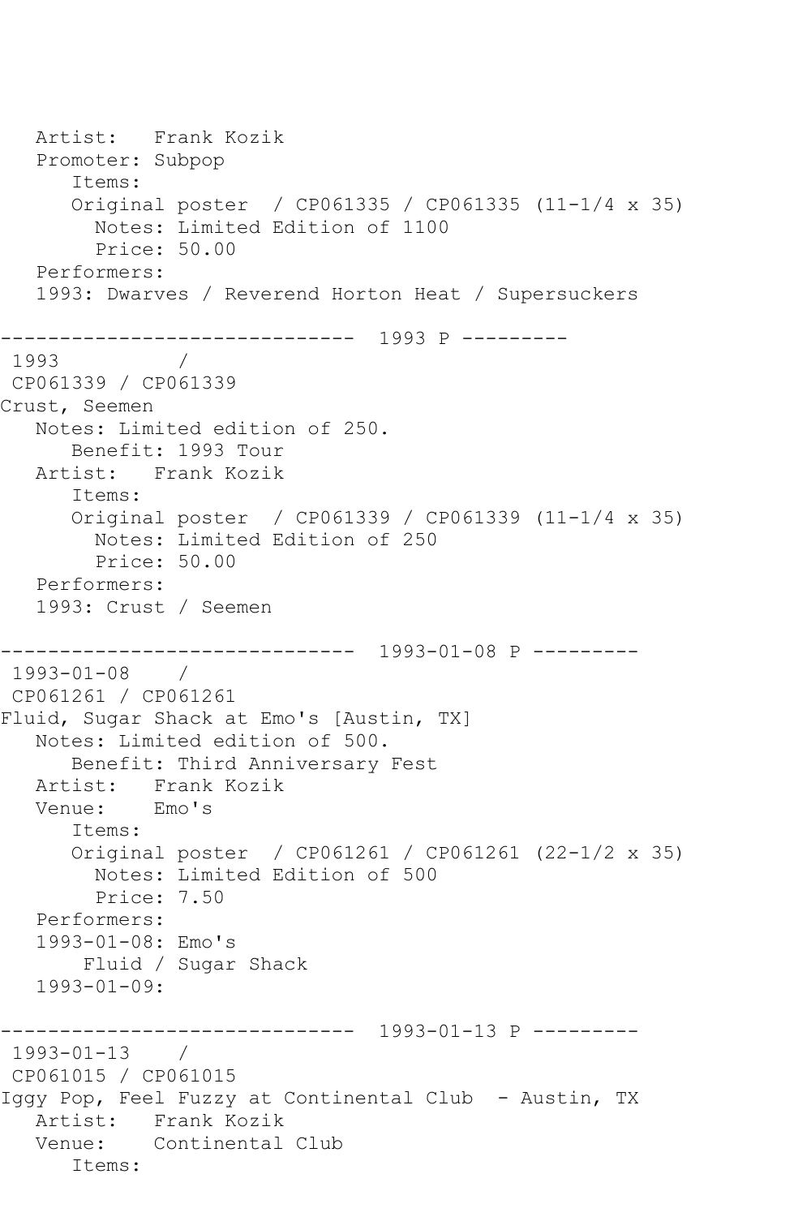```
   Artist:   Frank Kozik
   Promoter: Subpop
      Items:
      Original poster  / CP061335 / CP061335 (11-1/4 x 35)
        Notes: Limited Edition of 1100
        Price: 50.00
   Performers:
   1993: Dwarves / Reverend Horton Heat / Supersuckers

------------------------------  1993 P ---------
 1993          /
 CP061339 / CP061339
Crust, Seemen
   Notes: Limited edition of 250.
      Benefit: 1993 Tour
   Artist:   Frank Kozik
      Items:
      Original poster  / CP061339 / CP061339 (11-1/4 x 35)
        Notes: Limited Edition of 250
        Price: 50.00
   Performers:
   1993: Crust / Seemen

------------------------------  1993-01-08 P ---------
 1993-01-08    /
 CP061261 / CP061261
Fluid, Sugar Shack at Emo's [Austin, TX]
   Notes: Limited edition of 500.
      Benefit: Third Anniversary Fest
   Artist:   Frank Kozik
   Venue:    Emo's
      Items:
      Original poster  / CP061261 / CP061261 (22-1/2 x 35)
        Notes: Limited Edition of 500
        Price: 7.50
   Performers:
   1993-01-08: Emo's
       Fluid / Sugar Shack
   1993-01-09:

------------------------------  1993-01-13 P ---------
 1993-01-13    /
 CP061015 / CP061015
Iggy Pop, Feel Fuzzy at Continental Club  - Austin, TX
   Artist:   Frank Kozik
   Venue:    Continental Club
      Items:
```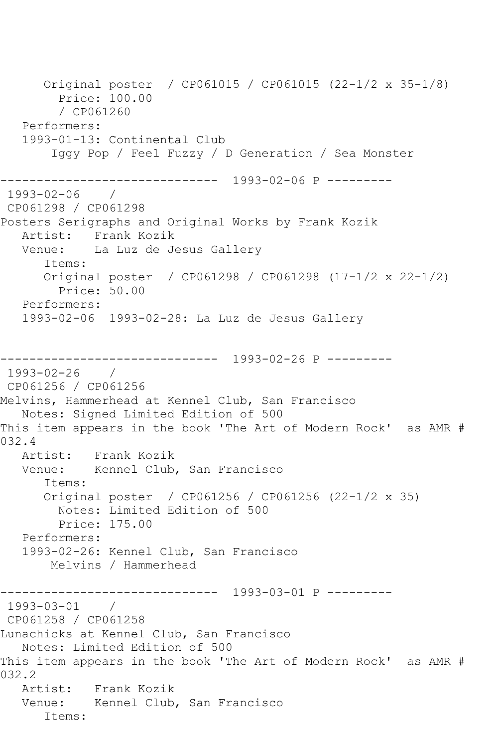```
      Original poster  / CP061015 / CP061015 (22-1/2 x 35-1/8)
        Price: 100.00
        / CP061260
   Performers:
   1993-01-13: Continental Club
       Iggy Pop / Feel Fuzzy / D Generation / Sea Monster

------------------------------  1993-02-06 P ---------
 1993-02-06    /
 CP061298 / CP061298
Posters Serigraphs and Original Works by Frank Kozik
   Artist:   Frank Kozik
   Venue:    La Luz de Jesus Gallery
      Items:
      Original poster  / CP061298 / CP061298 (17-1/2 x 22-1/2)
        Price: 50.00
   Performers:
   1993-02-06  1993-02-28: La Luz de Jesus Gallery


------------------------------  1993-02-26 P ---------
 1993-02-26    /
 CP061256 / CP061256
Melvins, Hammerhead at Kennel Club, San Francisco
   Notes: Signed Limited Edition of 500
This item appears in the book 'The Art of Modern Rock'  as AMR #
032.4
   Artist:   Frank Kozik
   Venue:    Kennel Club, San Francisco
      Items:
      Original poster  / CP061256 / CP061256 (22-1/2 x 35)
        Notes: Limited Edition of 500
        Price: 175.00
   Performers:
   1993-02-26: Kennel Club, San Francisco
       Melvins / Hammerhead

------------------------------  1993-03-01 P ---------
 1993-03-01    /
 CP061258 / CP061258
Lunachicks at Kennel Club, San Francisco
   Notes: Limited Edition of 500
This item appears in the book 'The Art of Modern Rock'  as AMR #
032.2
   Artist:   Frank Kozik
   Venue:    Kennel Club, San Francisco
      Items:
```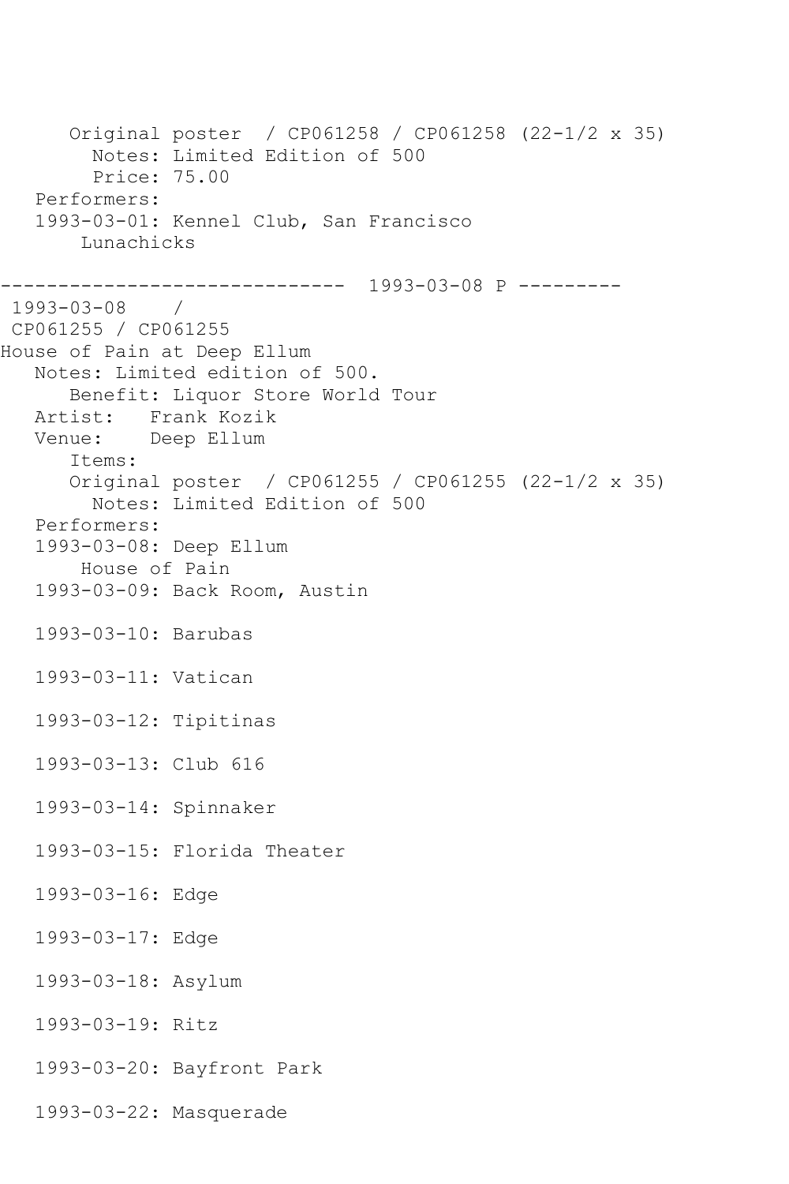```
      Original poster  / CP061258 / CP061258 (22-1/2 x 35)
        Notes: Limited Edition of 500
        Price: 75.00
   Performers:
   1993-03-01: Kennel Club, San Francisco
       Lunachicks

------------------------------  1993-03-08 P ---------
 1993-03-08    /
 CP061255 / CP061255
House of Pain at Deep Ellum
   Notes: Limited edition of 500.
      Benefit: Liquor Store World Tour
   Artist:   Frank Kozik
   Venue:    Deep Ellum
      Items:
      Original poster  / CP061255 / CP061255 (22-1/2 x 35)
        Notes: Limited Edition of 500
   Performers:
   1993-03-08: Deep Ellum
       House of Pain
   1993-03-09: Back Room, Austin

   1993-03-10: Barubas

   1993-03-11: Vatican

   1993-03-12: Tipitinas

   1993-03-13: Club 616

   1993-03-14: Spinnaker

   1993-03-15: Florida Theater

   1993-03-16: Edge

   1993-03-17: Edge

   1993-03-18: Asylum

   1993-03-19: Ritz

   1993-03-20: Bayfront Park

   1993-03-22: Masquerade
```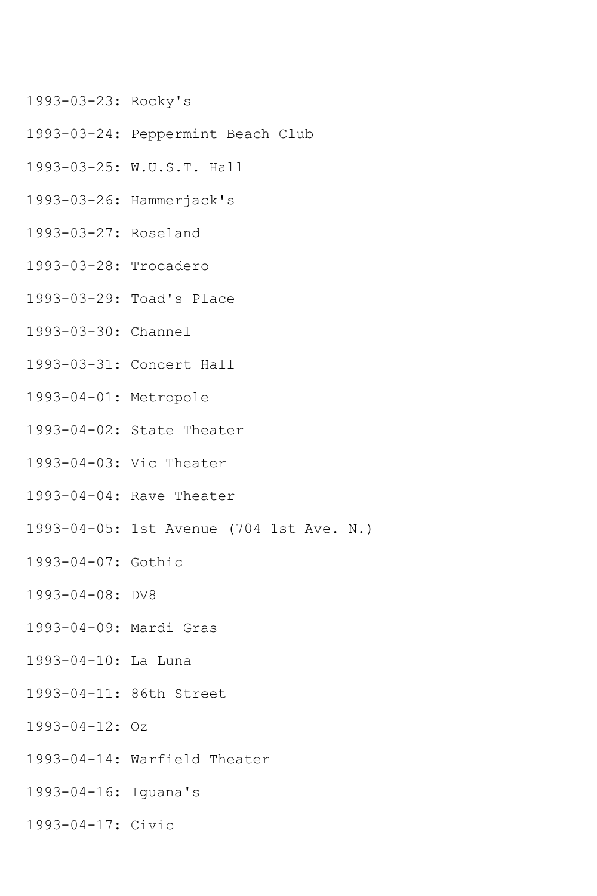1993-03-23: Rocky's

1993-03-24: Peppermint Beach Club

1993-03-25: W.U.S.T. Hall

1993-03-26: Hammerjack's

1993-03-27: Roseland

1993-03-28: Trocadero

1993-03-29: Toad's Place

1993-03-30: Channel

1993-03-31: Concert Hall

1993-04-01: Metropole

1993-04-02: State Theater

1993-04-03: Vic Theater

1993-04-04: Rave Theater

1993-04-05: 1st Avenue (704 1st Ave. N.)

1993-04-07: Gothic

1993-04-08: DV8

1993-04-09: Mardi Gras

1993-04-10: La Luna

1993-04-11: 86th Street

1993-04-12: Oz

1993-04-14: Warfield Theater

1993-04-16: Iguana's

1993-04-17: Civic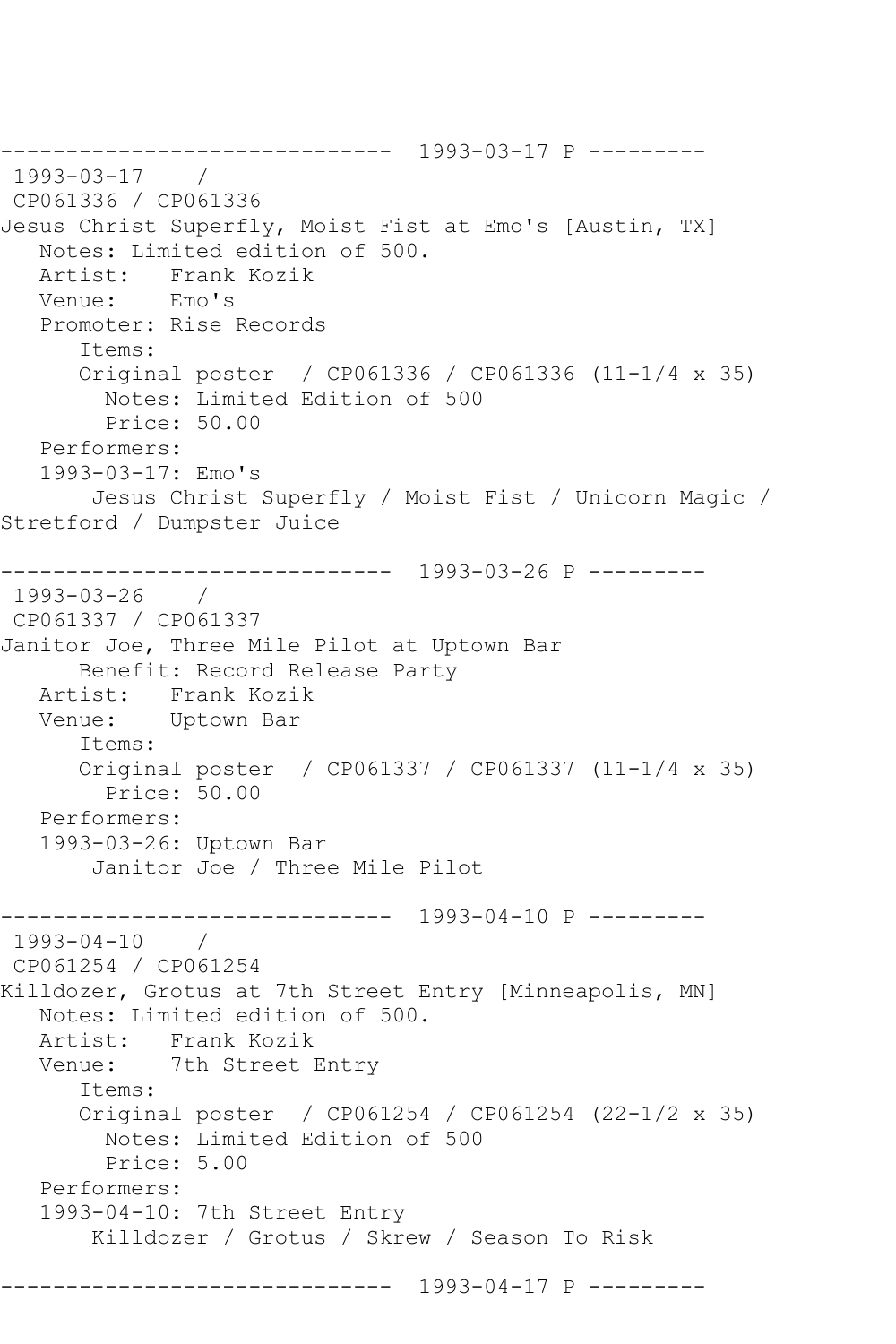------------------------------ 1993-03-17 P ---------
1993-03-17 /
CP061336 / CP061336
Jesus Christ Superfly, Moist Fist at Emo's [Austin, TX]
   Notes: Limited edition of 500.
   Artist: Frank Kozik
   Venue: Emo's
   Promoter: Rise Records
      Items:
      Original poster / CP061336 / CP061336 (11-1/4 x 35)
        Notes: Limited Edition of 500
        Price: 50.00
   Performers:
   1993-03-17: Emo's
       Jesus Christ Superfly / Moist Fist / Unicorn Magic / Stretford / Dumpster Juice

------------------------------ 1993-03-26 P ---------
1993-03-26 /
CP061337 / CP061337
Janitor Joe, Three Mile Pilot at Uptown Bar
      Benefit: Record Release Party
   Artist: Frank Kozik
   Venue: Uptown Bar
      Items:
      Original poster / CP061337 / CP061337 (11-1/4 x 35)
        Price: 50.00
   Performers:
   1993-03-26: Uptown Bar
       Janitor Joe / Three Mile Pilot

------------------------------ 1993-04-10 P ---------
1993-04-10 /
CP061254 / CP061254
Killdozer, Grotus at 7th Street Entry [Minneapolis, MN]
   Notes: Limited edition of 500.
   Artist: Frank Kozik
   Venue: 7th Street Entry
      Items:
      Original poster / CP061254 / CP061254 (22-1/2 x 35)
        Notes: Limited Edition of 500
        Price: 5.00
   Performers:
   1993-04-10: 7th Street Entry
       Killdozer / Grotus / Skrew / Season To Risk

------------------------------ 1993-04-17 P ---------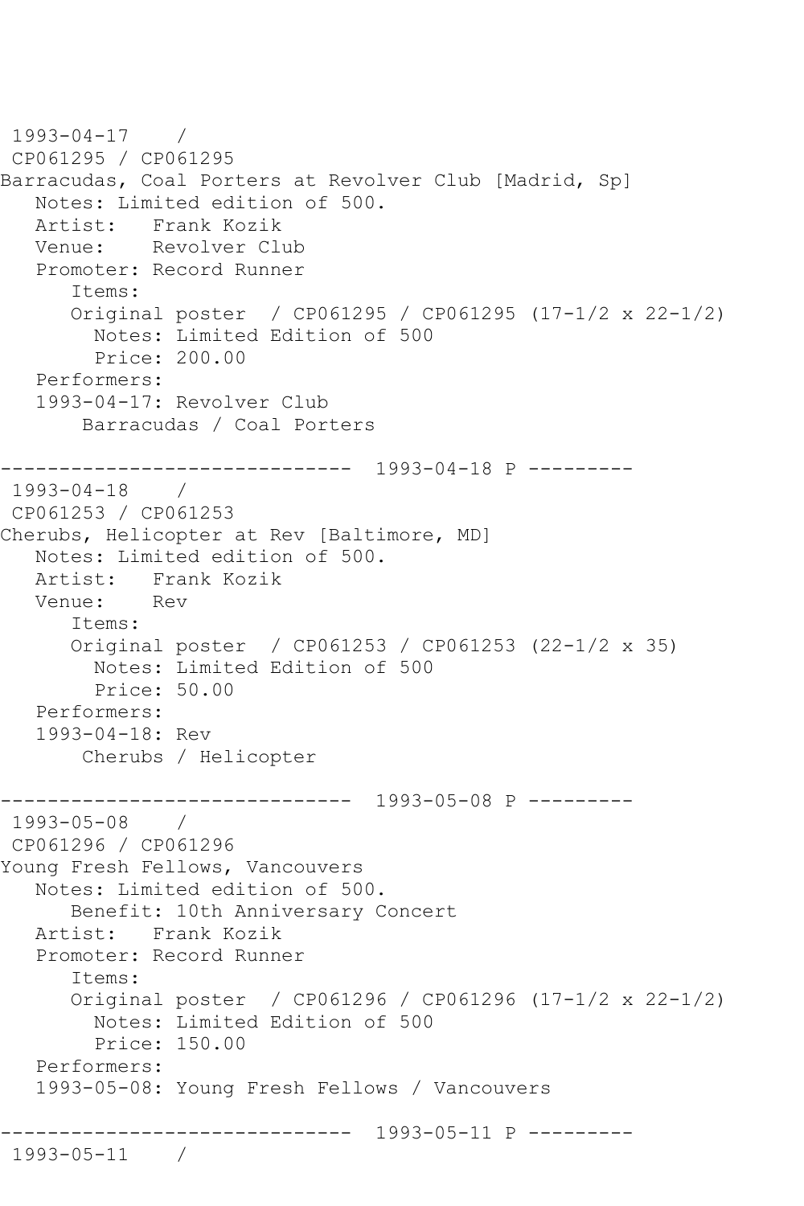```
1993-04-17    /
 CP061295 / CP061295
Barracudas, Coal Porters at Revolver Club [Madrid, Sp]
   Notes: Limited edition of 500.
   Artist:   Frank Kozik
   Venue:    Revolver Club
   Promoter: Record Runner
      Items:
      Original poster  / CP061295 / CP061295 (17-1/2 x 22-1/2)
        Notes: Limited Edition of 500
        Price: 200.00
   Performers:
   1993-04-17: Revolver Club
       Barracudas / Coal Porters

------------------------------  1993-04-18 P ---------
 1993-04-18    /
 CP061253 / CP061253
Cherubs, Helicopter at Rev [Baltimore, MD]
   Notes: Limited edition of 500.
   Artist:   Frank Kozik
   Venue:    Rev
      Items:
      Original poster  / CP061253 / CP061253 (22-1/2 x 35)
        Notes: Limited Edition of 500
        Price: 50.00
   Performers:
   1993-04-18: Rev
       Cherubs / Helicopter

------------------------------  1993-05-08 P ---------
 1993-05-08    /
 CP061296 / CP061296
Young Fresh Fellows, Vancouvers
   Notes: Limited edition of 500.
      Benefit: 10th Anniversary Concert
   Artist:   Frank Kozik
   Promoter: Record Runner
      Items:
      Original poster  / CP061296 / CP061296 (17-1/2 x 22-1/2)
        Notes: Limited Edition of 500
        Price: 150.00
   Performers:
   1993-05-08: Young Fresh Fellows / Vancouvers

------------------------------  1993-05-11 P ---------
 1993-05-11    /
```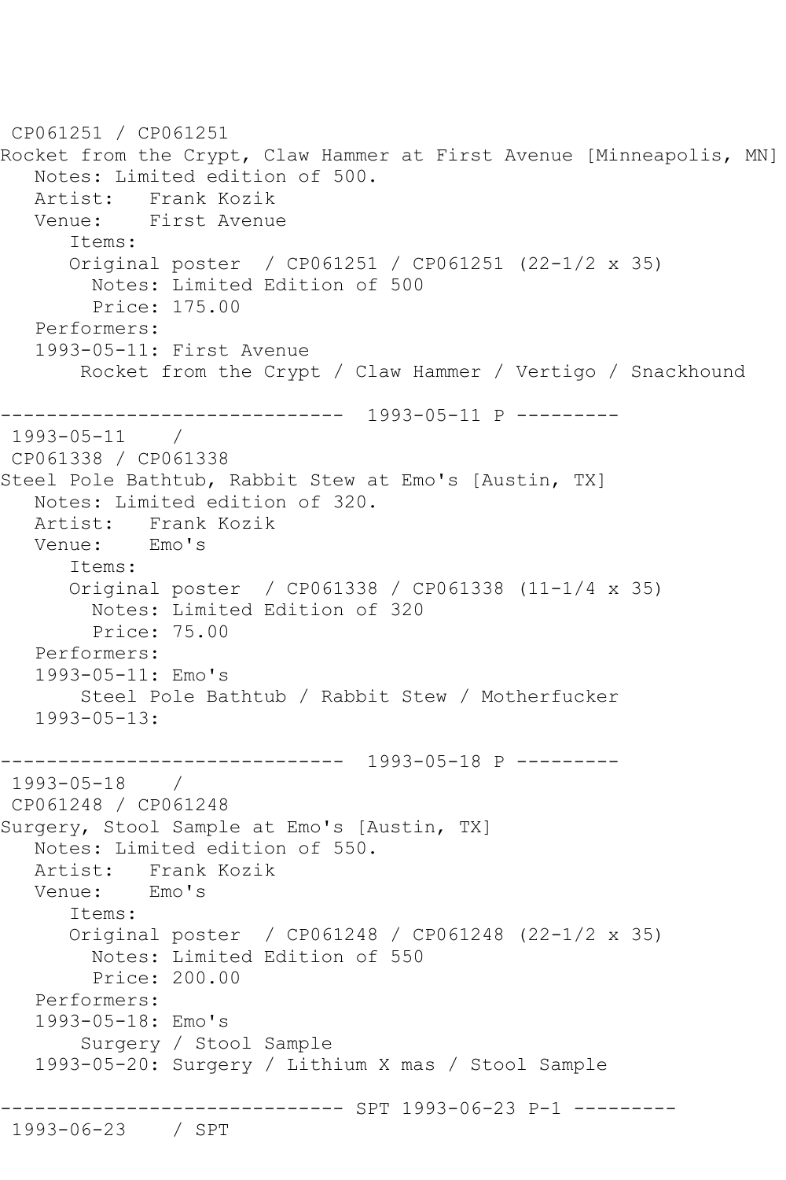CP061251 / CP061251
Rocket from the Crypt, Claw Hammer at First Avenue [Minneapolis, MN]
Notes: Limited edition of 500.
Artist: Frank Kozik
Venue: First Avenue
Items:
Original poster / CP061251 / CP061251 (22-1/2 x 35)
Notes: Limited Edition of 500
Price: 175.00
Performers:
1993-05-11: First Avenue
Rocket from the Crypt / Claw Hammer / Vertigo / Snackhound

------------------------------ 1993-05-11 P ---------
1993-05-11 /
CP061338 / CP061338
Steel Pole Bathtub, Rabbit Stew at Emo's [Austin, TX]
Notes: Limited edition of 320.
Artist: Frank Kozik
Venue: Emo's
Items:
Original poster / CP061338 / CP061338 (11-1/4 x 35)
Notes: Limited Edition of 320
Price: 75.00
Performers:
1993-05-11: Emo's
Steel Pole Bathtub / Rabbit Stew / Motherfucker
1993-05-13:

------------------------------ 1993-05-18 P ---------
1993-05-18 /
CP061248 / CP061248
Surgery, Stool Sample at Emo's [Austin, TX]
Notes: Limited edition of 550.
Artist: Frank Kozik
Venue: Emo's
Items:
Original poster / CP061248 / CP061248 (22-1/2 x 35)
Notes: Limited Edition of 550
Price: 200.00
Performers:
1993-05-18: Emo's
Surgery / Stool Sample
1993-05-20: Surgery / Lithium X mas / Stool Sample

------------------------------ SPT 1993-06-23 P-1 ---------
1993-06-23 / SPT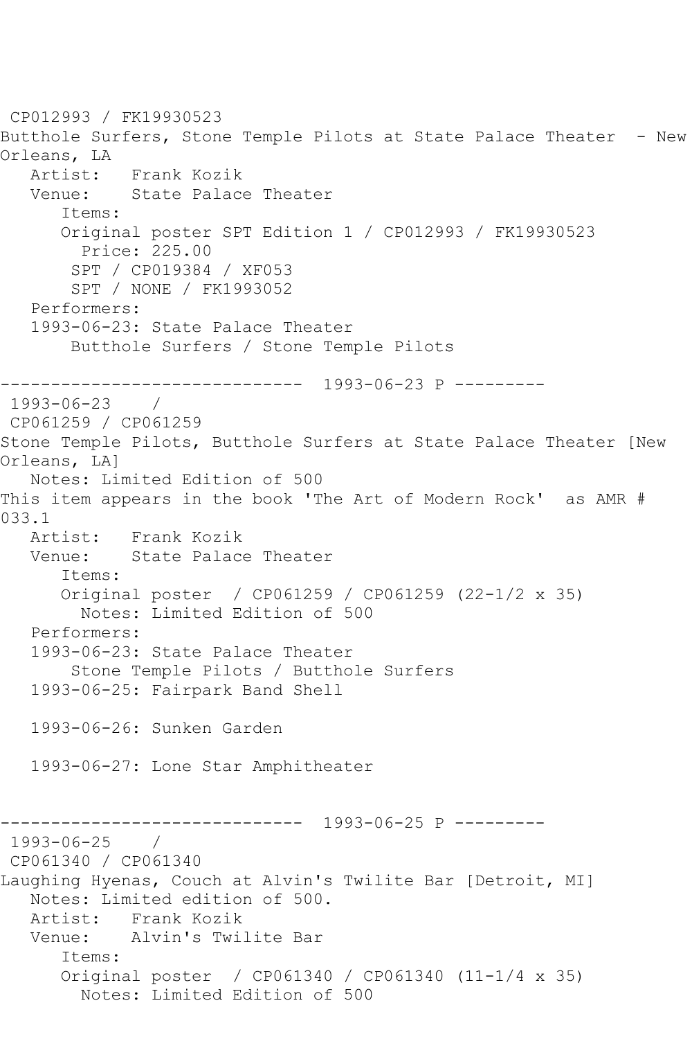CP012993 / FK19930523
Butthole Surfers, Stone Temple Pilots at State Palace Theater - New Orleans, LA
   Artist: Frank Kozik
   Venue: State Palace Theater
      Items:
      Original poster SPT Edition 1 / CP012993 / FK19930523
        Price: 225.00
       SPT / CP019384 / XF053
       SPT / NONE / FK1993052
   Performers:
   1993-06-23: State Palace Theater
       Butthole Surfers / Stone Temple Pilots

------------------------------ 1993-06-23 P ---------
1993-06-23 /
CP061259 / CP061259
Stone Temple Pilots, Butthole Surfers at State Palace Theater [New Orleans, LA]
   Notes: Limited Edition of 500
This item appears in the book 'The Art of Modern Rock' as AMR # 033.1
   Artist: Frank Kozik
   Venue: State Palace Theater
      Items:
      Original poster / CP061259 / CP061259 (22-1/2 x 35)
        Notes: Limited Edition of 500
   Performers:
   1993-06-23: State Palace Theater
       Stone Temple Pilots / Butthole Surfers
   1993-06-25: Fairpark Band Shell

   1993-06-26: Sunken Garden

   1993-06-27: Lone Star Amphitheater

------------------------------ 1993-06-25 P ---------
1993-06-25 /
CP061340 / CP061340
Laughing Hyenas, Couch at Alvin's Twilite Bar [Detroit, MI]
   Notes: Limited edition of 500.
   Artist: Frank Kozik
   Venue: Alvin's Twilite Bar
      Items:
      Original poster / CP061340 / CP061340 (11-1/4 x 35)
        Notes: Limited Edition of 500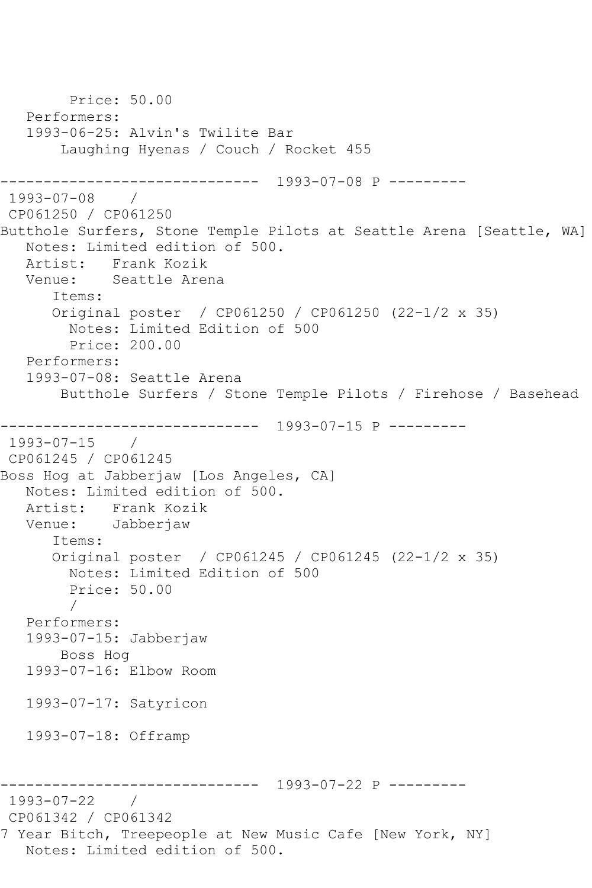```
        Price: 50.00
   Performers:
   1993-06-25: Alvin's Twilite Bar
       Laughing Hyenas / Couch / Rocket 455

------------------------------  1993-07-08 P ---------
 1993-07-08    /
 CP061250 / CP061250
Butthole Surfers, Stone Temple Pilots at Seattle Arena [Seattle, WA]
   Notes: Limited edition of 500.
   Artist:   Frank Kozik
   Venue:    Seattle Arena
      Items:
      Original poster  / CP061250 / CP061250 (22-1/2 x 35)
        Notes: Limited Edition of 500
        Price: 200.00
   Performers:
   1993-07-08: Seattle Arena
       Butthole Surfers / Stone Temple Pilots / Firehose / Basehead

------------------------------  1993-07-15 P ---------
 1993-07-15    /
 CP061245 / CP061245
Boss Hog at Jabberjaw [Los Angeles, CA]
   Notes: Limited edition of 500.
   Artist:   Frank Kozik
   Venue:    Jabberjaw
      Items:
      Original poster  / CP061245 / CP061245 (22-1/2 x 35)
        Notes: Limited Edition of 500
        Price: 50.00
        /
   Performers:
   1993-07-15: Jabberjaw
       Boss Hog
   1993-07-16: Elbow Room

   1993-07-17: Satyricon

   1993-07-18: Offramp


------------------------------  1993-07-22 P ---------
 1993-07-22    /
 CP061342 / CP061342
7 Year Bitch, Treepeople at New Music Cafe [New York, NY]
   Notes: Limited edition of 500.
```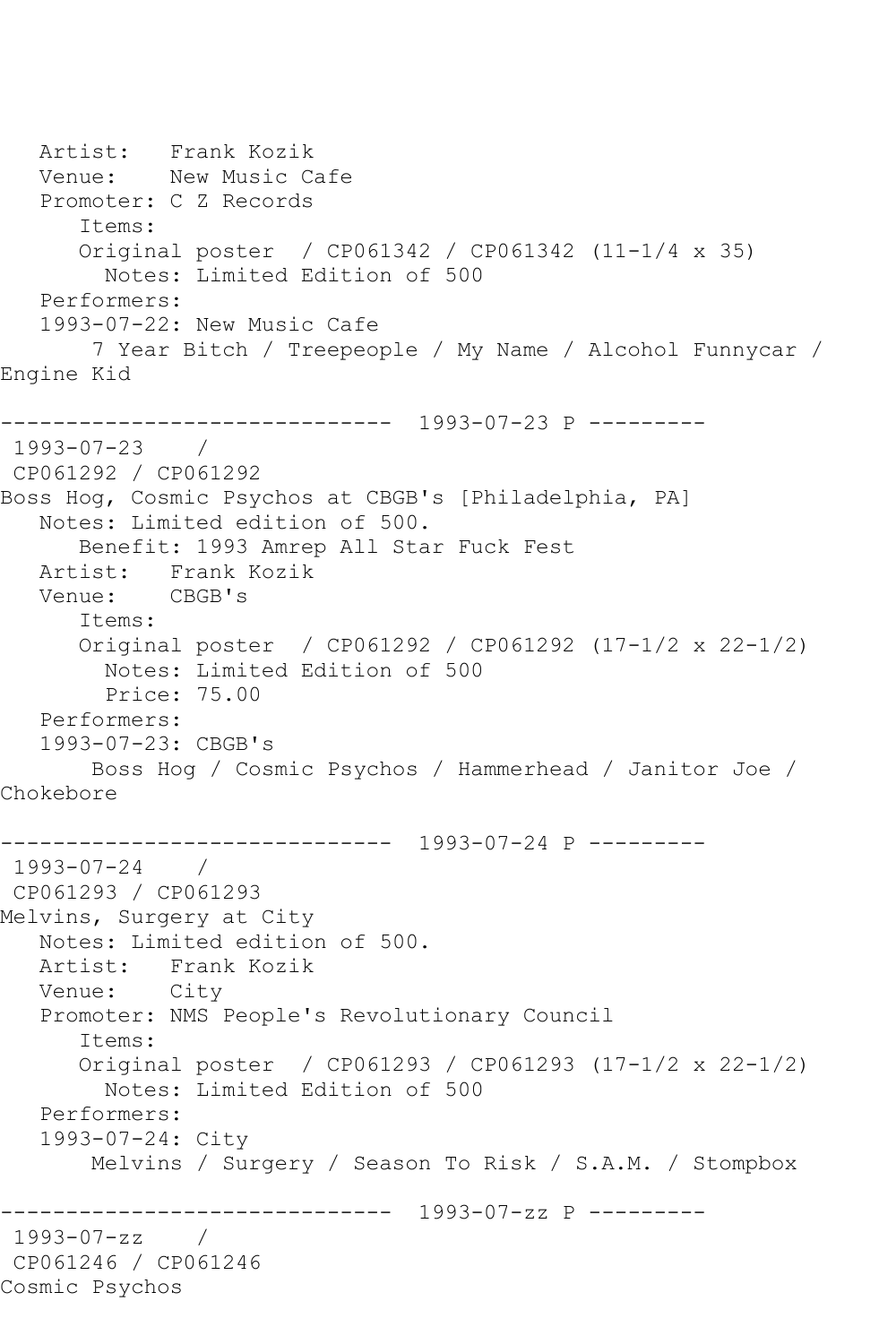Artist: Frank Kozik
Venue: New Music Cafe
Promoter: C Z Records
Items:
Original poster / CP061342 / CP061342 (11-1/4 x 35)
Notes: Limited Edition of 500
Performers:
1993-07-22: New Music Cafe
7 Year Bitch / Treepeople / My Name / Alcohol Funnycar / Engine Kid

------------------------------ 1993-07-23 P ---------
1993-07-23 /
CP061292 / CP061292
Boss Hog, Cosmic Psychos at CBGB's [Philadelphia, PA]
Notes: Limited edition of 500.
Benefit: 1993 Amrep All Star Fuck Fest
Artist: Frank Kozik
Venue: CBGB's
Items:
Original poster / CP061292 / CP061292 (17-1/2 x 22-1/2)
Notes: Limited Edition of 500
Price: 75.00
Performers:
1993-07-23: CBGB's
Boss Hog / Cosmic Psychos / Hammerhead / Janitor Joe / Chokebore

------------------------------ 1993-07-24 P ---------
1993-07-24 /
CP061293 / CP061293
Melvins, Surgery at City
Notes: Limited edition of 500.
Artist: Frank Kozik
Venue: City
Promoter: NMS People's Revolutionary Council
Items:
Original poster / CP061293 / CP061293 (17-1/2 x 22-1/2)
Notes: Limited Edition of 500
Performers:
1993-07-24: City
Melvins / Surgery / Season To Risk / S.A.M. / Stompbox

------------------------------ 1993-07-zz P ---------
1993-07-zz /
CP061246 / CP061246
Cosmic Psychos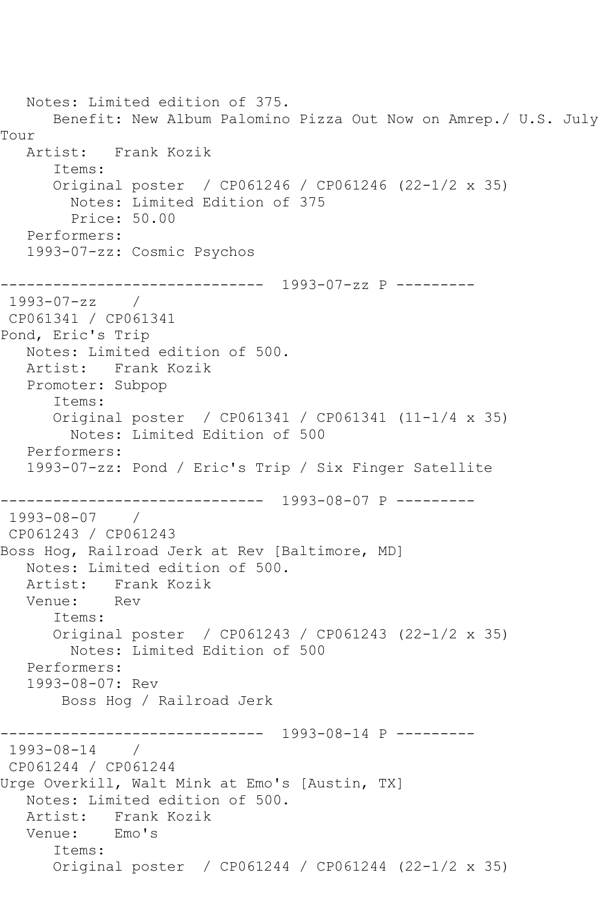```
   Notes: Limited edition of 375.
      Benefit: New Album Palomino Pizza Out Now on Amrep./ U.S. July
Tour
   Artist:   Frank Kozik
      Items:
      Original poster  / CP061246 / CP061246 (22-1/2 x 35)
        Notes: Limited Edition of 375
        Price: 50.00
   Performers:
   1993-07-zz: Cosmic Psychos

------------------------------  1993-07-zz P ---------
 1993-07-zz    /
 CP061341 / CP061341
Pond, Eric's Trip
   Notes: Limited edition of 500.
   Artist:   Frank Kozik
   Promoter: Subpop
      Items:
      Original poster  / CP061341 / CP061341 (11-1/4 x 35)
        Notes: Limited Edition of 500
   Performers:
   1993-07-zz: Pond / Eric's Trip / Six Finger Satellite

------------------------------  1993-08-07 P ---------
 1993-08-07    /
 CP061243 / CP061243
Boss Hog, Railroad Jerk at Rev [Baltimore, MD]
   Notes: Limited edition of 500.
   Artist:   Frank Kozik
   Venue:    Rev
      Items:
      Original poster  / CP061243 / CP061243 (22-1/2 x 35)
        Notes: Limited Edition of 500
   Performers:
   1993-08-07: Rev
       Boss Hog / Railroad Jerk

------------------------------  1993-08-14 P ---------
 1993-08-14    /
 CP061244 / CP061244
Urge Overkill, Walt Mink at Emo's [Austin, TX]
   Notes: Limited edition of 500.
   Artist:   Frank Kozik
   Venue:    Emo's
      Items:
      Original poster  / CP061244 / CP061244 (22-1/2 x 35)
```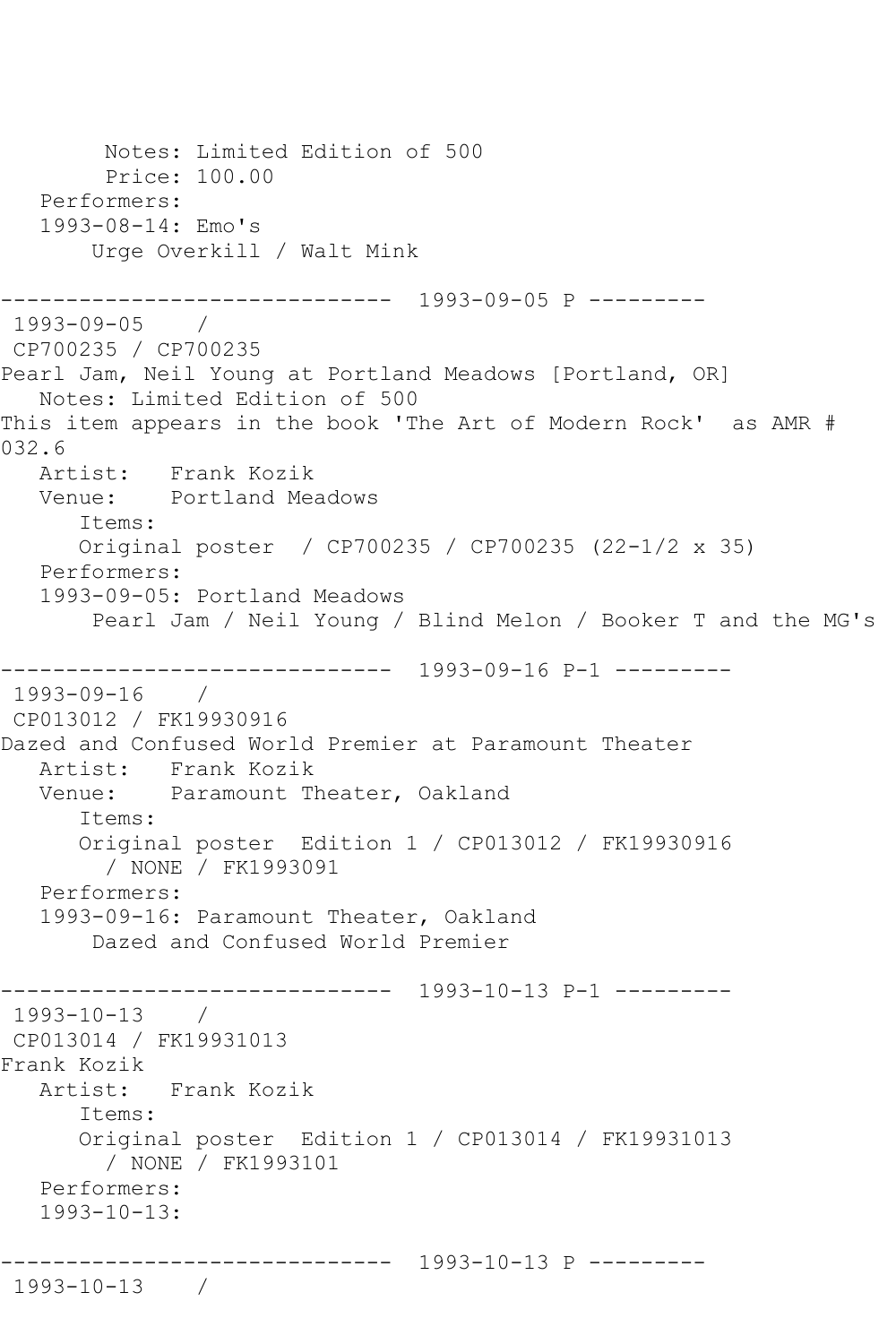```
        Notes: Limited Edition of 500
        Price: 100.00
   Performers:
   1993-08-14: Emo's
       Urge Overkill / Walt Mink

------------------------------  1993-09-05 P ---------
 1993-09-05    /
 CP700235 / CP700235
Pearl Jam, Neil Young at Portland Meadows [Portland, OR]
   Notes: Limited Edition of 500
This item appears in the book 'The Art of Modern Rock'  as AMR #
032.6
   Artist:   Frank Kozik
   Venue:    Portland Meadows
      Items:
      Original poster  / CP700235 / CP700235 (22-1/2 x 35)
   Performers:
   1993-09-05: Portland Meadows
       Pearl Jam / Neil Young / Blind Melon / Booker T and the MG's

------------------------------  1993-09-16 P-1 ---------
 1993-09-16    /
 CP013012 / FK19930916
Dazed and Confused World Premier at Paramount Theater
   Artist:   Frank Kozik
   Venue:    Paramount Theater, Oakland
      Items:
      Original poster  Edition 1 / CP013012 / FK19930916
        / NONE / FK1993091
   Performers:
   1993-09-16: Paramount Theater, Oakland
       Dazed and Confused World Premier

------------------------------  1993-10-13 P-1 ---------
 1993-10-13    /
 CP013014 / FK19931013
Frank Kozik
   Artist:   Frank Kozik
      Items:
      Original poster  Edition 1 / CP013014 / FK19931013
        / NONE / FK1993101
   Performers:
   1993-10-13:

------------------------------  1993-10-13 P ---------
 1993-10-13    /
```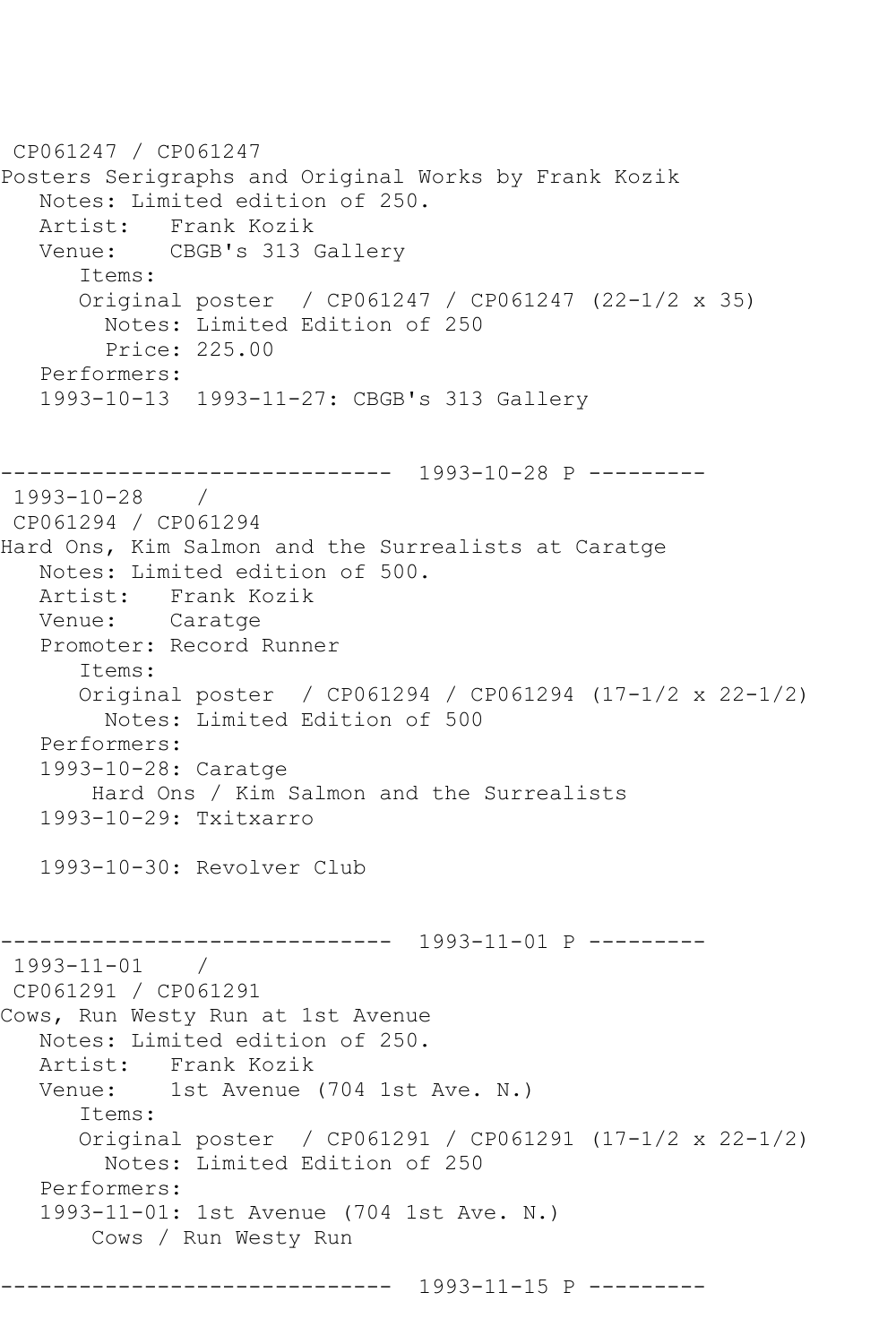CP061247 / CP061247
Posters Serigraphs and Original Works by Frank Kozik
   Notes: Limited edition of 250.
   Artist:   Frank Kozik
   Venue:    CBGB's 313 Gallery
      Items:
      Original poster  / CP061247 / CP061247 (22-1/2 x 35)
        Notes: Limited Edition of 250
        Price: 225.00
   Performers:
   1993-10-13  1993-11-27: CBGB's 313 Gallery

------------------------------  1993-10-28 P ---------
 1993-10-28    /
 CP061294 / CP061294
Hard Ons, Kim Salmon and the Surrealists at Caratge
   Notes: Limited edition of 500.
   Artist:   Frank Kozik
   Venue:    Caratge
   Promoter: Record Runner
      Items:
      Original poster  / CP061294 / CP061294 (17-1/2 x 22-1/2)
        Notes: Limited Edition of 500
   Performers:
   1993-10-28: Caratge
       Hard Ons / Kim Salmon and the Surrealists
   1993-10-29: Txitxarro

   1993-10-30: Revolver Club

------------------------------  1993-11-01 P ---------
 1993-11-01    /
 CP061291 / CP061291
Cows, Run Westy Run at 1st Avenue
   Notes: Limited edition of 250.
   Artist:   Frank Kozik
   Venue:    1st Avenue (704 1st Ave. N.)
      Items:
      Original poster  / CP061291 / CP061291 (17-1/2 x 22-1/2)
        Notes: Limited Edition of 250
   Performers:
   1993-11-01: 1st Avenue (704 1st Ave. N.)
       Cows / Run Westy Run

------------------------------  1993-11-15 P ---------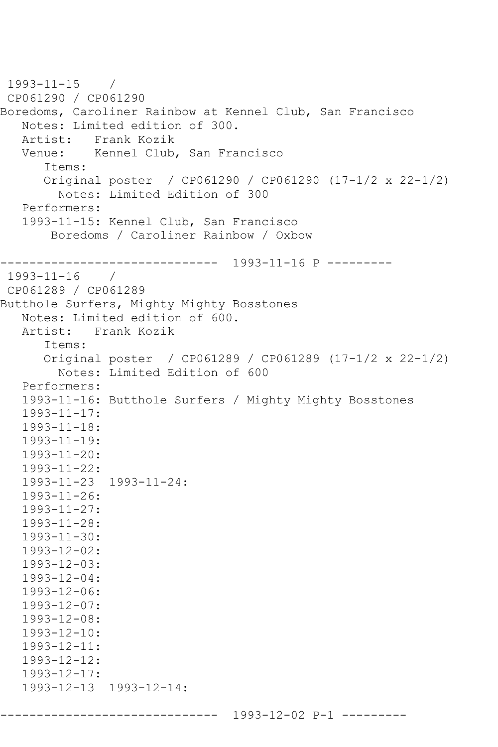```
 1993-11-15    / 
 CP061290 / CP061290
Boredoms, Caroliner Rainbow at Kennel Club, San Francisco
   Notes: Limited edition of 300.
   Artist:   Frank Kozik
   Venue:    Kennel Club, San Francisco
      Items:
      Original poster  / CP061290 / CP061290 (17-1/2 x 22-1/2)
        Notes: Limited Edition of 300
   Performers:
   1993-11-15: Kennel Club, San Francisco
       Boredoms / Caroliner Rainbow / Oxbow

------------------------------  1993-11-16 P ---------
 1993-11-16    / 
 CP061289 / CP061289
Butthole Surfers, Mighty Mighty Bosstones
   Notes: Limited edition of 600.
   Artist:   Frank Kozik
      Items:
      Original poster  / CP061289 / CP061289 (17-1/2 x 22-1/2)
        Notes: Limited Edition of 600
   Performers:
   1993-11-16: Butthole Surfers / Mighty Mighty Bosstones
   1993-11-17:
   1993-11-18:
   1993-11-19:
   1993-11-20:
   1993-11-22:
   1993-11-23  1993-11-24:
   1993-11-26:
   1993-11-27:
   1993-11-28:
   1993-11-30:
   1993-12-02:
   1993-12-03:
   1993-12-04:
   1993-12-06:
   1993-12-07:
   1993-12-08:
   1993-12-10:
   1993-12-11:
   1993-12-12:
   1993-12-17:
   1993-12-13  1993-12-14:

------------------------------  1993-12-02 P-1 ---------
```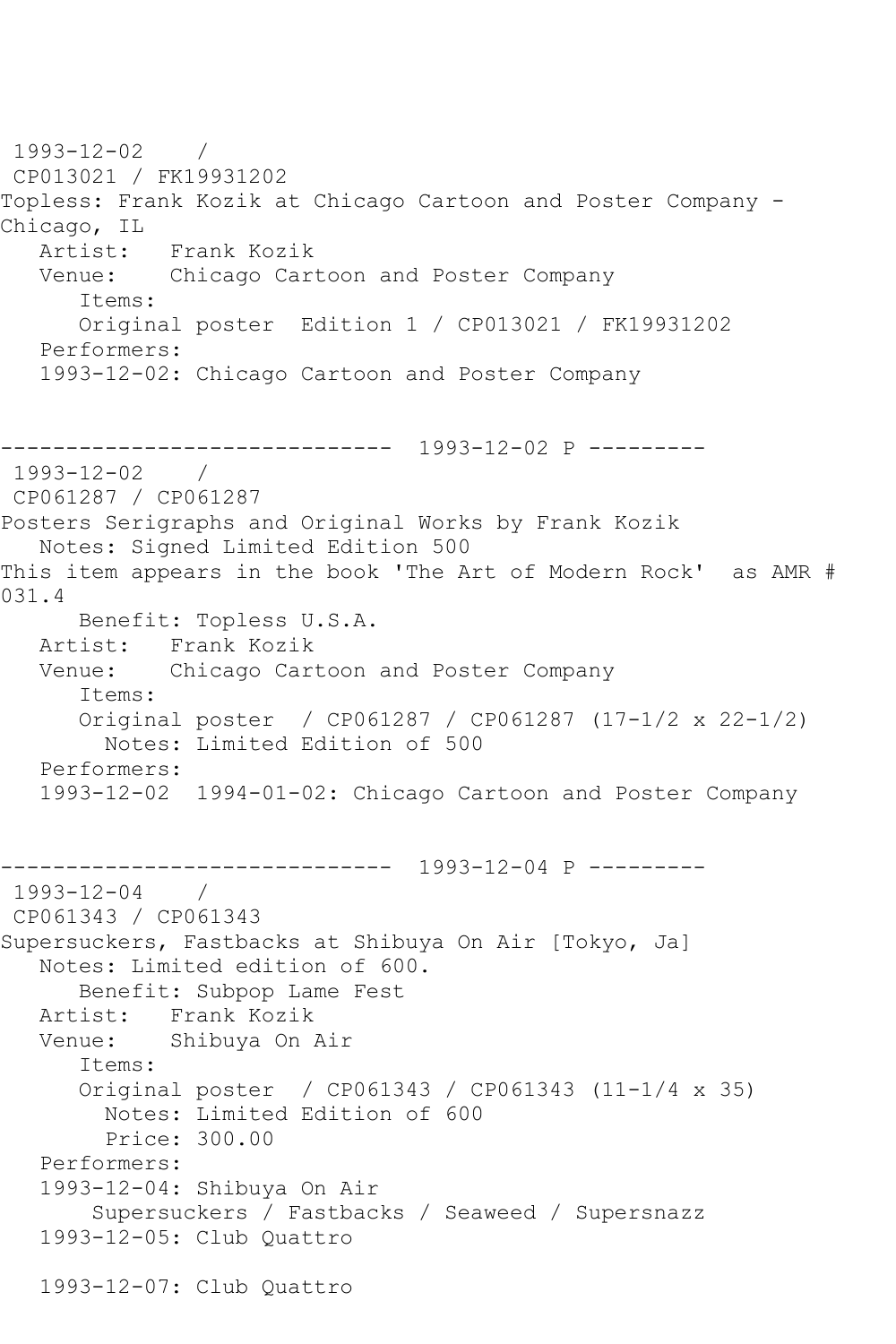1993-12-02 /
CP013021 / FK19931202
Topless: Frank Kozik at Chicago Cartoon and Poster Company - Chicago, IL
Artist: Frank Kozik
Venue: Chicago Cartoon and Poster Company
Items:
Original poster Edition 1 / CP013021 / FK19931202
Performers:
1993-12-02: Chicago Cartoon and Poster Company

------------------------------ 1993-12-02 P ---------
1993-12-02 /
CP061287 / CP061287
Posters Serigraphs and Original Works by Frank Kozik
Notes: Signed Limited Edition 500
This item appears in the book 'The Art of Modern Rock' as AMR # 031.4
Benefit: Topless U.S.A.
Artist: Frank Kozik
Venue: Chicago Cartoon and Poster Company
Items:
Original poster / CP061287 / CP061287 (17-1/2 x 22-1/2)
Notes: Limited Edition of 500
Performers:
1993-12-02 1994-01-02: Chicago Cartoon and Poster Company

------------------------------ 1993-12-04 P ---------
1993-12-04 /
CP061343 / CP061343
Supersuckers, Fastbacks at Shibuya On Air [Tokyo, Ja]
Notes: Limited edition of 600.
Benefit: Subpop Lame Fest
Artist: Frank Kozik
Venue: Shibuya On Air
Items:
Original poster / CP061343 / CP061343 (11-1/4 x 35)
Notes: Limited Edition of 600
Price: 300.00
Performers:
1993-12-04: Shibuya On Air
Supersuckers / Fastbacks / Seaweed / Supersnazz
1993-12-05: Club Quattro

1993-12-07: Club Quattro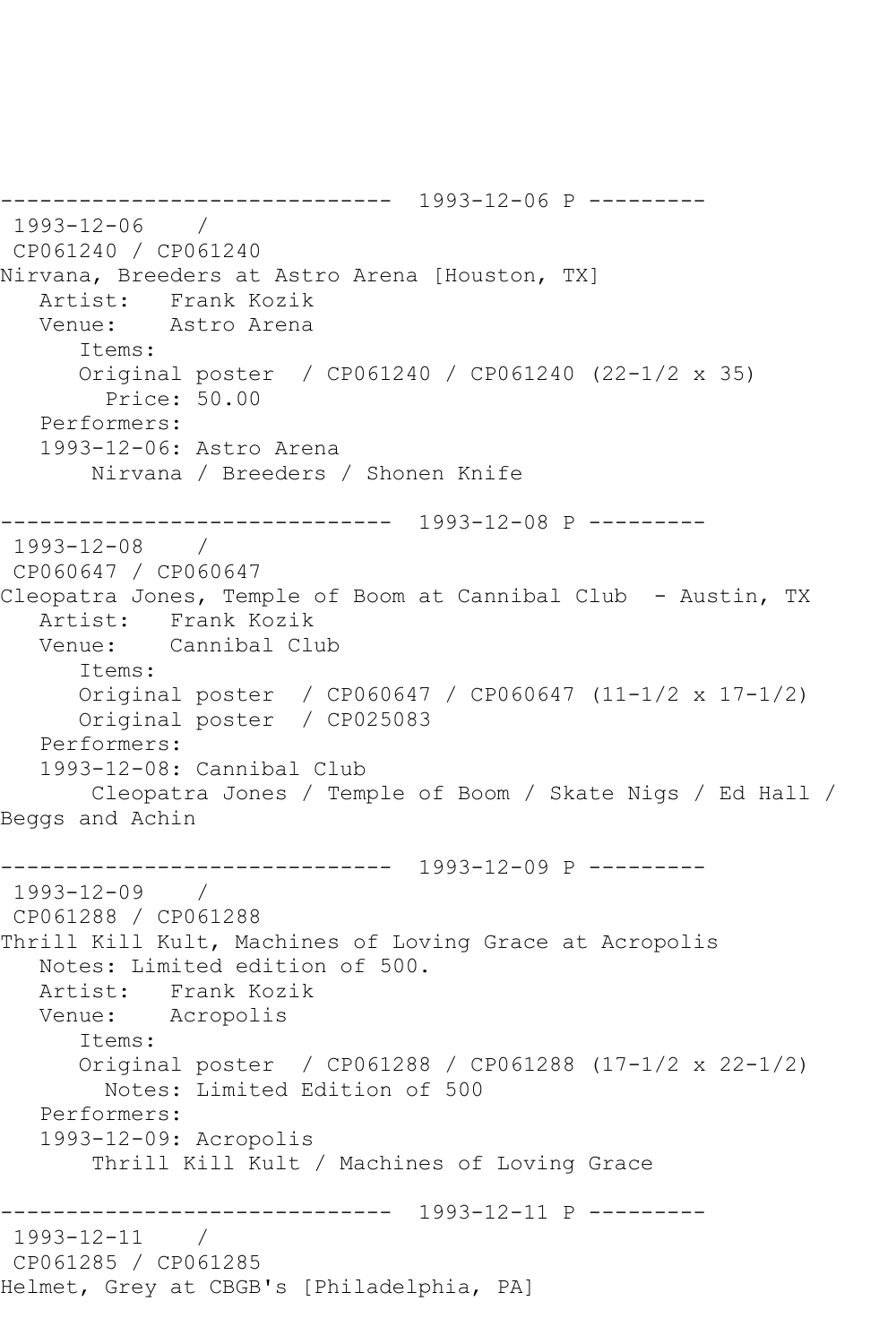```
------------------------------  1993-12-06 P ---------
 1993-12-06    / 
 CP061240 / CP061240
Nirvana, Breeders at Astro Arena [Houston, TX]
   Artist:   Frank Kozik
   Venue:    Astro Arena
      Items:
      Original poster  / CP061240 / CP061240 (22-1/2 x 35)
        Price: 50.00
   Performers:
   1993-12-06: Astro Arena
       Nirvana / Breeders / Shonen Knife

------------------------------  1993-12-08 P ---------
 1993-12-08    / 
 CP060647 / CP060647
Cleopatra Jones, Temple of Boom at Cannibal Club  - Austin, TX
   Artist:   Frank Kozik
   Venue:    Cannibal Club
      Items:
      Original poster  / CP060647 / CP060647 (11-1/2 x 17-1/2)
      Original poster  / CP025083
   Performers:
   1993-12-08: Cannibal Club
       Cleopatra Jones / Temple of Boom / Skate Nigs / Ed Hall / 
Beggs and Achin

------------------------------  1993-12-09 P ---------
 1993-12-09    / 
 CP061288 / CP061288
Thrill Kill Kult, Machines of Loving Grace at Acropolis
   Notes: Limited edition of 500.
   Artist:   Frank Kozik
   Venue:    Acropolis
      Items:
      Original poster  / CP061288 / CP061288 (17-1/2 x 22-1/2)
        Notes: Limited Edition of 500
   Performers:
   1993-12-09: Acropolis
       Thrill Kill Kult / Machines of Loving Grace

------------------------------  1993-12-11 P ---------
 1993-12-11    / 
 CP061285 / CP061285
Helmet, Grey at CBGB's [Philadelphia, PA]
```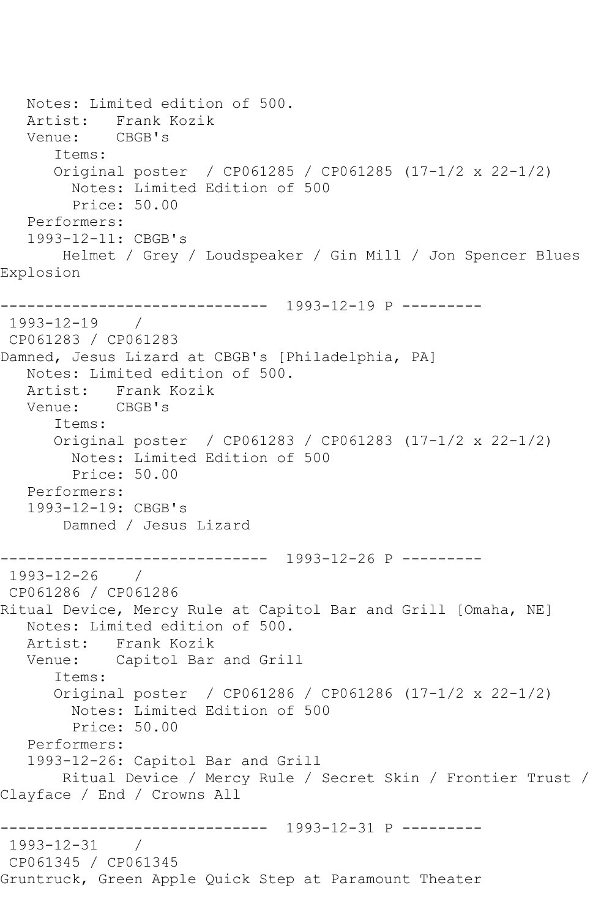Notes: Limited edition of 500.
Artist: Frank Kozik
Venue: CBGB's
Items:
Original poster / CP061285 / CP061285 (17-1/2 x 22-1/2)
Notes: Limited Edition of 500
Price: 50.00
Performers:
1993-12-11: CBGB's
Helmet / Grey / Loudspeaker / Gin Mill / Jon Spencer Blues Explosion

------------------------------ 1993-12-19 P ---------
1993-12-19 /
CP061283 / CP061283
Damned, Jesus Lizard at CBGB's [Philadelphia, PA]
Notes: Limited edition of 500.
Artist: Frank Kozik
Venue: CBGB's
Items:
Original poster / CP061283 / CP061283 (17-1/2 x 22-1/2)
Notes: Limited Edition of 500
Price: 50.00
Performers:
1993-12-19: CBGB's
Damned / Jesus Lizard

------------------------------ 1993-12-26 P ---------
1993-12-26 /
CP061286 / CP061286
Ritual Device, Mercy Rule at Capitol Bar and Grill [Omaha, NE]
Notes: Limited edition of 500.
Artist: Frank Kozik
Venue: Capitol Bar and Grill
Items:
Original poster / CP061286 / CP061286 (17-1/2 x 22-1/2)
Notes: Limited Edition of 500
Price: 50.00
Performers:
1993-12-26: Capitol Bar and Grill
Ritual Device / Mercy Rule / Secret Skin / Frontier Trust / Clayface / End / Crowns All

------------------------------ 1993-12-31 P ---------
1993-12-31 /
CP061345 / CP061345
Gruntruck, Green Apple Quick Step at Paramount Theater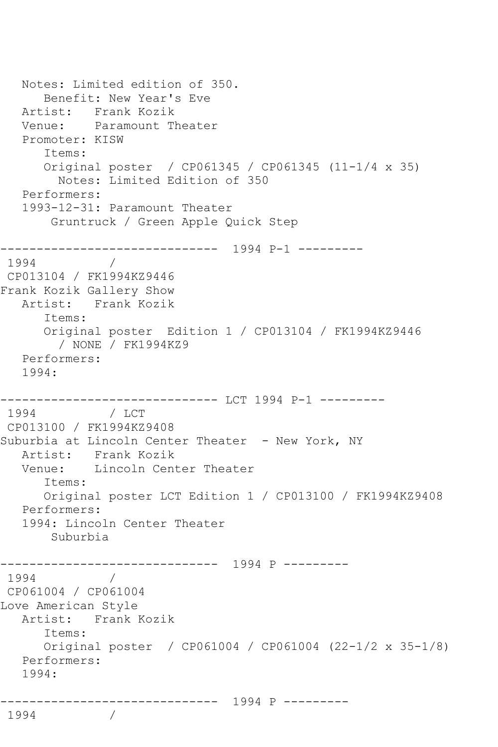```
   Notes: Limited edition of 350.
      Benefit: New Year's Eve
   Artist:   Frank Kozik
   Venue:    Paramount Theater
   Promoter: KISW
      Items:
      Original poster  / CP061345 / CP061345 (11-1/4 x 35)
        Notes: Limited Edition of 350
   Performers:
   1993-12-31: Paramount Theater
       Gruntruck / Green Apple Quick Step

------------------------------  1994 P-1 ---------
 1994          /
 CP013104 / FK1994KZ9446
Frank Kozik Gallery Show
   Artist:   Frank Kozik
      Items:
      Original poster  Edition 1 / CP013104 / FK1994KZ9446
        / NONE / FK1994KZ9
   Performers:
   1994:

------------------------------ LCT 1994 P-1 ---------
 1994          / LCT
 CP013100 / FK1994KZ9408
Suburbia at Lincoln Center Theater  - New York, NY
   Artist:   Frank Kozik
   Venue:    Lincoln Center Theater
      Items:
      Original poster LCT Edition 1 / CP013100 / FK1994KZ9408
   Performers:
   1994: Lincoln Center Theater
       Suburbia

------------------------------  1994 P ---------
 1994          /
 CP061004 / CP061004
Love American Style
   Artist:   Frank Kozik
      Items:
      Original poster  / CP061004 / CP061004 (22-1/2 x 35-1/8)
   Performers:
   1994:

------------------------------  1994 P ---------
 1994          /
```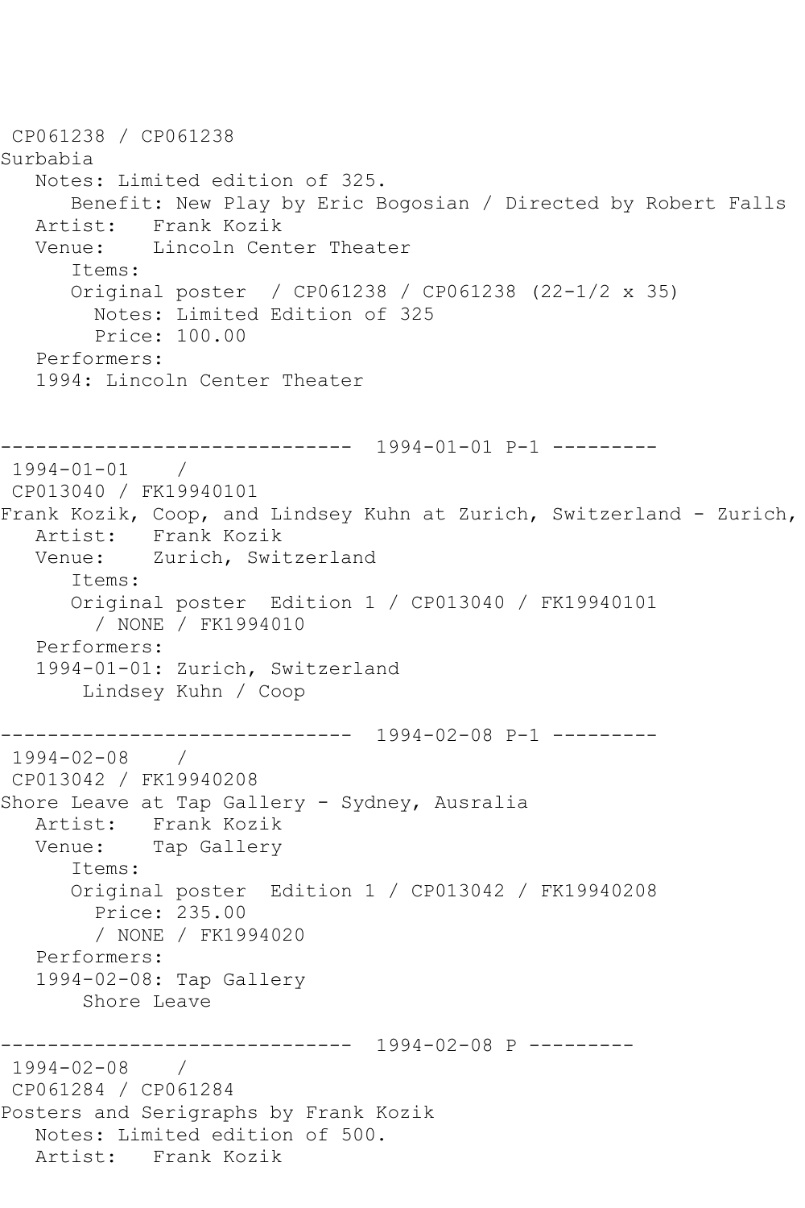```
 CP061238 / CP061238
Surbabia
   Notes: Limited edition of 325.
      Benefit: New Play by Eric Bogosian / Directed by Robert Falls
   Artist:   Frank Kozik
   Venue:    Lincoln Center Theater
      Items:
      Original poster  / CP061238 / CP061238 (22-1/2 x 35)
        Notes: Limited Edition of 325
        Price: 100.00
   Performers:
   1994: Lincoln Center Theater


------------------------------  1994-01-01 P-1 ---------
 1994-01-01    /
 CP013040 / FK19940101
Frank Kozik, Coop, and Lindsey Kuhn at Zurich, Switzerland - Zurich,
   Artist:   Frank Kozik
   Venue:    Zurich, Switzerland
      Items:
      Original poster  Edition 1 / CP013040 / FK19940101
        / NONE / FK1994010
   Performers:
   1994-01-01: Zurich, Switzerland
       Lindsey Kuhn / Coop

------------------------------  1994-02-08 P-1 ---------
 1994-02-08    /
 CP013042 / FK19940208
Shore Leave at Tap Gallery - Sydney, Ausralia
   Artist:   Frank Kozik
   Venue:    Tap Gallery
      Items:
      Original poster  Edition 1 / CP013042 / FK19940208
        Price: 235.00
        / NONE / FK1994020
   Performers:
   1994-02-08: Tap Gallery
       Shore Leave

------------------------------  1994-02-08 P ---------
 1994-02-08    /
 CP061284 / CP061284
Posters and Serigraphs by Frank Kozik
   Notes: Limited edition of 500.
   Artist:   Frank Kozik
```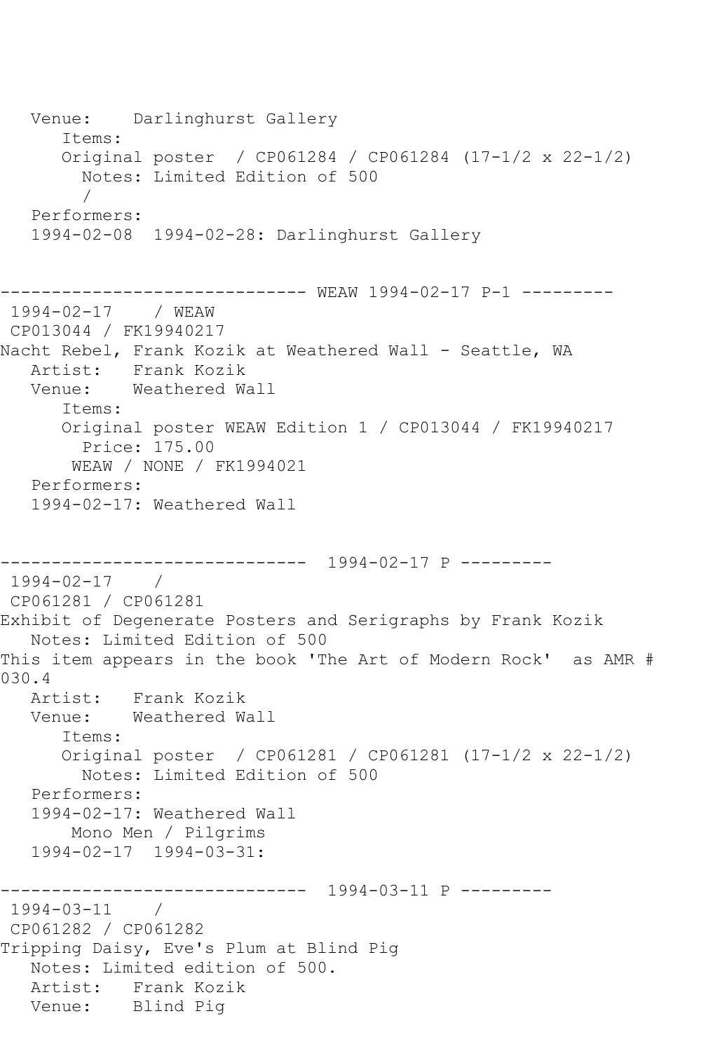```
   Venue:    Darlinghurst Gallery
      Items:
      Original poster  / CP061284 / CP061284 (17-1/2 x 22-1/2)
        Notes: Limited Edition of 500
        /
   Performers:
   1994-02-08  1994-02-28: Darlinghurst Gallery


------------------------------ WEAW 1994-02-17 P-1 ---------
 1994-02-17    / WEAW
 CP013044 / FK19940217
Nacht Rebel, Frank Kozik at Weathered Wall - Seattle, WA
   Artist:   Frank Kozik
   Venue:    Weathered Wall
      Items:
      Original poster WEAW Edition 1 / CP013044 / FK19940217
        Price: 175.00
       WEAW / NONE / FK1994021
   Performers:
   1994-02-17: Weathered Wall


------------------------------  1994-02-17 P ---------
 1994-02-17    /
 CP061281 / CP061281
Exhibit of Degenerate Posters and Serigraphs by Frank Kozik
   Notes: Limited Edition of 500
This item appears in the book 'The Art of Modern Rock'  as AMR #
030.4
   Artist:   Frank Kozik
   Venue:    Weathered Wall
      Items:
      Original poster  / CP061281 / CP061281 (17-1/2 x 22-1/2)
        Notes: Limited Edition of 500
   Performers:
   1994-02-17: Weathered Wall
       Mono Men / Pilgrims
   1994-02-17  1994-03-31:

------------------------------  1994-03-11 P ---------
 1994-03-11    /
 CP061282 / CP061282
Tripping Daisy, Eve's Plum at Blind Pig
   Notes: Limited edition of 500.
   Artist:   Frank Kozik
   Venue:    Blind Pig
```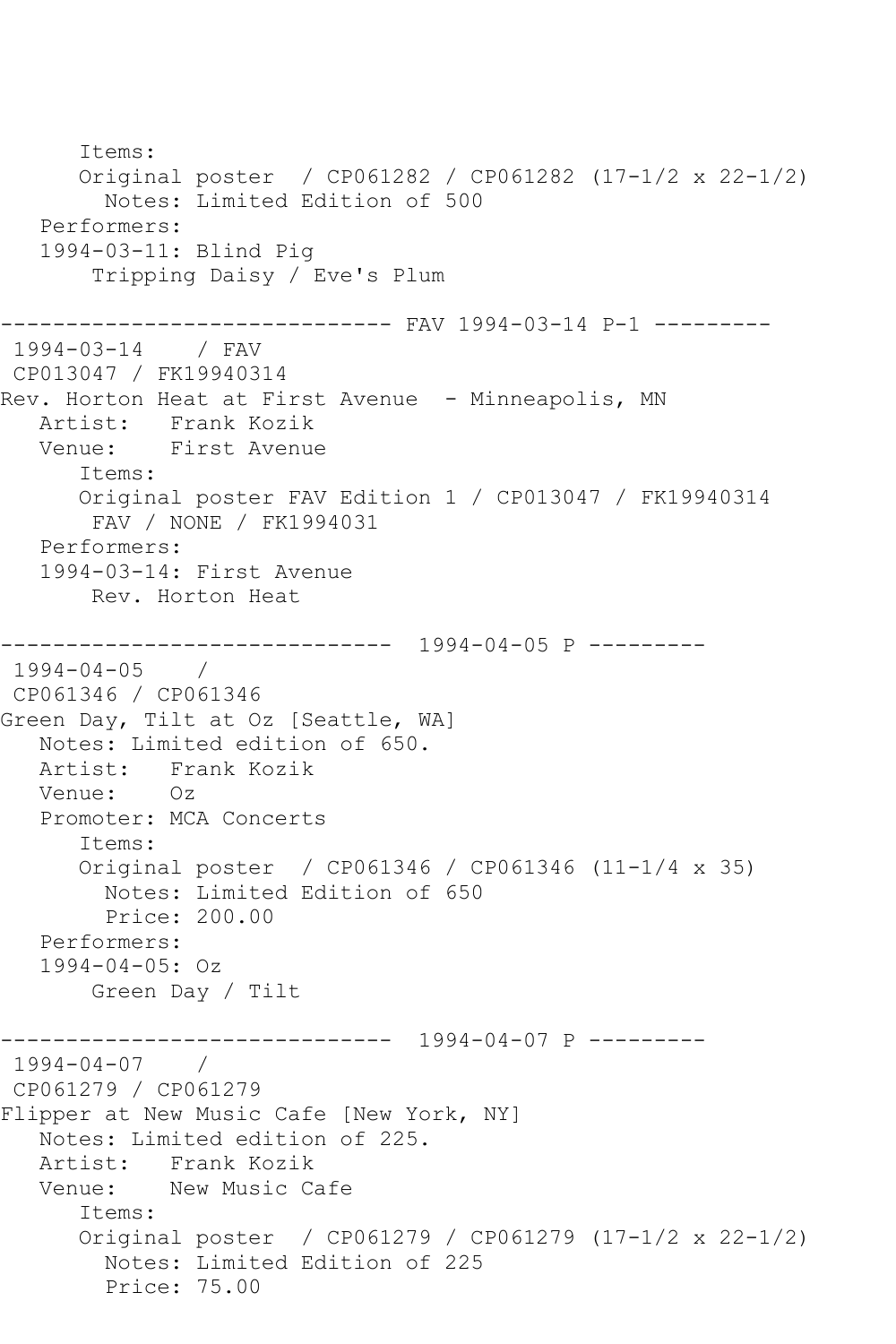```
      Items:
      Original poster  / CP061282 / CP061282 (17-1/2 x 22-1/2)
        Notes: Limited Edition of 500
   Performers:
   1994-03-11: Blind Pig
       Tripping Daisy / Eve's Plum

------------------------------ FAV 1994-03-14 P-1 ---------
 1994-03-14    / FAV
 CP013047 / FK19940314
Rev. Horton Heat at First Avenue  - Minneapolis, MN
   Artist:   Frank Kozik
   Venue:    First Avenue
      Items:
      Original poster FAV Edition 1 / CP013047 / FK19940314
       FAV / NONE / FK1994031
   Performers:
   1994-03-14: First Avenue
       Rev. Horton Heat

------------------------------  1994-04-05 P ---------
 1994-04-05    /
 CP061346 / CP061346
Green Day, Tilt at Oz [Seattle, WA]
   Notes: Limited edition of 650.
   Artist:   Frank Kozik
   Venue:    Oz
   Promoter: MCA Concerts
      Items:
      Original poster  / CP061346 / CP061346 (11-1/4 x 35)
        Notes: Limited Edition of 650
        Price: 200.00
   Performers:
   1994-04-05: Oz
       Green Day / Tilt

------------------------------  1994-04-07 P ---------
 1994-04-07    /
 CP061279 / CP061279
Flipper at New Music Cafe [New York, NY]
   Notes: Limited edition of 225.
   Artist:   Frank Kozik
   Venue:    New Music Cafe
      Items:
      Original poster  / CP061279 / CP061279 (17-1/2 x 22-1/2)
        Notes: Limited Edition of 225
        Price: 75.00
```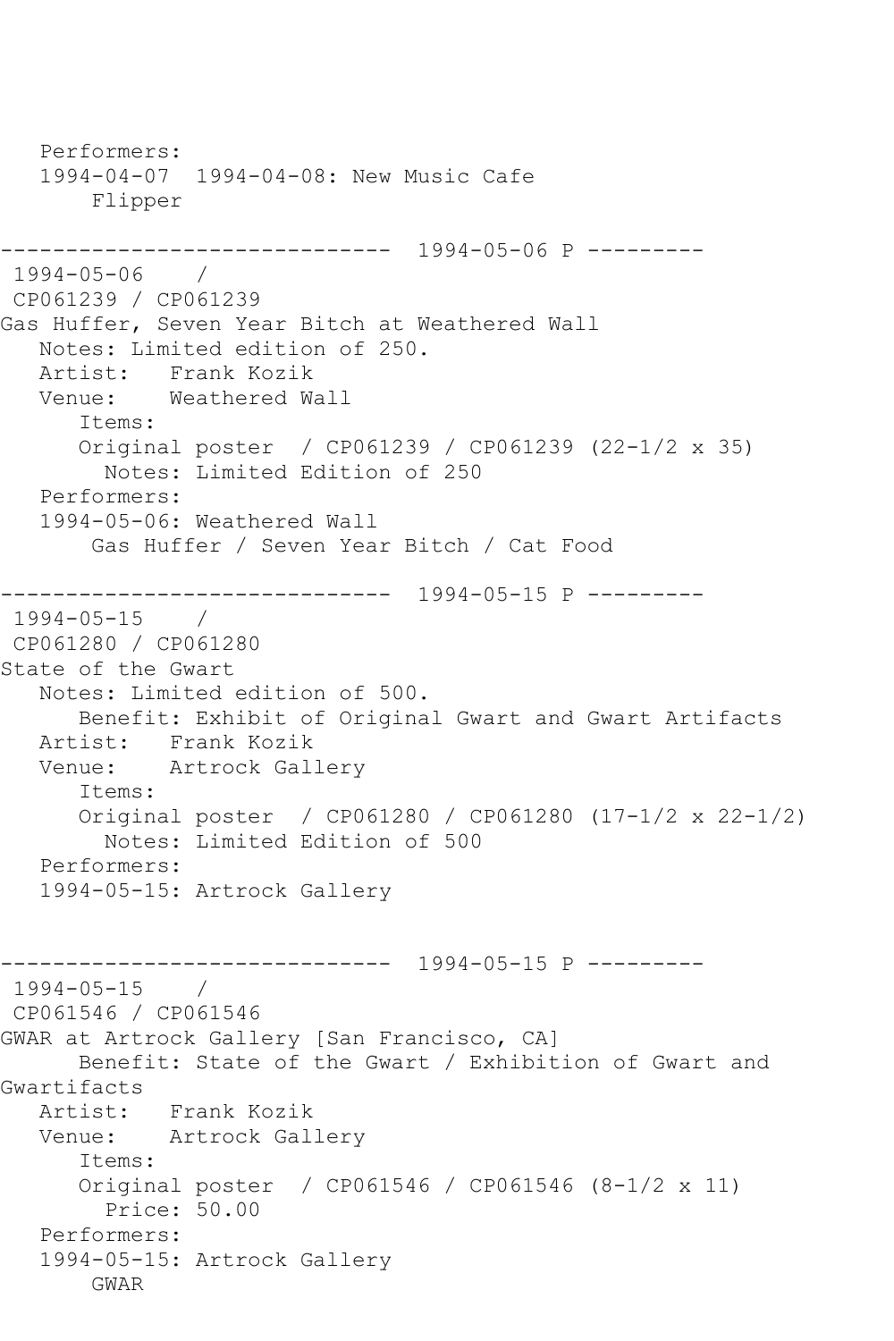Performers:
1994-04-07 1994-04-08: New Music Cafe
Flipper

------------------------------ 1994-05-06 P ---------

1994-05-06 /
CP061239 / CP061239
Gas Huffer, Seven Year Bitch at Weathered Wall
Notes: Limited edition of 250.
Artist: Frank Kozik
Venue: Weathered Wall
Items:
Original poster / CP061239 / CP061239 (22-1/2 x 35)
Notes: Limited Edition of 250
Performers:
1994-05-06: Weathered Wall
Gas Huffer / Seven Year Bitch / Cat Food

------------------------------ 1994-05-15 P ---------

1994-05-15 /
CP061280 / CP061280
State of the Gwart
Notes: Limited edition of 500.
Benefit: Exhibit of Original Gwart and Gwart Artifacts
Artist: Frank Kozik
Venue: Artrock Gallery
Items:
Original poster / CP061280 / CP061280 (17-1/2 x 22-1/2)
Notes: Limited Edition of 500
Performers:
1994-05-15: Artrock Gallery

------------------------------ 1994-05-15 P ---------

1994-05-15 /
CP061546 / CP061546
GWAR at Artrock Gallery [San Francisco, CA]
Benefit: State of the Gwart / Exhibition of Gwart and Gwartifacts
Artist: Frank Kozik
Venue: Artrock Gallery
Items:
Original poster / CP061546 / CP061546 (8-1/2 x 11)
Price: 50.00
Performers:
1994-05-15: Artrock Gallery
GWAR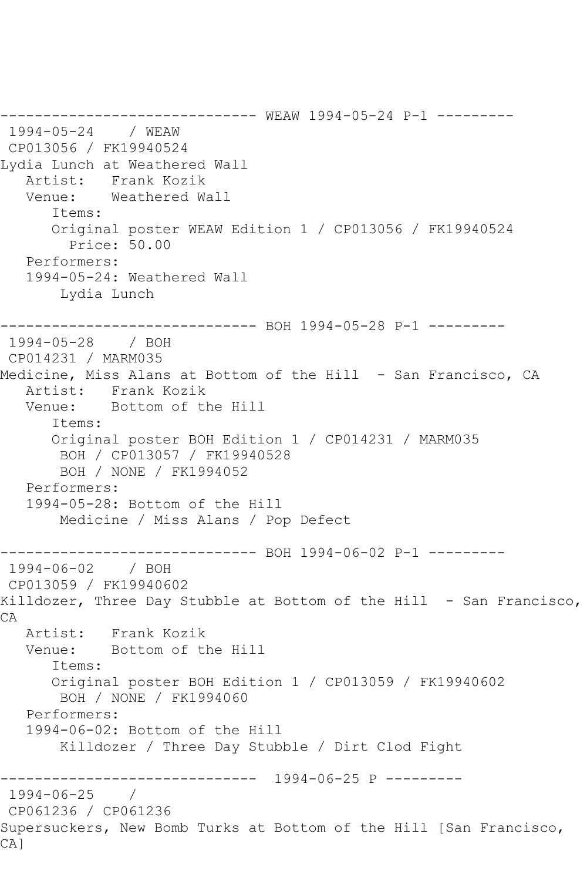------------------------------ WEAW 1994-05-24 P-1 ---------

1994-05-24 / WEAW
CP013056 / FK19940524
Lydia Lunch at Weathered Wall
Artist: Frank Kozik
Venue: Weathered Wall
Items:
Original poster WEAW Edition 1 / CP013056 / FK19940524
Price: 50.00
Performers:
1994-05-24: Weathered Wall
Lydia Lunch

------------------------------ BOH 1994-05-28 P-1 ---------

1994-05-28 / BOH
CP014231 / MARM035
Medicine, Miss Alans at Bottom of the Hill - San Francisco, CA
Artist: Frank Kozik
Venue: Bottom of the Hill
Items:
Original poster BOH Edition 1 / CP014231 / MARM035
BOH / CP013057 / FK19940528
BOH / NONE / FK1994052
Performers:
1994-05-28: Bottom of the Hill
Medicine / Miss Alans / Pop Defect

------------------------------ BOH 1994-06-02 P-1 ---------

1994-06-02 / BOH
CP013059 / FK19940602
Killdozer, Three Day Stubble at Bottom of the Hill - San Francisco, CA
Artist: Frank Kozik
Venue: Bottom of the Hill
Items:
Original poster BOH Edition 1 / CP013059 / FK19940602
BOH / NONE / FK1994060
Performers:
1994-06-02: Bottom of the Hill
Killdozer / Three Day Stubble / Dirt Clod Fight

------------------------------ 1994-06-25 P ---------

1994-06-25 /
CP061236 / CP061236
Supersuckers, New Bomb Turks at Bottom of the Hill [San Francisco, CA]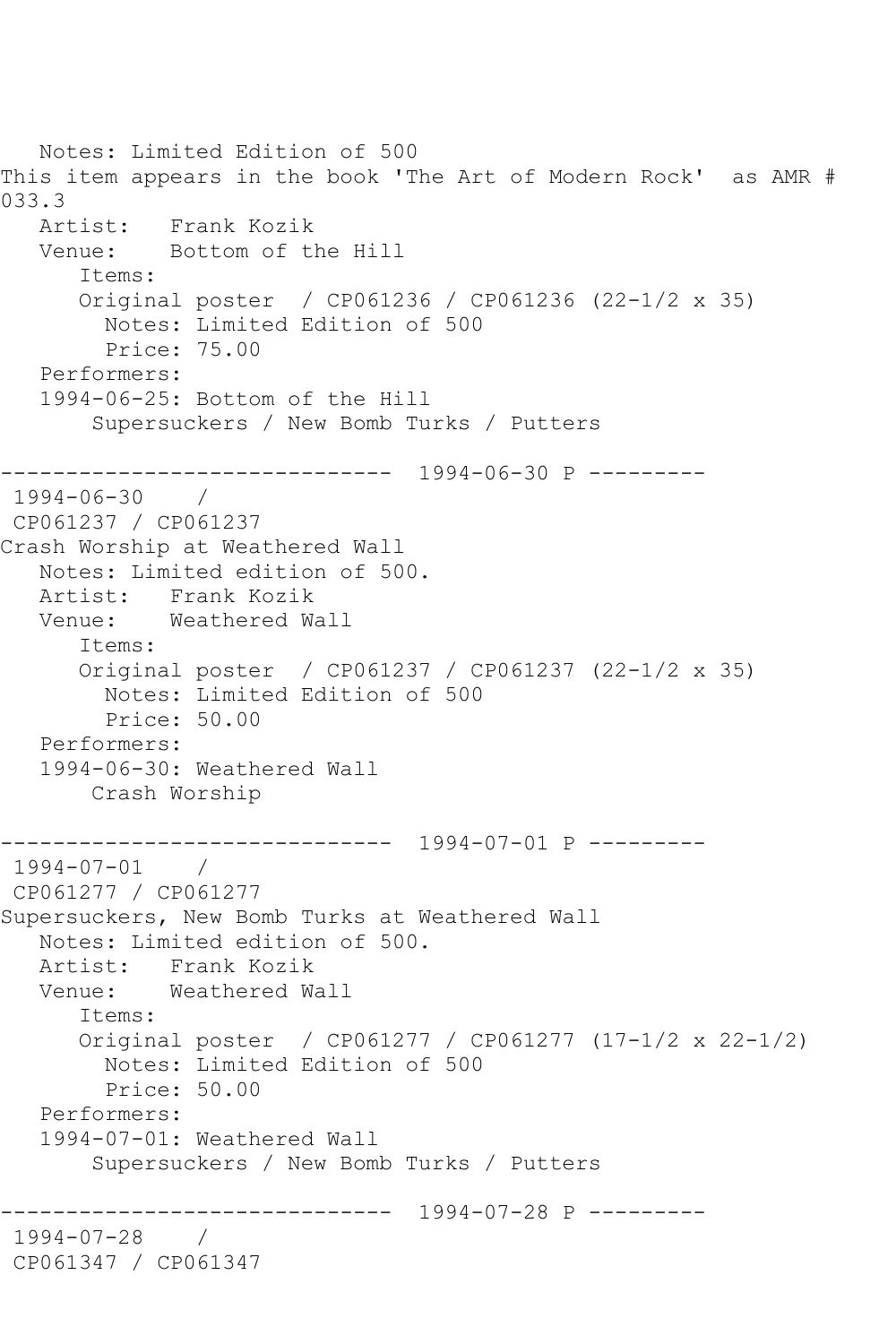Notes: Limited Edition of 500
This item appears in the book 'The Art of Modern Rock' as AMR # 033.3
Artist: Frank Kozik
Venue: Bottom of the Hill
Items:
Original poster / CP061236 / CP061236 (22-1/2 x 35)
Notes: Limited Edition of 500
Price: 75.00
Performers:
1994-06-25: Bottom of the Hill
Supersuckers / New Bomb Turks / Putters

------------------------------ 1994-06-30 P ---------

1994-06-30 /
CP061237 / CP061237
Crash Worship at Weathered Wall
Notes: Limited edition of 500.
Artist: Frank Kozik
Venue: Weathered Wall
Items:
Original poster / CP061237 / CP061237 (22-1/2 x 35)
Notes: Limited Edition of 500
Price: 50.00
Performers:
1994-06-30: Weathered Wall
Crash Worship

------------------------------ 1994-07-01 P ---------

1994-07-01 /
CP061277 / CP061277
Supersuckers, New Bomb Turks at Weathered Wall
Notes: Limited edition of 500.
Artist: Frank Kozik
Venue: Weathered Wall
Items:
Original poster / CP061277 / CP061277 (17-1/2 x 22-1/2)
Notes: Limited Edition of 500
Price: 50.00
Performers:
1994-07-01: Weathered Wall
Supersuckers / New Bomb Turks / Putters

------------------------------ 1994-07-28 P ---------

1994-07-28 /
CP061347 / CP061347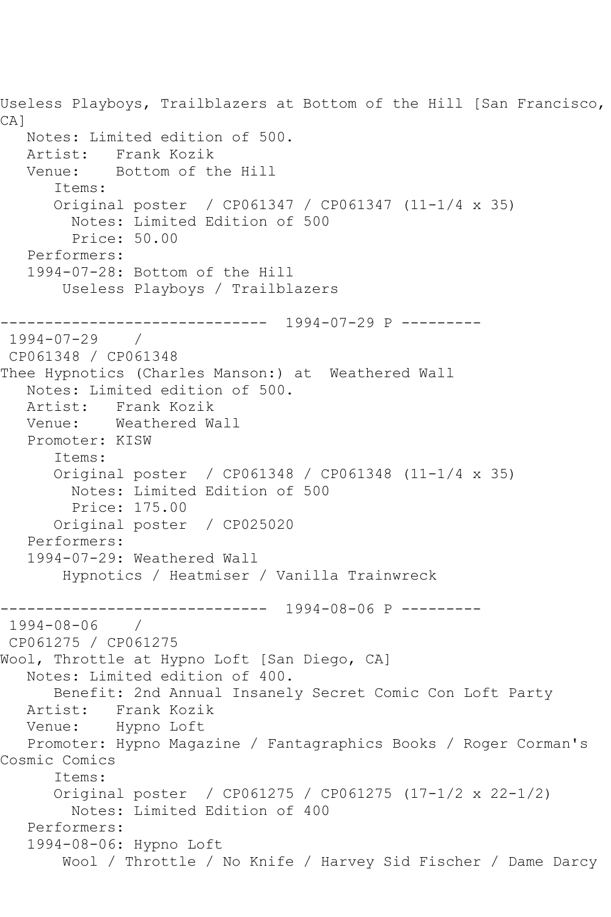Useless Playboys, Trailblazers at Bottom of the Hill [San Francisco, CA]

Notes: Limited edition of 500.
Artist: Frank Kozik
Venue: Bottom of the Hill
Items:
Original poster / CP061347 / CP061347 (11-1/4 x 35)
Notes: Limited Edition of 500
Price: 50.00
Performers:
1994-07-28: Bottom of the Hill
Useless Playboys / Trailblazers

------------------------------ 1994-07-29 P ---------

1994-07-29 /
CP061348 / CP061348

Thee Hypnotics (Charles Manson:) at Weathered Wall

Notes: Limited edition of 500.
Artist: Frank Kozik
Venue: Weathered Wall
Promoter: KISW
Items:
Original poster / CP061348 / CP061348 (11-1/4 x 35)
Notes: Limited Edition of 500
Price: 175.00
Original poster / CP025020
Performers:
1994-07-29: Weathered Wall
Hypnotics / Heatmiser / Vanilla Trainwreck

------------------------------ 1994-08-06 P ---------

1994-08-06 /
CP061275 / CP061275

Wool, Throttle at Hypno Loft [San Diego, CA]

Notes: Limited edition of 400.
Benefit: 2nd Annual Insanely Secret Comic Con Loft Party
Artist: Frank Kozik
Venue: Hypno Loft
Promoter: Hypno Magazine / Fantagraphics Books / Roger Corman's Cosmic Comics
Items:
Original poster / CP061275 / CP061275 (17-1/2 x 22-1/2)
Notes: Limited Edition of 400
Performers:
1994-08-06: Hypno Loft
Wool / Throttle / No Knife / Harvey Sid Fischer / Dame Darcy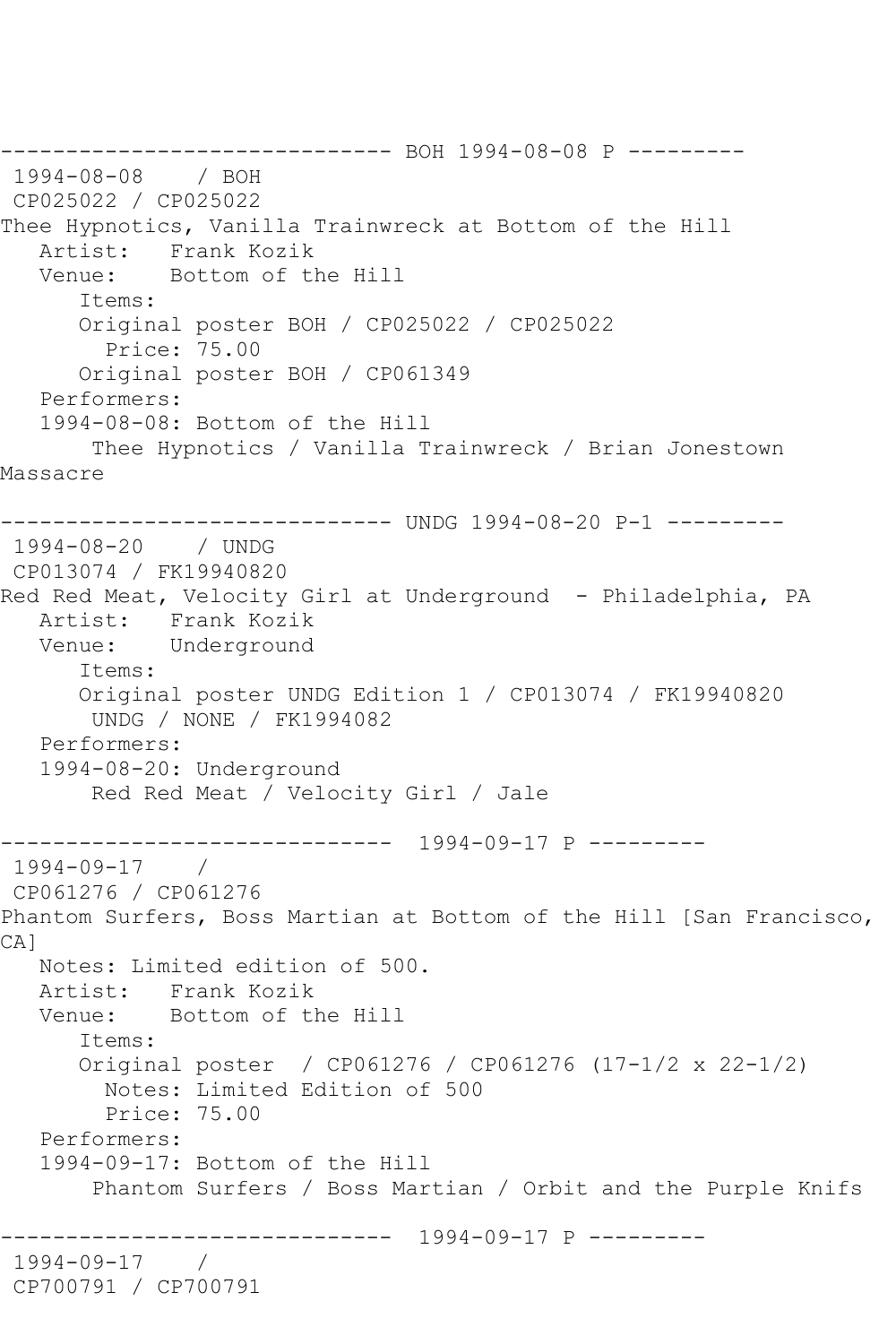```
------------------------------ BOH 1994-08-08 P ---------
 1994-08-08    / BOH
 CP025022 / CP025022
Thee Hypnotics, Vanilla Trainwreck at Bottom of the Hill
   Artist:   Frank Kozik
   Venue:    Bottom of the Hill
      Items:
      Original poster BOH / CP025022 / CP025022
        Price: 75.00
      Original poster BOH / CP061349
   Performers:
   1994-08-08: Bottom of the Hill
       Thee Hypnotics / Vanilla Trainwreck / Brian Jonestown
Massacre

------------------------------ UNDG 1994-08-20 P-1 ---------
 1994-08-20    / UNDG
 CP013074 / FK19940820
Red Red Meat, Velocity Girl at Underground  - Philadelphia, PA
   Artist:   Frank Kozik
   Venue:    Underground
      Items:
      Original poster UNDG Edition 1 / CP013074 / FK19940820
       UNDG / NONE / FK1994082
   Performers:
   1994-08-20: Underground
       Red Red Meat / Velocity Girl / Jale

------------------------------  1994-09-17 P ---------
 1994-09-17    /
 CP061276 / CP061276
Phantom Surfers, Boss Martian at Bottom of the Hill [San Francisco,
CA]
   Notes: Limited edition of 500.
   Artist:   Frank Kozik
   Venue:    Bottom of the Hill
      Items:
      Original poster  / CP061276 / CP061276 (17-1/2 x 22-1/2)
        Notes: Limited Edition of 500
        Price: 75.00
   Performers:
   1994-09-17: Bottom of the Hill
       Phantom Surfers / Boss Martian / Orbit and the Purple Knifs

------------------------------  1994-09-17 P ---------
 1994-09-17    /
 CP700791 / CP700791
```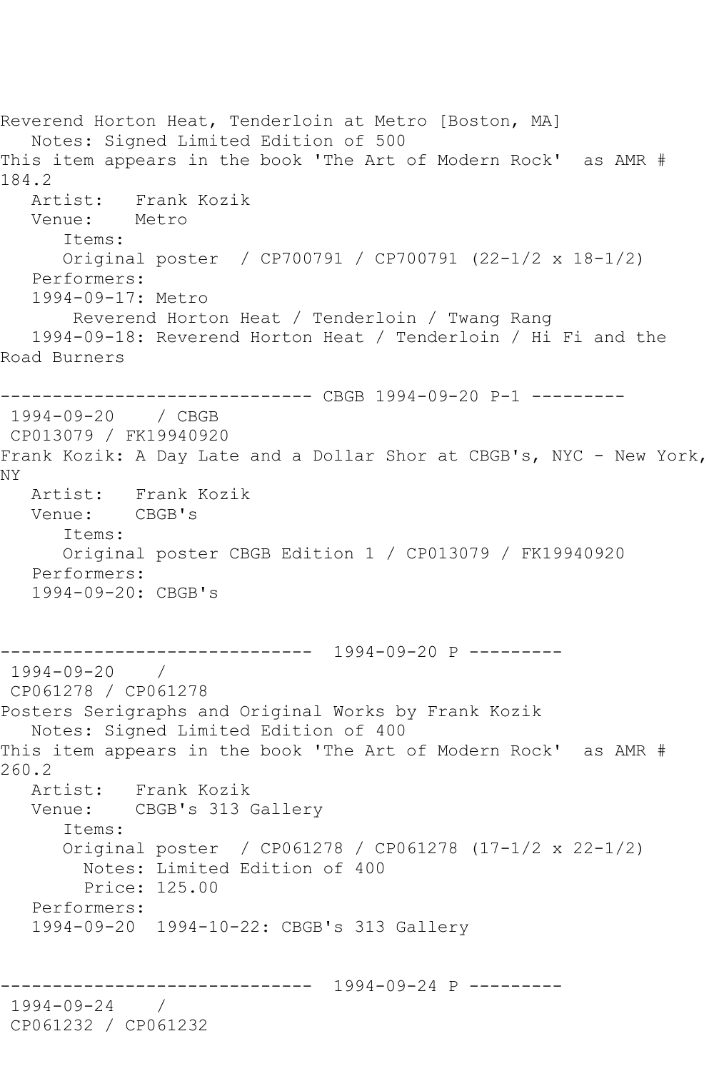Reverend Horton Heat, Tenderloin at Metro [Boston, MA]
   Notes: Signed Limited Edition of 500
This item appears in the book 'The Art of Modern Rock'  as AMR # 184.2
   Artist:   Frank Kozik
   Venue:    Metro
      Items:
      Original poster  / CP700791 / CP700791 (22-1/2 x 18-1/2)
   Performers:
   1994-09-17: Metro
       Reverend Horton Heat / Tenderloin / Twang Rang
   1994-09-18: Reverend Horton Heat / Tenderloin / Hi Fi and the Road Burners

------------------------------ CBGB 1994-09-20 P-1 ---------
 1994-09-20    / CBGB
 CP013079 / FK19940920
Frank Kozik: A Day Late and a Dollar Shor at CBGB's, NYC - New York, NY
   Artist:   Frank Kozik
   Venue:    CBGB's
      Items:
      Original poster CBGB Edition 1 / CP013079 / FK19940920
   Performers:
   1994-09-20: CBGB's

------------------------------  1994-09-20 P ---------
 1994-09-20    /
 CP061278 / CP061278
Posters Serigraphs and Original Works by Frank Kozik
   Notes: Signed Limited Edition of 400
This item appears in the book 'The Art of Modern Rock'  as AMR # 260.2
   Artist:   Frank Kozik
   Venue:    CBGB's 313 Gallery
      Items:
      Original poster  / CP061278 / CP061278 (17-1/2 x 22-1/2)
        Notes: Limited Edition of 400
        Price: 125.00
   Performers:
   1994-09-20  1994-10-22: CBGB's 313 Gallery

------------------------------  1994-09-24 P ---------
 1994-09-24    /
 CP061232 / CP061232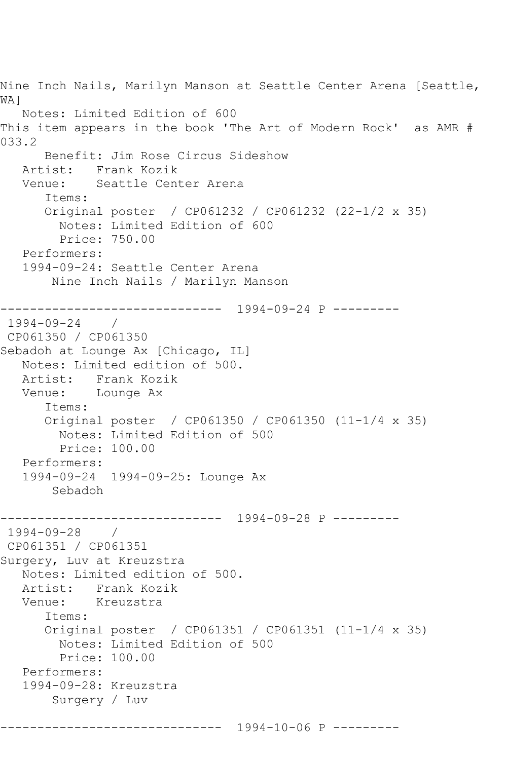Nine Inch Nails, Marilyn Manson at Seattle Center Arena [Seattle, WA]
   Notes: Limited Edition of 600
This item appears in the book 'The Art of Modern Rock'  as AMR # 033.2
      Benefit: Jim Rose Circus Sideshow
   Artist:   Frank Kozik
   Venue:    Seattle Center Arena
      Items:
      Original poster  / CP061232 / CP061232 (22-1/2 x 35)
        Notes: Limited Edition of 600
        Price: 750.00
   Performers:
   1994-09-24: Seattle Center Arena
       Nine Inch Nails / Marilyn Manson

------------------------------  1994-09-24 P ---------
 1994-09-24    /
 CP061350 / CP061350
Sebadoh at Lounge Ax [Chicago, IL]
   Notes: Limited edition of 500.
   Artist:   Frank Kozik
   Venue:    Lounge Ax
      Items:
      Original poster  / CP061350 / CP061350 (11-1/4 x 35)
        Notes: Limited Edition of 500
        Price: 100.00
   Performers:
   1994-09-24  1994-09-25: Lounge Ax
       Sebadoh

------------------------------  1994-09-28 P ---------
 1994-09-28    /
 CP061351 / CP061351
Surgery, Luv at Kreuzstra
   Notes: Limited edition of 500.
   Artist:   Frank Kozik
   Venue:    Kreuzstra
      Items:
      Original poster  / CP061351 / CP061351 (11-1/4 x 35)
        Notes: Limited Edition of 500
        Price: 100.00
   Performers:
   1994-09-28: Kreuzstra
       Surgery / Luv

------------------------------  1994-10-06 P ---------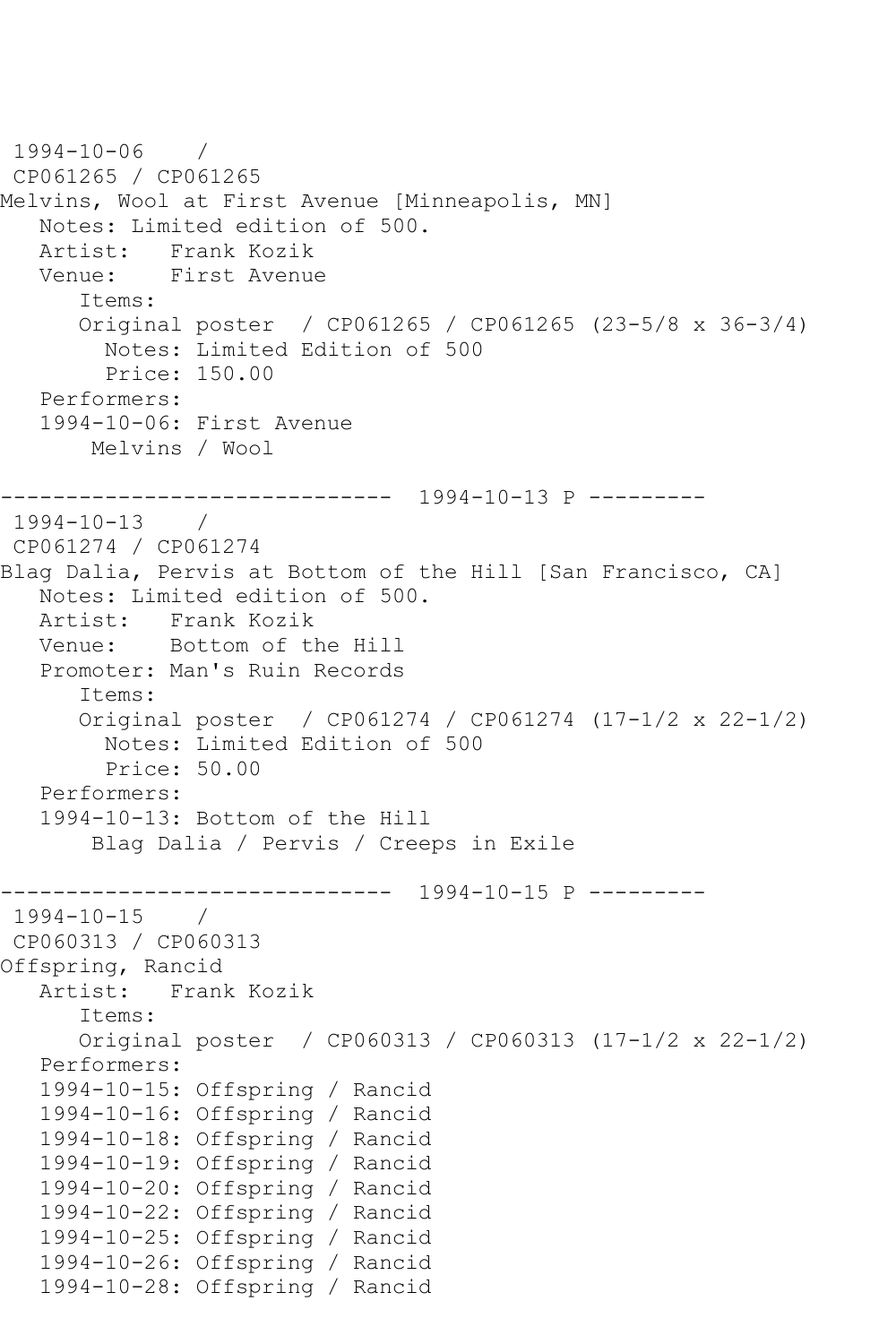```
 1994-10-06    /
 CP061265 / CP061265
Melvins, Wool at First Avenue [Minneapolis, MN]
   Notes: Limited edition of 500.
   Artist:   Frank Kozik
   Venue:    First Avenue
      Items:
      Original poster  / CP061265 / CP061265 (23-5/8 x 36-3/4)
        Notes: Limited Edition of 500
        Price: 150.00
   Performers:
   1994-10-06: First Avenue
       Melvins / Wool

------------------------------  1994-10-13 P ---------
 1994-10-13    /
 CP061274 / CP061274
Blag Dalia, Pervis at Bottom of the Hill [San Francisco, CA]
   Notes: Limited edition of 500.
   Artist:   Frank Kozik
   Venue:    Bottom of the Hill
   Promoter: Man's Ruin Records
      Items:
      Original poster  / CP061274 / CP061274 (17-1/2 x 22-1/2)
        Notes: Limited Edition of 500
        Price: 50.00
   Performers:
   1994-10-13: Bottom of the Hill
       Blag Dalia / Pervis / Creeps in Exile

------------------------------  1994-10-15 P ---------
 1994-10-15    /
 CP060313 / CP060313
Offspring, Rancid
   Artist:   Frank Kozik
      Items:
      Original poster  / CP060313 / CP060313 (17-1/2 x 22-1/2)
   Performers:
   1994-10-15: Offspring / Rancid
   1994-10-16: Offspring / Rancid
   1994-10-18: Offspring / Rancid
   1994-10-19: Offspring / Rancid
   1994-10-20: Offspring / Rancid
   1994-10-22: Offspring / Rancid
   1994-10-25: Offspring / Rancid
   1994-10-26: Offspring / Rancid
   1994-10-28: Offspring / Rancid
```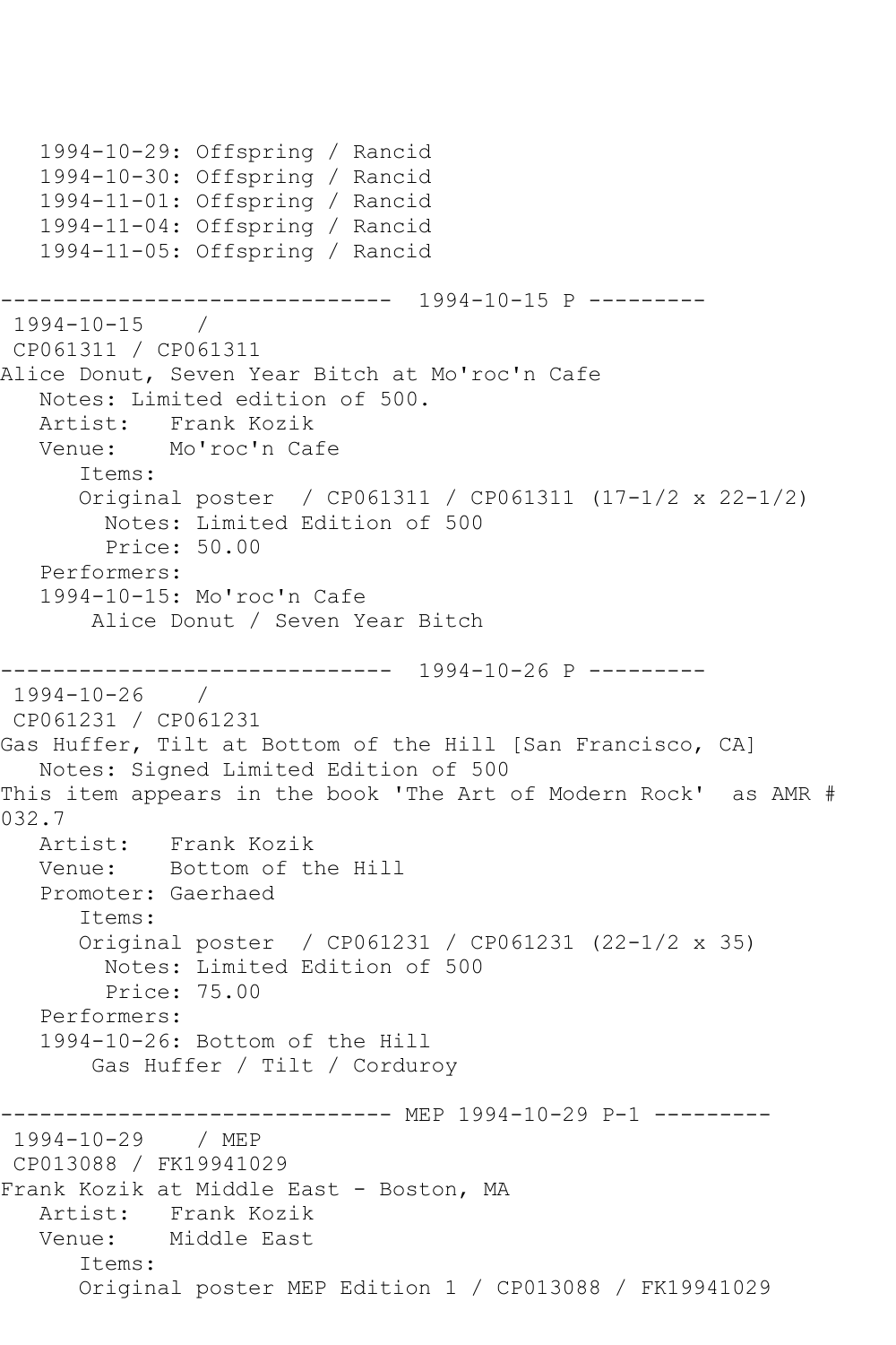```
   1994-10-29: Offspring / Rancid
   1994-10-30: Offspring / Rancid
   1994-11-01: Offspring / Rancid
   1994-11-04: Offspring / Rancid
   1994-11-05: Offspring / Rancid

------------------------------  1994-10-15 P ---------
 1994-10-15    / 
 CP061311 / CP061311
Alice Donut, Seven Year Bitch at Mo'roc'n Cafe
   Notes: Limited edition of 500.
   Artist:   Frank Kozik
   Venue:    Mo'roc'n Cafe
      Items:
      Original poster  / CP061311 / CP061311 (17-1/2 x 22-1/2)
        Notes: Limited Edition of 500
        Price: 50.00
   Performers:
   1994-10-15: Mo'roc'n Cafe
       Alice Donut / Seven Year Bitch

------------------------------  1994-10-26 P ---------
 1994-10-26    / 
 CP061231 / CP061231
Gas Huffer, Tilt at Bottom of the Hill [San Francisco, CA]
   Notes: Signed Limited Edition of 500
This item appears in the book 'The Art of Modern Rock'  as AMR # 
032.7
   Artist:   Frank Kozik
   Venue:    Bottom of the Hill
   Promoter: Gaerhaed
      Items:
      Original poster  / CP061231 / CP061231 (22-1/2 x 35)
        Notes: Limited Edition of 500
        Price: 75.00
   Performers:
   1994-10-26: Bottom of the Hill
       Gas Huffer / Tilt / Corduroy

------------------------------ MEP 1994-10-29 P-1 ---------
 1994-10-29    / MEP
 CP013088 / FK19941029
Frank Kozik at Middle East - Boston, MA
   Artist:   Frank Kozik
   Venue:    Middle East
      Items:
      Original poster MEP Edition 1 / CP013088 / FK19941029
```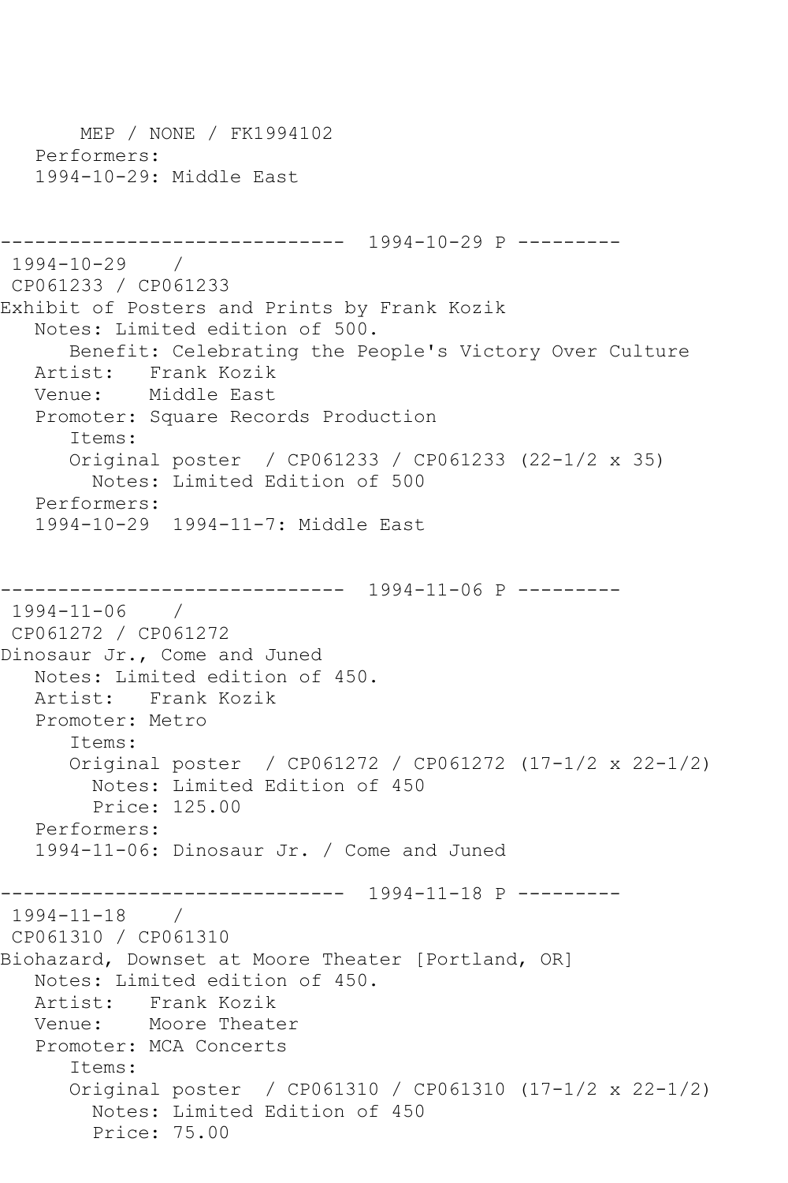MEP / NONE / FK1994102
Performers:
1994-10-29: Middle East

------------------------------ 1994-10-29 P ---------

1994-10-29 /
CP061233 / CP061233
Exhibit of Posters and Prints by Frank Kozik
Notes: Limited edition of 500.
Benefit: Celebrating the People's Victory Over Culture
Artist: Frank Kozik
Venue: Middle East
Promoter: Square Records Production
Items:
Original poster / CP061233 / CP061233 (22-1/2 x 35)
Notes: Limited Edition of 500
Performers:
1994-10-29 1994-11-7: Middle East

------------------------------ 1994-11-06 P ---------

1994-11-06 /
CP061272 / CP061272
Dinosaur Jr., Come and Juned
Notes: Limited edition of 450.
Artist: Frank Kozik
Promoter: Metro
Items:
Original poster / CP061272 / CP061272 (17-1/2 x 22-1/2)
Notes: Limited Edition of 450
Price: 125.00
Performers:
1994-11-06: Dinosaur Jr. / Come and Juned

------------------------------ 1994-11-18 P ---------

1994-11-18 /
CP061310 / CP061310
Biohazard, Downset at Moore Theater [Portland, OR]
Notes: Limited edition of 450.
Artist: Frank Kozik
Venue: Moore Theater
Promoter: MCA Concerts
Items:
Original poster / CP061310 / CP061310 (17-1/2 x 22-1/2)
Notes: Limited Edition of 450
Price: 75.00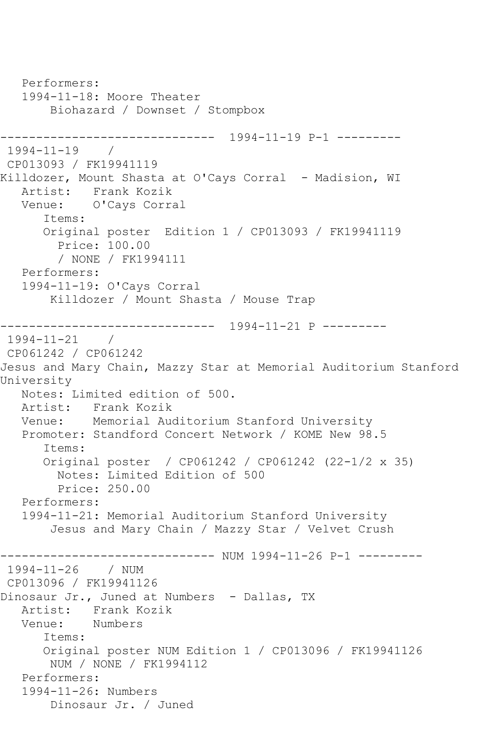```
   Performers:
   1994-11-18: Moore Theater
       Biohazard / Downset / Stompbox

------------------------------  1994-11-19 P-1 ---------
 1994-11-19    /
 CP013093 / FK19941119
Killdozer, Mount Shasta at O'Cays Corral  - Madision, WI
   Artist:   Frank Kozik
   Venue:    O'Cays Corral
      Items:
      Original poster  Edition 1 / CP013093 / FK19941119
        Price: 100.00
        / NONE / FK1994111
   Performers:
   1994-11-19: O'Cays Corral
       Killdozer / Mount Shasta / Mouse Trap

------------------------------  1994-11-21 P ---------
 1994-11-21    /
 CP061242 / CP061242
Jesus and Mary Chain, Mazzy Star at Memorial Auditorium Stanford 
University
   Notes: Limited edition of 500.
   Artist:   Frank Kozik
   Venue:    Memorial Auditorium Stanford University
   Promoter: Standford Concert Network / KOME New 98.5
      Items:
      Original poster  / CP061242 / CP061242 (22-1/2 x 35)
        Notes: Limited Edition of 500
        Price: 250.00
   Performers:
   1994-11-21: Memorial Auditorium Stanford University
       Jesus and Mary Chain / Mazzy Star / Velvet Crush

------------------------------ NUM 1994-11-26 P-1 ---------
 1994-11-26    / NUM
 CP013096 / FK19941126
Dinosaur Jr., Juned at Numbers  - Dallas, TX
   Artist:   Frank Kozik
   Venue:    Numbers
      Items:
      Original poster NUM Edition 1 / CP013096 / FK19941126
       NUM / NONE / FK1994112
   Performers:
   1994-11-26: Numbers
       Dinosaur Jr. / Juned
```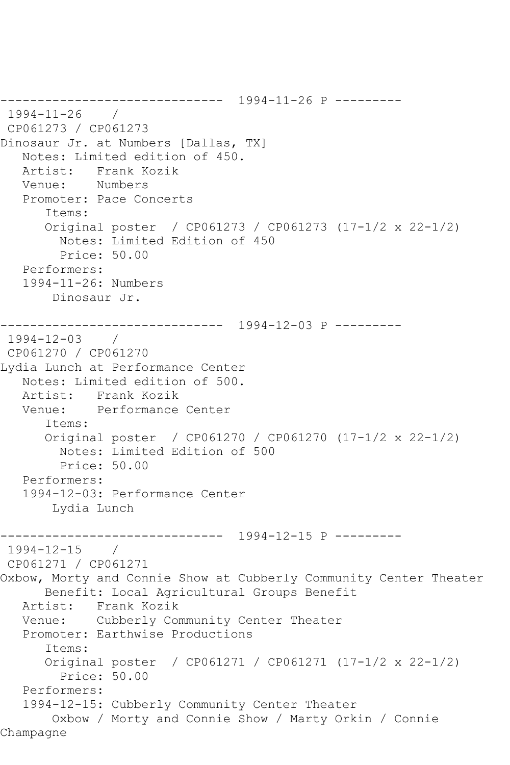------------------------------  1994-11-26 P ---------
 1994-11-26    /
 CP061273 / CP061273
Dinosaur Jr. at Numbers [Dallas, TX]
   Notes: Limited edition of 450.
   Artist:   Frank Kozik
   Venue:    Numbers
   Promoter: Pace Concerts
      Items:
      Original poster  / CP061273 / CP061273 (17-1/2 x 22-1/2)
        Notes: Limited Edition of 450
        Price: 50.00
   Performers:
   1994-11-26: Numbers
       Dinosaur Jr.

------------------------------  1994-12-03 P ---------
 1994-12-03    /
 CP061270 / CP061270
Lydia Lunch at Performance Center
   Notes: Limited edition of 500.
   Artist:   Frank Kozik
   Venue:    Performance Center
      Items:
      Original poster  / CP061270 / CP061270 (17-1/2 x 22-1/2)
        Notes: Limited Edition of 500
        Price: 50.00
   Performers:
   1994-12-03: Performance Center
       Lydia Lunch

------------------------------  1994-12-15 P ---------
 1994-12-15    /
 CP061271 / CP061271
Oxbow, Morty and Connie Show at Cubberly Community Center Theater
      Benefit: Local Agricultural Groups Benefit
   Artist:   Frank Kozik
   Venue:    Cubberly Community Center Theater
   Promoter: Earthwise Productions
      Items:
      Original poster  / CP061271 / CP061271 (17-1/2 x 22-1/2)
        Price: 50.00
   Performers:
   1994-12-15: Cubberly Community Center Theater
       Oxbow / Morty and Connie Show / Marty Orkin / Connie
Champagne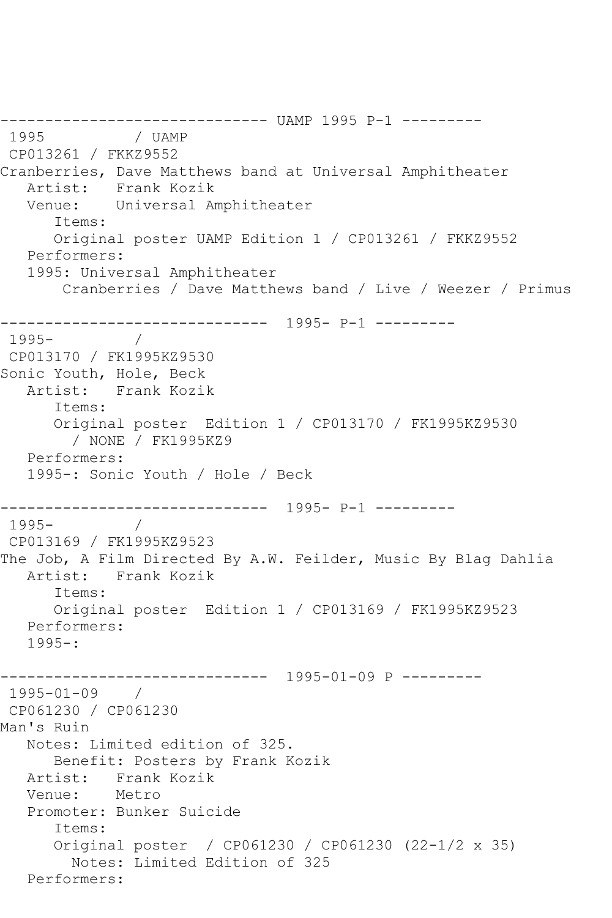------------------------------ UAMP 1995 P-1 ---------
1995 / UAMP
CP013261 / FKKZ9552
Cranberries, Dave Matthews band at Universal Amphitheater
Artist: Frank Kozik
Venue: Universal Amphitheater
Items:
Original poster UAMP Edition 1 / CP013261 / FKKZ9552
Performers:
1995: Universal Amphitheater
Cranberries / Dave Matthews band / Live / Weezer / Primus

------------------------------ 1995- P-1 ---------
1995- /
CP013170 / FK1995KZ9530
Sonic Youth, Hole, Beck
Artist: Frank Kozik
Items:
Original poster Edition 1 / CP013170 / FK1995KZ9530
/ NONE / FK1995KZ9
Performers:
1995-: Sonic Youth / Hole / Beck

------------------------------ 1995- P-1 ---------
1995- /
CP013169 / FK1995KZ9523
The Job, A Film Directed By A.W. Feilder, Music By Blag Dahlia
Artist: Frank Kozik
Items:
Original poster Edition 1 / CP013169 / FK1995KZ9523
Performers:
1995-:

------------------------------ 1995-01-09 P ---------
1995-01-09 /
CP061230 / CP061230
Man's Ruin
Notes: Limited edition of 325.
Benefit: Posters by Frank Kozik
Artist: Frank Kozik
Venue: Metro
Promoter: Bunker Suicide
Items:
Original poster / CP061230 / CP061230 (22-1/2 x 35)
Notes: Limited Edition of 325
Performers: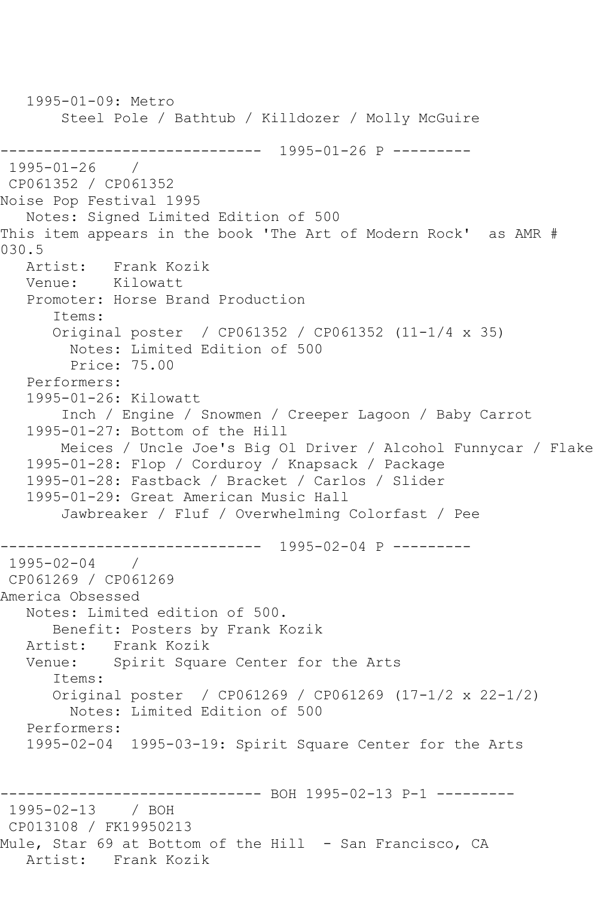```
   1995-01-09: Metro
       Steel Pole / Bathtub / Killdozer / Molly McGuire

------------------------------  1995-01-26 P ---------
 1995-01-26    /
 CP061352 / CP061352
Noise Pop Festival 1995
   Notes: Signed Limited Edition of 500
This item appears in the book 'The Art of Modern Rock'  as AMR #
030.5
   Artist:   Frank Kozik
   Venue:    Kilowatt
   Promoter: Horse Brand Production
      Items:
      Original poster  / CP061352 / CP061352 (11-1/4 x 35)
        Notes: Limited Edition of 500
        Price: 75.00
   Performers:
   1995-01-26: Kilowatt
       Inch / Engine / Snowmen / Creeper Lagoon / Baby Carrot
   1995-01-27: Bottom of the Hill
       Meices / Uncle Joe's Big Ol Driver / Alcohol Funnycar / Flake
   1995-01-28: Flop / Corduroy / Knapsack / Package
   1995-01-28: Fastback / Bracket / Carlos / Slider
   1995-01-29: Great American Music Hall
       Jawbreaker / Fluf / Overwhelming Colorfast / Pee

------------------------------  1995-02-04 P ---------
 1995-02-04    /
 CP061269 / CP061269
America Obsessed
   Notes: Limited edition of 500.
      Benefit: Posters by Frank Kozik
   Artist:   Frank Kozik
   Venue:    Spirit Square Center for the Arts
      Items:
      Original poster  / CP061269 / CP061269 (17-1/2 x 22-1/2)
        Notes: Limited Edition of 500
   Performers:
   1995-02-04  1995-03-19: Spirit Square Center for the Arts


------------------------------ BOH 1995-02-13 P-1 ---------
 1995-02-13    / BOH
 CP013108 / FK19950213
Mule, Star 69 at Bottom of the Hill  - San Francisco, CA
   Artist:   Frank Kozik
```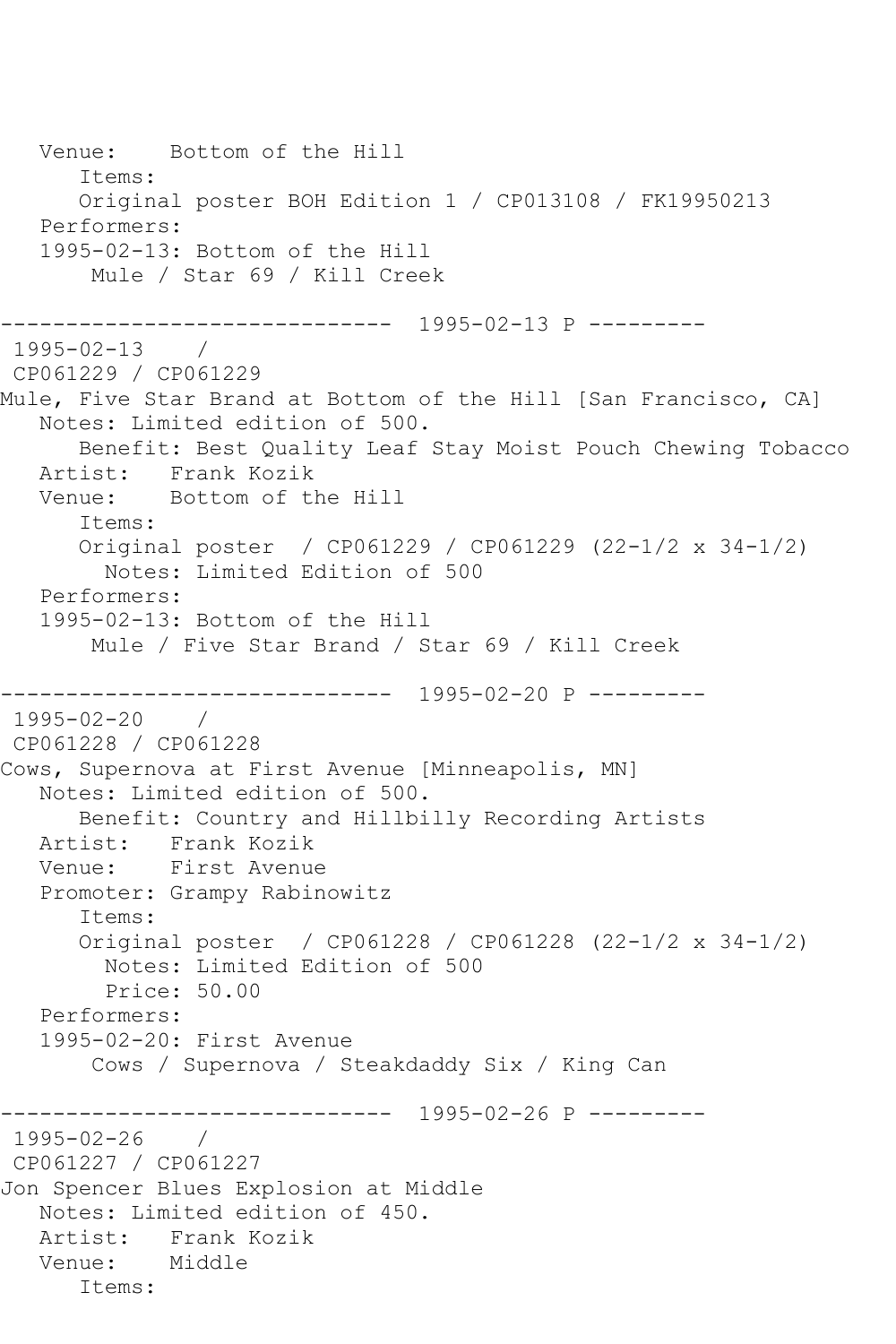```
   Venue:    Bottom of the Hill
      Items:
      Original poster BOH Edition 1 / CP013108 / FK19950213
   Performers:
   1995-02-13: Bottom of the Hill
       Mule / Star 69 / Kill Creek

------------------------------  1995-02-13 P ---------
 1995-02-13    /
 CP061229 / CP061229
Mule, Five Star Brand at Bottom of the Hill [San Francisco, CA]
   Notes: Limited edition of 500.
      Benefit: Best Quality Leaf Stay Moist Pouch Chewing Tobacco
   Artist:   Frank Kozik
   Venue:    Bottom of the Hill
      Items:
      Original poster  / CP061229 / CP061229 (22-1/2 x 34-1/2)
        Notes: Limited Edition of 500
   Performers:
   1995-02-13: Bottom of the Hill
       Mule / Five Star Brand / Star 69 / Kill Creek

------------------------------  1995-02-20 P ---------
 1995-02-20    /
 CP061228 / CP061228
Cows, Supernova at First Avenue [Minneapolis, MN]
   Notes: Limited edition of 500.
      Benefit: Country and Hillbilly Recording Artists
   Artist:   Frank Kozik
   Venue:    First Avenue
   Promoter: Grampy Rabinowitz
      Items:
      Original poster  / CP061228 / CP061228 (22-1/2 x 34-1/2)
        Notes: Limited Edition of 500
        Price: 50.00
   Performers:
   1995-02-20: First Avenue
       Cows / Supernova / Steakdaddy Six / King Can

------------------------------  1995-02-26 P ---------
 1995-02-26    /
 CP061227 / CP061227
Jon Spencer Blues Explosion at Middle
   Notes: Limited edition of 450.
   Artist:   Frank Kozik
   Venue:    Middle
      Items:
```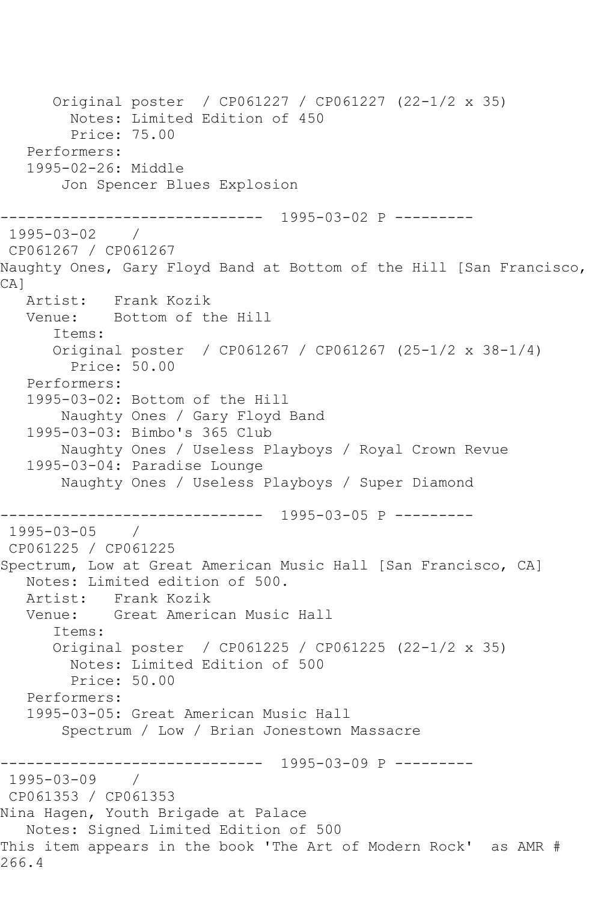Original poster / CP061227 / CP061227 (22-1/2 x 35)
Notes: Limited Edition of 450
Price: 75.00
Performers:
1995-02-26: Middle
Jon Spencer Blues Explosion

------------------------------ 1995-03-02 P ---------
1995-03-02 /
CP061267 / CP061267
Naughty Ones, Gary Floyd Band at Bottom of the Hill [San Francisco, CA]
Artist: Frank Kozik
Venue: Bottom of the Hill
Items:
Original poster / CP061267 / CP061267 (25-1/2 x 38-1/4)
Price: 50.00
Performers:
1995-03-02: Bottom of the Hill
Naughty Ones / Gary Floyd Band
1995-03-03: Bimbo's 365 Club
Naughty Ones / Useless Playboys / Royal Crown Revue
1995-03-04: Paradise Lounge
Naughty Ones / Useless Playboys / Super Diamond

------------------------------ 1995-03-05 P ---------
1995-03-05 /
CP061225 / CP061225
Spectrum, Low at Great American Music Hall [San Francisco, CA]
Notes: Limited edition of 500.
Artist: Frank Kozik
Venue: Great American Music Hall
Items:
Original poster / CP061225 / CP061225 (22-1/2 x 35)
Notes: Limited Edition of 500
Price: 50.00
Performers:
1995-03-05: Great American Music Hall
Spectrum / Low / Brian Jonestown Massacre

------------------------------ 1995-03-09 P ---------
1995-03-09 /
CP061353 / CP061353
Nina Hagen, Youth Brigade at Palace
Notes: Signed Limited Edition of 500
This item appears in the book 'The Art of Modern Rock' as AMR # 266.4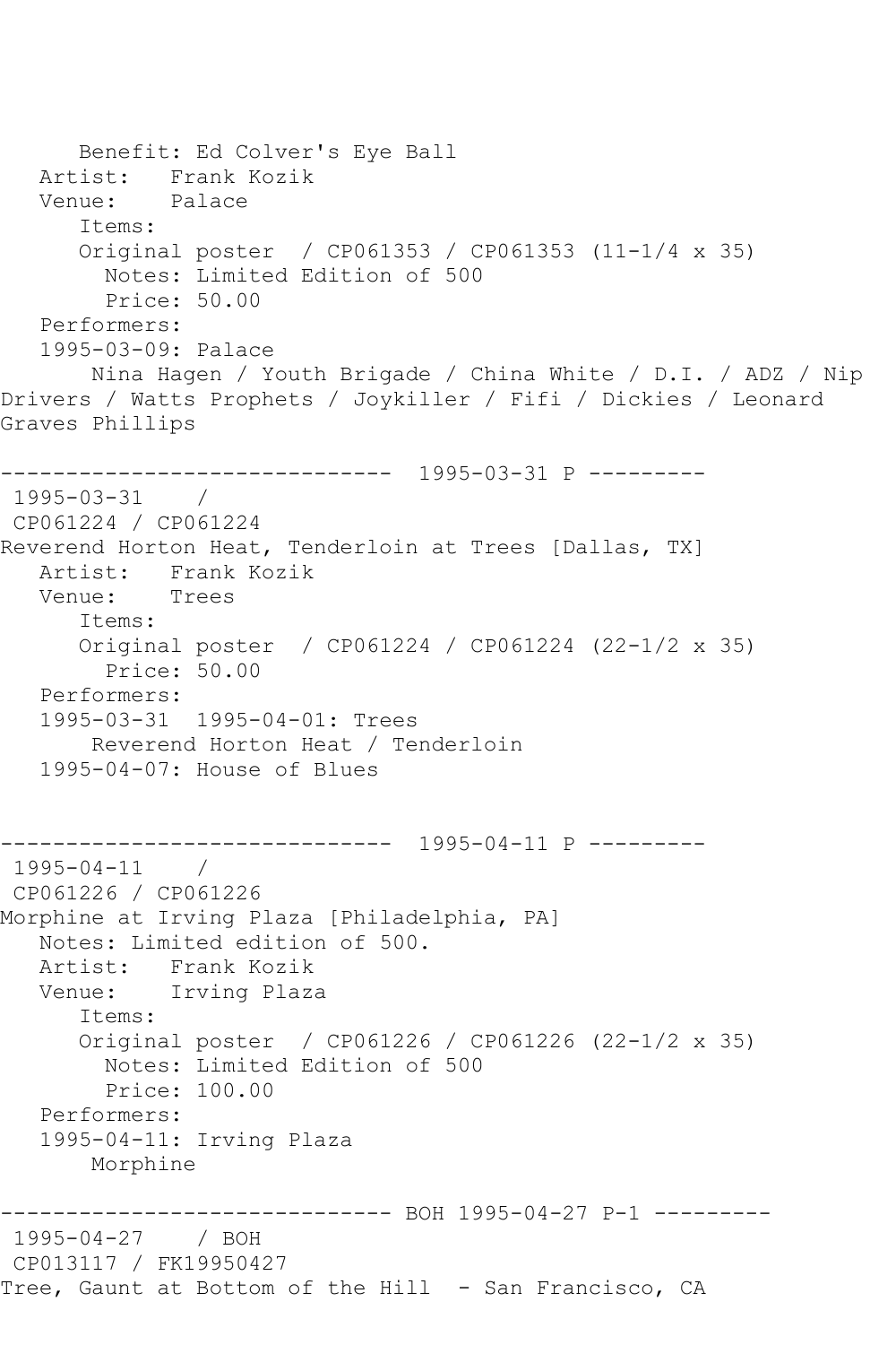Benefit: Ed Colver's Eye Ball
   Artist:   Frank Kozik
   Venue:    Palace
      Items:
      Original poster  / CP061353 / CP061353 (11-1/4 x 35)
        Notes: Limited Edition of 500
        Price: 50.00
   Performers:
   1995-03-09: Palace
       Nina Hagen / Youth Brigade / China White / D.I. / ADZ / Nip Drivers / Watts Prophets / Joykiller / Fifi / Dickies / Leonard Graves Phillips

------------------------------ 1995-03-31 P ---------
 1995-03-31    /
 CP061224 / CP061224
Reverend Horton Heat, Tenderloin at Trees [Dallas, TX]
   Artist:   Frank Kozik
   Venue:    Trees
      Items:
      Original poster  / CP061224 / CP061224 (22-1/2 x 35)
        Price: 50.00
   Performers:
   1995-03-31  1995-04-01: Trees
       Reverend Horton Heat / Tenderloin
   1995-04-07: House of Blues

------------------------------ 1995-04-11 P ---------
 1995-04-11    /
 CP061226 / CP061226
Morphine at Irving Plaza [Philadelphia, PA]
   Notes: Limited edition of 500.
   Artist:   Frank Kozik
   Venue:    Irving Plaza
      Items:
      Original poster  / CP061226 / CP061226 (22-1/2 x 35)
        Notes: Limited Edition of 500
        Price: 100.00
   Performers:
   1995-04-11: Irving Plaza
       Morphine

------------------------------ BOH 1995-04-27 P-1 ---------
 1995-04-27    / BOH
 CP013117 / FK19950427
Tree, Gaunt at Bottom of the Hill  - San Francisco, CA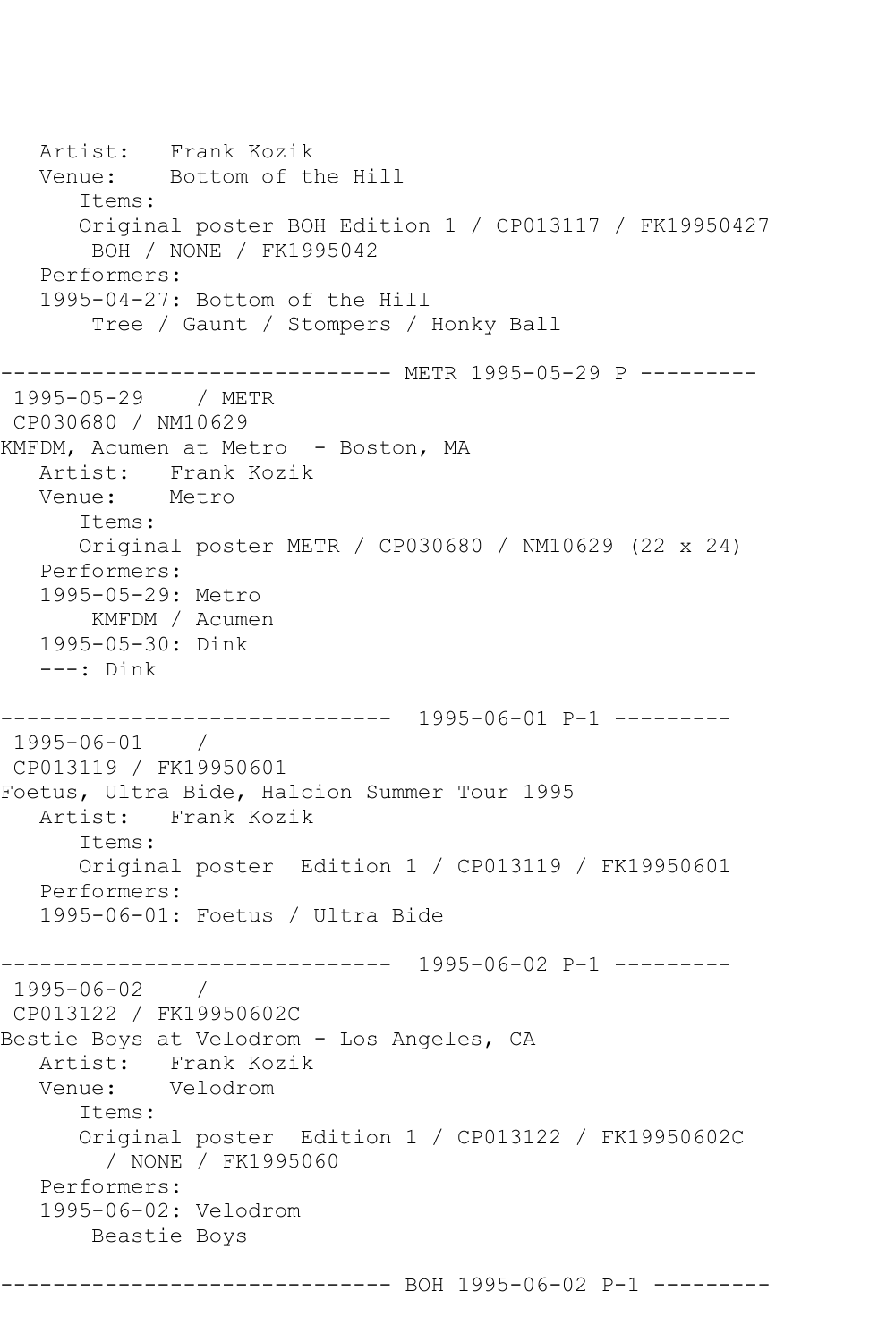```
   Artist:   Frank Kozik
   Venue:    Bottom of the Hill
      Items:
      Original poster BOH Edition 1 / CP013117 / FK19950427
       BOH / NONE / FK1995042
   Performers:
   1995-04-27: Bottom of the Hill
       Tree / Gaunt / Stompers / Honky Ball

------------------------------ METR 1995-05-29 P ---------
 1995-05-29    / METR
 CP030680 / NM10629
KMFDM, Acumen at Metro  - Boston, MA
   Artist:   Frank Kozik
   Venue:    Metro
      Items:
      Original poster METR / CP030680 / NM10629 (22 x 24)
   Performers:
   1995-05-29: Metro
       KMFDM / Acumen
   1995-05-30: Dink
   ---: Dink

------------------------------  1995-06-01 P-1 ---------
 1995-06-01    /
 CP013119 / FK19950601
Foetus, Ultra Bide, Halcion Summer Tour 1995
   Artist:   Frank Kozik
      Items:
      Original poster  Edition 1 / CP013119 / FK19950601
   Performers:
   1995-06-01: Foetus / Ultra Bide

------------------------------  1995-06-02 P-1 ---------
 1995-06-02    /
 CP013122 / FK19950602C
Bestie Boys at Velodrom - Los Angeles, CA
   Artist:   Frank Kozik
   Venue:    Velodrom
      Items:
      Original poster  Edition 1 / CP013122 / FK19950602C
        / NONE / FK1995060
   Performers:
   1995-06-02: Velodrom
       Beastie Boys

------------------------------ BOH 1995-06-02 P-1 ---------
```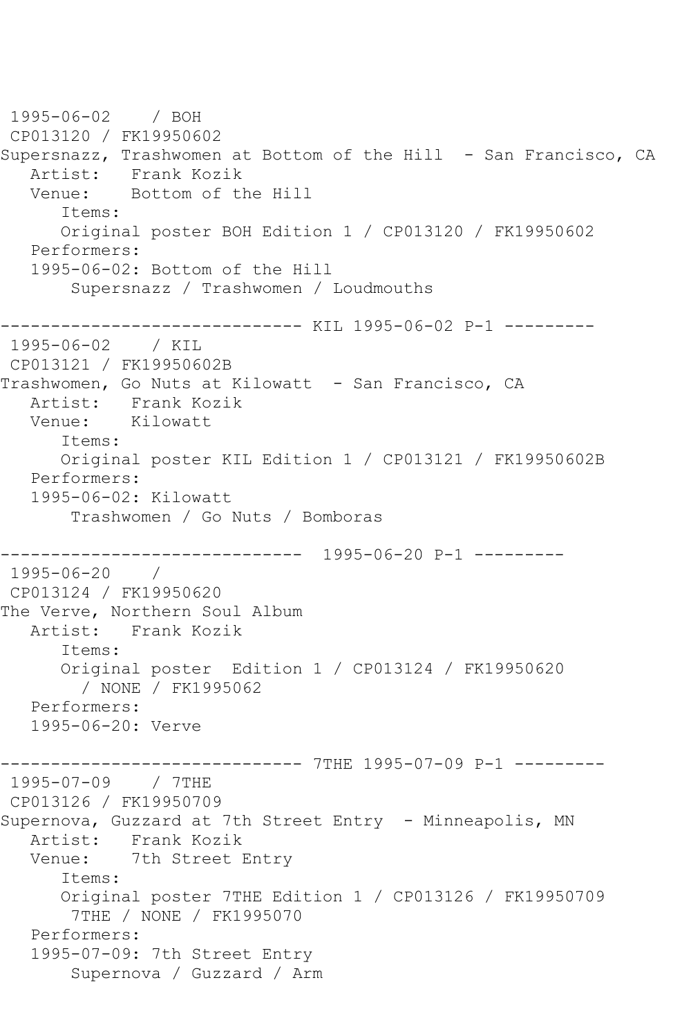```
1995-06-02    / BOH
 CP013120 / FK19950602
Supersnazz, Trashwomen at Bottom of the Hill  - San Francisco, CA
   Artist:   Frank Kozik
   Venue:    Bottom of the Hill
      Items:
      Original poster BOH Edition 1 / CP013120 / FK19950602
   Performers:
   1995-06-02: Bottom of the Hill
       Supersnazz / Trashwomen / Loudmouths

------------------------------ KIL 1995-06-02 P-1 ---------
 1995-06-02    / KIL
 CP013121 / FK19950602B
Trashwomen, Go Nuts at Kilowatt  - San Francisco, CA
   Artist:   Frank Kozik
   Venue:    Kilowatt
      Items:
      Original poster KIL Edition 1 / CP013121 / FK19950602B
   Performers:
   1995-06-02: Kilowatt
       Trashwomen / Go Nuts / Bomboras

------------------------------  1995-06-20 P-1 ---------
 1995-06-20    /
 CP013124 / FK19950620
The Verve, Northern Soul Album
   Artist:   Frank Kozik
      Items:
      Original poster  Edition 1 / CP013124 / FK19950620
        / NONE / FK1995062
   Performers:
   1995-06-20: Verve

------------------------------ 7THE 1995-07-09 P-1 ---------
 1995-07-09    / 7THE
 CP013126 / FK19950709
Supernova, Guzzard at 7th Street Entry  - Minneapolis, MN
   Artist:   Frank Kozik
   Venue:    7th Street Entry
      Items:
      Original poster 7THE Edition 1 / CP013126 / FK19950709
       7THE / NONE / FK1995070
   Performers:
   1995-07-09: 7th Street Entry
       Supernova / Guzzard / Arm
```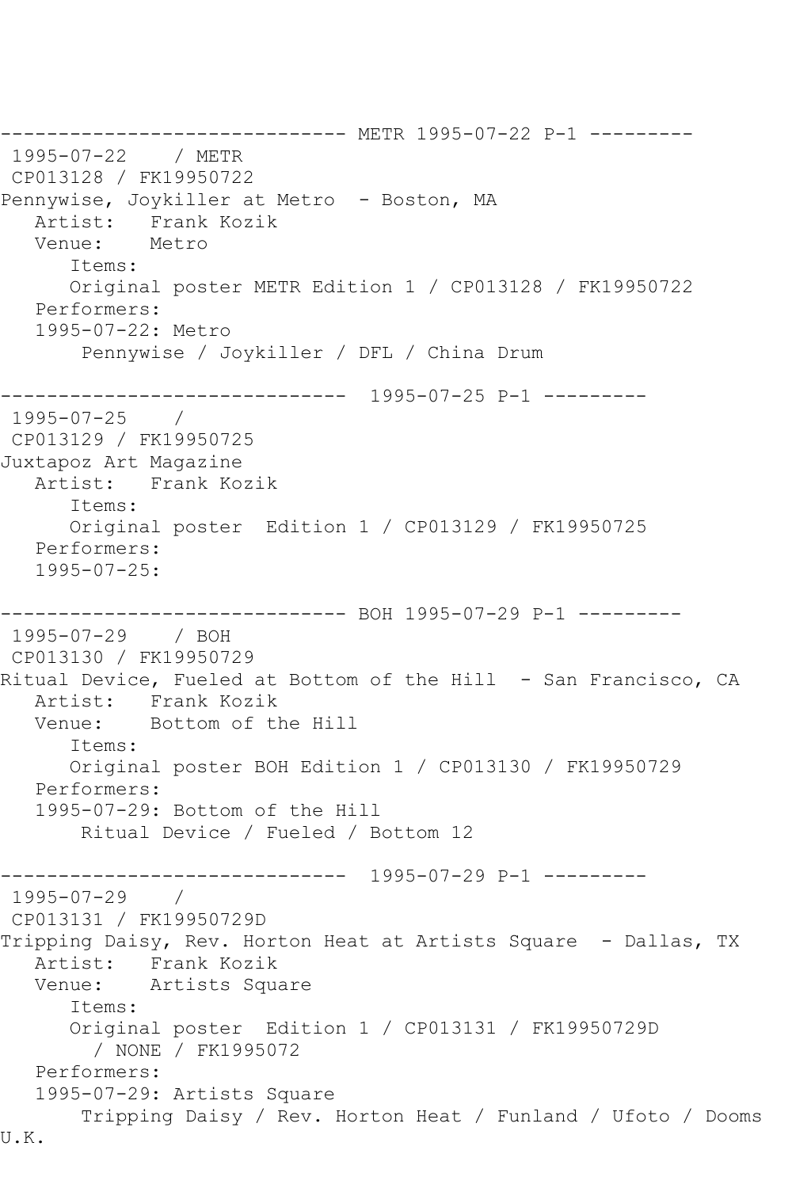------------------------------ METR 1995-07-22 P-1 ---------
1995-07-22 / METR
CP013128 / FK19950722
Pennywise, Joykiller at Metro - Boston, MA
Artist: Frank Kozik
Venue: Metro
Items:
Original poster METR Edition 1 / CP013128 / FK19950722
Performers:
1995-07-22: Metro
Pennywise / Joykiller / DFL / China Drum

------------------------------ 1995-07-25 P-1 ---------
1995-07-25 /
CP013129 / FK19950725
Juxtapoz Art Magazine
Artist: Frank Kozik
Items:
Original poster Edition 1 / CP013129 / FK19950725
Performers:
1995-07-25:

------------------------------ BOH 1995-07-29 P-1 ---------
1995-07-29 / BOH
CP013130 / FK19950729
Ritual Device, Fueled at Bottom of the Hill - San Francisco, CA
Artist: Frank Kozik
Venue: Bottom of the Hill
Items:
Original poster BOH Edition 1 / CP013130 / FK19950729
Performers:
1995-07-29: Bottom of the Hill
Ritual Device / Fueled / Bottom 12

------------------------------ 1995-07-29 P-1 ---------
1995-07-29 /
CP013131 / FK19950729D
Tripping Daisy, Rev. Horton Heat at Artists Square - Dallas, TX
Artist: Frank Kozik
Venue: Artists Square
Items:
Original poster Edition 1 / CP013131 / FK19950729D
/ NONE / FK1995072
Performers:
1995-07-29: Artists Square
Tripping Daisy / Rev. Horton Heat / Funland / Ufoto / Dooms U.K.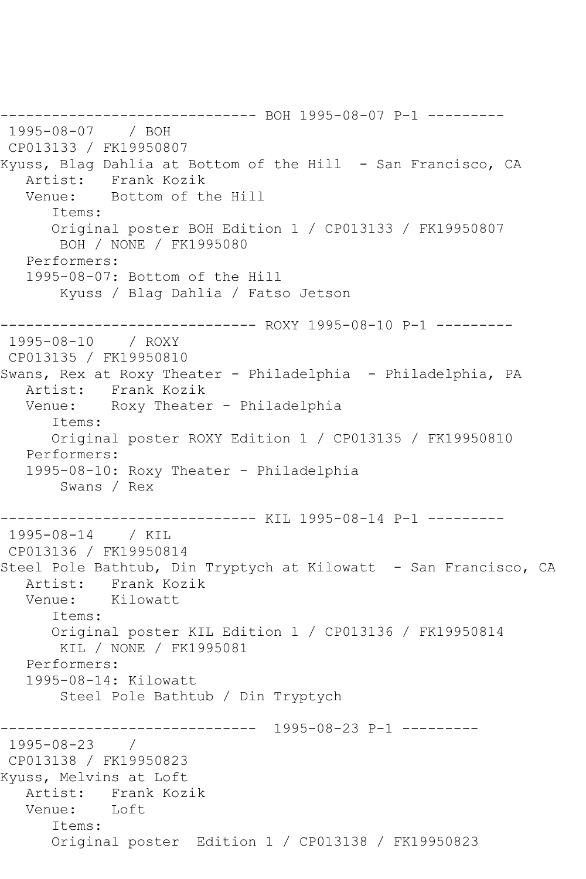```
------------------------------ BOH 1995-08-07 P-1 ---------
 1995-08-07    / BOH
 CP013133 / FK19950807
Kyuss, Blag Dahlia at Bottom of the Hill  - San Francisco, CA
   Artist:   Frank Kozik
   Venue:    Bottom of the Hill
      Items:
      Original poster BOH Edition 1 / CP013133 / FK19950807
       BOH / NONE / FK1995080
   Performers:
   1995-08-07: Bottom of the Hill
       Kyuss / Blag Dahlia / Fatso Jetson

------------------------------ ROXY 1995-08-10 P-1 ---------
 1995-08-10    / ROXY
 CP013135 / FK19950810
Swans, Rex at Roxy Theater - Philadelphia  - Philadelphia, PA
   Artist:   Frank Kozik
   Venue:    Roxy Theater - Philadelphia
      Items:
      Original poster ROXY Edition 1 / CP013135 / FK19950810
   Performers:
   1995-08-10: Roxy Theater - Philadelphia
       Swans / Rex

------------------------------ KIL 1995-08-14 P-1 ---------
 1995-08-14    / KIL
 CP013136 / FK19950814
Steel Pole Bathtub, Din Tryptych at Kilowatt  - San Francisco, CA
   Artist:   Frank Kozik
   Venue:    Kilowatt
      Items:
      Original poster KIL Edition 1 / CP013136 / FK19950814
       KIL / NONE / FK1995081
   Performers:
   1995-08-14: Kilowatt
       Steel Pole Bathtub / Din Tryptych

------------------------------  1995-08-23 P-1 ---------
 1995-08-23    /
 CP013138 / FK19950823
Kyuss, Melvins at Loft
   Artist:   Frank Kozik
   Venue:    Loft
      Items:
      Original poster  Edition 1 / CP013138 / FK19950823
```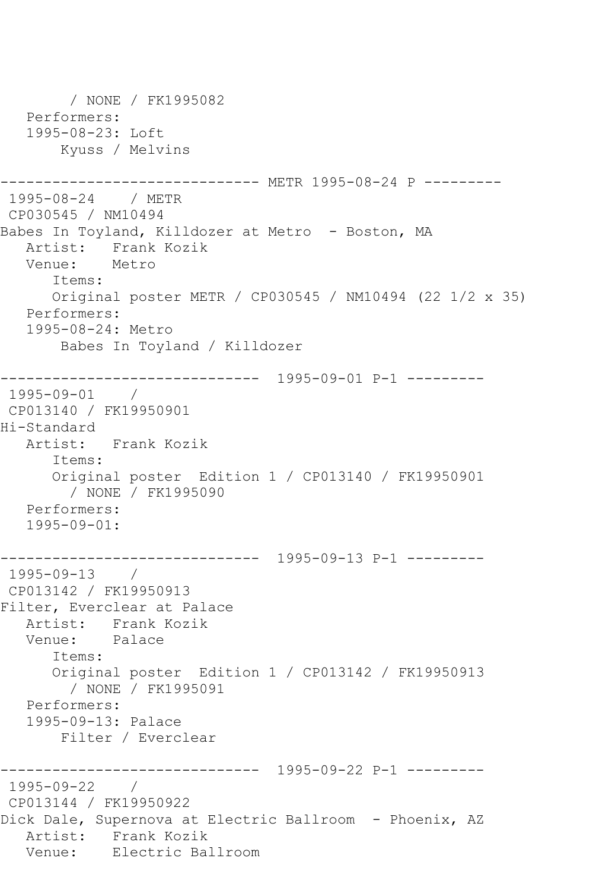```
        / NONE / FK1995082
   Performers:
   1995-08-23: Loft
       Kyuss / Melvins

------------------------------ METR 1995-08-24 P ---------
 1995-08-24    / METR
 CP030545 / NM10494
Babes In Toyland, Killdozer at Metro  - Boston, MA
   Artist:   Frank Kozik
   Venue:    Metro
      Items:
      Original poster METR / CP030545 / NM10494 (22 1/2 x 35)
   Performers:
   1995-08-24: Metro
       Babes In Toyland / Killdozer

------------------------------  1995-09-01 P-1 ---------
 1995-09-01    /
 CP013140 / FK19950901
Hi-Standard
   Artist:   Frank Kozik
      Items:
      Original poster  Edition 1 / CP013140 / FK19950901
        / NONE / FK1995090
   Performers:
   1995-09-01:

------------------------------  1995-09-13 P-1 ---------
 1995-09-13    /
 CP013142 / FK19950913
Filter, Everclear at Palace
   Artist:   Frank Kozik
   Venue:    Palace
      Items:
      Original poster  Edition 1 / CP013142 / FK19950913
        / NONE / FK1995091
   Performers:
   1995-09-13: Palace
       Filter / Everclear

------------------------------  1995-09-22 P-1 ---------
 1995-09-22    /
 CP013144 / FK19950922
Dick Dale, Supernova at Electric Ballroom  - Phoenix, AZ
   Artist:   Frank Kozik
   Venue:    Electric Ballroom
```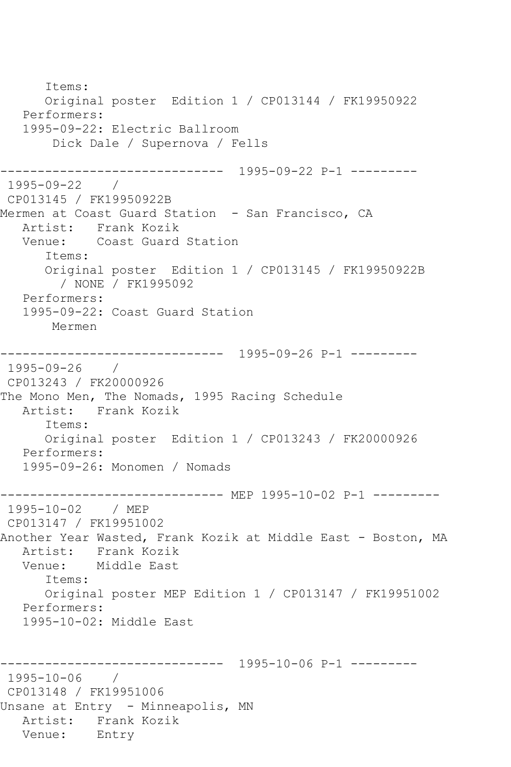```
      Items:
      Original poster  Edition 1 / CP013144 / FK19950922
   Performers:
   1995-09-22: Electric Ballroom
       Dick Dale / Supernova / Fells

------------------------------  1995-09-22 P-1 ---------
 1995-09-22    /
 CP013145 / FK19950922B
Mermen at Coast Guard Station  - San Francisco, CA
   Artist:   Frank Kozik
   Venue:    Coast Guard Station
      Items:
      Original poster  Edition 1 / CP013145 / FK19950922B
        / NONE / FK1995092
   Performers:
   1995-09-22: Coast Guard Station
       Mermen

------------------------------  1995-09-26 P-1 ---------
 1995-09-26    /
 CP013243 / FK20000926
The Mono Men, The Nomads, 1995 Racing Schedule
   Artist:   Frank Kozik
      Items:
      Original poster  Edition 1 / CP013243 / FK20000926
   Performers:
   1995-09-26: Monomen / Nomads

------------------------------ MEP 1995-10-02 P-1 ---------
 1995-10-02    / MEP
 CP013147 / FK19951002
Another Year Wasted, Frank Kozik at Middle East - Boston, MA
   Artist:   Frank Kozik
   Venue:    Middle East
      Items:
      Original poster MEP Edition 1 / CP013147 / FK19951002
   Performers:
   1995-10-02: Middle East


------------------------------  1995-10-06 P-1 ---------
 1995-10-06    /
 CP013148 / FK19951006
Unsane at Entry  - Minneapolis, MN
   Artist:   Frank Kozik
   Venue:    Entry
```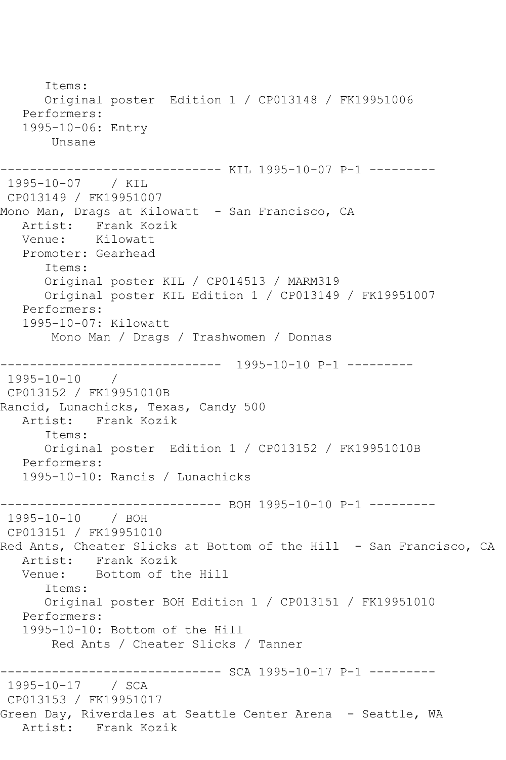```
      Items:
      Original poster  Edition 1 / CP013148 / FK19951006
   Performers:
   1995-10-06: Entry
       Unsane

------------------------------ KIL 1995-10-07 P-1 ---------
 1995-10-07    / KIL
 CP013149 / FK19951007
Mono Man, Drags at Kilowatt  - San Francisco, CA
   Artist:   Frank Kozik
   Venue:    Kilowatt
   Promoter: Gearhead
      Items:
      Original poster KIL / CP014513 / MARM319
      Original poster KIL Edition 1 / CP013149 / FK19951007
   Performers:
   1995-10-07: Kilowatt
       Mono Man / Drags / Trashwomen / Donnas

------------------------------  1995-10-10 P-1 ---------
 1995-10-10    /
 CP013152 / FK19951010B
Rancid, Lunachicks, Texas, Candy 500
   Artist:   Frank Kozik
      Items:
      Original poster  Edition 1 / CP013152 / FK19951010B
   Performers:
   1995-10-10: Rancis / Lunachicks

------------------------------ BOH 1995-10-10 P-1 ---------
 1995-10-10    / BOH
 CP013151 / FK19951010
Red Ants, Cheater Slicks at Bottom of the Hill  - San Francisco, CA
   Artist:   Frank Kozik
   Venue:    Bottom of the Hill
      Items:
      Original poster BOH Edition 1 / CP013151 / FK19951010
   Performers:
   1995-10-10: Bottom of the Hill
       Red Ants / Cheater Slicks / Tanner

------------------------------ SCA 1995-10-17 P-1 ---------
 1995-10-17    / SCA
 CP013153 / FK19951017
Green Day, Riverdales at Seattle Center Arena  - Seattle, WA
   Artist:   Frank Kozik
```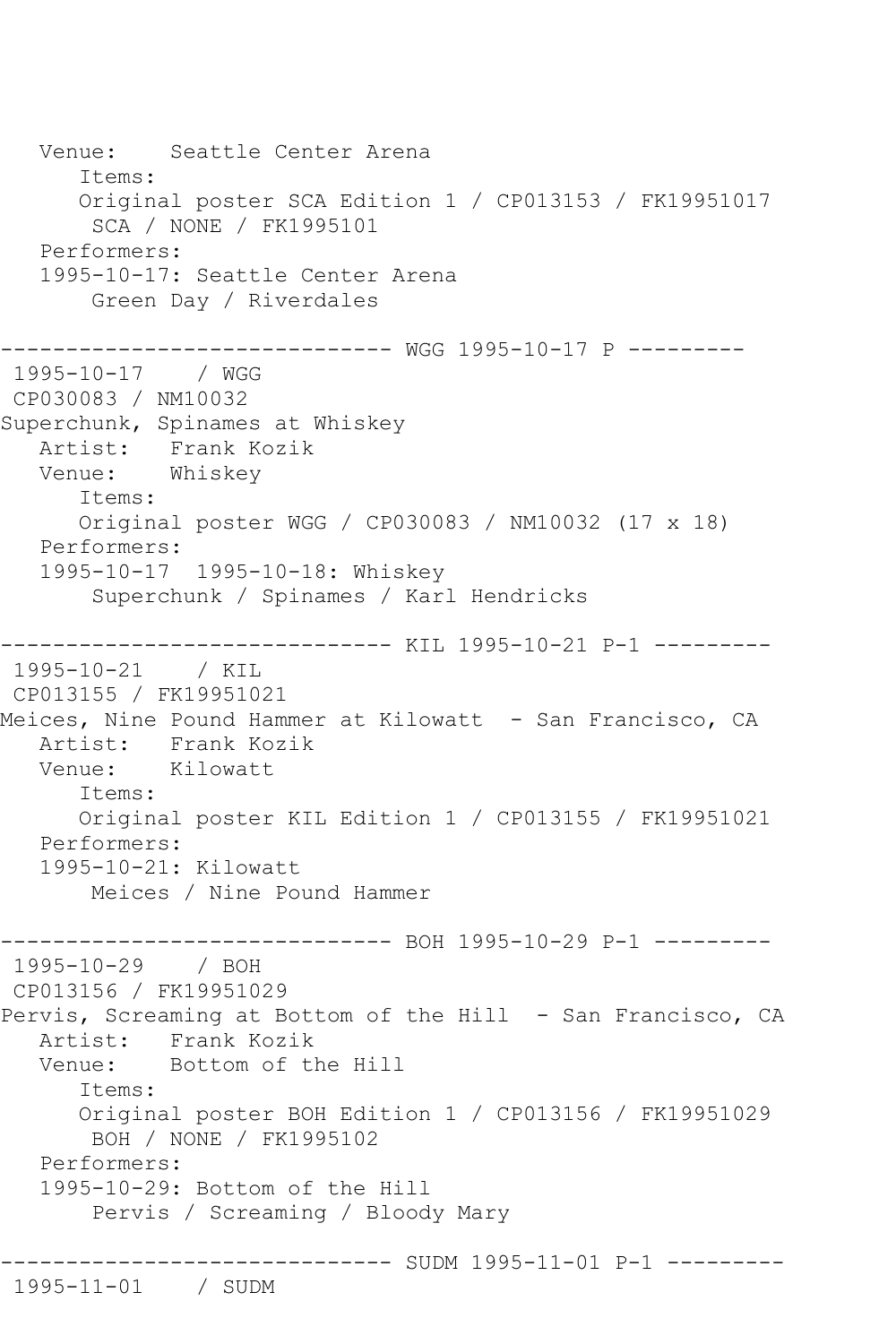```
   Venue:    Seattle Center Arena
      Items:
      Original poster SCA Edition 1 / CP013153 / FK19951017
       SCA / NONE / FK1995101
   Performers:
   1995-10-17: Seattle Center Arena
       Green Day / Riverdales

------------------------------ WGG 1995-10-17 P ---------
 1995-10-17    / WGG
 CP030083 / NM10032
Superchunk, Spinames at Whiskey
   Artist:   Frank Kozik
   Venue:    Whiskey
      Items:
      Original poster WGG / CP030083 / NM10032 (17 x 18)
   Performers:
   1995-10-17  1995-10-18: Whiskey
       Superchunk / Spinames / Karl Hendricks

------------------------------ KIL 1995-10-21 P-1 ---------
 1995-10-21    / KIL
 CP013155 / FK19951021
Meices, Nine Pound Hammer at Kilowatt  - San Francisco, CA
   Artist:   Frank Kozik
   Venue:    Kilowatt
      Items:
      Original poster KIL Edition 1 / CP013155 / FK19951021
   Performers:
   1995-10-21: Kilowatt
       Meices / Nine Pound Hammer

------------------------------ BOH 1995-10-29 P-1 ---------
 1995-10-29    / BOH
 CP013156 / FK19951029
Pervis, Screaming at Bottom of the Hill  - San Francisco, CA
   Artist:   Frank Kozik
   Venue:    Bottom of the Hill
      Items:
      Original poster BOH Edition 1 / CP013156 / FK19951029
       BOH / NONE / FK1995102
   Performers:
   1995-10-29: Bottom of the Hill
       Pervis / Screaming / Bloody Mary

------------------------------ SUDM 1995-11-01 P-1 ---------
 1995-11-01    / SUDM
```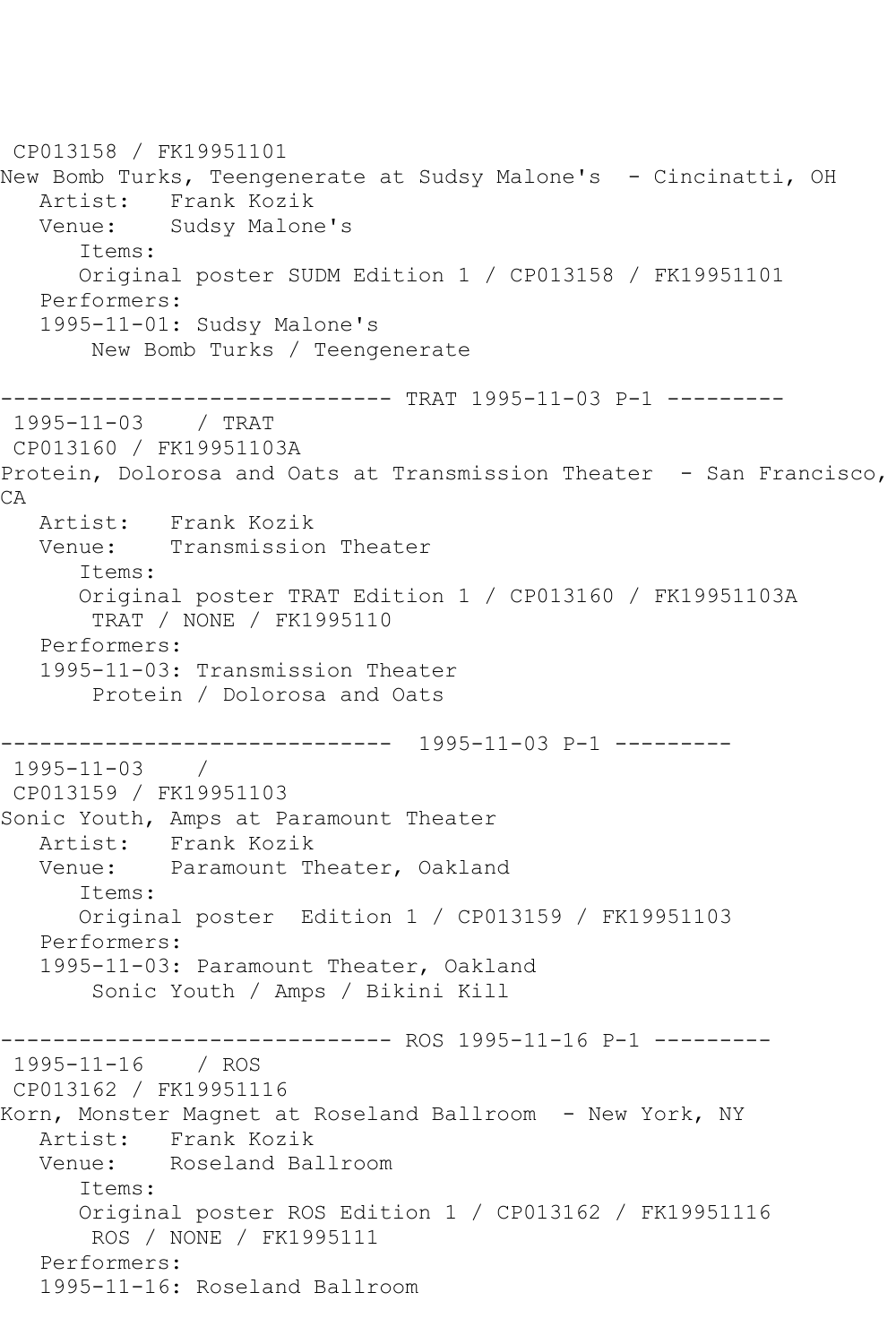CP013158 / FK19951101
New Bomb Turks, Teengenerate at Sudsy Malone's  - Cincinatti, OH
   Artist:   Frank Kozik
   Venue:    Sudsy Malone's
      Items:
      Original poster SUDM Edition 1 / CP013158 / FK19951101
   Performers:
   1995-11-01: Sudsy Malone's
       New Bomb Turks / Teengenerate

------------------------------ TRAT 1995-11-03 P-1 ---------
 1995-11-03    / TRAT
 CP013160 / FK19951103A
Protein, Dolorosa and Oats at Transmission Theater  - San Francisco, CA
   Artist:   Frank Kozik
   Venue:    Transmission Theater
      Items:
      Original poster TRAT Edition 1 / CP013160 / FK19951103A
       TRAT / NONE / FK1995110
   Performers:
   1995-11-03: Transmission Theater
       Protein / Dolorosa and Oats

------------------------------  1995-11-03 P-1 ---------
 1995-11-03    /
 CP013159 / FK19951103
Sonic Youth, Amps at Paramount Theater
   Artist:   Frank Kozik
   Venue:    Paramount Theater, Oakland
      Items:
      Original poster  Edition 1 / CP013159 / FK19951103
   Performers:
   1995-11-03: Paramount Theater, Oakland
       Sonic Youth / Amps / Bikini Kill

------------------------------ ROS 1995-11-16 P-1 ---------
 1995-11-16    / ROS
 CP013162 / FK19951116
Korn, Monster Magnet at Roseland Ballroom  - New York, NY
   Artist:   Frank Kozik
   Venue:    Roseland Ballroom
      Items:
      Original poster ROS Edition 1 / CP013162 / FK19951116
       ROS / NONE / FK1995111
   Performers:
   1995-11-16: Roseland Ballroom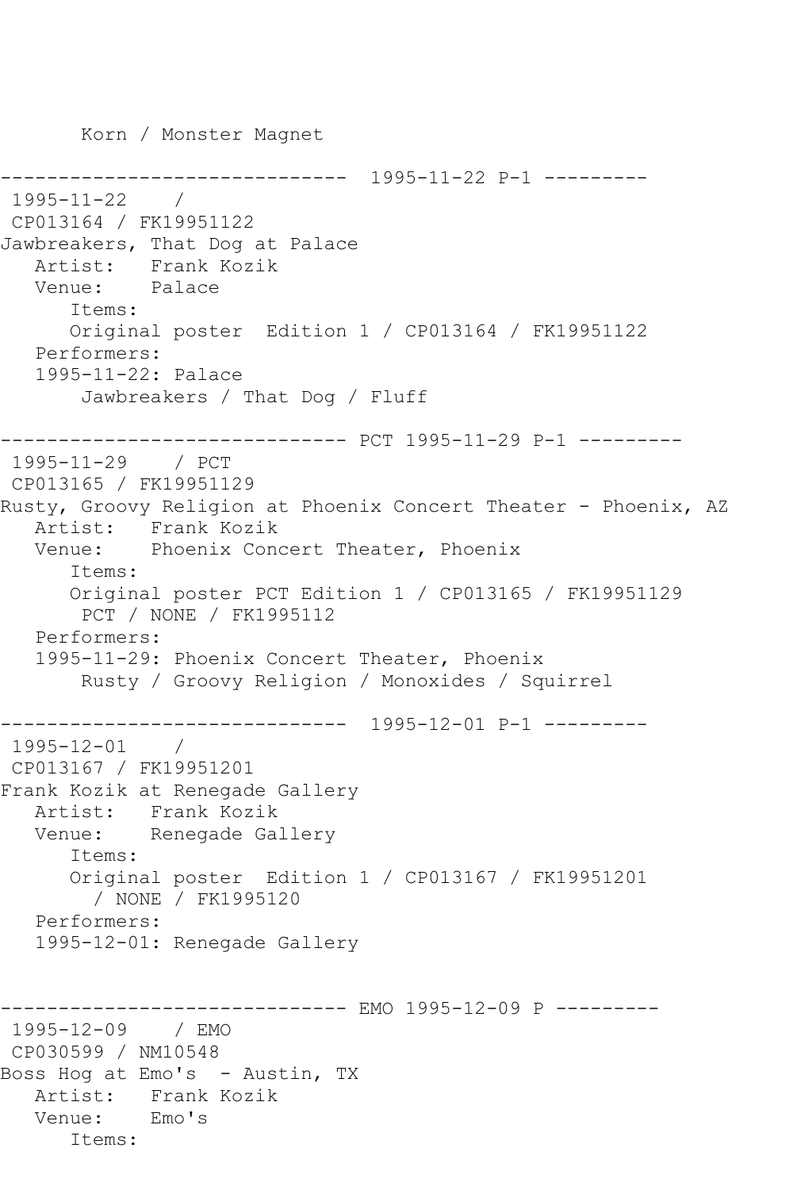```
       Korn / Monster Magnet

------------------------------  1995-11-22 P-1 ---------
 1995-11-22    /
 CP013164 / FK19951122
Jawbreakers, That Dog at Palace
   Artist:   Frank Kozik
   Venue:    Palace
      Items:
      Original poster  Edition 1 / CP013164 / FK19951122
   Performers:
   1995-11-22: Palace
       Jawbreakers / That Dog / Fluff

------------------------------ PCT 1995-11-29 P-1 ---------
 1995-11-29    / PCT
 CP013165 / FK19951129
Rusty, Groovy Religion at Phoenix Concert Theater - Phoenix, AZ
   Artist:   Frank Kozik
   Venue:    Phoenix Concert Theater, Phoenix
      Items:
      Original poster PCT Edition 1 / CP013165 / FK19951129
       PCT / NONE / FK1995112
   Performers:
   1995-11-29: Phoenix Concert Theater, Phoenix
       Rusty / Groovy Religion / Monoxides / Squirrel

------------------------------  1995-12-01 P-1 ---------
 1995-12-01    /
 CP013167 / FK19951201
Frank Kozik at Renegade Gallery
   Artist:   Frank Kozik
   Venue:    Renegade Gallery
      Items:
      Original poster  Edition 1 / CP013167 / FK19951201
        / NONE / FK1995120
   Performers:
   1995-12-01: Renegade Gallery


------------------------------ EMO 1995-12-09 P ---------
 1995-12-09    / EMO
 CP030599 / NM10548
Boss Hog at Emo's  - Austin, TX
   Artist:   Frank Kozik
   Venue:    Emo's
      Items:
```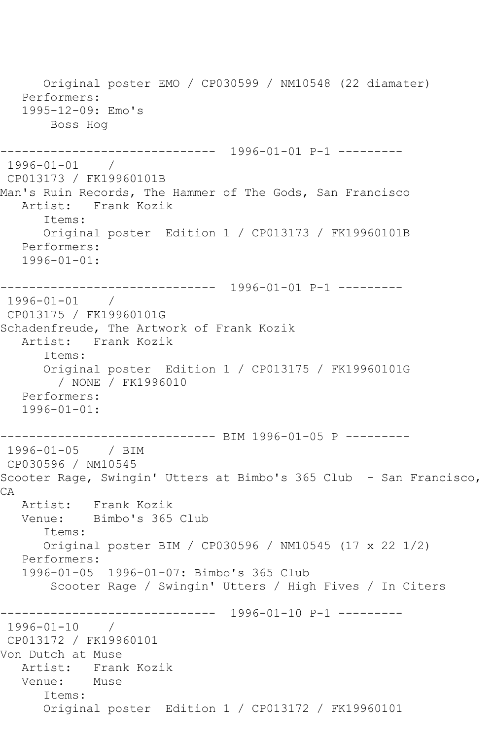Original poster EMO / CP030599 / NM10548 (22 diamater)
Performers:
1995-12-09: Emo's
Boss Hog

------------------------------ 1996-01-01 P-1 ---------
1996-01-01 /
CP013173 / FK19960101B
Man's Ruin Records, The Hammer of The Gods, San Francisco
Artist: Frank Kozik
Items:
Original poster Edition 1 / CP013173 / FK19960101B
Performers:
1996-01-01:

------------------------------ 1996-01-01 P-1 ---------
1996-01-01 /
CP013175 / FK19960101G
Schadenfreude, The Artwork of Frank Kozik
Artist: Frank Kozik
Items:
Original poster Edition 1 / CP013175 / FK19960101G
/ NONE / FK1996010
Performers:
1996-01-01:

------------------------------ BIM 1996-01-05 P ---------
1996-01-05 / BIM
CP030596 / NM10545
Scooter Rage, Swingin' Utters at Bimbo's 365 Club - San Francisco, CA
Artist: Frank Kozik
Venue: Bimbo's 365 Club
Items:
Original poster BIM / CP030596 / NM10545 (17 x 22 1/2)
Performers:
1996-01-05 1996-01-07: Bimbo's 365 Club
Scooter Rage / Swingin' Utters / High Fives / In Citers

------------------------------ 1996-01-10 P-1 ---------
1996-01-10 /
CP013172 / FK19960101
Von Dutch at Muse
Artist: Frank Kozik
Venue: Muse
Items:
Original poster Edition 1 / CP013172 / FK19960101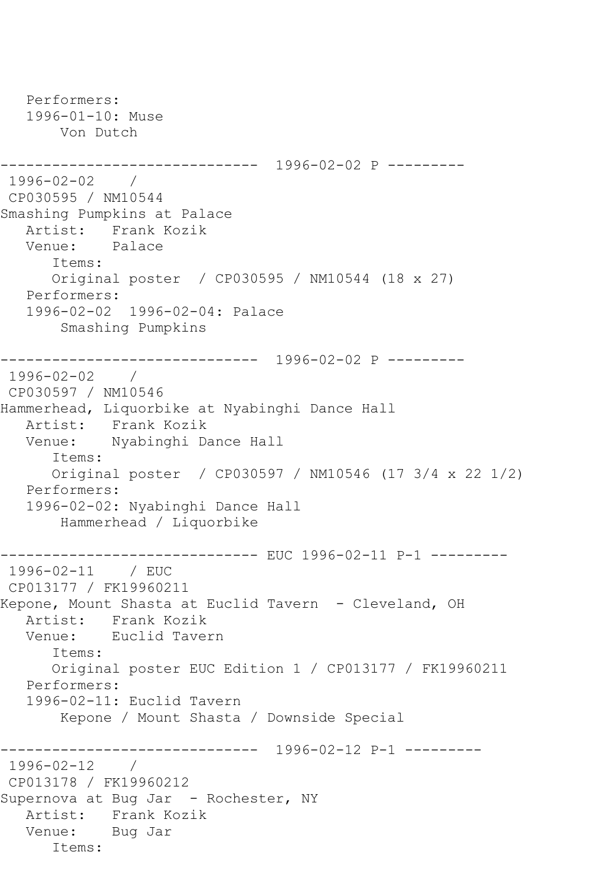Performers:
1996-01-10: Muse
Von Dutch

------------------------------ 1996-02-02 P ---------
1996-02-02 /
CP030595 / NM10544
Smashing Pumpkins at Palace
Artist: Frank Kozik
Venue: Palace
Items:
Original poster / CP030595 / NM10544 (18 x 27)
Performers:
1996-02-02 1996-02-04: Palace
Smashing Pumpkins

------------------------------ 1996-02-02 P ---------
1996-02-02 /
CP030597 / NM10546
Hammerhead, Liquorbike at Nyabinghi Dance Hall
Artist: Frank Kozik
Venue: Nyabinghi Dance Hall
Items:
Original poster / CP030597 / NM10546 (17 3/4 x 22 1/2)
Performers:
1996-02-02: Nyabinghi Dance Hall
Hammerhead / Liquorbike

------------------------------ EUC 1996-02-11 P-1 ---------
1996-02-11 / EUC
CP013177 / FK19960211
Kepone, Mount Shasta at Euclid Tavern - Cleveland, OH
Artist: Frank Kozik
Venue: Euclid Tavern
Items:
Original poster EUC Edition 1 / CP013177 / FK19960211
Performers:
1996-02-11: Euclid Tavern
Kepone / Mount Shasta / Downside Special

------------------------------ 1996-02-12 P-1 ---------
1996-02-12 /
CP013178 / FK19960212
Supernova at Bug Jar - Rochester, NY
Artist: Frank Kozik
Venue: Bug Jar
Items: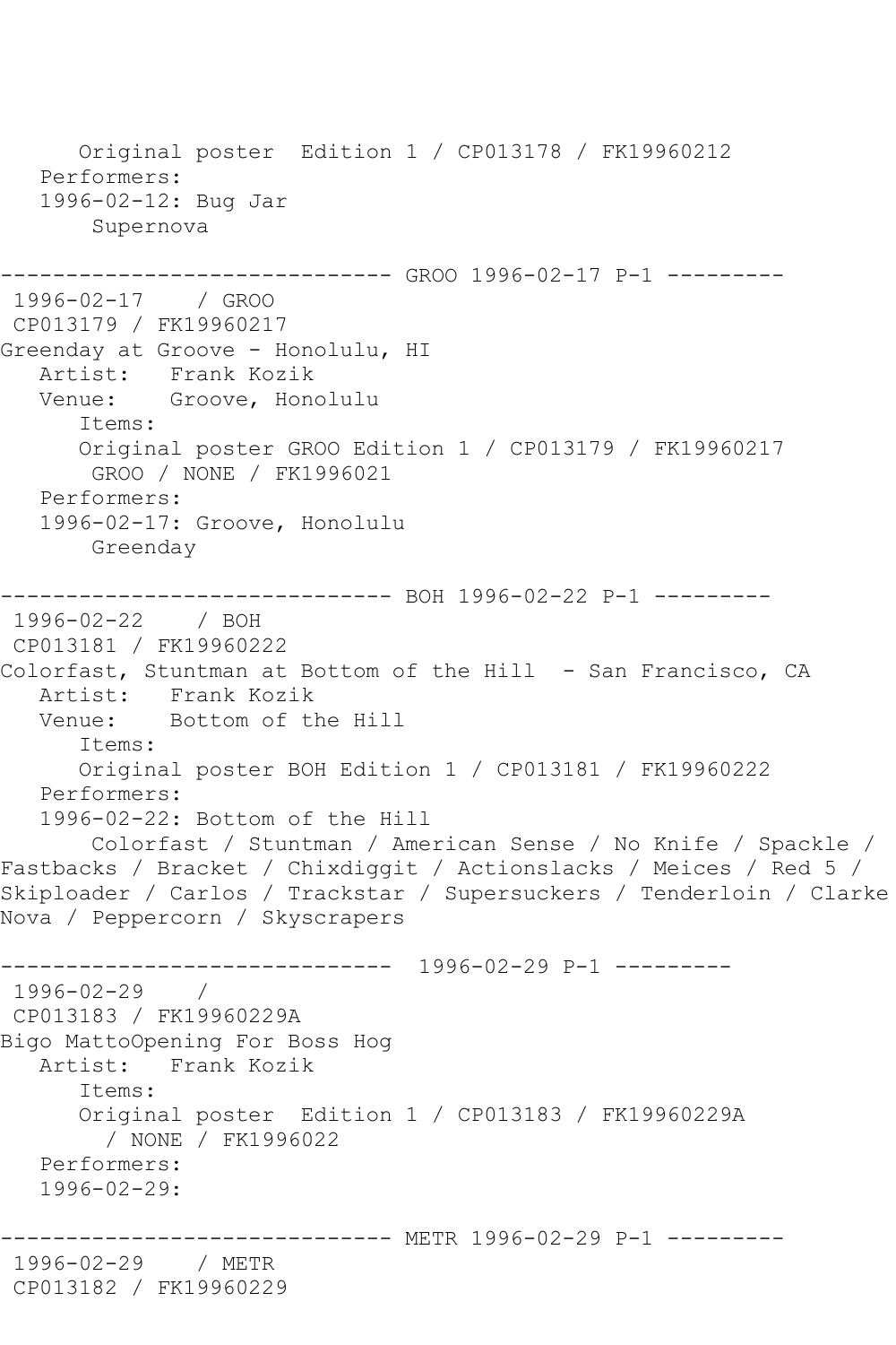Original poster  Edition 1 / CP013178 / FK19960212
Performers:
1996-02-12: Bug Jar
Supernova

------------------------------ GROO 1996-02-17 P-1 ---------
1996-02-17    / GROO
CP013179 / FK19960217
Greenday at Groove - Honolulu, HI
Artist:   Frank Kozik
Venue:    Groove, Honolulu
Items:
Original poster GROO Edition 1 / CP013179 / FK19960217
GROO / NONE / FK1996021
Performers:
1996-02-17: Groove, Honolulu
Greenday

------------------------------ BOH 1996-02-22 P-1 ---------
1996-02-22    / BOH
CP013181 / FK19960222
Colorfast, Stuntman at Bottom of the Hill  - San Francisco, CA
Artist:   Frank Kozik
Venue:    Bottom of the Hill
Items:
Original poster BOH Edition 1 / CP013181 / FK19960222
Performers:
1996-02-22: Bottom of the Hill
Colorfast / Stuntman / American Sense / No Knife / Spackle / Fastbacks / Bracket / Chixdiggit / Actionslacks / Meices / Red 5 / Skiploader / Carlos / Trackstar / Supersuckers / Tenderloin / Clarke Nova / Peppercorn / Skyscrapers

------------------------------  1996-02-29 P-1 ---------
1996-02-29    /
CP013183 / FK19960229A
Bigo MattoOpening For Boss Hog
Artist:   Frank Kozik
Items:
Original poster  Edition 1 / CP013183 / FK19960229A
/ NONE / FK1996022
Performers:
1996-02-29:

------------------------------ METR 1996-02-29 P-1 ---------
1996-02-29    / METR
CP013182 / FK19960229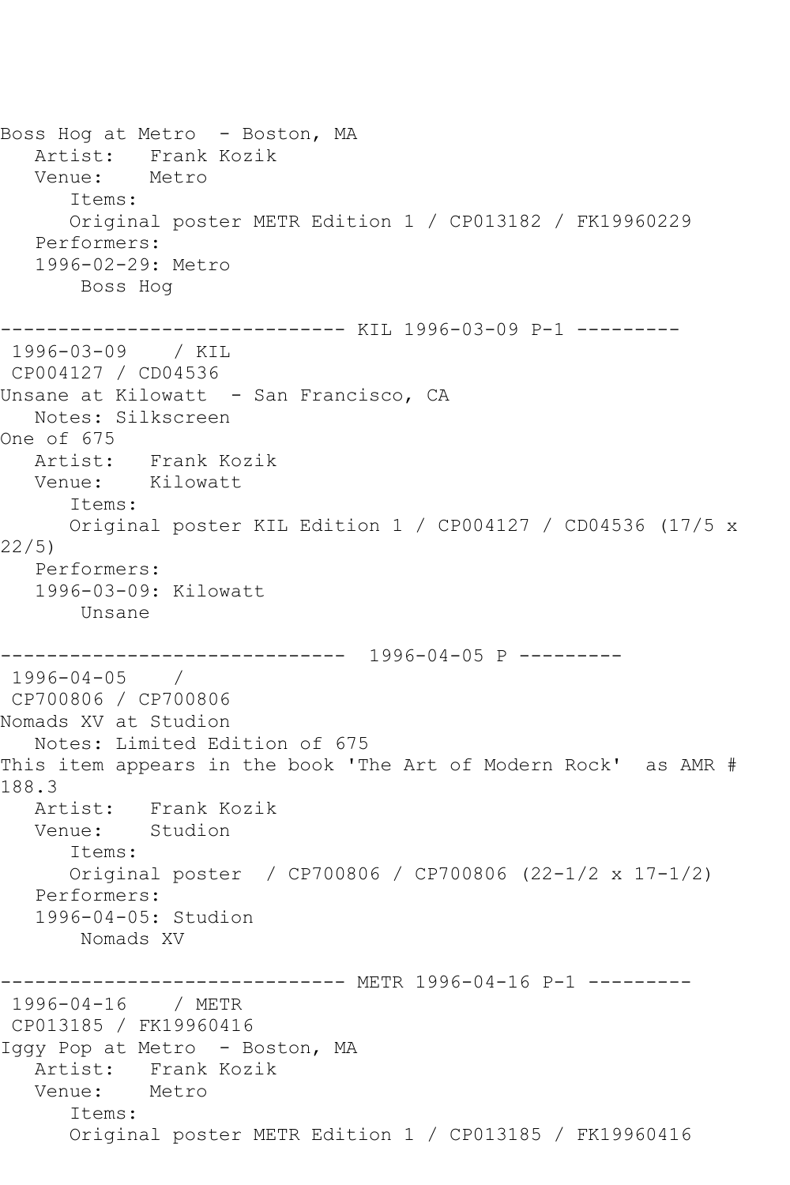Boss Hog at Metro - Boston, MA
   Artist: Frank Kozik
   Venue: Metro
      Items:
      Original poster METR Edition 1 / CP013182 / FK19960229
   Performers:
   1996-02-29: Metro
       Boss Hog

------------------------------ KIL 1996-03-09 P-1 ---------
 1996-03-09 / KIL
 CP004127 / CD04536
Unsane at Kilowatt - San Francisco, CA
   Notes: Silkscreen
One of 675
   Artist: Frank Kozik
   Venue: Kilowatt
      Items:
      Original poster KIL Edition 1 / CP004127 / CD04536 (17/5 x 22/5)
   Performers:
   1996-03-09: Kilowatt
       Unsane

------------------------------ 1996-04-05 P ---------
 1996-04-05 /
 CP700806 / CP700806
Nomads XV at Studion
   Notes: Limited Edition of 675
This item appears in the book 'The Art of Modern Rock' as AMR # 188.3
   Artist: Frank Kozik
   Venue: Studion
      Items:
      Original poster / CP700806 / CP700806 (22-1/2 x 17-1/2)
   Performers:
   1996-04-05: Studion
       Nomads XV

------------------------------ METR 1996-04-16 P-1 ---------
 1996-04-16 / METR
 CP013185 / FK19960416
Iggy Pop at Metro - Boston, MA
   Artist: Frank Kozik
   Venue: Metro
      Items:
      Original poster METR Edition 1 / CP013185 / FK19960416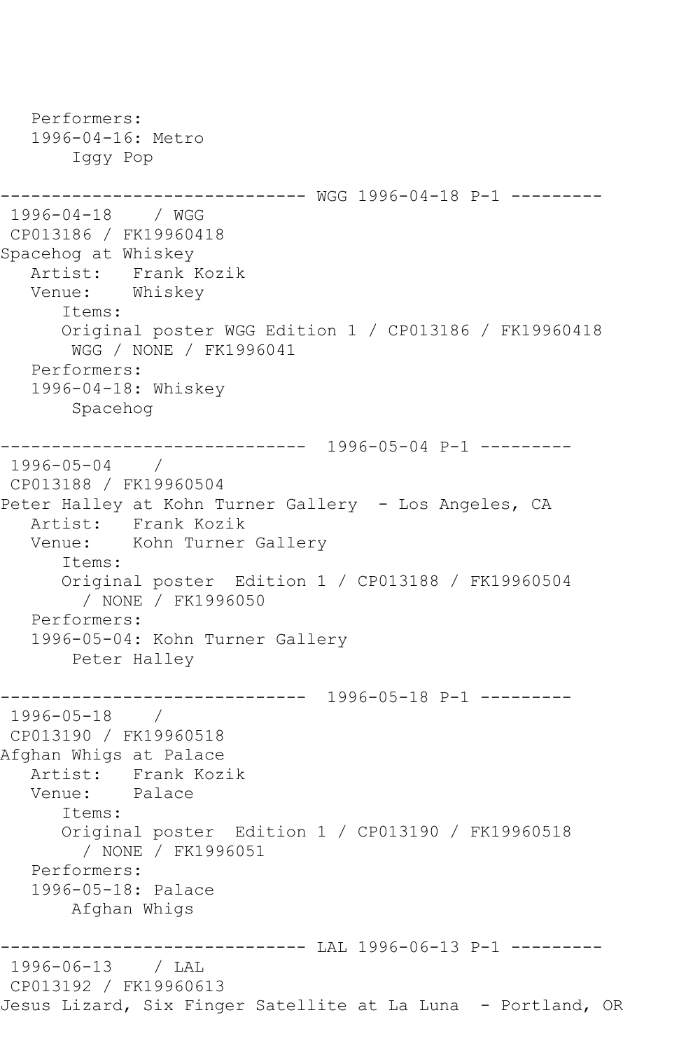```
   Performers:
   1996-04-16: Metro
       Iggy Pop

------------------------------ WGG 1996-04-18 P-1 ---------
 1996-04-18    / WGG
 CP013186 / FK19960418
Spacehog at Whiskey
   Artist:   Frank Kozik
   Venue:    Whiskey
      Items:
      Original poster WGG Edition 1 / CP013186 / FK19960418
       WGG / NONE / FK1996041
   Performers:
   1996-04-18: Whiskey
       Spacehog

------------------------------  1996-05-04 P-1 ---------
 1996-05-04    /
 CP013188 / FK19960504
Peter Halley at Kohn Turner Gallery  - Los Angeles, CA
   Artist:   Frank Kozik
   Venue:    Kohn Turner Gallery
      Items:
      Original poster  Edition 1 / CP013188 / FK19960504
        / NONE / FK1996050
   Performers:
   1996-05-04: Kohn Turner Gallery
       Peter Halley

------------------------------  1996-05-18 P-1 ---------
 1996-05-18    /
 CP013190 / FK19960518
Afghan Whigs at Palace
   Artist:   Frank Kozik
   Venue:    Palace
      Items:
      Original poster  Edition 1 / CP013190 / FK19960518
        / NONE / FK1996051
   Performers:
   1996-05-18: Palace
       Afghan Whigs

------------------------------ LAL 1996-06-13 P-1 ---------
 1996-06-13    / LAL
 CP013192 / FK19960613
Jesus Lizard, Six Finger Satellite at La Luna  - Portland, OR
```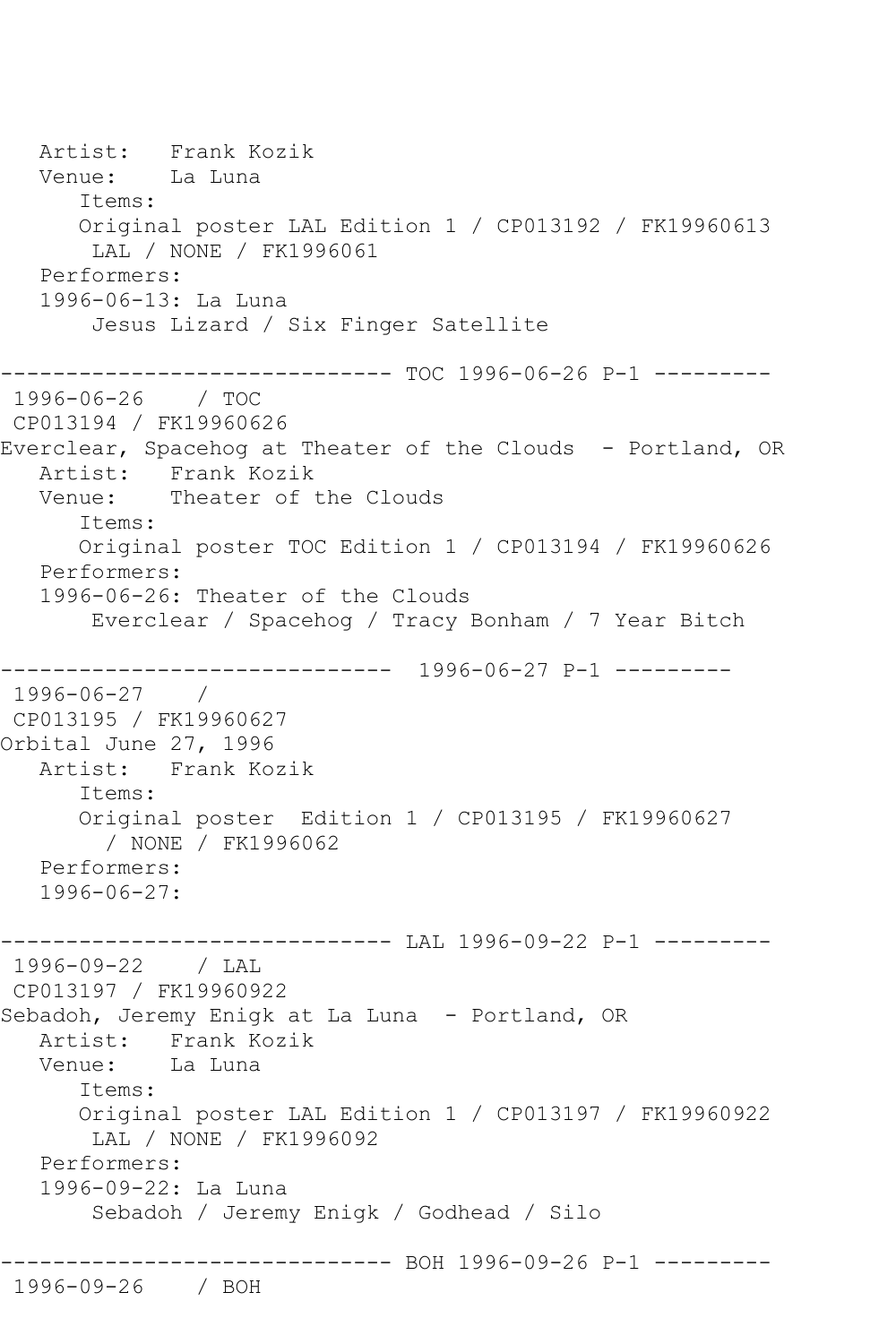```
   Artist:   Frank Kozik
   Venue:    La Luna
      Items:
      Original poster LAL Edition 1 / CP013192 / FK19960613
       LAL / NONE / FK1996061
   Performers:
   1996-06-13: La Luna
       Jesus Lizard / Six Finger Satellite

------------------------------ TOC 1996-06-26 P-1 ---------
 1996-06-26    / TOC
 CP013194 / FK19960626
Everclear, Spacehog at Theater of the Clouds  - Portland, OR
   Artist:   Frank Kozik
   Venue:    Theater of the Clouds
      Items:
      Original poster TOC Edition 1 / CP013194 / FK19960626
   Performers:
   1996-06-26: Theater of the Clouds
       Everclear / Spacehog / Tracy Bonham / 7 Year Bitch

------------------------------  1996-06-27 P-1 ---------
 1996-06-27    /
 CP013195 / FK19960627
Orbital June 27, 1996
   Artist:   Frank Kozik
      Items:
      Original poster  Edition 1 / CP013195 / FK19960627
        / NONE / FK1996062
   Performers:
   1996-06-27:

------------------------------ LAL 1996-09-22 P-1 ---------
 1996-09-22    / LAL
 CP013197 / FK19960922
Sebadoh, Jeremy Enigk at La Luna  - Portland, OR
   Artist:   Frank Kozik
   Venue:    La Luna
      Items:
      Original poster LAL Edition 1 / CP013197 / FK19960922
       LAL / NONE / FK1996092
   Performers:
   1996-09-22: La Luna
       Sebadoh / Jeremy Enigk / Godhead / Silo

------------------------------ BOH 1996-09-26 P-1 ---------
 1996-09-26    / BOH
```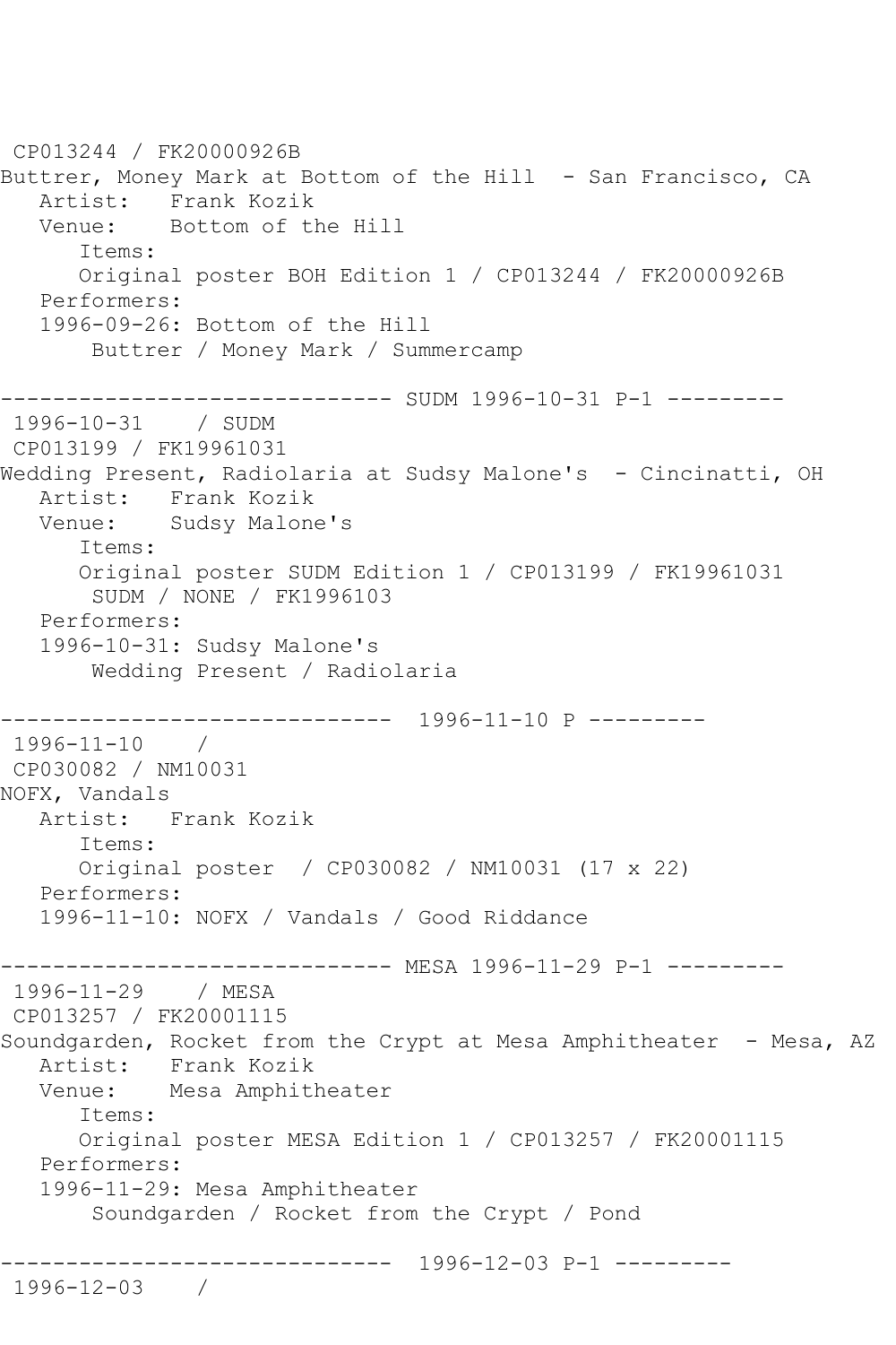```
 CP013244 / FK20000926B
Buttrer, Money Mark at Bottom of the Hill  - San Francisco, CA
   Artist:   Frank Kozik
   Venue:    Bottom of the Hill
      Items:
      Original poster BOH Edition 1 / CP013244 / FK20000926B
   Performers:
   1996-09-26: Bottom of the Hill
       Buttrer / Money Mark / Summercamp

------------------------------ SUDM 1996-10-31 P-1 ---------
 1996-10-31    / SUDM
 CP013199 / FK19961031
Wedding Present, Radiolaria at Sudsy Malone's  - Cincinatti, OH
   Artist:   Frank Kozik
   Venue:    Sudsy Malone's
      Items:
      Original poster SUDM Edition 1 / CP013199 / FK19961031
       SUDM / NONE / FK1996103
   Performers:
   1996-10-31: Sudsy Malone's
       Wedding Present / Radiolaria

------------------------------  1996-11-10 P ---------
 1996-11-10    /
 CP030082 / NM10031
NOFX, Vandals
   Artist:   Frank Kozik
      Items:
      Original poster  / CP030082 / NM10031 (17 x 22)
   Performers:
   1996-11-10: NOFX / Vandals / Good Riddance

------------------------------ MESA 1996-11-29 P-1 ---------
 1996-11-29    / MESA
 CP013257 / FK20001115
Soundgarden, Rocket from the Crypt at Mesa Amphitheater  - Mesa, AZ
   Artist:   Frank Kozik
   Venue:    Mesa Amphitheater
      Items:
      Original poster MESA Edition 1 / CP013257 / FK20001115
   Performers:
   1996-11-29: Mesa Amphitheater
       Soundgarden / Rocket from the Crypt / Pond

------------------------------  1996-12-03 P-1 ---------
 1996-12-03    /
```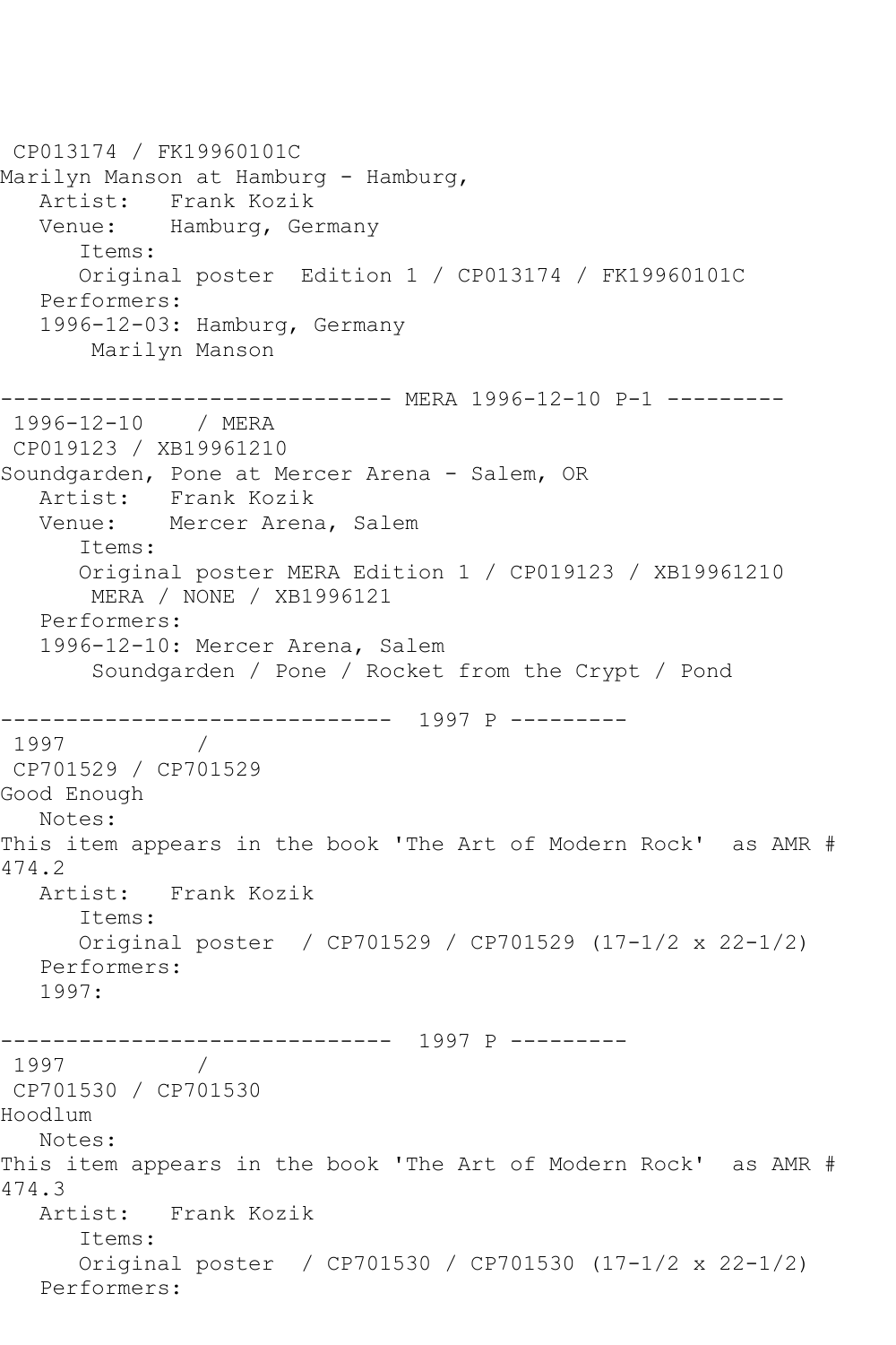CP013174 / FK19960101C
Marilyn Manson at Hamburg - Hamburg,
   Artist:   Frank Kozik
   Venue:    Hamburg, Germany
      Items:
      Original poster  Edition 1 / CP013174 / FK19960101C
   Performers:
   1996-12-03: Hamburg, Germany
       Marilyn Manson

------------------------------ MERA 1996-12-10 P-1 ---------
 1996-12-10    / MERA
 CP019123 / XB19961210
Soundgarden, Pone at Mercer Arena - Salem, OR
   Artist:   Frank Kozik
   Venue:    Mercer Arena, Salem
      Items:
      Original poster MERA Edition 1 / CP019123 / XB19961210
       MERA / NONE / XB1996121
   Performers:
   1996-12-10: Mercer Arena, Salem
       Soundgarden / Pone / Rocket from the Crypt / Pond

------------------------------  1997 P ---------
 1997          /
 CP701529 / CP701529
Good Enough
   Notes:
This item appears in the book 'The Art of Modern Rock'  as AMR # 474.2
   Artist:   Frank Kozik
      Items:
      Original poster  / CP701529 / CP701529 (17-1/2 x 22-1/2)
   Performers:
   1997:

------------------------------  1997 P ---------
 1997          /
 CP701530 / CP701530
Hoodlum
   Notes:
This item appears in the book 'The Art of Modern Rock'  as AMR # 474.3
   Artist:   Frank Kozik
      Items:
      Original poster  / CP701530 / CP701530 (17-1/2 x 22-1/2)
   Performers: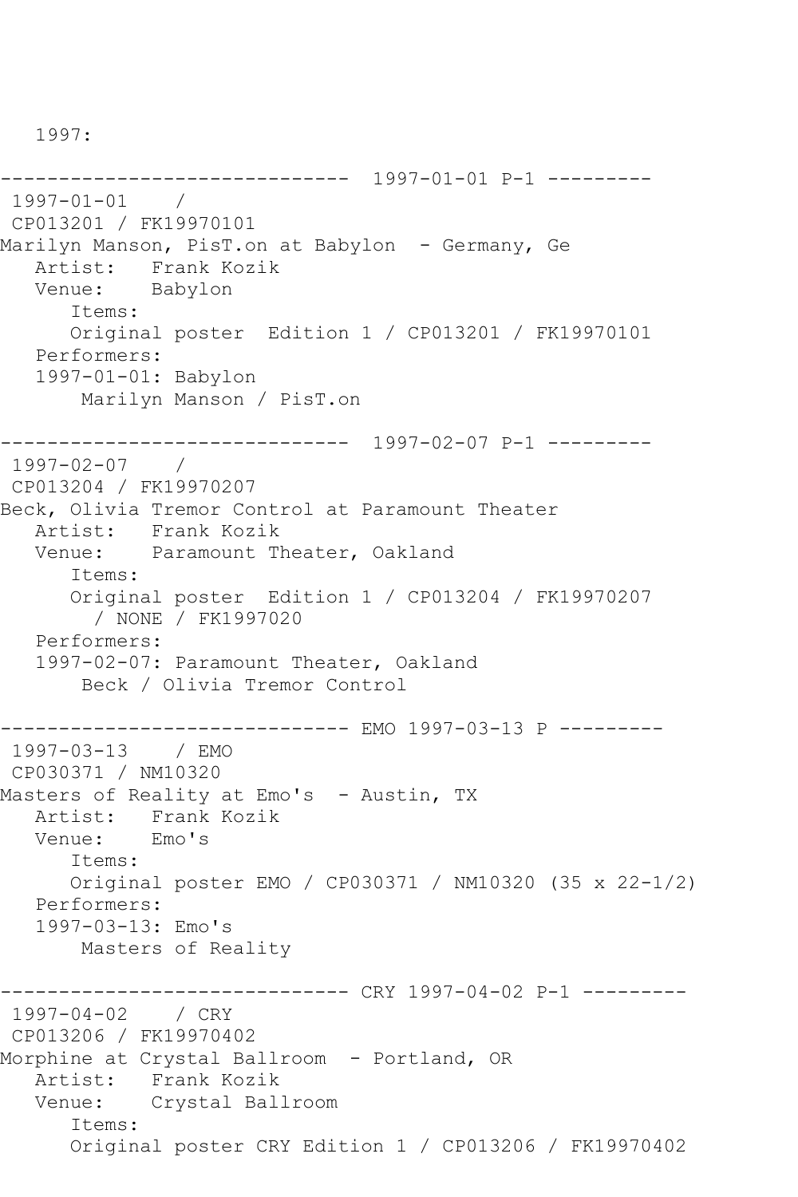1997:

```
------------------------------  1997-01-01 P-1 ---------
 1997-01-01    /
 CP013201 / FK19970101
Marilyn Manson, PisT.on at Babylon  - Germany, Ge
   Artist:   Frank Kozik
   Venue:    Babylon
      Items:
      Original poster  Edition 1 / CP013201 / FK19970101
   Performers:
   1997-01-01: Babylon
       Marilyn Manson / PisT.on

------------------------------  1997-02-07 P-1 ---------
 1997-02-07    /
 CP013204 / FK19970207
Beck, Olivia Tremor Control at Paramount Theater
   Artist:   Frank Kozik
   Venue:    Paramount Theater, Oakland
      Items:
      Original poster  Edition 1 / CP013204 / FK19970207
        / NONE / FK1997020
   Performers:
   1997-02-07: Paramount Theater, Oakland
       Beck / Olivia Tremor Control

------------------------------ EMO 1997-03-13 P ---------
 1997-03-13    / EMO
 CP030371 / NM10320
Masters of Reality at Emo's  - Austin, TX
   Artist:   Frank Kozik
   Venue:    Emo's
      Items:
      Original poster EMO / CP030371 / NM10320 (35 x 22-1/2)
   Performers:
   1997-03-13: Emo's
       Masters of Reality

------------------------------ CRY 1997-04-02 P-1 ---------
 1997-04-02    / CRY
 CP013206 / FK19970402
Morphine at Crystal Ballroom  - Portland, OR
   Artist:   Frank Kozik
   Venue:    Crystal Ballroom
      Items:
      Original poster CRY Edition 1 / CP013206 / FK19970402
```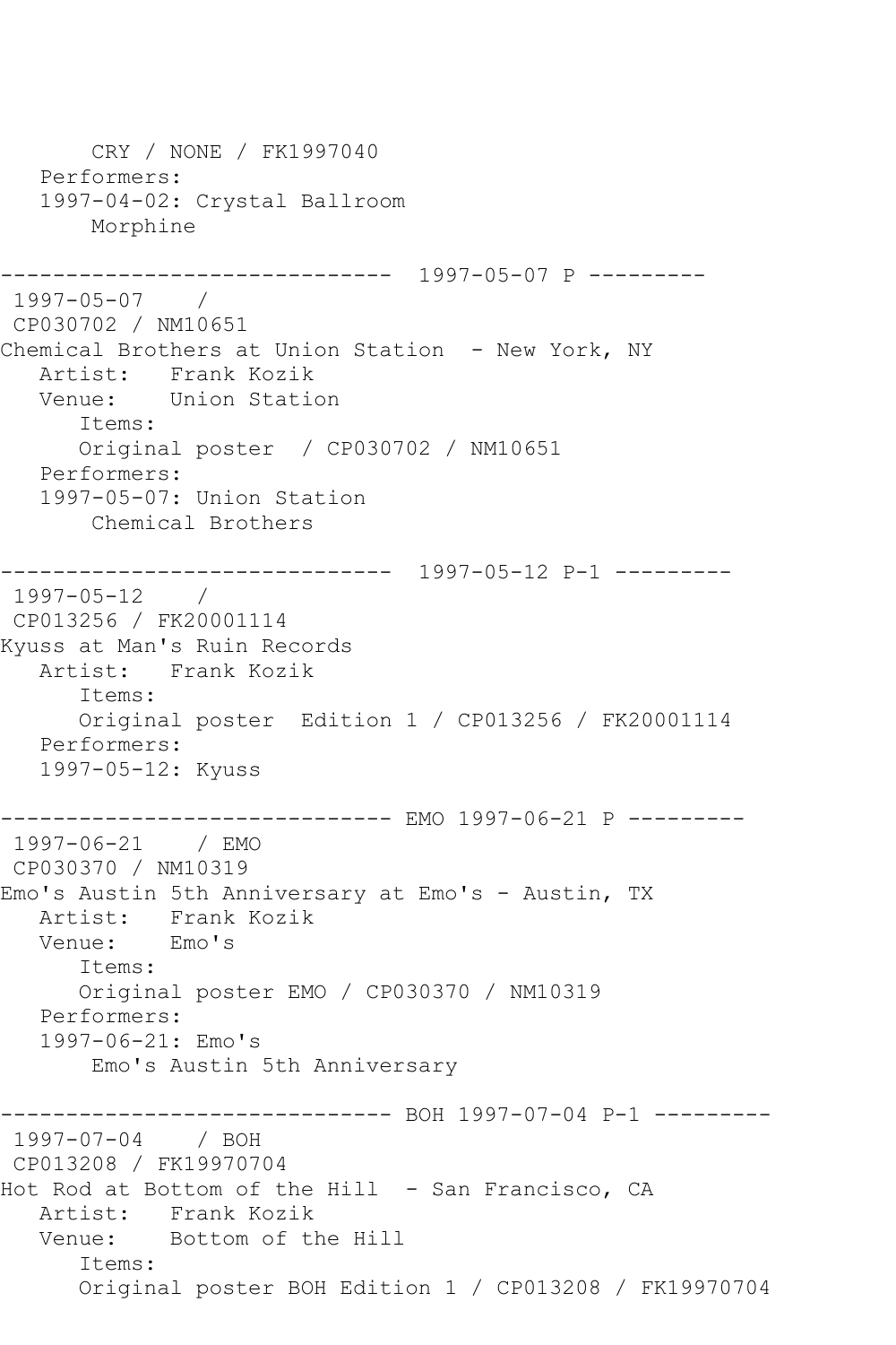```
      CRY / NONE / FK1997040
   Performers:
   1997-04-02: Crystal Ballroom
       Morphine

------------------------------  1997-05-07 P ---------
 1997-05-07    /
 CP030702 / NM10651
Chemical Brothers at Union Station  - New York, NY
   Artist:   Frank Kozik
   Venue:    Union Station
      Items:
      Original poster  / CP030702 / NM10651
   Performers:
   1997-05-07: Union Station
       Chemical Brothers

------------------------------  1997-05-12 P-1 ---------
 1997-05-12    /
 CP013256 / FK20001114
Kyuss at Man's Ruin Records
   Artist:   Frank Kozik
      Items:
      Original poster  Edition 1 / CP013256 / FK20001114
   Performers:
   1997-05-12: Kyuss

------------------------------ EMO 1997-06-21 P ---------
 1997-06-21    / EMO
 CP030370 / NM10319
Emo's Austin 5th Anniversary at Emo's - Austin, TX
   Artist:   Frank Kozik
   Venue:    Emo's
      Items:
      Original poster EMO / CP030370 / NM10319
   Performers:
   1997-06-21: Emo's
       Emo's Austin 5th Anniversary

------------------------------ BOH 1997-07-04 P-1 ---------
 1997-07-04    / BOH
 CP013208 / FK19970704
Hot Rod at Bottom of the Hill  - San Francisco, CA
   Artist:   Frank Kozik
   Venue:    Bottom of the Hill
      Items:
      Original poster BOH Edition 1 / CP013208 / FK19970704
```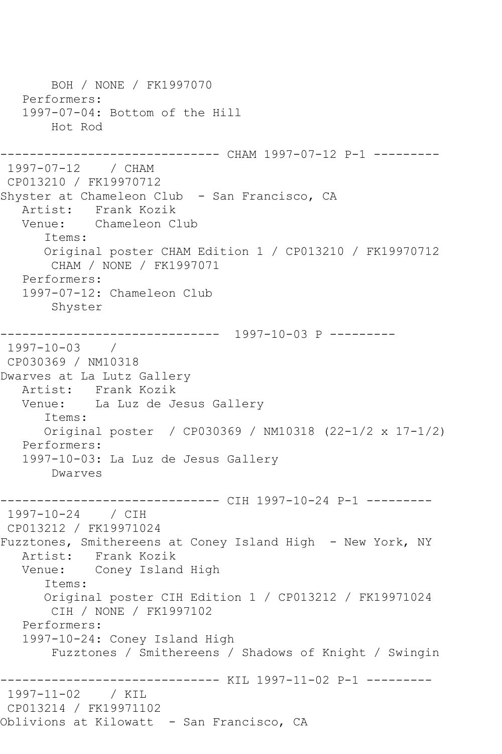```
       BOH / NONE / FK1997070
   Performers:
   1997-07-04: Bottom of the Hill
       Hot Rod

------------------------------ CHAM 1997-07-12 P-1 ---------
 1997-07-12    / CHAM
 CP013210 / FK19970712
Shyster at Chameleon Club  - San Francisco, CA
   Artist:   Frank Kozik
   Venue:    Chameleon Club
      Items:
      Original poster CHAM Edition 1 / CP013210 / FK19970712
       CHAM / NONE / FK1997071
   Performers:
   1997-07-12: Chameleon Club
       Shyster

------------------------------  1997-10-03 P ---------
 1997-10-03    /
 CP030369 / NM10318
Dwarves at La Lutz Gallery
   Artist:   Frank Kozik
   Venue:    La Luz de Jesus Gallery
      Items:
      Original poster  / CP030369 / NM10318 (22-1/2 x 17-1/2)
   Performers:
   1997-10-03: La Luz de Jesus Gallery
       Dwarves

------------------------------ CIH 1997-10-24 P-1 ---------
 1997-10-24    / CIH
 CP013212 / FK19971024
Fuzztones, Smithereens at Coney Island High  - New York, NY
   Artist:   Frank Kozik
   Venue:    Coney Island High
      Items:
      Original poster CIH Edition 1 / CP013212 / FK19971024
       CIH / NONE / FK1997102
   Performers:
   1997-10-24: Coney Island High
       Fuzztones / Smithereens / Shadows of Knight / Swingin

------------------------------ KIL 1997-11-02 P-1 ---------
 1997-11-02    / KIL
 CP013214 / FK19971102
Oblivions at Kilowatt  - San Francisco, CA
```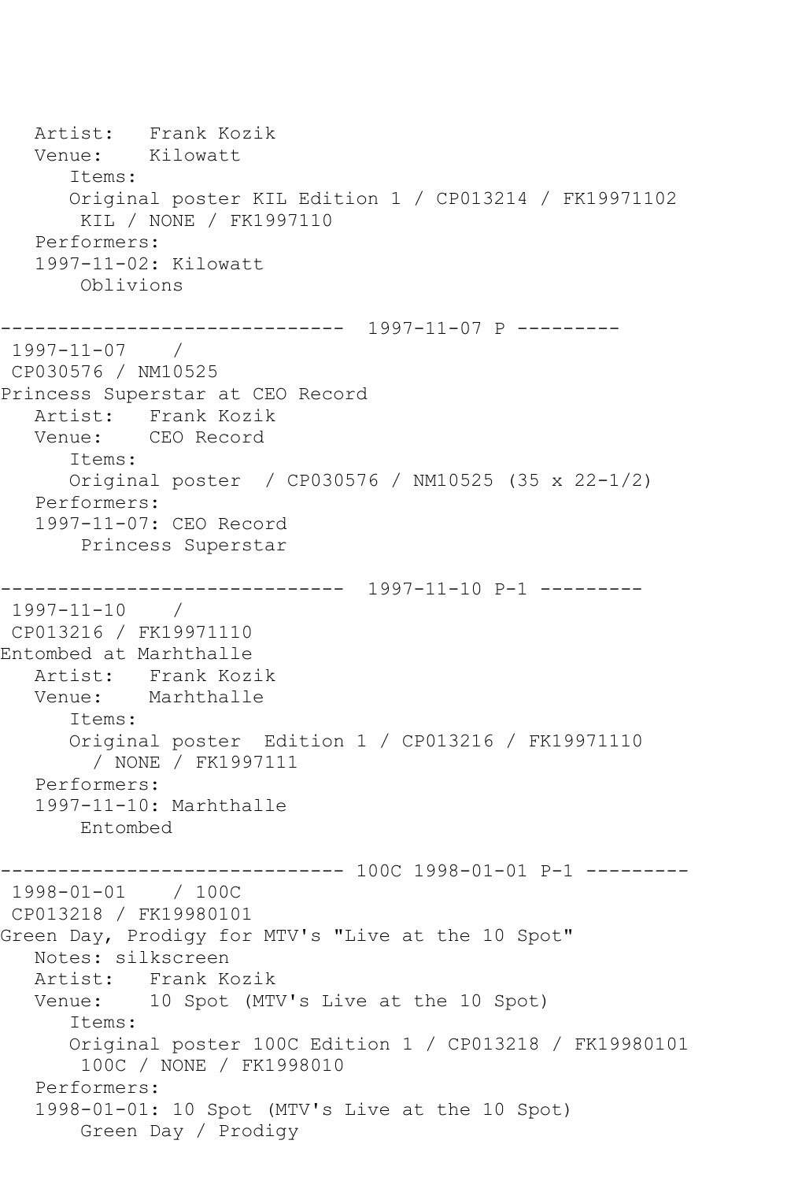```
   Artist:   Frank Kozik
   Venue:    Kilowatt
      Items:
      Original poster KIL Edition 1 / CP013214 / FK19971102
       KIL / NONE / FK1997110
   Performers:
   1997-11-02: Kilowatt
       Oblivions

------------------------------  1997-11-07 P ---------
 1997-11-07    /
 CP030576 / NM10525
Princess Superstar at CEO Record
   Artist:   Frank Kozik
   Venue:    CEO Record
      Items:
      Original poster  / CP030576 / NM10525 (35 x 22-1/2)
   Performers:
   1997-11-07: CEO Record
       Princess Superstar

------------------------------  1997-11-10 P-1 ---------
 1997-11-10    /
 CP013216 / FK19971110
Entombed at Marhthalle
   Artist:   Frank Kozik
   Venue:    Marhthalle
      Items:
      Original poster  Edition 1 / CP013216 / FK19971110
        / NONE / FK1997111
   Performers:
   1997-11-10: Marhthalle
       Entombed

------------------------------ 100C 1998-01-01 P-1 ---------
 1998-01-01    / 100C
 CP013218 / FK19980101
Green Day, Prodigy for MTV's "Live at the 10 Spot"
   Notes: silkscreen
   Artist:   Frank Kozik
   Venue:    10 Spot (MTV's Live at the 10 Spot)
      Items:
      Original poster 100C Edition 1 / CP013218 / FK19980101
       100C / NONE / FK1998010
   Performers:
   1998-01-01: 10 Spot (MTV's Live at the 10 Spot)
       Green Day / Prodigy
```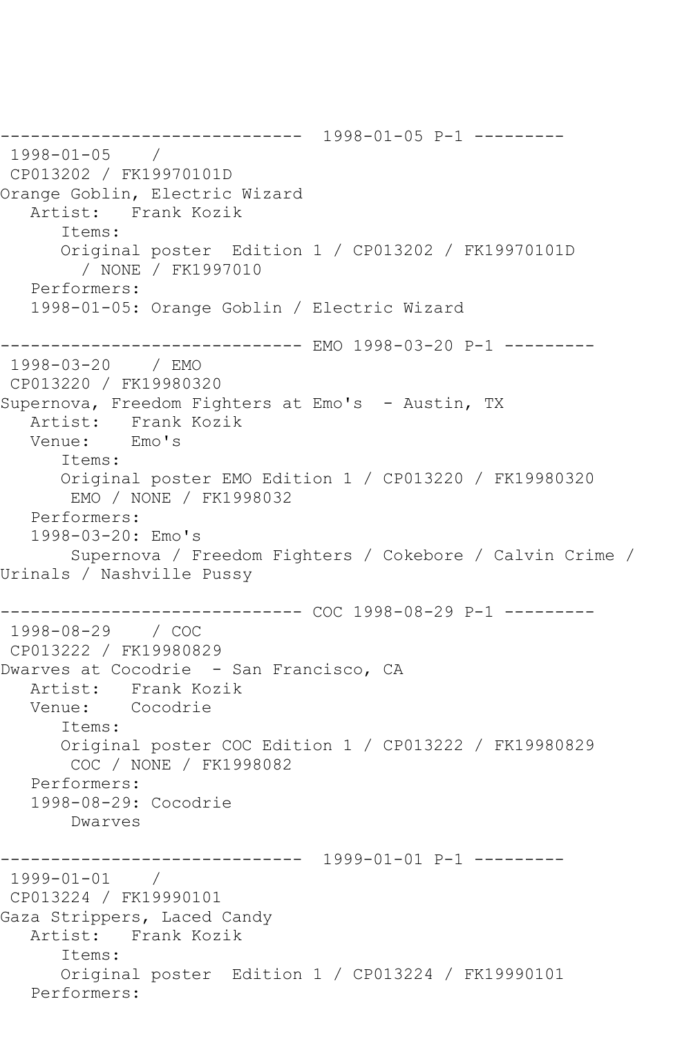```
------------------------------  1998-01-05 P-1 ---------
 1998-01-05    /
 CP013202 / FK19970101D
Orange Goblin, Electric Wizard
   Artist:   Frank Kozik
      Items:
      Original poster  Edition 1 / CP013202 / FK19970101D
        / NONE / FK1997010
   Performers:
   1998-01-05: Orange Goblin / Electric Wizard

------------------------------ EMO 1998-03-20 P-1 ---------
 1998-03-20    / EMO
 CP013220 / FK19980320
Supernova, Freedom Fighters at Emo's  - Austin, TX
   Artist:   Frank Kozik
   Venue:    Emo's
      Items:
      Original poster EMO Edition 1 / CP013220 / FK19980320
       EMO / NONE / FK1998032
   Performers:
   1998-03-20: Emo's
       Supernova / Freedom Fighters / Cokebore / Calvin Crime /
Urinals / Nashville Pussy

------------------------------ COC 1998-08-29 P-1 ---------
 1998-08-29    / COC
 CP013222 / FK19980829
Dwarves at Cocodrie  - San Francisco, CA
   Artist:   Frank Kozik
   Venue:    Cocodrie
      Items:
      Original poster COC Edition 1 / CP013222 / FK19980829
       COC / NONE / FK1998082
   Performers:
   1998-08-29: Cocodrie
       Dwarves

------------------------------  1999-01-01 P-1 ---------
 1999-01-01    /
 CP013224 / FK19990101
Gaza Strippers, Laced Candy
   Artist:   Frank Kozik
      Items:
      Original poster  Edition 1 / CP013224 / FK19990101
   Performers:
```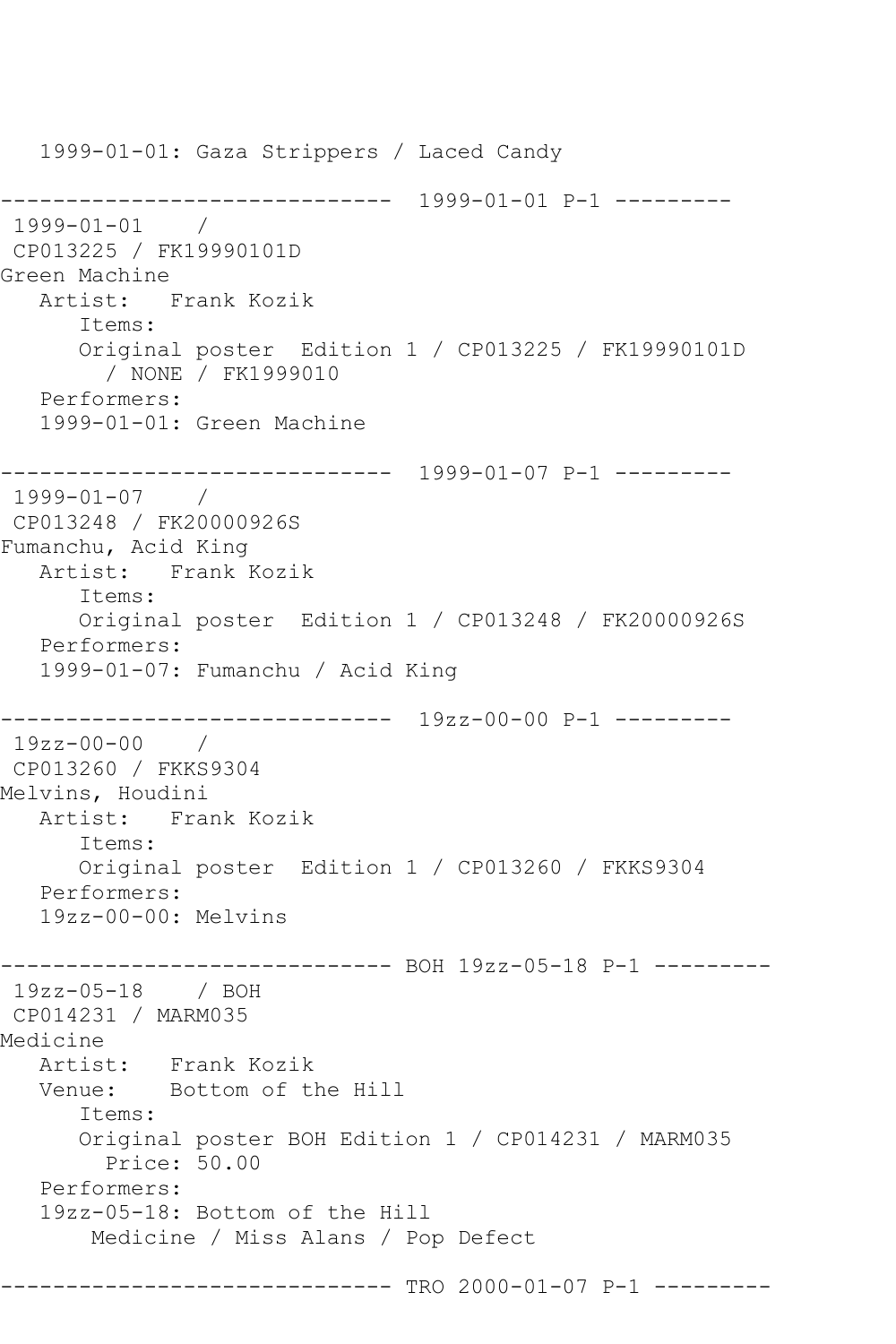```
   1999-01-01: Gaza Strippers / Laced Candy

------------------------------  1999-01-01 P-1 ---------
 1999-01-01    / 
 CP013225 / FK19990101D
Green Machine
   Artist:   Frank Kozik
      Items:
      Original poster  Edition 1 / CP013225 / FK19990101D
        / NONE / FK1999010
   Performers:
   1999-01-01: Green Machine

------------------------------  1999-01-07 P-1 ---------
 1999-01-07    / 
 CP013248 / FK20000926S
Fumanchu, Acid King
   Artist:   Frank Kozik
      Items:
      Original poster  Edition 1 / CP013248 / FK20000926S
   Performers:
   1999-01-07: Fumanchu / Acid King

------------------------------  19zz-00-00 P-1 ---------
 19zz-00-00    / 
 CP013260 / FKKS9304
Melvins, Houdini
   Artist:   Frank Kozik
      Items:
      Original poster  Edition 1 / CP013260 / FKKS9304
   Performers:
   19zz-00-00: Melvins

------------------------------ BOH 19zz-05-18 P-1 ---------
 19zz-05-18    / BOH
 CP014231 / MARM035
Medicine
   Artist:   Frank Kozik
   Venue:    Bottom of the Hill
      Items:
      Original poster BOH Edition 1 / CP014231 / MARM035
        Price: 50.00
   Performers:
   19zz-05-18: Bottom of the Hill
       Medicine / Miss Alans / Pop Defect

------------------------------ TRO 2000-01-07 P-1 ---------
```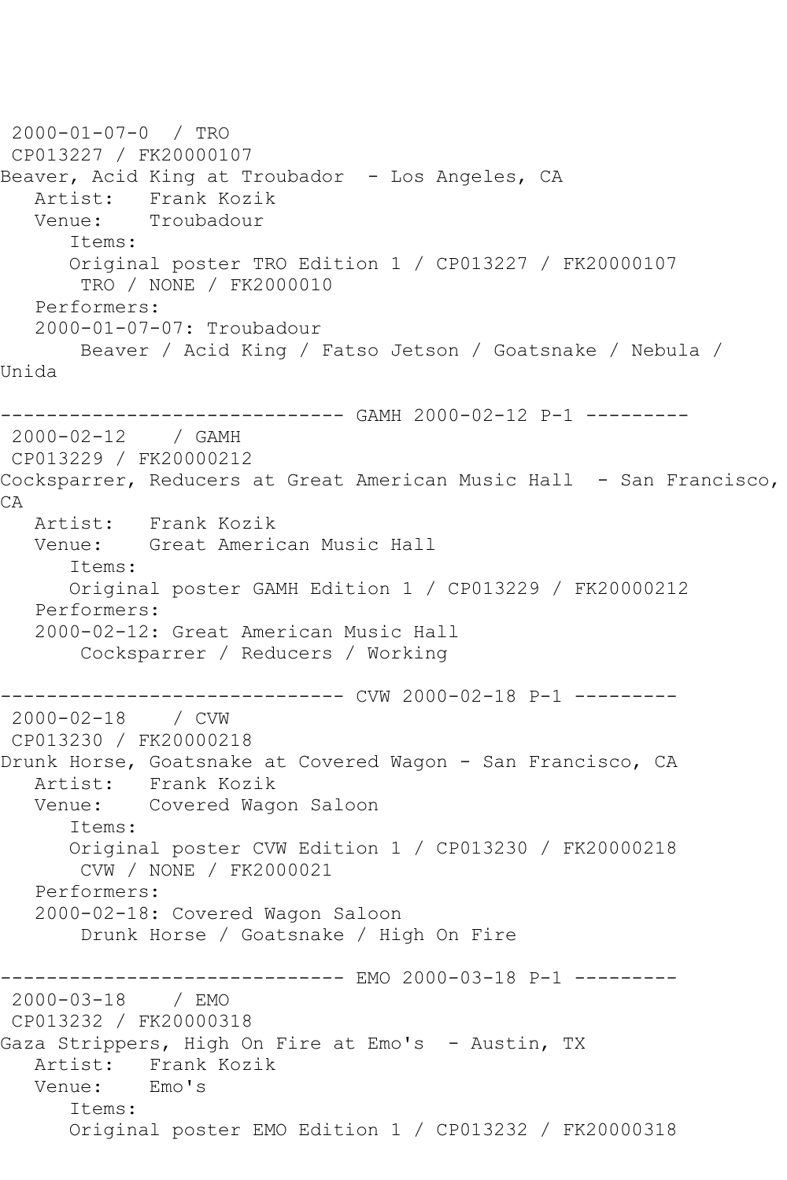2000-01-07-0 / TRO
CP013227 / FK20000107
Beaver, Acid King at Troubador - Los Angeles, CA
Artist: Frank Kozik
Venue: Troubadour
Items:
Original poster TRO Edition 1 / CP013227 / FK20000107
TRO / NONE / FK2000010
Performers:
2000-01-07-07: Troubadour
Beaver / Acid King / Fatso Jetson / Goatsnake / Nebula / Unida

------------------------------ GAMH 2000-02-12 P-1 ---------
2000-02-12 / GAMH
CP013229 / FK20000212
Cocksparrer, Reducers at Great American Music Hall - San Francisco, CA
Artist: Frank Kozik
Venue: Great American Music Hall
Items:
Original poster GAMH Edition 1 / CP013229 / FK20000212
Performers:
2000-02-12: Great American Music Hall
Cocksparrer / Reducers / Working

------------------------------ CVW 2000-02-18 P-1 ---------
2000-02-18 / CVW
CP013230 / FK20000218
Drunk Horse, Goatsnake at Covered Wagon - San Francisco, CA
Artist: Frank Kozik
Venue: Covered Wagon Saloon
Items:
Original poster CVW Edition 1 / CP013230 / FK20000218
CVW / NONE / FK2000021
Performers:
2000-02-18: Covered Wagon Saloon
Drunk Horse / Goatsnake / High On Fire

------------------------------ EMO 2000-03-18 P-1 ---------
2000-03-18 / EMO
CP013232 / FK20000318
Gaza Strippers, High On Fire at Emo's - Austin, TX
Artist: Frank Kozik
Venue: Emo's
Items:
Original poster EMO Edition 1 / CP013232 / FK20000318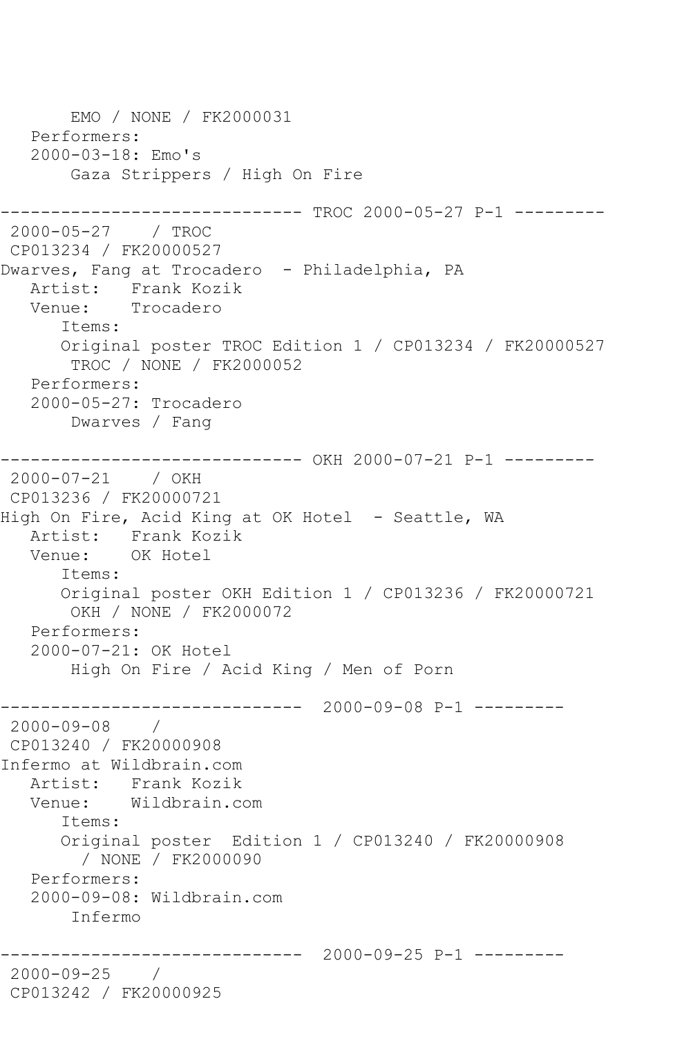```
       EMO / NONE / FK2000031
   Performers:
   2000-03-18: Emo's
       Gaza Strippers / High On Fire

------------------------------ TROC 2000-05-27 P-1 ---------
 2000-05-27    / TROC
 CP013234 / FK20000527
Dwarves, Fang at Trocadero  - Philadelphia, PA
   Artist:   Frank Kozik
   Venue:    Trocadero
      Items:
      Original poster TROC Edition 1 / CP013234 / FK20000527
       TROC / NONE / FK2000052
   Performers:
   2000-05-27: Trocadero
       Dwarves / Fang

------------------------------ OKH 2000-07-21 P-1 ---------
 2000-07-21    / OKH
 CP013236 / FK20000721
High On Fire, Acid King at OK Hotel  - Seattle, WA
   Artist:   Frank Kozik
   Venue:    OK Hotel
      Items:
      Original poster OKH Edition 1 / CP013236 / FK20000721
       OKH / NONE / FK2000072
   Performers:
   2000-07-21: OK Hotel
       High On Fire / Acid King / Men of Porn

------------------------------  2000-09-08 P-1 ---------
 2000-09-08    /
 CP013240 / FK20000908
Infermo at Wildbrain.com
   Artist:   Frank Kozik
   Venue:    Wildbrain.com
      Items:
      Original poster  Edition 1 / CP013240 / FK20000908
        / NONE / FK2000090
   Performers:
   2000-09-08: Wildbrain.com
       Infermo

------------------------------  2000-09-25 P-1 ---------
 2000-09-25    /
 CP013242 / FK20000925
```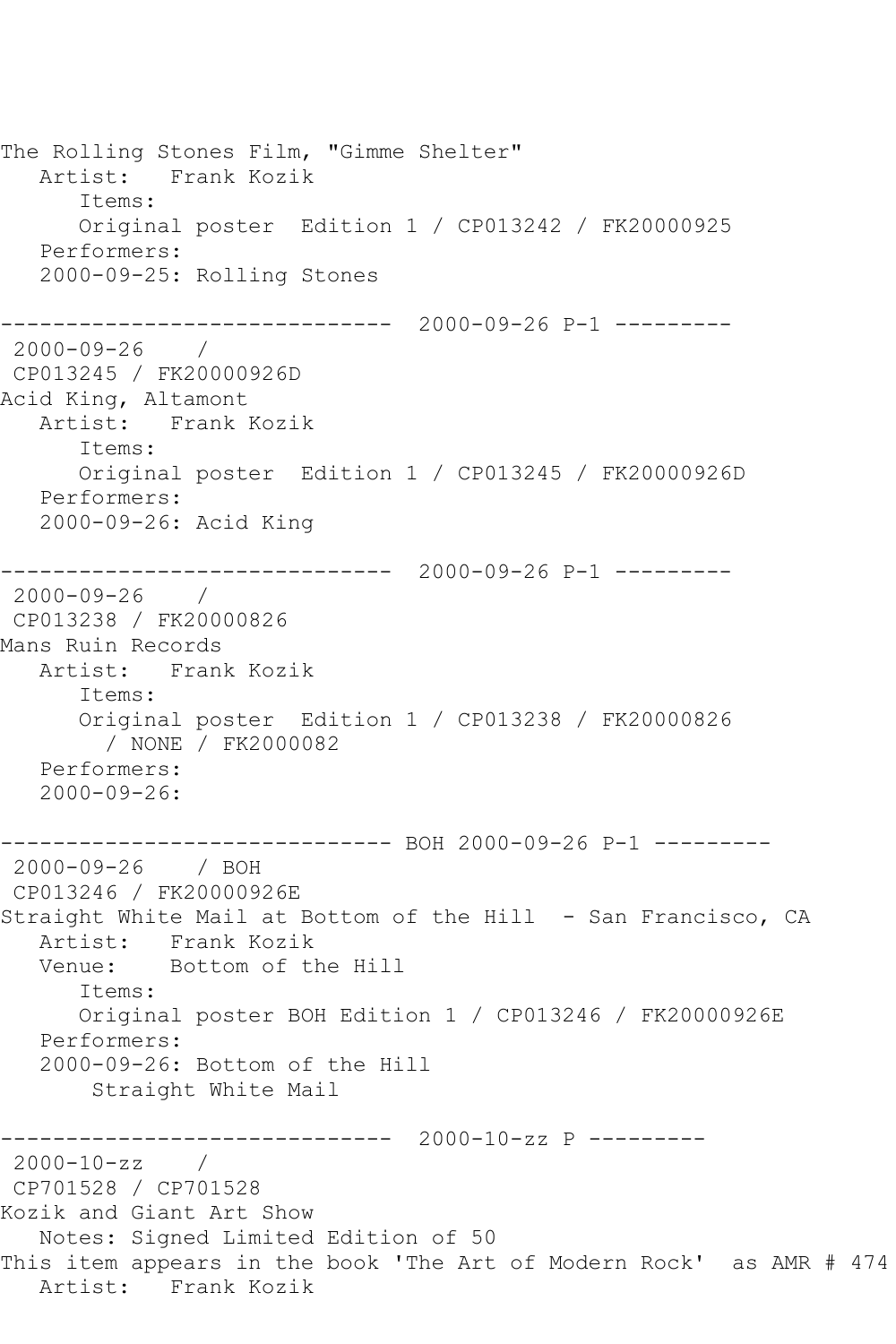The Rolling Stones Film, "Gimme Shelter"
   Artist:   Frank Kozik
      Items:
      Original poster  Edition 1 / CP013242 / FK20000925
   Performers:
   2000-09-25: Rolling Stones

------------------------------  2000-09-26 P-1 ---------
 2000-09-26    /
 CP013245 / FK20000926D
Acid King, Altamont
   Artist:   Frank Kozik
      Items:
      Original poster  Edition 1 / CP013245 / FK20000926D
   Performers:
   2000-09-26: Acid King

------------------------------  2000-09-26 P-1 ---------
 2000-09-26    /
 CP013238 / FK20000826
Mans Ruin Records
   Artist:   Frank Kozik
      Items:
      Original poster  Edition 1 / CP013238 / FK20000826
        / NONE / FK2000082
   Performers:
   2000-09-26:

------------------------------ BOH 2000-09-26 P-1 ---------
 2000-09-26    / BOH
 CP013246 / FK20000926E
Straight White Mail at Bottom of the Hill  - San Francisco, CA
   Artist:   Frank Kozik
   Venue:    Bottom of the Hill
      Items:
      Original poster BOH Edition 1 / CP013246 / FK20000926E
   Performers:
   2000-09-26: Bottom of the Hill
       Straight White Mail

------------------------------  2000-10-zz P ---------
 2000-10-zz    /
 CP701528 / CP701528
Kozik and Giant Art Show
   Notes: Signed Limited Edition of 50
This item appears in the book 'The Art of Modern Rock'  as AMR # 474
   Artist:   Frank Kozik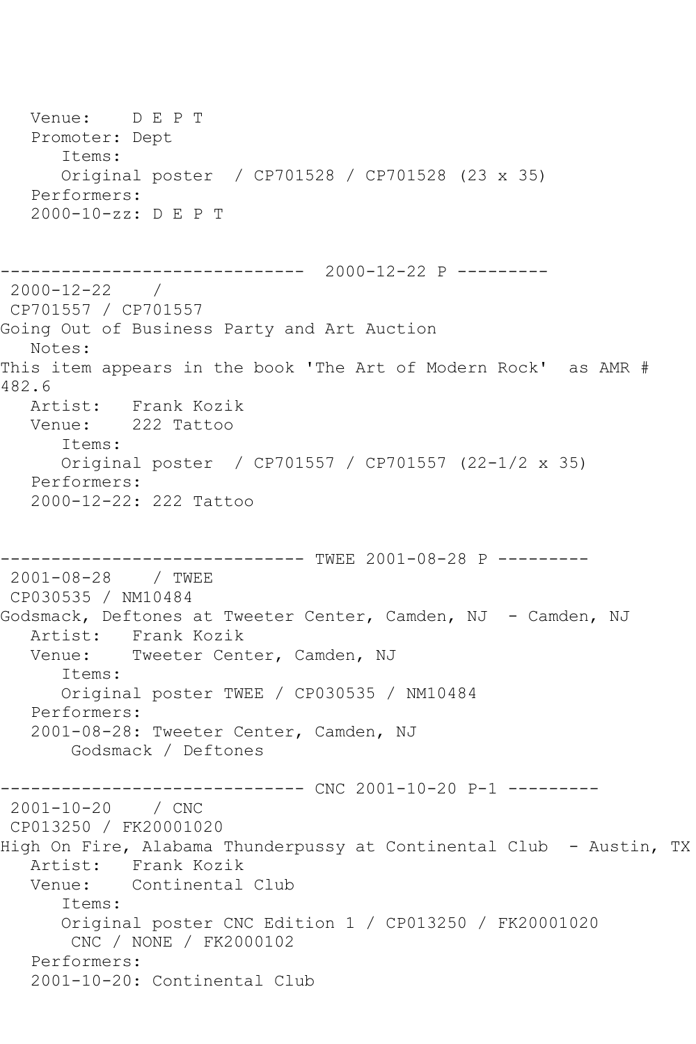```
   Venue:    D E P T
   Promoter: Dept
      Items:
      Original poster  / CP701528 / CP701528 (23 x 35)
   Performers:
   2000-10-zz: D E P T


------------------------------  2000-12-22 P ---------
 2000-12-22    /
 CP701557 / CP701557
Going Out of Business Party and Art Auction
   Notes:
This item appears in the book 'The Art of Modern Rock'  as AMR #
482.6
   Artist:   Frank Kozik
   Venue:    222 Tattoo
      Items:
      Original poster  / CP701557 / CP701557 (22-1/2 x 35)
   Performers:
   2000-12-22: 222 Tattoo


------------------------------ TWEE 2001-08-28 P ---------
 2001-08-28    / TWEE
 CP030535 / NM10484
Godsmack, Deftones at Tweeter Center, Camden, NJ  - Camden, NJ
   Artist:   Frank Kozik
   Venue:    Tweeter Center, Camden, NJ
      Items:
      Original poster TWEE / CP030535 / NM10484
   Performers:
   2001-08-28: Tweeter Center, Camden, NJ
       Godsmack / Deftones

------------------------------ CNC 2001-10-20 P-1 ---------
 2001-10-20    / CNC
 CP013250 / FK20001020
High On Fire, Alabama Thunderpussy at Continental Club  - Austin, TX
   Artist:   Frank Kozik
   Venue:    Continental Club
      Items:
      Original poster CNC Edition 1 / CP013250 / FK20001020
       CNC / NONE / FK2000102
   Performers:
   2001-10-20: Continental Club
```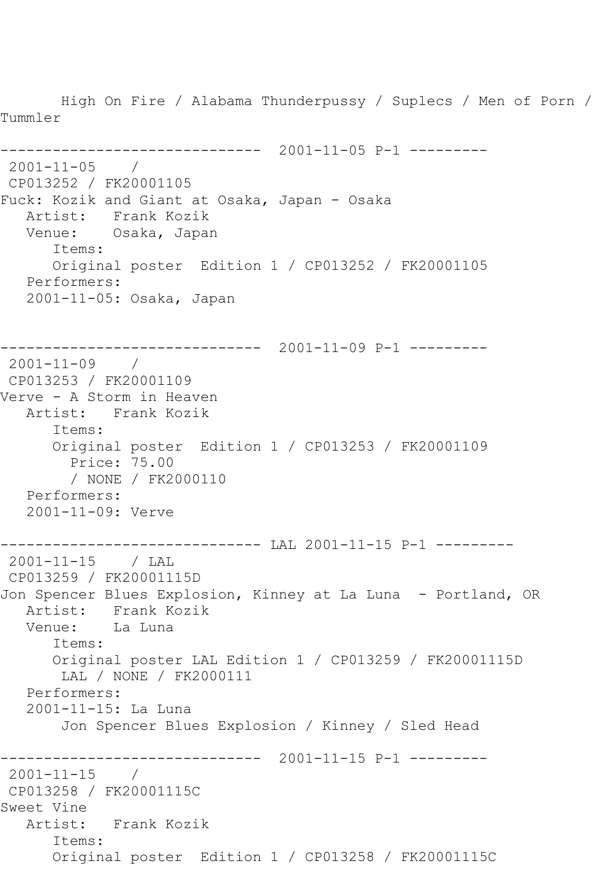High On Fire / Alabama Thunderpussy / Suplecs / Men of Porn / Tummler

```
------------------------------  2001-11-05 P-1 ---------
 2001-11-05    /
 CP013252 / FK20001105
Fuck: Kozik and Giant at Osaka, Japan - Osaka
   Artist:   Frank Kozik
   Venue:    Osaka, Japan
      Items:
      Original poster  Edition 1 / CP013252 / FK20001105
   Performers:
   2001-11-05: Osaka, Japan


------------------------------  2001-11-09 P-1 ---------
 2001-11-09    /
 CP013253 / FK20001109
Verve - A Storm in Heaven
   Artist:   Frank Kozik
      Items:
      Original poster  Edition 1 / CP013253 / FK20001109
        Price: 75.00
        / NONE / FK2000110
   Performers:
   2001-11-09: Verve

------------------------------ LAL 2001-11-15 P-1 ---------
 2001-11-15    / LAL
 CP013259 / FK20001115D
Jon Spencer Blues Explosion, Kinney at La Luna  - Portland, OR
   Artist:   Frank Kozik
   Venue:    La Luna
      Items:
      Original poster LAL Edition 1 / CP013259 / FK20001115D
       LAL / NONE / FK2000111
   Performers:
   2001-11-15: La Luna
       Jon Spencer Blues Explosion / Kinney / Sled Head

------------------------------  2001-11-15 P-1 ---------
 2001-11-15    /
 CP013258 / FK20001115C
Sweet Vine
   Artist:   Frank Kozik
      Items:
      Original poster  Edition 1 / CP013258 / FK20001115C
```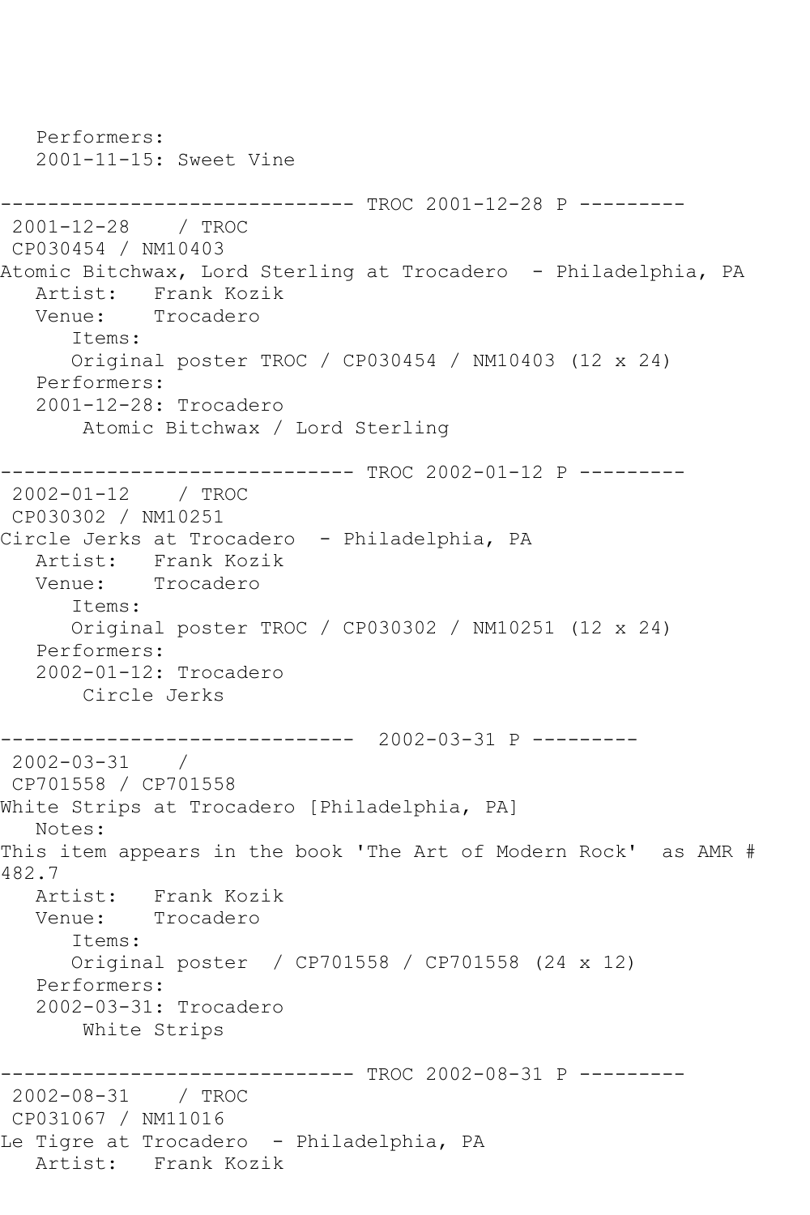Performers:
2001-11-15: Sweet Vine

------------------------------ TROC 2001-12-28 P ---------
2001-12-28 / TROC
CP030454 / NM10403
Atomic Bitchwax, Lord Sterling at Trocadero - Philadelphia, PA
Artist: Frank Kozik
Venue: Trocadero
Items:
Original poster TROC / CP030454 / NM10403 (12 x 24)
Performers:
2001-12-28: Trocadero
Atomic Bitchwax / Lord Sterling

------------------------------ TROC 2002-01-12 P ---------
2002-01-12 / TROC
CP030302 / NM10251
Circle Jerks at Trocadero - Philadelphia, PA
Artist: Frank Kozik
Venue: Trocadero
Items:
Original poster TROC / CP030302 / NM10251 (12 x 24)
Performers:
2002-01-12: Trocadero
Circle Jerks

------------------------------ 2002-03-31 P ---------
2002-03-31 /
CP701558 / CP701558
White Strips at Trocadero [Philadelphia, PA]
Notes:
This item appears in the book 'The Art of Modern Rock' as AMR # 482.7
Artist: Frank Kozik
Venue: Trocadero
Items:
Original poster / CP701558 / CP701558 (24 x 12)
Performers:
2002-03-31: Trocadero
White Strips

------------------------------ TROC 2002-08-31 P ---------
2002-08-31 / TROC
CP031067 / NM11016
Le Tigre at Trocadero - Philadelphia, PA
Artist: Frank Kozik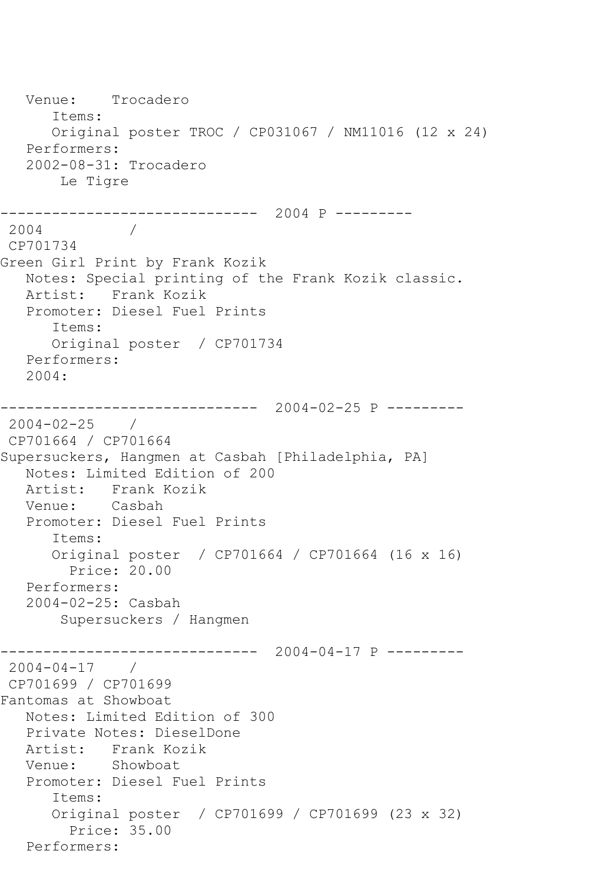```
   Venue:    Trocadero
      Items:
      Original poster TROC / CP031067 / NM11016 (12 x 24)
   Performers:
   2002-08-31: Trocadero
       Le Tigre

------------------------------  2004 P ---------
 2004          /
 CP701734
Green Girl Print by Frank Kozik
   Notes: Special printing of the Frank Kozik classic.
   Artist:   Frank Kozik
   Promoter: Diesel Fuel Prints
      Items:
      Original poster  / CP701734
   Performers:
   2004:

------------------------------  2004-02-25 P ---------
 2004-02-25    /
 CP701664 / CP701664
Supersuckers, Hangmen at Casbah [Philadelphia, PA]
   Notes: Limited Edition of 200
   Artist:   Frank Kozik
   Venue:    Casbah
   Promoter: Diesel Fuel Prints
      Items:
      Original poster  / CP701664 / CP701664 (16 x 16)
        Price: 20.00
   Performers:
   2004-02-25: Casbah
       Supersuckers / Hangmen

------------------------------  2004-04-17 P ---------
 2004-04-17    /
 CP701699 / CP701699
Fantomas at Showboat
   Notes: Limited Edition of 300
   Private Notes: DieselDone
   Artist:   Frank Kozik
   Venue:    Showboat
   Promoter: Diesel Fuel Prints
      Items:
      Original poster  / CP701699 / CP701699 (23 x 32)
        Price: 35.00
   Performers:
```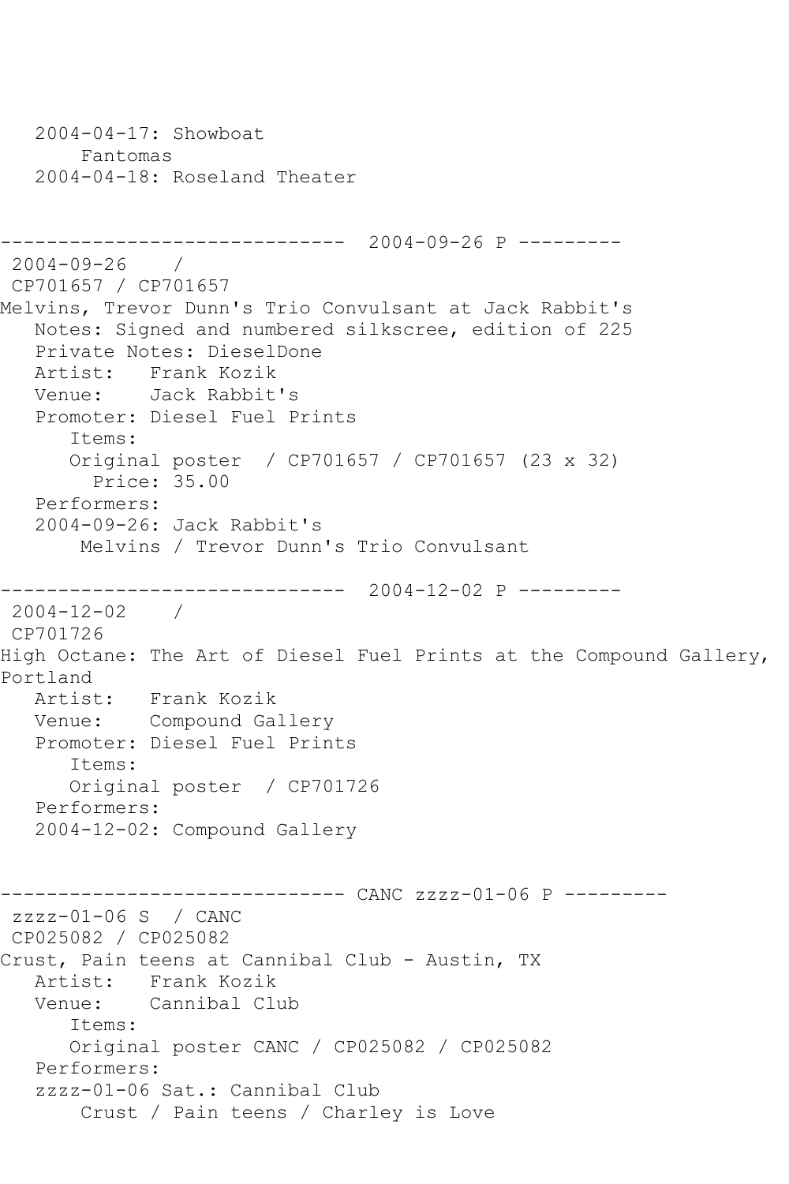2004-04-17: Showboat
Fantomas
2004-04-18: Roseland Theater

------------------------------ 2004-09-26 P ---------

2004-09-26 /
CP701657 / CP701657
Melvins, Trevor Dunn's Trio Convulsant at Jack Rabbit's
Notes: Signed and numbered silkscree, edition of 225
Private Notes: DieselDone
Artist: Frank Kozik
Venue: Jack Rabbit's
Promoter: Diesel Fuel Prints
Items:
Original poster / CP701657 / CP701657 (23 x 32)
Price: 35.00
Performers:
2004-09-26: Jack Rabbit's
Melvins / Trevor Dunn's Trio Convulsant

------------------------------ 2004-12-02 P ---------

2004-12-02 /
CP701726
High Octane: The Art of Diesel Fuel Prints at the Compound Gallery, Portland
Artist: Frank Kozik
Venue: Compound Gallery
Promoter: Diesel Fuel Prints
Items:
Original poster / CP701726
Performers:
2004-12-02: Compound Gallery

------------------------------ CANC zzzz-01-06 P ---------

zzzz-01-06 S / CANC
CP025082 / CP025082
Crust, Pain teens at Cannibal Club - Austin, TX
Artist: Frank Kozik
Venue: Cannibal Club
Items:
Original poster CANC / CP025082 / CP025082
Performers:
zzzz-01-06 Sat.: Cannibal Club
Crust / Pain teens / Charley is Love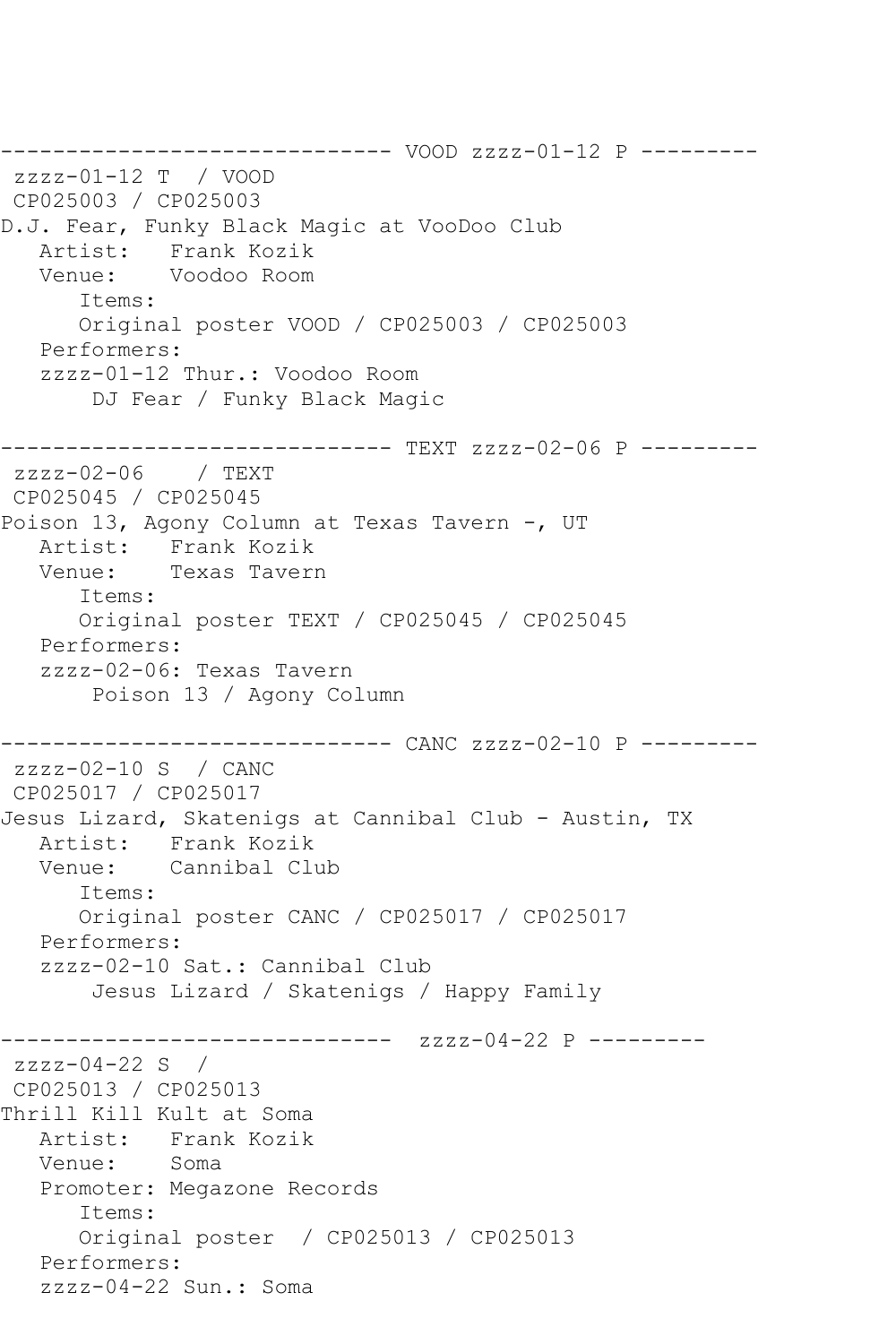```
------------------------------ VOOD zzzz-01-12 P ---------
 zzzz-01-12 T  / VOOD
 CP025003 / CP025003
D.J. Fear, Funky Black Magic at VooDoo Club
   Artist:   Frank Kozik
   Venue:    Voodoo Room
      Items:
      Original poster VOOD / CP025003 / CP025003
   Performers:
   zzzz-01-12 Thur.: Voodoo Room
       DJ Fear / Funky Black Magic

------------------------------ TEXT zzzz-02-06 P ---------
 zzzz-02-06    / TEXT
 CP025045 / CP025045
Poison 13, Agony Column at Texas Tavern -, UT
   Artist:   Frank Kozik
   Venue:    Texas Tavern
      Items:
      Original poster TEXT / CP025045 / CP025045
   Performers:
   zzzz-02-06: Texas Tavern
       Poison 13 / Agony Column

------------------------------ CANC zzzz-02-10 P ---------
 zzzz-02-10 S  / CANC
 CP025017 / CP025017
Jesus Lizard, Skatenigs at Cannibal Club - Austin, TX
   Artist:   Frank Kozik
   Venue:    Cannibal Club
      Items:
      Original poster CANC / CP025017 / CP025017
   Performers:
   zzzz-02-10 Sat.: Cannibal Club
       Jesus Lizard / Skatenigs / Happy Family

------------------------------  zzzz-04-22 P ---------
 zzzz-04-22 S  /
 CP025013 / CP025013
Thrill Kill Kult at Soma
   Artist:   Frank Kozik
   Venue:    Soma
   Promoter: Megazone Records
      Items:
      Original poster  / CP025013 / CP025013
   Performers:
   zzzz-04-22 Sun.: Soma
```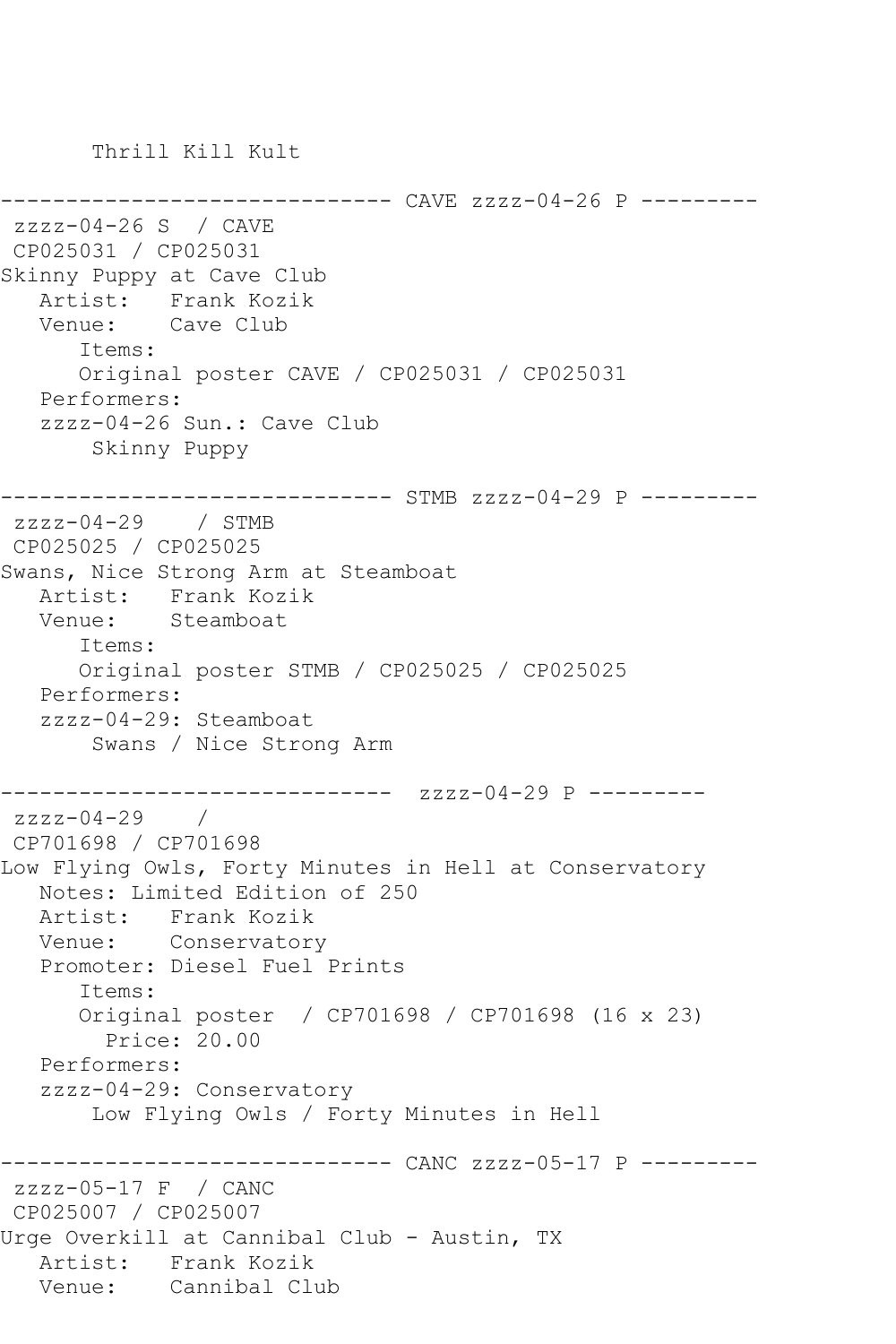Thrill Kill Kult

------------------------------ CAVE zzzz-04-26 P ---------

zzzz-04-26 S / CAVE
CP025031 / CP025031
Skinny Puppy at Cave Club
Artist: Frank Kozik
Venue: Cave Club
Items:
Original poster CAVE / CP025031 / CP025031
Performers:
zzzz-04-26 Sun.: Cave Club
Skinny Puppy

------------------------------ STMB zzzz-04-29 P ---------

zzzz-04-29 / STMB
CP025025 / CP025025
Swans, Nice Strong Arm at Steamboat
Artist: Frank Kozik
Venue: Steamboat
Items:
Original poster STMB / CP025025 / CP025025
Performers:
zzzz-04-29: Steamboat
Swans / Nice Strong Arm

------------------------------ zzzz-04-29 P ---------

zzzz-04-29 /
CP701698 / CP701698
Low Flying Owls, Forty Minutes in Hell at Conservatory
Notes: Limited Edition of 250
Artist: Frank Kozik
Venue: Conservatory
Promoter: Diesel Fuel Prints
Items:
Original poster / CP701698 / CP701698 (16 x 23)
Price: 20.00
Performers:
zzzz-04-29: Conservatory
Low Flying Owls / Forty Minutes in Hell

------------------------------ CANC zzzz-05-17 P ---------

zzzz-05-17 F / CANC
CP025007 / CP025007
Urge Overkill at Cannibal Club - Austin, TX
Artist: Frank Kozik
Venue: Cannibal Club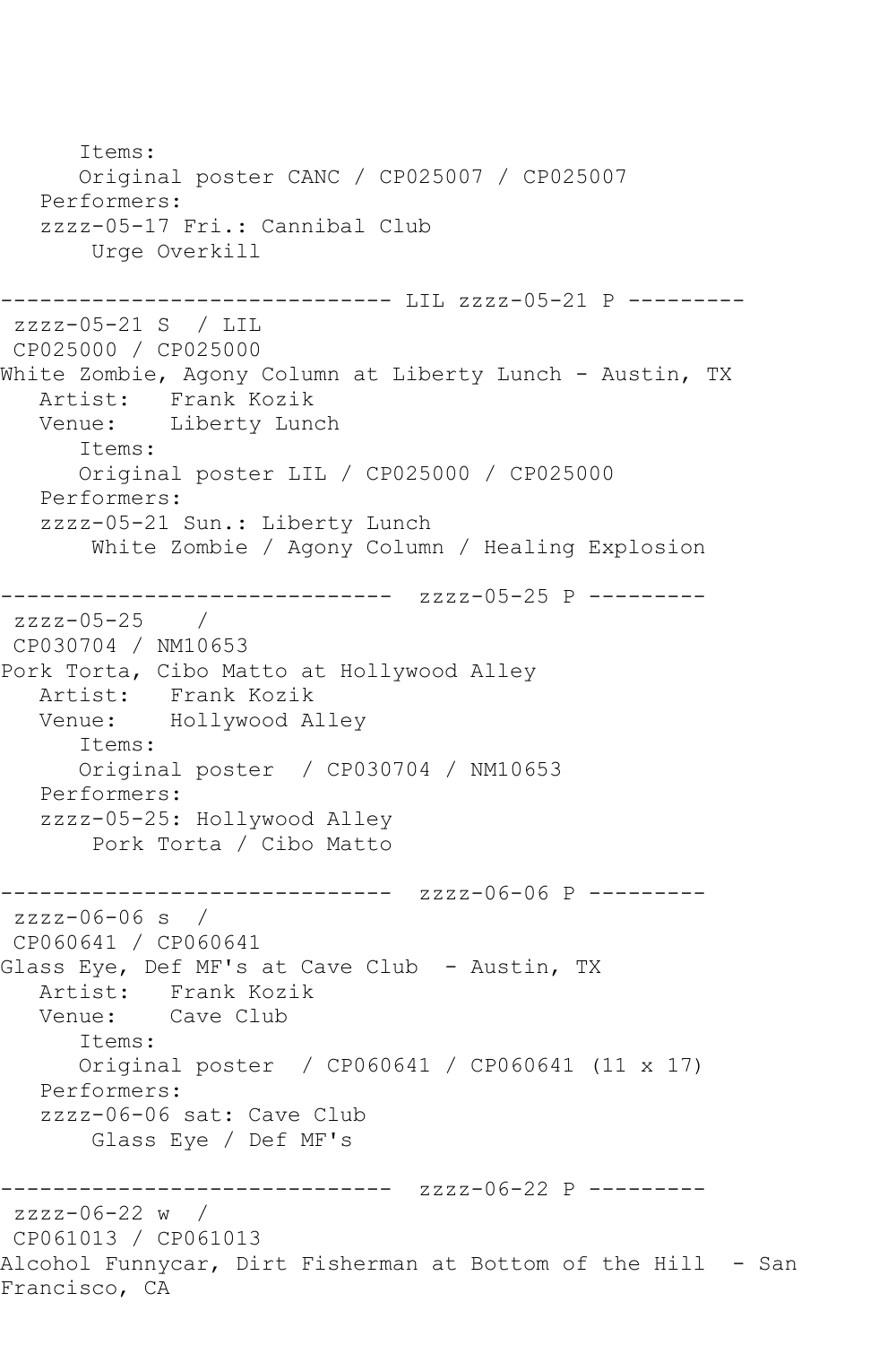```
      Items:
      Original poster CANC / CP025007 / CP025007
   Performers:
   zzzz-05-17 Fri.: Cannibal Club
       Urge Overkill

------------------------------ LIL zzzz-05-21 P ---------
 zzzz-05-21 S  / LIL
 CP025000 / CP025000
White Zombie, Agony Column at Liberty Lunch - Austin, TX
   Artist:   Frank Kozik
   Venue:    Liberty Lunch
      Items:
      Original poster LIL / CP025000 / CP025000
   Performers:
   zzzz-05-21 Sun.: Liberty Lunch
       White Zombie / Agony Column / Healing Explosion

------------------------------  zzzz-05-25 P ---------
 zzzz-05-25    /
 CP030704 / NM10653
Pork Torta, Cibo Matto at Hollywood Alley
   Artist:   Frank Kozik
   Venue:    Hollywood Alley
      Items:
      Original poster  / CP030704 / NM10653
   Performers:
   zzzz-05-25: Hollywood Alley
       Pork Torta / Cibo Matto

------------------------------  zzzz-06-06 P ---------
 zzzz-06-06 s  /
 CP060641 / CP060641
Glass Eye, Def MF's at Cave Club  - Austin, TX
   Artist:   Frank Kozik
   Venue:    Cave Club
      Items:
      Original poster  / CP060641 / CP060641 (11 x 17)
   Performers:
   zzzz-06-06 sat: Cave Club
       Glass Eye / Def MF's

------------------------------  zzzz-06-22 P ---------
 zzzz-06-22 w  /
 CP061013 / CP061013
Alcohol Funnycar, Dirt Fisherman at Bottom of the Hill  - San
Francisco, CA
```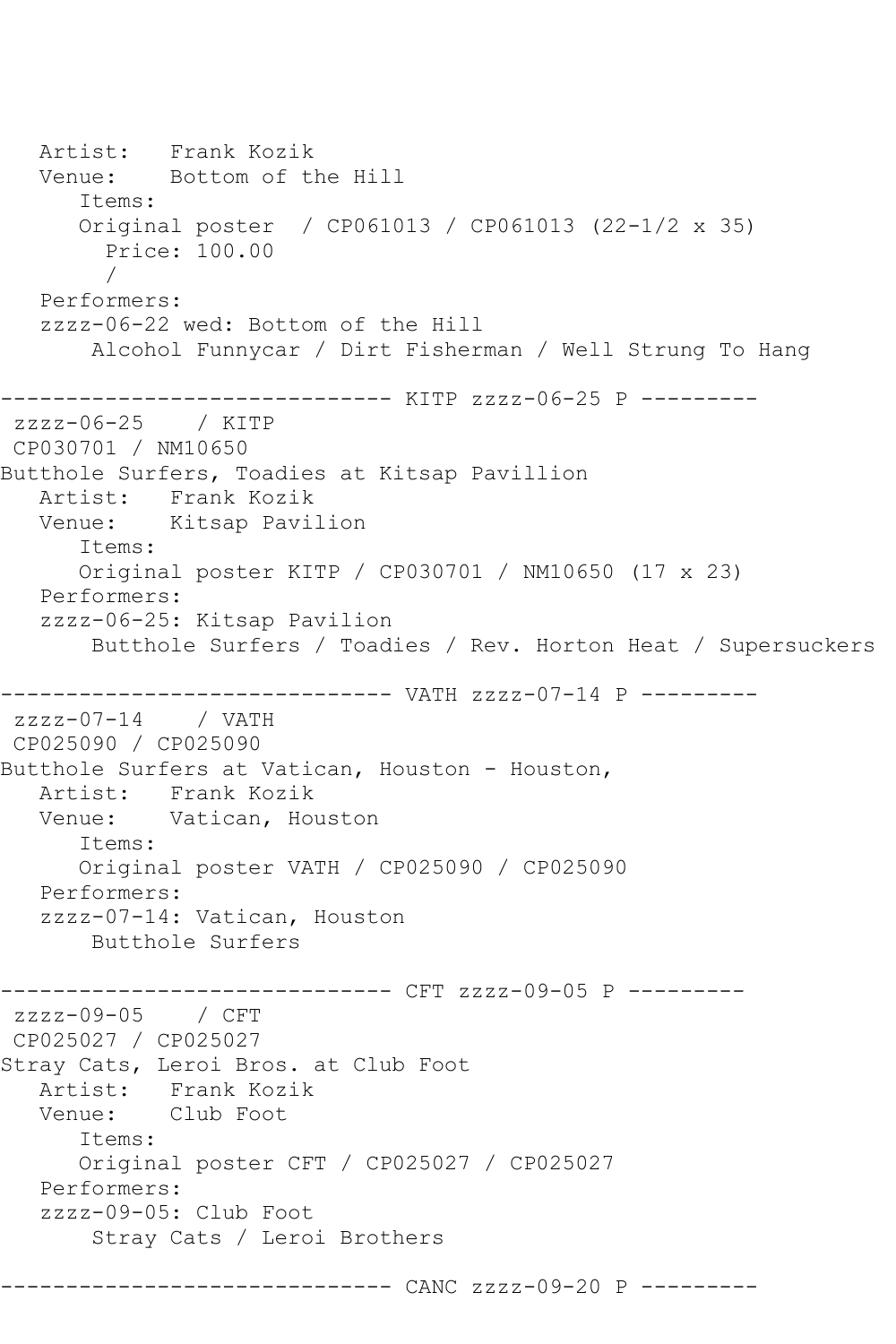```
   Artist:   Frank Kozik
   Venue:    Bottom of the Hill
      Items:
      Original poster  / CP061013 / CP061013 (22-1/2 x 35)
        Price: 100.00
        /
   Performers:
   zzzz-06-22 wed: Bottom of the Hill
       Alcohol Funnycar / Dirt Fisherman / Well Strung To Hang

------------------------------ KITP zzzz-06-25 P ---------
 zzzz-06-25    / KITP
 CP030701 / NM10650
Butthole Surfers, Toadies at Kitsap Pavillion
   Artist:   Frank Kozik
   Venue:    Kitsap Pavilion
      Items:
      Original poster KITP / CP030701 / NM10650 (17 x 23)
   Performers:
   zzzz-06-25: Kitsap Pavilion
       Butthole Surfers / Toadies / Rev. Horton Heat / Supersuckers

------------------------------ VATH zzzz-07-14 P ---------
 zzzz-07-14    / VATH
 CP025090 / CP025090
Butthole Surfers at Vatican, Houston - Houston,
   Artist:   Frank Kozik
   Venue:    Vatican, Houston
      Items:
      Original poster VATH / CP025090 / CP025090
   Performers:
   zzzz-07-14: Vatican, Houston
       Butthole Surfers

------------------------------ CFT zzzz-09-05 P ---------
 zzzz-09-05    / CFT
 CP025027 / CP025027
Stray Cats, Leroi Bros. at Club Foot
   Artist:   Frank Kozik
   Venue:    Club Foot
      Items:
      Original poster CFT / CP025027 / CP025027
   Performers:
   zzzz-09-05: Club Foot
       Stray Cats / Leroi Brothers

------------------------------ CANC zzzz-09-20 P ---------
```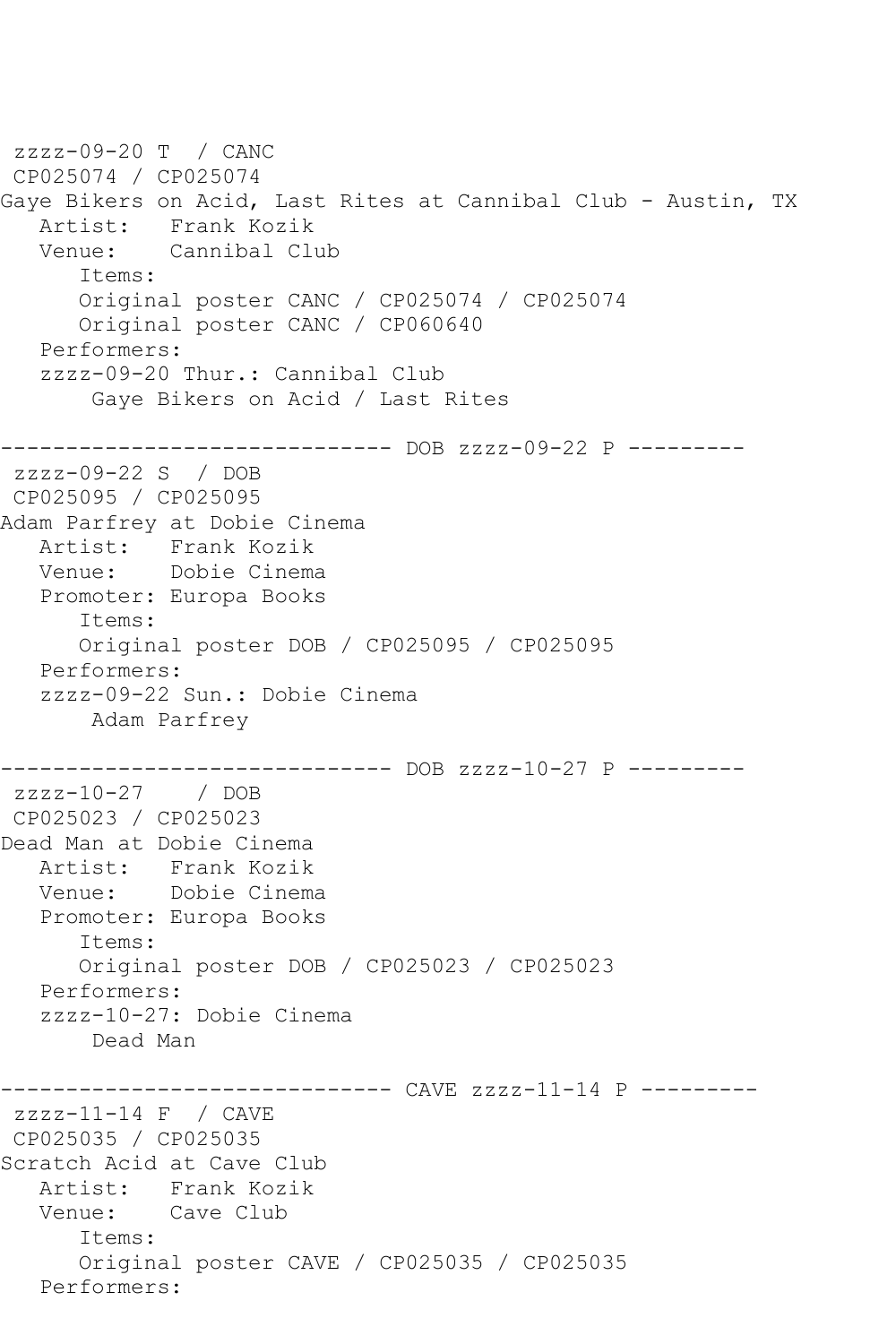```
 zzzz-09-20 T  / CANC
 CP025074 / CP025074
Gaye Bikers on Acid, Last Rites at Cannibal Club - Austin, TX
   Artist:   Frank Kozik
   Venue:    Cannibal Club
      Items:
      Original poster CANC / CP025074 / CP025074
      Original poster CANC / CP060640
   Performers:
   zzzz-09-20 Thur.: Cannibal Club
       Gaye Bikers on Acid / Last Rites

------------------------------ DOB zzzz-09-22 P ---------
 zzzz-09-22 S  / DOB
 CP025095 / CP025095
Adam Parfrey at Dobie Cinema
   Artist:   Frank Kozik
   Venue:    Dobie Cinema
   Promoter: Europa Books
      Items:
      Original poster DOB / CP025095 / CP025095
   Performers:
   zzzz-09-22 Sun.: Dobie Cinema
       Adam Parfrey

------------------------------ DOB zzzz-10-27 P ---------
 zzzz-10-27    / DOB
 CP025023 / CP025023
Dead Man at Dobie Cinema
   Artist:   Frank Kozik
   Venue:    Dobie Cinema
   Promoter: Europa Books
      Items:
      Original poster DOB / CP025023 / CP025023
   Performers:
   zzzz-10-27: Dobie Cinema
       Dead Man

------------------------------ CAVE zzzz-11-14 P ---------
 zzzz-11-14 F  / CAVE
 CP025035 / CP025035
Scratch Acid at Cave Club
   Artist:   Frank Kozik
   Venue:    Cave Club
      Items:
      Original poster CAVE / CP025035 / CP025035
   Performers:
```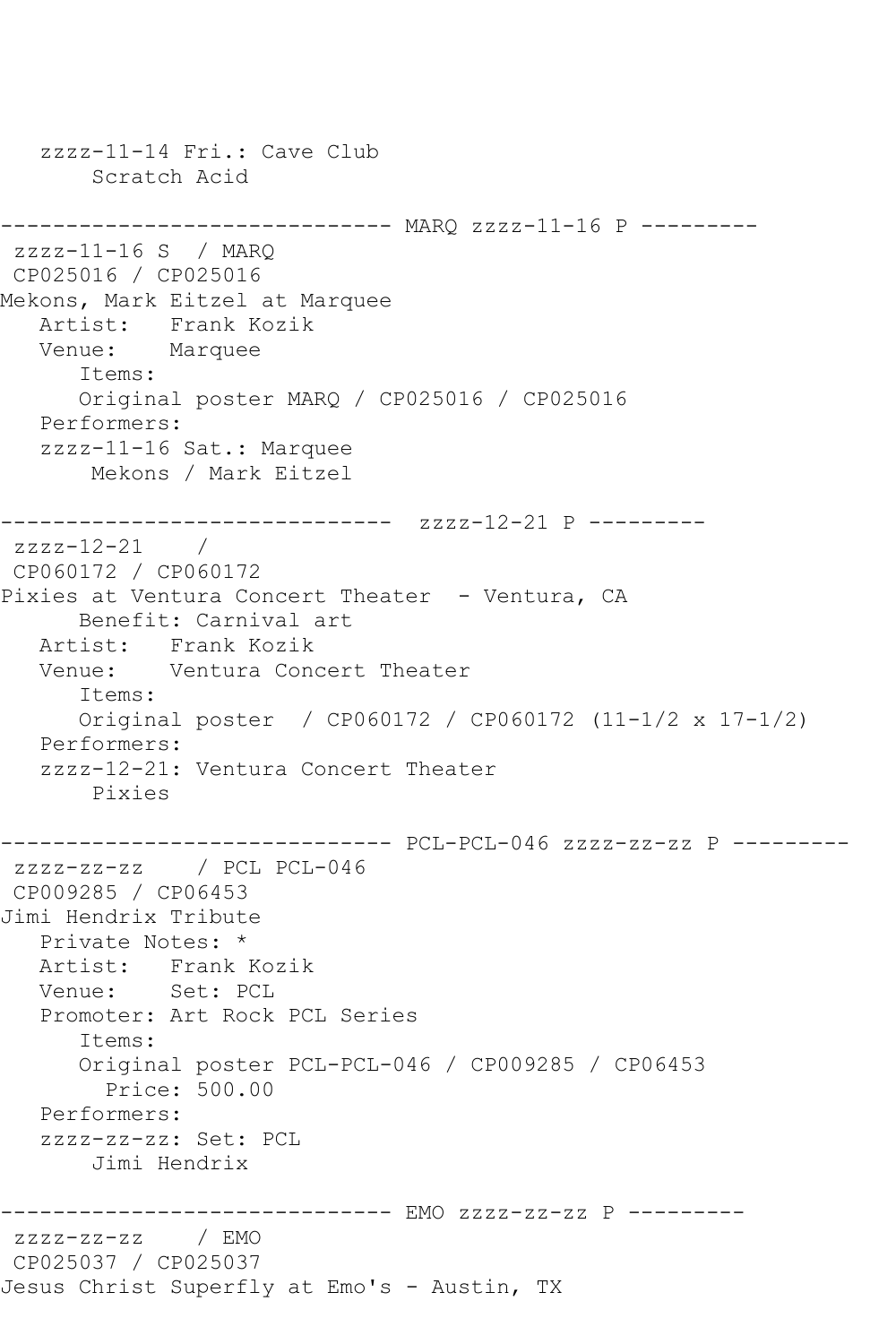```
   zzzz-11-14 Fri.: Cave Club
       Scratch Acid

------------------------------ MARQ zzzz-11-16 P ---------
 zzzz-11-16 S  / MARQ
 CP025016 / CP025016
Mekons, Mark Eitzel at Marquee
   Artist:   Frank Kozik
   Venue:    Marquee
      Items:
      Original poster MARQ / CP025016 / CP025016
   Performers:
   zzzz-11-16 Sat.: Marquee
       Mekons / Mark Eitzel

------------------------------  zzzz-12-21 P ---------
 zzzz-12-21    /
 CP060172 / CP060172
Pixies at Ventura Concert Theater  - Ventura, CA
      Benefit: Carnival art
   Artist:   Frank Kozik
   Venue:    Ventura Concert Theater
      Items:
      Original poster  / CP060172 / CP060172 (11-1/2 x 17-1/2)
   Performers:
   zzzz-12-21: Ventura Concert Theater
       Pixies

------------------------------ PCL-PCL-046 zzzz-zz-zz P ---------
 zzzz-zz-zz    / PCL PCL-046
 CP009285 / CP06453
Jimi Hendrix Tribute
   Private Notes: *
   Artist:   Frank Kozik
   Venue:    Set: PCL
   Promoter: Art Rock PCL Series
      Items:
      Original poster PCL-PCL-046 / CP009285 / CP06453
        Price: 500.00
   Performers:
   zzzz-zz-zz: Set: PCL
       Jimi Hendrix

------------------------------ EMO zzzz-zz-zz P ---------
 zzzz-zz-zz    / EMO
 CP025037 / CP025037
Jesus Christ Superfly at Emo's - Austin, TX
```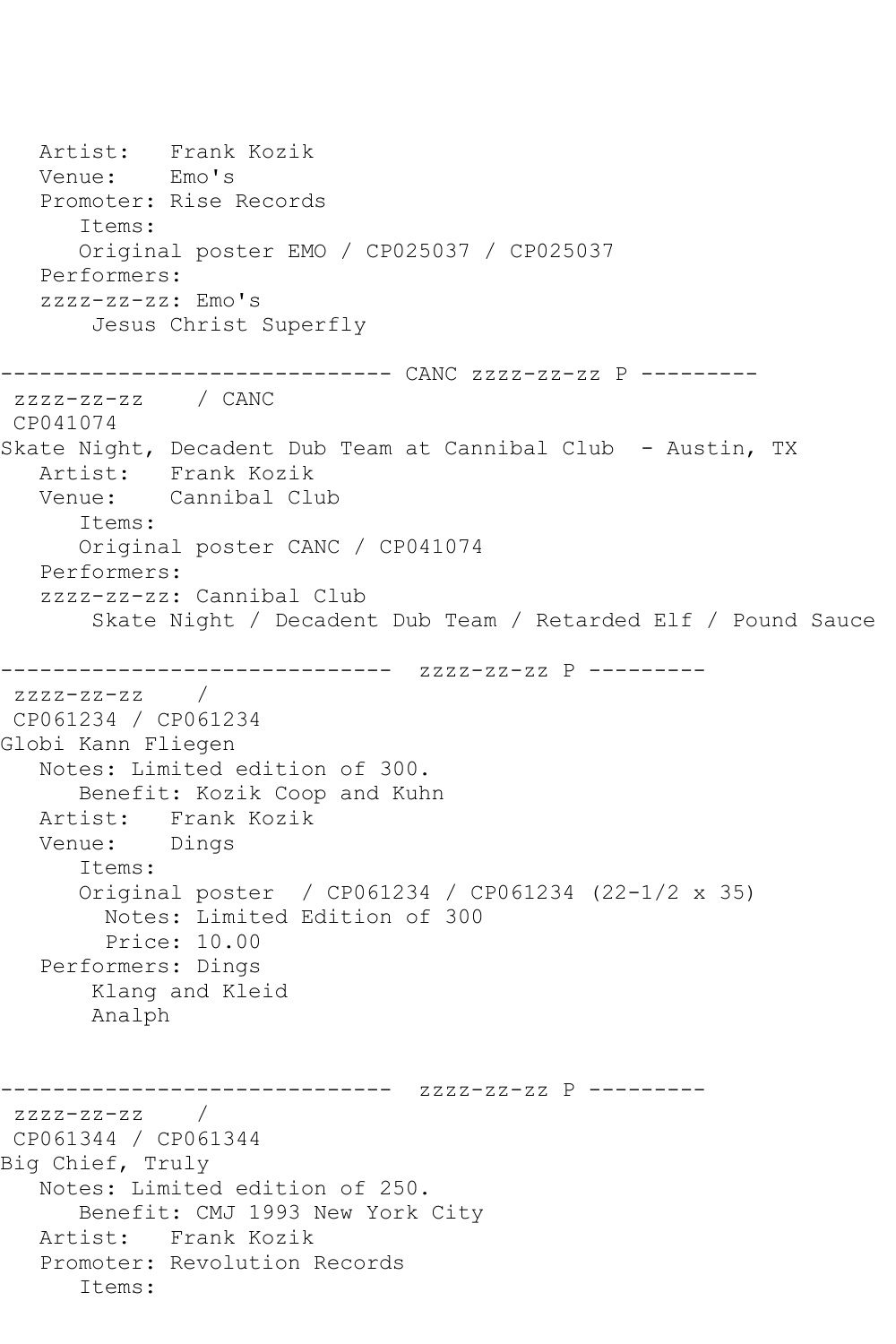```
   Artist:   Frank Kozik
   Venue:    Emo's
   Promoter: Rise Records
      Items:
      Original poster EMO / CP025037 / CP025037
   Performers:
   zzzz-zz-zz: Emo's
       Jesus Christ Superfly

------------------------------ CANC zzzz-zz-zz P ---------
 zzzz-zz-zz    / CANC
 CP041074
Skate Night, Decadent Dub Team at Cannibal Club  - Austin, TX
   Artist:   Frank Kozik
   Venue:    Cannibal Club
      Items:
      Original poster CANC / CP041074
   Performers:
   zzzz-zz-zz: Cannibal Club
       Skate Night / Decadent Dub Team / Retarded Elf / Pound Sauce

------------------------------  zzzz-zz-zz P ---------
 zzzz-zz-zz    /
 CP061234 / CP061234
Globi Kann Fliegen
   Notes: Limited edition of 300.
      Benefit: Kozik Coop and Kuhn
   Artist:   Frank Kozik
   Venue:    Dings
      Items:
      Original poster  / CP061234 / CP061234 (22-1/2 x 35)
        Notes: Limited Edition of 300
        Price: 10.00
   Performers: Dings
       Klang and Kleid
       Analph


------------------------------  zzzz-zz-zz P ---------
 zzzz-zz-zz    /
 CP061344 / CP061344
Big Chief, Truly
   Notes: Limited edition of 250.
      Benefit: CMJ 1993 New York City
   Artist:   Frank Kozik
   Promoter: Revolution Records
      Items:
```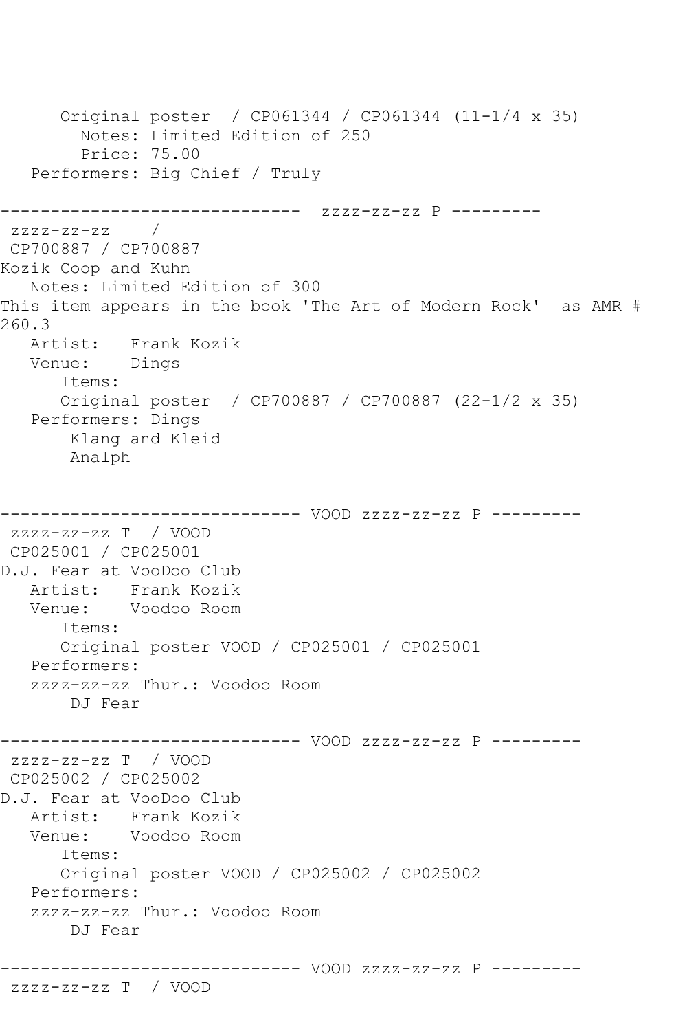Original poster  / CP061344 / CP061344 (11-1/4 x 35)
Notes: Limited Edition of 250
Price: 75.00
Performers: Big Chief / Truly

------------------------------  zzzz-zz-zz P ---------
zzzz-zz-zz    /
CP700887 / CP700887
Kozik Coop and Kuhn
Notes: Limited Edition of 300
This item appears in the book 'The Art of Modern Rock'  as AMR # 260.3
Artist:   Frank Kozik
Venue:    Dings
Items:
Original poster  / CP700887 / CP700887 (22-1/2 x 35)
Performers: Dings
Klang and Kleid
Analph

------------------------------ VOOD zzzz-zz-zz P ---------
zzzz-zz-zz T  / VOOD
CP025001 / CP025001
D.J. Fear at VooDoo Club
Artist:   Frank Kozik
Venue:    Voodoo Room
Items:
Original poster VOOD / CP025001 / CP025001
Performers:
zzzz-zz-zz Thur.: Voodoo Room
DJ Fear

------------------------------ VOOD zzzz-zz-zz P ---------
zzzz-zz-zz T  / VOOD
CP025002 / CP025002
D.J. Fear at VooDoo Club
Artist:   Frank Kozik
Venue:    Voodoo Room
Items:
Original poster VOOD / CP025002 / CP025002
Performers:
zzzz-zz-zz Thur.: Voodoo Room
DJ Fear

------------------------------ VOOD zzzz-zz-zz P ---------
zzzz-zz-zz T  / VOOD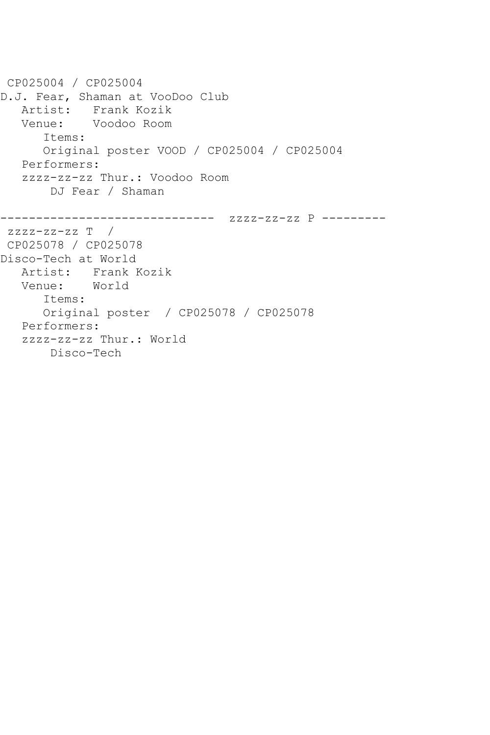CP025004 / CP025004
D.J. Fear, Shaman at VooDoo Club
Artist: Frank Kozik
Venue: Voodoo Room
Items:
Original poster VOOD / CP025004 / CP025004
Performers:
zzzz-zz-zz Thur.: Voodoo Room
DJ Fear / Shaman

------------------------------ zzzz-zz-zz P ---------
zzzz-zz-zz T /
CP025078 / CP025078
Disco-Tech at World
Artist: Frank Kozik
Venue: World
Items:
Original poster / CP025078 / CP025078
Performers:
zzzz-zz-zz Thur.: World
Disco-Tech